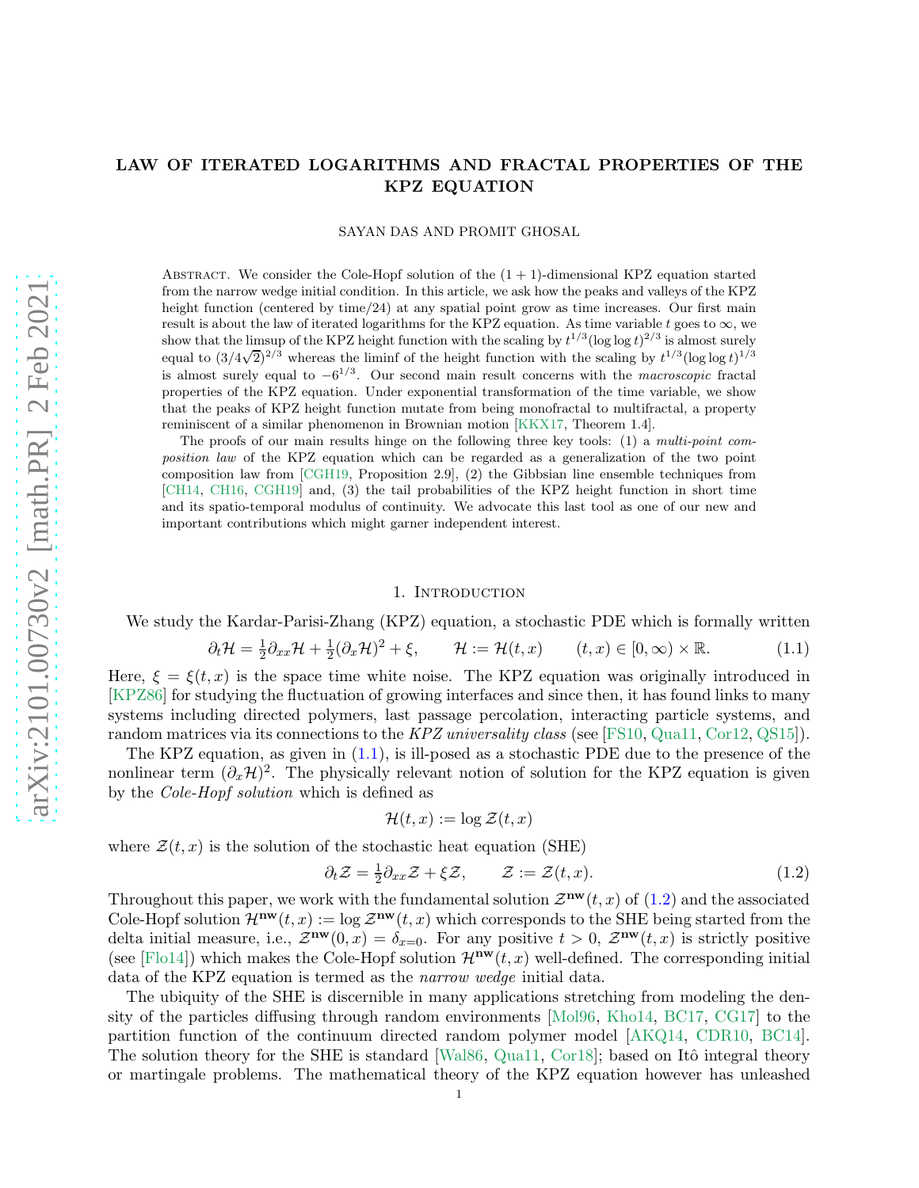# LAW OF ITERATED LOGARITHMS AND FRACTAL PROPERTIES OF THE KPZ EQUATION

SAYAN DAS AND PROMIT GHOSAL

Abstract. We consider the Cole-Hopf solution of the $(1+1)$-dimensional KPZ equation started from the narrow wedge initial condition. In this article, we ask how the peaks and valleys of the KPZ height function (centered by time/24) at any spatial point grow as time increases. Our first main result is about the law of iterated logarithms for the KPZ equation. As time variable $t$ goes to $\infty$, we show that the limsup of the KPZ height function with the scaling by $t^{1/3}(\log\log t)^{2/3}$ is almost surely equal to $(3/4\sqrt{2})^{2/3}$ whereas the liminf of the height function with the scaling by $t^{1/3}(\log\log t)^{1/3}$ is almost surely equal to $-6^{1/3}$. Our second main result concerns with the *macroscopic* fractal properties of the KPZ equation. Under exponential transformation of the time variable, we show that the peaks of KPZ height function mutate from being monofractal to multifractal, a property reminiscent of a similar phenomenon in Brownian motion [KKX17, Theorem 1.4].

The proofs of our main results hinge on the following three key tools: (1) a *multi-point composition law* of the KPZ equation which can be regarded as a generalization of the two point composition law from [CGH19, Proposition 2.9], (2) the Gibbsian line ensemble techniques from [CH14, CH16, CGH19] and, (3) the tail probabilities of the KPZ height function in short time and its spatio-temporal modulus of continuity. We advocate this last tool as one of our new and important contributions which might garner independent interest.

## 1. Introduction

We study the Kardar-Parisi-Zhang (KPZ) equation, a stochastic PDE which is formally written

$$\partial_t \mathcal{H} = \tfrac{1}{2}\partial_{xx}\mathcal{H} + \tfrac{1}{2}(\partial_x \mathcal{H})^2 + \xi, \qquad \mathcal{H} := \mathcal{H}(t,x) \qquad (t,x) \in [0,\infty)\times\mathbb{R}. \tag{1.1}$$

Here, $\xi = \xi(t,x)$ is the space time white noise. The KPZ equation was originally introduced in [KPZ86] for studying the fluctuation of growing interfaces and since then, it has found links to many systems including directed polymers, last passage percolation, interacting particle systems, and random matrices via its connections to the *KPZ universality class* (see [FS10, Qua11, Cor12, QS15]).

The KPZ equation, as given in (1.1), is ill-posed as a stochastic PDE due to the presence of the nonlinear term $(\partial_x\mathcal{H})^2$. The physically relevant notion of solution for the KPZ equation is given by the *Cole-Hopf solution* which is defined as

$$\mathcal{H}(t,x) := \log \mathcal{Z}(t,x)$$

where $\mathcal{Z}(t,x)$ is the solution of the stochastic heat equation (SHE)

$$\partial_t \mathcal{Z} = \tfrac{1}{2}\partial_{xx}\mathcal{Z} + \xi\mathcal{Z}, \qquad \mathcal{Z} := \mathcal{Z}(t,x). \tag{1.2}$$

Throughout this paper, we work with the fundamental solution $\mathcal{Z}^{\mathbf{nw}}(t,x)$ of (1.2) and the associated Cole-Hopf solution $\mathcal{H}^{\mathbf{nw}}(t,x) := \log \mathcal{Z}^{\mathbf{nw}}(t,x)$ which corresponds to the SHE being started from the delta initial measure, i.e., $\mathcal{Z}^{\mathbf{nw}}(0,x) = \delta_{x=0}$. For any positive $t > 0$, $\mathcal{Z}^{\mathbf{nw}}(t,x)$ is strictly positive (see [Flo14]) which makes the Cole-Hopf solution $\mathcal{H}^{\mathbf{nw}}(t,x)$ well-defined. The corresponding initial data of the KPZ equation is termed as the *narrow wedge* initial data.

The ubiquity of the SHE is discernible in many applications stretching from modeling the density of the particles diffusing through random environments [Mol96, Kho14, BC17, CG17] to the partition function of the continuum directed random polymer model [AKQ14, CDR10, BC14]. The solution theory for the SHE is standard [Wal86, Qua11, Cor18]; based on Itô integral theory or martingale problems. The mathematical theory of the KPZ equation however has unleashed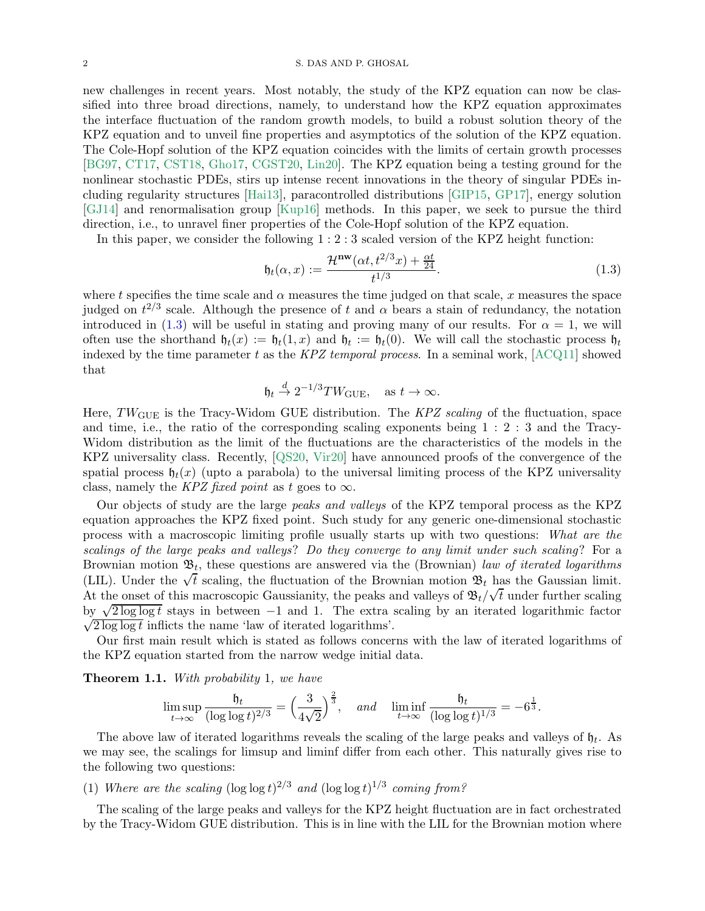new challenges in recent years. Most notably, the study of the KPZ equation can now be classified into three broad directions, namely, to understand how the KPZ equation approximates the interface fluctuation of the random growth models, to build a robust solution theory of the KPZ equation and to unveil fine properties and asymptotics of the solution of the KPZ equation. The Cole-Hopf solution of the KPZ equation coincides with the limits of certain growth processes [BG97, CT17, CST18, Gho17, CGST20, Lin20]. The KPZ equation being a testing ground for the nonlinear stochastic PDEs, stirs up intense recent innovations in the theory of singular PDEs including regularity structures [Hai13], paracontrolled distributions [GIP15, GP17], energy solution [GJ14] and renormalisation group [Kup16] methods. In this paper, we seek to pursue the third direction, i.e., to unravel finer properties of the Cole-Hopf solution of the KPZ equation.

In this paper, we consider the following $1:2:3$ scaled version of the KPZ height function:

$$\mathfrak{h}_t(\alpha, x) := \frac{\mathcal{H}^{\mathbf{nw}}(\alpha t, t^{2/3}x) + \frac{\alpha t}{24}}{t^{1/3}}. \tag{1.3}$$

where $t$ specifies the time scale and $\alpha$ measures the time judged on that scale, $x$ measures the space judged on $t^{2/3}$ scale. Although the presence of $t$ and $\alpha$ bears a stain of redundancy, the notation introduced in (1.3) will be useful in stating and proving many of our results. For $\alpha = 1$, we will often use the shorthand $\mathfrak{h}_t(x) := \mathfrak{h}_t(1, x)$ and $\mathfrak{h}_t := \mathfrak{h}_t(0)$. We will call the stochastic process $\mathfrak{h}_t$ indexed by the time parameter $t$ as the *KPZ temporal process*. In a seminal work, [ACQ11] showed that

$$\mathfrak{h}_t \xrightarrow{d} 2^{-1/3} TW_{\mathrm{GUE}}, \quad \text{as } t \to \infty.$$

Here, $TW_{\mathrm{GUE}}$ is the Tracy-Widom GUE distribution. The *KPZ scaling* of the fluctuation, space and time, i.e., the ratio of the corresponding scaling exponents being $1:2:3$ and the Tracy-Widom distribution as the limit of the fluctuations are the characteristics of the models in the KPZ universality class. Recently, [QS20, Vir20] have announced proofs of the convergence of the spatial process $\mathfrak{h}_t(x)$ (upto a parabola) to the universal limiting process of the KPZ universality class, namely the *KPZ fixed point* as $t$ goes to $\infty$.

Our objects of study are the large *peaks and valleys* of the KPZ temporal process as the KPZ equation approaches the KPZ fixed point. Such study for any generic one-dimensional stochastic process with a macroscopic limiting profile usually starts up with two questions: *What are the scalings of the large peaks and valleys*? *Do they converge to any limit under such scaling*? For a Brownian motion $\mathfrak{B}_t$, these questions are answered via the (Brownian) *law of iterated logarithms* (LIL). Under the $\sqrt{t}$ scaling, the fluctuation of the Brownian motion $\mathfrak{B}_t$ has the Gaussian limit. At the onset of this macroscopic Gaussianity, the peaks and valleys of $\mathfrak{B}_t/\sqrt{t}$ under further scaling by $\sqrt{2\log\log t}$ stays in between $-1$ and $1$. The extra scaling by an iterated logarithmic factor $\sqrt{2\log\log t}$ inflicts the name 'law of iterated logarithms'.

Our first main result which is stated as follows concerns with the law of iterated logarithms of the KPZ equation started from the narrow wedge initial data.

**Theorem 1.1.** *With probability* 1*, we have*

$$\limsup_{t\to\infty} \frac{\mathfrak{h}_t}{(\log\log t)^{2/3}} = \Big(\frac{3}{4\sqrt{2}}\Big)^{\frac{2}{3}}, \quad \text{and} \quad \liminf_{t\to\infty} \frac{\mathfrak{h}_t}{(\log\log t)^{1/3}} = -6^{\frac{1}{3}}.$$

The above law of iterated logarithms reveals the scaling of the large peaks and valleys of $\mathfrak{h}_t$. As we may see, the scalings for limsup and liminf differ from each other. This naturally gives rise to the following two questions:

(1) *Where are the scaling* $(\log\log t)^{2/3}$ *and* $(\log\log t)^{1/3}$ *coming from?*

The scaling of the large peaks and valleys for the KPZ height fluctuation are in fact orchestrated by the Tracy-Widom GUE distribution. This is in line with the LIL for the Brownian motion where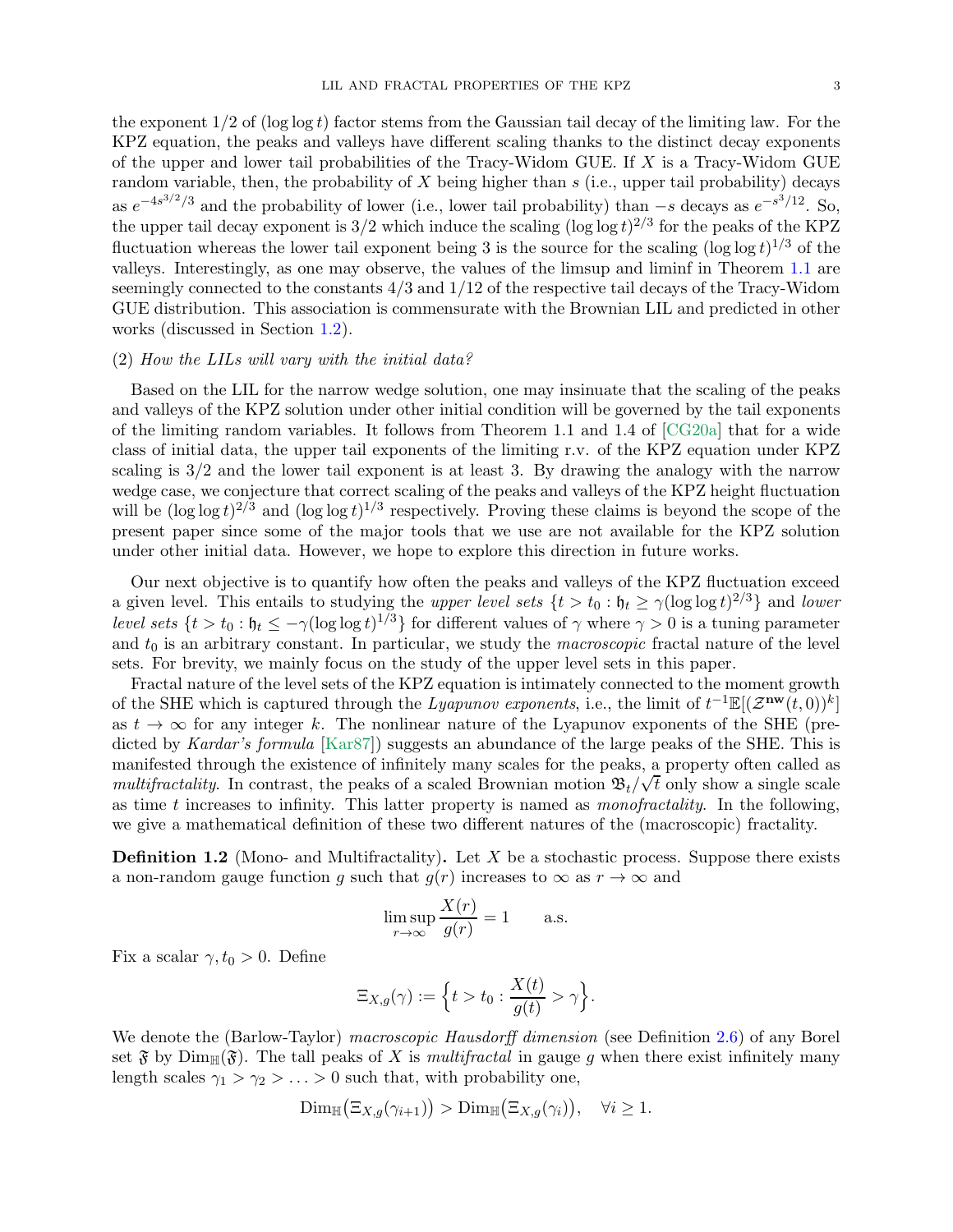the exponent $1/2$ of $(\log\log t)$ factor stems from the Gaussian tail decay of the limiting law. For the KPZ equation, the peaks and valleys have different scaling thanks to the distinct decay exponents of the upper and lower tail probabilities of the Tracy-Widom GUE. If $X$ is a Tracy-Widom GUE random variable, then, the probability of $X$ being higher than $s$ (i.e., upper tail probability) decays as $e^{-4s^{3/2}/3}$ and the probability of lower (i.e., lower tail probability) than $-s$ decays as $e^{-s^3/12}$. So, the upper tail decay exponent is $3/2$ which induce the scaling $(\log\log t)^{2/3}$ for the peaks of the KPZ fluctuation whereas the lower tail exponent being 3 is the source for the scaling $(\log\log t)^{1/3}$ of the valleys. Interestingly, as one may observe, the values of the limsup and liminf in Theorem 1.1 are seemingly connected to the constants $4/3$ and $1/12$ of the respective tail decays of the Tracy-Widom GUE distribution. This association is commensurate with the Brownian LIL and predicted in other works (discussed in Section 1.2).

(2) *How the LILs will vary with the initial data?*

Based on the LIL for the narrow wedge solution, one may insinuate that the scaling of the peaks and valleys of the KPZ solution under other initial condition will be governed by the tail exponents of the limiting random variables. It follows from Theorem 1.1 and 1.4 of [CG20a] that for a wide class of initial data, the upper tail exponents of the limiting r.v. of the KPZ equation under KPZ scaling is $3/2$ and the lower tail exponent is at least 3. By drawing the analogy with the narrow wedge case, we conjecture that correct scaling of the peaks and valleys of the KPZ height fluctuation will be $(\log\log t)^{2/3}$ and $(\log\log t)^{1/3}$ respectively. Proving these claims is beyond the scope of the present paper since some of the major tools that we use are not available for the KPZ solution under other initial data. However, we hope to explore this direction in future works.

Our next objective is to quantify how often the peaks and valleys of the KPZ fluctuation exceed a given level. This entails to studying the *upper level sets* $\{t > t_0 : \mathfrak{h}_t \geq \gamma(\log\log t)^{2/3}\}$ and *lower level sets* $\{t > t_0 : \mathfrak{h}_t \leq -\gamma(\log\log t)^{1/3}\}$ for different values of $\gamma$ where $\gamma > 0$ is a tuning parameter and $t_0$ is an arbitrary constant. In particular, we study the *macroscopic* fractal nature of the level sets. For brevity, we mainly focus on the study of the upper level sets in this paper.

Fractal nature of the level sets of the KPZ equation is intimately connected to the moment growth of the SHE which is captured through the *Lyapunov exponents*, i.e., the limit of $t^{-1}\mathbb{E}[(\mathcal{Z}^{\mathbf{nw}}(t,0))^k]$ as $t \to \infty$ for any integer $k$. The nonlinear nature of the Lyapunov exponents of the SHE (predicted by *Kardar's formula* [Kar87]) suggests an abundance of the large peaks of the SHE. This is manifested through the existence of infinitely many scales for the peaks, a property often called as *multifractality*. In contrast, the peaks of a scaled Brownian motion $\mathfrak{B}_t/\sqrt{t}$ only show a single scale as time $t$ increases to infinity. This latter property is named as *monofractality*. In the following, we give a mathematical definition of these two different natures of the (macroscopic) fractality.

**Definition 1.2** (Mono- and Multifractality)**.** Let $X$ be a stochastic process. Suppose there exists a non-random gauge function $g$ such that $g(r)$ increases to $\infty$ as $r \to \infty$ and

$$\limsup_{r\to\infty} \frac{X(r)}{g(r)} = 1 \qquad \text{a.s.}$$

Fix a scalar $\gamma, t_0 > 0$. Define

$$\Xi_{X,g}(\gamma) := \Big\{ t > t_0 : \frac{X(t)}{g(t)} > \gamma \Big\}.$$

We denote the (Barlow-Taylor) *macroscopic Hausdorff dimension* (see Definition 2.6) of any Borel set $\mathfrak{F}$ by $\mathrm{Dim}_{\mathbb{H}}(\mathfrak{F})$. The tall peaks of $X$ is *multifractal* in gauge $g$ when there exist infinitely many length scales $\gamma_1 > \gamma_2 > \ldots > 0$ such that, with probability one,

$$\mathrm{Dim}_{\mathbb{H}}\big(\Xi_{X,g}(\gamma_{i+1})\big) > \mathrm{Dim}_{\mathbb{H}}\big(\Xi_{X,g}(\gamma_i)\big), \quad \forall i \geq 1.$$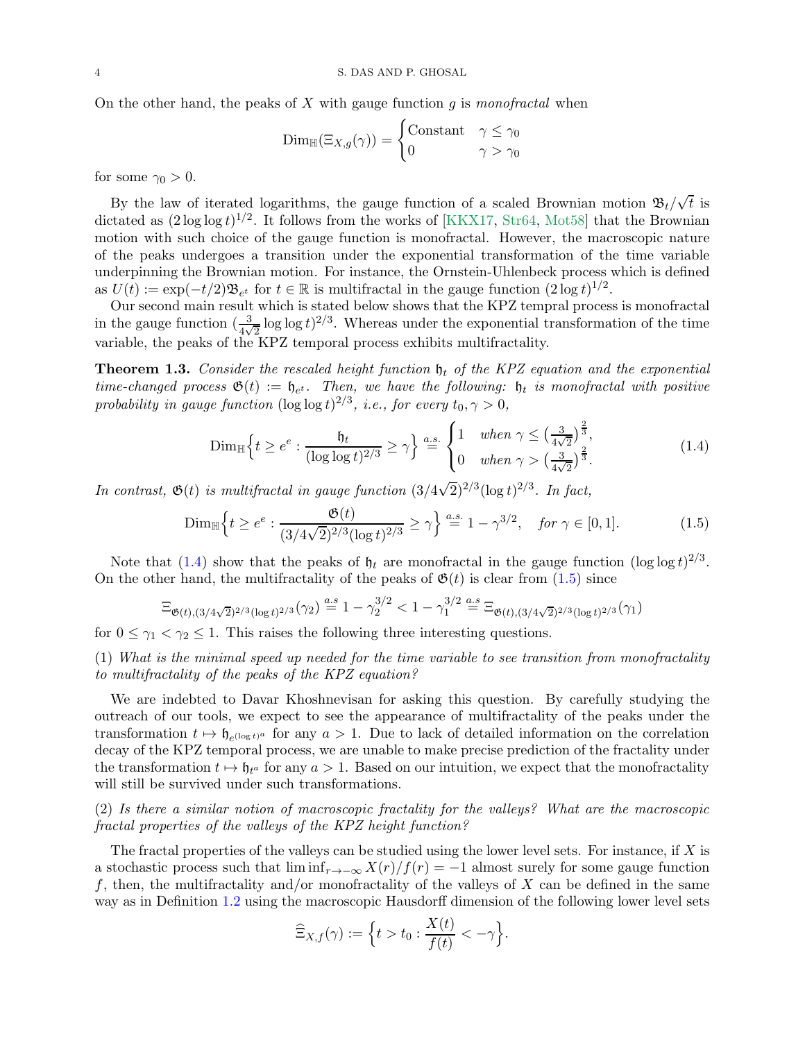On the other hand, the peaks of $X$ with gauge function $g$ is *monofractal* when

$$\mathrm{Dim}_{\mathbb{H}}(\Xi_{X,g}(\gamma)) = \begin{cases} \text{Constant} & \gamma \le \gamma_0 \\ 0 & \gamma > \gamma_0 \end{cases}$$

for some $\gamma_0 > 0$.

By the law of iterated logarithms, the gauge function of a scaled Brownian motion $\mathfrak{B}_t/\sqrt{t}$ is dictated as $(2\log\log t)^{1/2}$. It follows from the works of [KKX17, Str64, Mot58] that the Brownian motion with such choice of the gauge function is monofractal. However, the macroscopic nature of the peaks undergoes a transition under the exponential transformation of the time variable underpinning the Brownian motion. For instance, the Ornstein-Uhlenbeck process which is defined as $U(t) := \exp(-t/2)\mathfrak{B}_{e^t}$ for $t \in \mathbb{R}$ is multifractal in the gauge function $(2\log t)^{1/2}$.

Our second main result which is stated below shows that the KPZ tempral process is monofractal in the gauge function $(\frac{3}{4\sqrt{2}}\log\log t)^{2/3}$. Whereas under the exponential transformation of the time variable, the peaks of the KPZ temporal process exhibits multifractality.

**Theorem 1.3.** *Consider the rescaled height function $\mathfrak{h}_t$ of the KPZ equation and the exponential time-changed process $\mathfrak{G}(t) := \mathfrak{h}_{e^t}$. Then, we have the following: $\mathfrak{h}_t$ is monofractal with positive probability in gauge function $(\log\log t)^{2/3}$, i.e., for every $t_0, \gamma > 0$,*

$$\mathrm{Dim}_{\mathbb{H}}\Big\{t \ge e^e : \frac{\mathfrak{h}_t}{(\log\log t)^{2/3}} \ge \gamma\Big\} \overset{a.s.}{=} \begin{cases} 1 & \text{when } \gamma \le \big(\frac{3}{4\sqrt{2}}\big)^{\frac{2}{3}}, \\ 0 & \text{when } \gamma > \big(\frac{3}{4\sqrt{2}}\big)^{\frac{2}{3}}. \end{cases} \tag{1.4}$$

*In contrast, $\mathfrak{G}(t)$ is multifractal in gauge function $(3/4\sqrt{2})^{2/3}(\log t)^{2/3}$. In fact,*

$$\mathrm{Dim}_{\mathbb{H}}\Big\{t \ge e^e : \frac{\mathfrak{G}(t)}{(3/4\sqrt{2})^{2/3}(\log t)^{2/3}} \ge \gamma\Big\} \overset{a.s.}{=} 1 - \gamma^{3/2}, \quad \text{for } \gamma \in [0,1]. \tag{1.5}$$

Note that (1.4) show that the peaks of $\mathfrak{h}_t$ are monofractal in the gauge function $(\log\log t)^{2/3}$. On the other hand, the multifractality of the peaks of $\mathfrak{G}(t)$ is clear from (1.5) since

$$\Xi_{\mathfrak{G}(t),(3/4\sqrt{2})^{2/3}(\log t)^{2/3}}(\gamma_2) \overset{a.s}{=} 1 - \gamma_2^{3/2} < 1 - \gamma_1^{3/2} \overset{a.s}{=} \Xi_{\mathfrak{G}(t),(3/4\sqrt{2})^{2/3}(\log t)^{2/3}}(\gamma_1)$$

for $0 \le \gamma_1 < \gamma_2 \le 1$. This raises the following three interesting questions.

(1) *What is the minimal speed up needed for the time variable to see transition from monofractality to multifractality of the peaks of the KPZ equation?*

We are indebted to Davar Khoshnevisan for asking this question. By carefully studying the outreach of our tools, we expect to see the appearance of multifractality of the peaks under the transformation $t \mapsto \mathfrak{h}_{e^{(\log t)^a}}$ for any $a > 1$. Due to lack of detailed information on the correlation decay of the KPZ temporal process, we are unable to make precise prediction of the fractality under the transformation $t \mapsto \mathfrak{h}_{t^a}$ for any $a > 1$. Based on our intuition, we expect that the monofractality will still be survived under such transformations.

(2) *Is there a similar notion of macroscopic fractality for the valleys? What are the macroscopic fractal properties of the valleys of the KPZ height function?*

The fractal properties of the valleys can be studied using the lower level sets. For instance, if $X$ is a stochastic process such that $\liminf_{r\to-\infty} X(r)/f(r) = -1$ almost surely for some gauge function $f$, then, the multifractality and/or monofractality of the valleys of $X$ can be defined in the same way as in Definition 1.2 using the macroscopic Hausdorff dimension of the following lower level sets

$$\widehat{\Xi}_{X,f}(\gamma) := \Big\{t > t_0 : \frac{X(t)}{f(t)} < -\gamma\Big\}.$$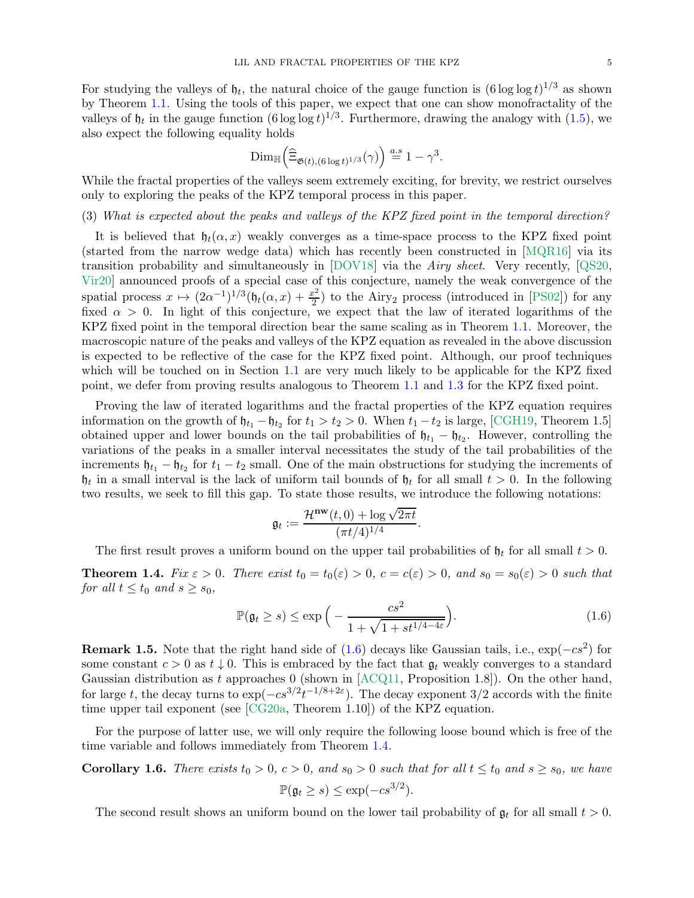For studying the valleys of $\mathfrak{h}_t$, the natural choice of the gauge function is $(6 \log \log t)^{1/3}$ as shown by Theorem 1.1. Using the tools of this paper, we expect that one can show monofractality of the valleys of $\mathfrak{h}_t$ in the gauge function $(6\log\log t)^{1/3}$. Furthermore, drawing the analogy with (1.5), we also expect the following equality holds

$$\mathrm{Dim}_{\mathbb{H}}\Big(\widehat{\Xi}_{\mathfrak{G}(t),(6\log t)^{1/3}}(\gamma)\Big) \overset{a.s}{=} 1-\gamma^3.$$

While the fractal properties of the valleys seem extremely exciting, for brevity, we restrict ourselves only to exploring the peaks of the KPZ temporal process in this paper.

(3) *What is expected about the peaks and valleys of the KPZ fixed point in the temporal direction?*

It is believed that $\mathfrak{h}_t(\alpha, x)$ weakly converges as a time-space process to the KPZ fixed point (started from the narrow wedge data) which has recently been constructed in [MQR16] via its transition probability and simultaneously in [DOV18] via the *Airy sheet*. Very recently, [QS20, Vir20] announced proofs of a special case of this conjecture, namely the weak convergence of the spatial process $x \mapsto (2\alpha^{-1})^{1/3}(\mathfrak{h}_t(\alpha, x) + \frac{x^2}{2})$ to the Airy$_2$ process (introduced in [PS02]) for any fixed $\alpha > 0$. In light of this conjecture, we expect that the law of iterated logarithms of the KPZ fixed point in the temporal direction bear the same scaling as in Theorem 1.1. Moreover, the macroscopic nature of the peaks and valleys of the KPZ equation as revealed in the above discussion is expected to be reflective of the case for the KPZ fixed point. Although, our proof techniques which will be touched on in Section 1.1 are very much likely to be applicable for the KPZ fixed point, we defer from proving results analogous to Theorem 1.1 and 1.3 for the KPZ fixed point.

Proving the law of iterated logarithms and the fractal properties of the KPZ equation requires information on the growth of $\mathfrak{h}_{t_1} - \mathfrak{h}_{t_2}$ for $t_1 > t_2 > 0$. When $t_1 - t_2$ is large, [CGH19, Theorem 1.5] obtained upper and lower bounds on the tail probabilities of $\mathfrak{h}_{t_1} - \mathfrak{h}_{t_2}$. However, controlling the variations of the peaks in a smaller interval necessitates the study of the tail probabilities of the increments $\mathfrak{h}_{t_1} - \mathfrak{h}_{t_2}$ for $t_1 - t_2$ small. One of the main obstructions for studying the increments of $\mathfrak{h}_t$ in a small interval is the lack of uniform tail bounds of $\mathfrak{h}_t$ for all small $t > 0$. In the following two results, we seek to fill this gap. To state those results, we introduce the following notations:

$$\mathfrak{g}_t := \frac{\mathcal{H}^{\mathbf{nw}}(t,0) + \log\sqrt{2\pi t}}{(\pi t/4)^{1/4}}.$$

The first result proves a uniform bound on the upper tail probabilities of $\mathfrak{h}_t$ for all small $t > 0$.

**Theorem 1.4.** *Fix $\varepsilon > 0$. There exist $t_0 = t_0(\varepsilon) > 0$, $c = c(\varepsilon) > 0$, and $s_0 = s_0(\varepsilon) > 0$ such that for all $t \le t_0$ and $s \ge s_0$,*

$$\mathbb{P}(\mathfrak{g}_t \ge s) \le \exp\Big(-\frac{cs^2}{1+\sqrt{1+st^{1/4-4\varepsilon}}}\Big). \tag{1.6}$$

**Remark 1.5.** Note that the right hand side of (1.6) decays like Gaussian tails, i.e., $\exp(-cs^2)$ for some constant $c > 0$ as $t \downarrow 0$. This is embraced by the fact that $\mathfrak{g}_t$ weakly converges to a standard Gaussian distribution as $t$ approaches 0 (shown in [ACQ11, Proposition 1.8]). On the other hand, for large $t$, the decay turns to $\exp(-cs^{3/2}t^{-1/8+2\varepsilon})$. The decay exponent $3/2$ accords with the finite time upper tail exponent (see [CG20a, Theorem 1.10]) of the KPZ equation.

For the purpose of latter use, we will only require the following loose bound which is free of the time variable and follows immediately from Theorem 1.4.

**Corollary 1.6.** *There exists $t_0 > 0$, $c > 0$, and $s_0 > 0$ such that for all $t \le t_0$ and $s \ge s_0$, we have*

$$\mathbb{P}(\mathfrak{g}_t \ge s) \le \exp(-cs^{3/2}).$$

The second result shows an uniform bound on the lower tail probability of $\mathfrak{g}_t$ for all small $t > 0$.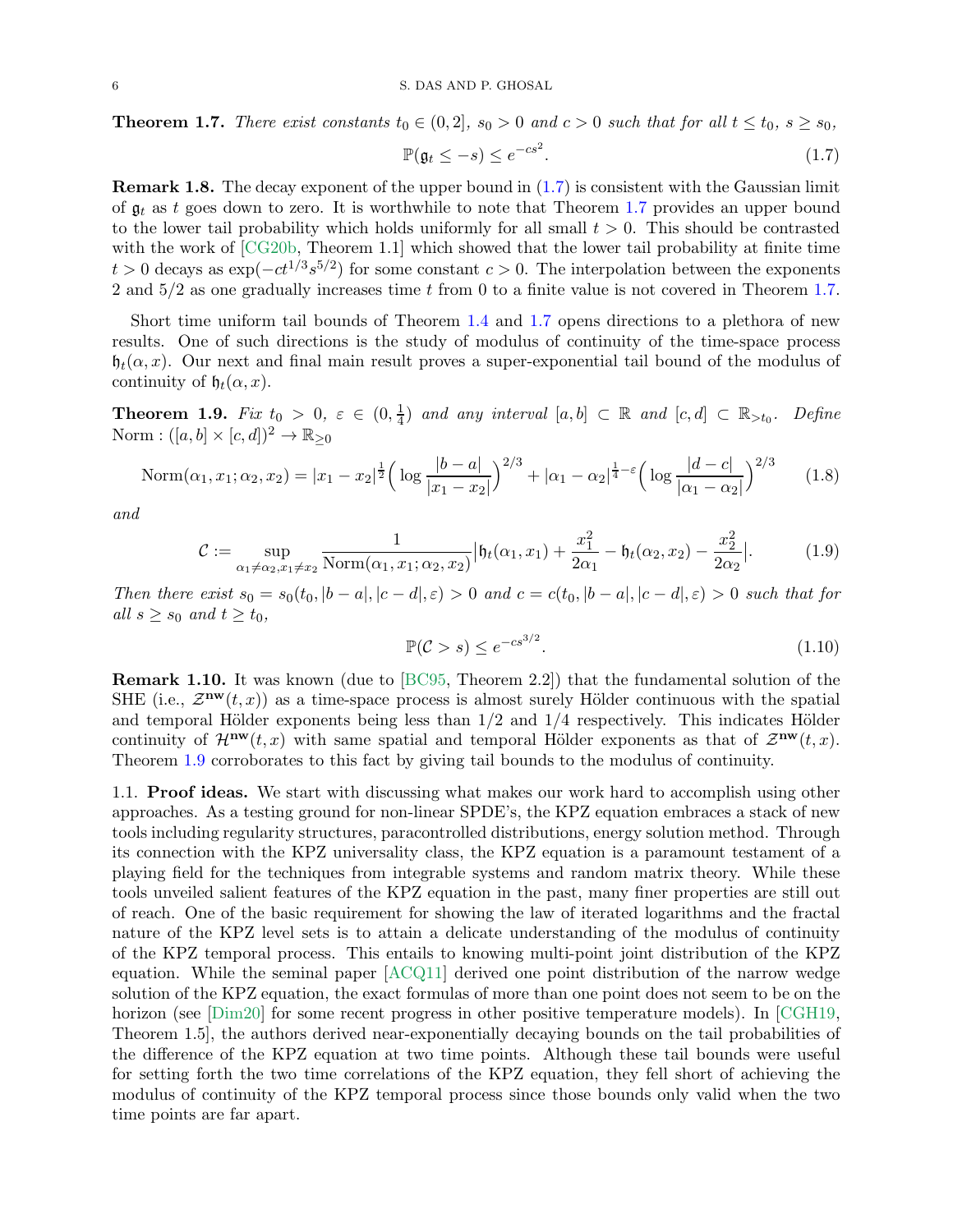**Theorem 1.7.** *There exist constants $t_0 \in (0,2]$, $s_0 > 0$ and $c > 0$ such that for all $t \le t_0$, $s \ge s_0$,*

$$\mathbb{P}(\mathfrak{g}_t \le -s) \le e^{-cs^2}. \tag{1.7}$$

**Remark 1.8.** The decay exponent of the upper bound in (1.7) is consistent with the Gaussian limit of $\mathfrak{g}_t$ as $t$ goes down to zero. It is worthwhile to note that Theorem 1.7 provides an upper bound to the lower tail probability which holds uniformly for all small $t > 0$. This should be contrasted with the work of [CG20b, Theorem 1.1] which showed that the lower tail probability at finite time $t > 0$ decays as $\exp(-ct^{1/3}s^{5/2})$ for some constant $c > 0$. The interpolation between the exponents 2 and $5/2$ as one gradually increases time $t$ from 0 to a finite value is not covered in Theorem 1.7.

Short time uniform tail bounds of Theorem 1.4 and 1.7 opens directions to a plethora of new results. One of such directions is the study of modulus of continuity of the time-space process $\mathfrak{h}_t(\alpha, x)$. Our next and final main result proves a super-exponential tail bound of the modulus of continuity of $\mathfrak{h}_t(\alpha, x)$.

**Theorem 1.9.** *Fix $t_0 > 0$, $\varepsilon \in (0, \frac{1}{4})$ and any interval $[a,b] \subset \mathbb{R}$ and $[c,d] \subset \mathbb{R}_{>t_0}$. Define* $\mathrm{Norm} : ([a,b] \times [c,d])^2 \to \mathbb{R}_{\ge 0}$

$$\mathrm{Norm}(\alpha_1, x_1; \alpha_2, x_2) = |x_1 - x_2|^{\frac{1}{2}}\Big(\log \frac{|b-a|}{|x_1 - x_2|}\Big)^{2/3} + |\alpha_1 - \alpha_2|^{\frac{1}{4}-\varepsilon}\Big(\log \frac{|d-c|}{|\alpha_1 - \alpha_2|}\Big)^{2/3} \tag{1.8}$$

*and*

$$\mathcal{C} := \sup_{\alpha_1 \neq \alpha_2, x_1 \neq x_2} \frac{1}{\mathrm{Norm}(\alpha_1, x_1; \alpha_2, x_2)}\Big|\mathfrak{h}_t(\alpha_1, x_1) + \frac{x_1^2}{2\alpha_1} - \mathfrak{h}_t(\alpha_2, x_2) - \frac{x_2^2}{2\alpha_2}\Big|. \tag{1.9}$$

*Then there exist $s_0 = s_0(t_0, |b-a|, |c-d|, \varepsilon) > 0$ and $c = c(t_0, |b-a|, |c-d|, \varepsilon) > 0$ such that for all $s \ge s_0$ and $t \ge t_0$,*

$$\mathbb{P}(\mathcal{C} > s) \le e^{-cs^{3/2}}. \tag{1.10}$$

**Remark 1.10.** It was known (due to [BC95, Theorem 2.2]) that the fundamental solution of the SHE (i.e., $\mathcal{Z}^{\mathbf{nw}}(t,x)$) as a time-space process is almost surely Hölder continuous with the spatial and temporal Hölder exponents being less than $1/2$ and $1/4$ respectively. This indicates Hölder continuity of $\mathcal{H}^{\mathbf{nw}}(t,x)$ with same spatial and temporal Hölder exponents as that of $\mathcal{Z}^{\mathbf{nw}}(t,x)$. Theorem 1.9 corroborates to this fact by giving tail bounds to the modulus of continuity.

1.1. **Proof ideas.** We start with discussing what makes our work hard to accomplish using other approaches. As a testing ground for non-linear SPDE's, the KPZ equation embraces a stack of new tools including regularity structures, paracontrolled distributions, energy solution method. Through its connection with the KPZ universality class, the KPZ equation is a paramount testament of a playing field for the techniques from integrable systems and random matrix theory. While these tools unveiled salient features of the KPZ equation in the past, many finer properties are still out of reach. One of the basic requirement for showing the law of iterated logarithms and the fractal nature of the KPZ level sets is to attain a delicate understanding of the modulus of continuity of the KPZ temporal process. This entails to knowing multi-point joint distribution of the KPZ equation. While the seminal paper [ACQ11] derived one point distribution of the narrow wedge solution of the KPZ equation, the exact formulas of more than one point does not seem to be on the horizon (see [Dim20] for some recent progress in other positive temperature models). In [CGH19, Theorem 1.5], the authors derived near-exponentially decaying bounds on the tail probabilities of the difference of the KPZ equation at two time points. Although these tail bounds were useful for setting forth the two time correlations of the KPZ equation, they fell short of achieving the modulus of continuity of the KPZ temporal process since those bounds only valid when the two time points are far apart.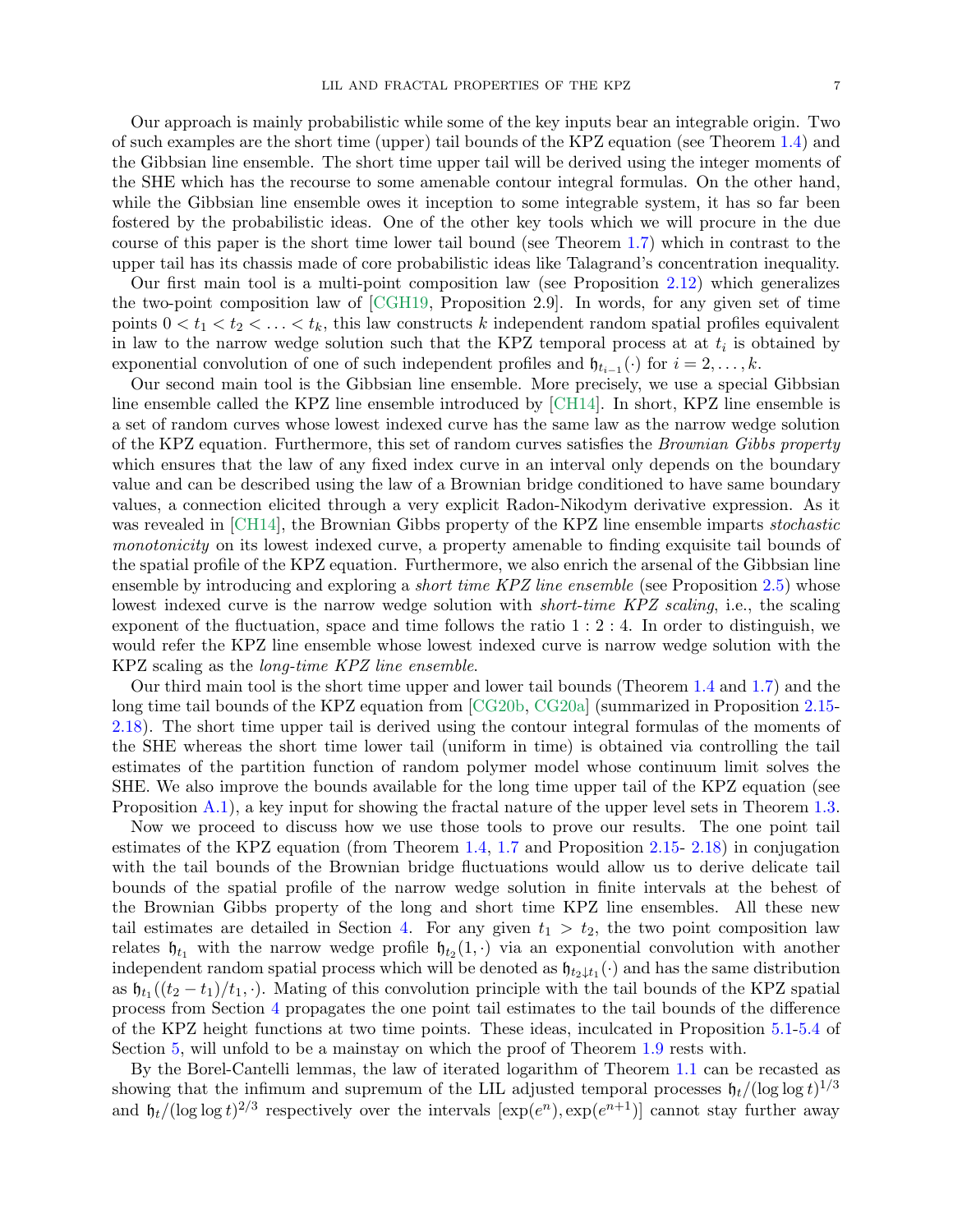Our approach is mainly probabilistic while some of the key inputs bear an integrable origin. Two of such examples are the short time (upper) tail bounds of the KPZ equation (see Theorem 1.4) and the Gibbsian line ensemble. The short time upper tail will be derived using the integer moments of the SHE which has the recourse to some amenable contour integral formulas. On the other hand, while the Gibbsian line ensemble owes it inception to some integrable system, it has so far been fostered by the probabilistic ideas. One of the other key tools which we will procure in the due course of this paper is the short time lower tail bound (see Theorem 1.7) which in contrast to the upper tail has its chassis made of core probabilistic ideas like Talagrand's concentration inequality.

Our first main tool is a multi-point composition law (see Proposition 2.12) which generalizes the two-point composition law of [CGH19, Proposition 2.9]. In words, for any given set of time points $0 < t_1 < t_2 < \ldots < t_k$, this law constructs $k$ independent random spatial profiles equivalent in law to the narrow wedge solution such that the KPZ temporal process at at $t_i$ is obtained by exponential convolution of one of such independent profiles and $\mathfrak{h}_{t_{i-1}}(\cdot)$ for $i = 2, \ldots, k$.

Our second main tool is the Gibbsian line ensemble. More precisely, we use a special Gibbsian line ensemble called the KPZ line ensemble introduced by [CH14]. In short, KPZ line ensemble is a set of random curves whose lowest indexed curve has the same law as the narrow wedge solution of the KPZ equation. Furthermore, this set of random curves satisfies the *Brownian Gibbs property* which ensures that the law of any fixed index curve in an interval only depends on the boundary value and can be described using the law of a Brownian bridge conditioned to have same boundary values, a connection elicited through a very explicit Radon-Nikodym derivative expression. As it was revealed in [CH14], the Brownian Gibbs property of the KPZ line ensemble imparts *stochastic monotonicity* on its lowest indexed curve, a property amenable to finding exquisite tail bounds of the spatial profile of the KPZ equation. Furthermore, we also enrich the arsenal of the Gibbsian line ensemble by introducing and exploring a *short time KPZ line ensemble* (see Proposition 2.5) whose lowest indexed curve is the narrow wedge solution with *short-time KPZ scaling*, i.e., the scaling exponent of the fluctuation, space and time follows the ratio $1:2:4$. In order to distinguish, we would refer the KPZ line ensemble whose lowest indexed curve is narrow wedge solution with the KPZ scaling as the *long-time KPZ line ensemble*.

Our third main tool is the short time upper and lower tail bounds (Theorem 1.4 and 1.7) and the long time tail bounds of the KPZ equation from [CG20b, CG20a] (summarized in Proposition 2.15-2.18). The short time upper tail is derived using the contour integral formulas of the moments of the SHE whereas the short time lower tail (uniform in time) is obtained via controlling the tail estimates of the partition function of random polymer model whose continuum limit solves the SHE. We also improve the bounds available for the long time upper tail of the KPZ equation (see Proposition A.1), a key input for showing the fractal nature of the upper level sets in Theorem 1.3.

Now we proceed to discuss how we use those tools to prove our results. The one point tail estimates of the KPZ equation (from Theorem 1.4, 1.7 and Proposition 2.15- 2.18) in conjugation with the tail bounds of the Brownian bridge fluctuations would allow us to derive delicate tail bounds of the spatial profile of the narrow wedge solution in finite intervals at the behest of the Brownian Gibbs property of the long and short time KPZ line ensembles. All these new tail estimates are detailed in Section 4. For any given $t_1 > t_2$, the two point composition law relates $\mathfrak{h}_{t_1}$ with the narrow wedge profile $\mathfrak{h}_{t_2}(1, \cdot)$ via an exponential convolution with another independent random spatial process which will be denoted as $\mathfrak{h}_{t_2 \downarrow t_1}(\cdot)$ and has the same distribution as $\mathfrak{h}_{t_1}((t_2 - t_1)/t_1, \cdot)$. Mating of this convolution principle with the tail bounds of the KPZ spatial process from Section 4 propagates the one point tail estimates to the tail bounds of the difference of the KPZ height functions at two time points. These ideas, inculcated in Proposition 5.1-5.4 of Section 5, will unfold to be a mainstay on which the proof of Theorem 1.9 rests with.

By the Borel-Cantelli lemmas, the law of iterated logarithm of Theorem 1.1 can be recasted as showing that the infimum and supremum of the LIL adjusted temporal processes $\mathfrak{h}_t/(\log \log t)^{1/3}$ and $\mathfrak{h}_t/(\log \log t)^{2/3}$ respectively over the intervals $[\exp(e^n), \exp(e^{n+1})]$ cannot stay further away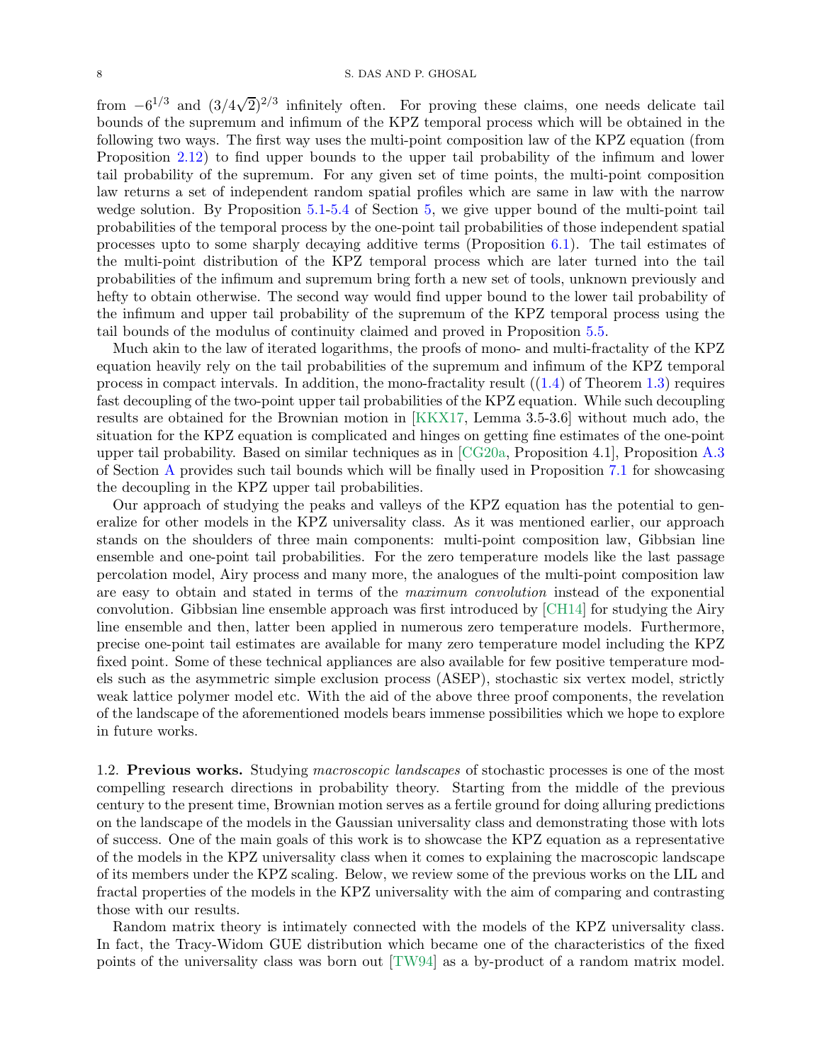from $-6^{1/3}$ and $(3/4\sqrt{2})^{2/3}$ infinitely often. For proving these claims, one needs delicate tail bounds of the supremum and infimum of the KPZ temporal process which will be obtained in the following two ways. The first way uses the multi-point composition law of the KPZ equation (from Proposition 2.12) to find upper bounds to the upper tail probability of the infimum and lower tail probability of the supremum. For any given set of time points, the multi-point composition law returns a set of independent random spatial profiles which are same in law with the narrow wedge solution. By Proposition 5.1-5.4 of Section 5, we give upper bound of the multi-point tail probabilities of the temporal process by the one-point tail probabilities of those independent spatial processes upto to some sharply decaying additive terms (Proposition 6.1). The tail estimates of the multi-point distribution of the KPZ temporal process which are later turned into the tail probabilities of the infimum and supremum bring forth a new set of tools, unknown previously and hefty to obtain otherwise. The second way would find upper bound to the lower tail probability of the infimum and upper tail probability of the supremum of the KPZ temporal process using the tail bounds of the modulus of continuity claimed and proved in Proposition 5.5.

Much akin to the law of iterated logarithms, the proofs of mono- and multi-fractality of the KPZ equation heavily rely on the tail probabilities of the supremum and infimum of the KPZ temporal process in compact intervals. In addition, the mono-fractality result ((1.4) of Theorem 1.3) requires fast decoupling of the two-point upper tail probabilities of the KPZ equation. While such decoupling results are obtained for the Brownian motion in [KKX17, Lemma 3.5-3.6] without much ado, the situation for the KPZ equation is complicated and hinges on getting fine estimates of the one-point upper tail probability. Based on similar techniques as in [CG20a, Proposition 4.1], Proposition A.3 of Section A provides such tail bounds which will be finally used in Proposition 7.1 for showcasing the decoupling in the KPZ upper tail probabilities.

Our approach of studying the peaks and valleys of the KPZ equation has the potential to generalize for other models in the KPZ universality class. As it was mentioned earlier, our approach stands on the shoulders of three main components: multi-point composition law, Gibbsian line ensemble and one-point tail probabilities. For the zero temperature models like the last passage percolation model, Airy process and many more, the analogues of the multi-point composition law are easy to obtain and stated in terms of the *maximum convolution* instead of the exponential convolution. Gibbsian line ensemble approach was first introduced by [CH14] for studying the Airy line ensemble and then, latter been applied in numerous zero temperature models. Furthermore, precise one-point tail estimates are available for many zero temperature model including the KPZ fixed point. Some of these technical appliances are also available for few positive temperature models such as the asymmetric simple exclusion process (ASEP), stochastic six vertex model, strictly weak lattice polymer model etc. With the aid of the above three proof components, the revelation of the landscape of the aforementioned models bears immense possibilities which we hope to explore in future works.

## 1.2. Previous works.

Studying *macroscopic landscapes* of stochastic processes is one of the most compelling research directions in probability theory. Starting from the middle of the previous century to the present time, Brownian motion serves as a fertile ground for doing alluring predictions on the landscape of the models in the Gaussian universality class and demonstrating those with lots of success. One of the main goals of this work is to showcase the KPZ equation as a representative of the models in the KPZ universality class when it comes to explaining the macroscopic landscape of its members under the KPZ scaling. Below, we review some of the previous works on the LIL and fractal properties of the models in the KPZ universality with the aim of comparing and contrasting those with our results.

Random matrix theory is intimately connected with the models of the KPZ universality class. In fact, the Tracy-Widom GUE distribution which became one of the characteristics of the fixed points of the universality class was born out [TW94] as a by-product of a random matrix model.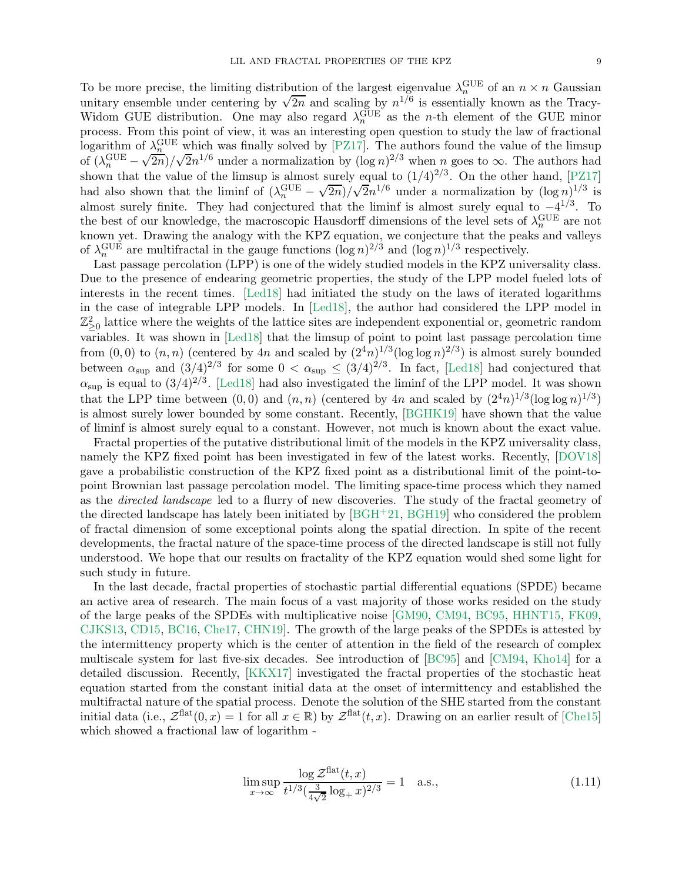To be more precise, the limiting distribution of the largest eigenvalue $\lambda_n^{\mathrm{GUE}}$ of an $n \times n$ Gaussian unitary ensemble under centering by $\sqrt{2n}$ and scaling by $n^{1/6}$ is essentially known as the Tracy-Widom GUE distribution. One may also regard $\lambda_n^{\mathrm{GUE}}$ as the $n$-th element of the GUE minor process. From this point of view, it was an interesting open question to study the law of fractional logarithm of $\lambda_n^{\mathrm{GUE}}$ which was finally solved by [PZ17]. The authors found the value of the limsup of $(\lambda_n^{\mathrm{GUE}} - \sqrt{2n})/\sqrt{2}n^{1/6}$ under a normalization by $(\log n)^{2/3}$ when $n$ goes to $\infty$. The authors had shown that the value of the limsup is almost surely equal to $(1/4)^{2/3}$. On the other hand, [PZ17] had also shown that the liminf of $(\lambda_n^{\mathrm{GUE}} - \sqrt{2n})/\sqrt{2}n^{1/6}$ under a normalization by $(\log n)^{1/3}$ is almost surely finite. They had conjectured that the liminf is almost surely equal to $-4^{1/3}$. To the best of our knowledge, the macroscopic Hausdorff dimensions of the level sets of $\lambda_n^{\mathrm{GUE}}$ are not known yet. Drawing the analogy with the KPZ equation, we conjecture that the peaks and valleys of $\lambda_n^{\mathrm{GUE}}$ are multifractal in the gauge functions $(\log n)^{2/3}$ and $(\log n)^{1/3}$ respectively.

Last passage percolation (LPP) is one of the widely studied models in the KPZ universality class. Due to the presence of endearing geometric properties, the study of the LPP model fueled lots of interests in the recent times. [Led18] had initiated the study on the laws of iterated logarithms in the case of integrable LPP models. In [Led18], the author had considered the LPP model in $\mathbb{Z}^2_{\geq 0}$ lattice where the weights of the lattice sites are independent exponential or, geometric random variables. It was shown in [Led18] that the limsup of point to point last passage percolation time from $(0,0)$ to $(n,n)$ (centered by $4n$ and scaled by $(2^4 n)^{1/3}(\log\log n)^{2/3}$) is almost surely bounded between $\alpha_{\sup}$ and $(3/4)^{2/3}$ for some $0 < \alpha_{\sup} \leq (3/4)^{2/3}$. In fact, [Led18] had conjectured that $\alpha_{\sup}$ is equal to $(3/4)^{2/3}$. [Led18] had also investigated the liminf of the LPP model. It was shown that the LPP time between $(0,0)$ and $(n,n)$ (centered by $4n$ and scaled by $(2^4 n)^{1/3}(\log\log n)^{1/3}$) is almost surely lower bounded by some constant. Recently, [BGHK19] have shown that the value of liminf is almost surely equal to a constant. However, not much is known about the exact value.

Fractal properties of the putative distributional limit of the models in the KPZ universality class, namely the KPZ fixed point has been investigated in few of the latest works. Recently, [DOV18] gave a probabilistic construction of the KPZ fixed point as a distributional limit of the point-to-point Brownian last passage percolation model. The limiting space-time process which they named as the *directed landscape* led to a flurry of new discoveries. The study of the fractal geometry of the directed landscape has lately been initiated by [BGH+21, BGH19] who considered the problem of fractal dimension of some exceptional points along the spatial direction. In spite of the recent developments, the fractal nature of the space-time process of the directed landscape is still not fully understood. We hope that our results on fractality of the KPZ equation would shed some light for such study in future.

In the last decade, fractal properties of stochastic partial differential equations (SPDE) became an active area of research. The main focus of a vast majority of those works resided on the study of the large peaks of the SPDEs with multiplicative noise [GM90, CM94, BC95, HHNT15, FK09, CJKS13, CD15, BC16, Che17, CHN19]. The growth of the large peaks of the SPDEs is attested by the intermittency property which is the center of attention in the field of the research of complex multiscale system for last five-six decades. See introduction of [BC95] and [CM94, Kho14] for a detailed discussion. Recently, [KKX17] investigated the fractal properties of the stochastic heat equation started from the constant initial data at the onset of intermittency and established the multifractal nature of the spatial process. Denote the solution of the SHE started from the constant initial data (i.e., $\mathcal{Z}^{\mathrm{flat}}(0,x) = 1$ for all $x \in \mathbb{R}$) by $\mathcal{Z}^{\mathrm{flat}}(t,x)$. Drawing on an earlier result of [Che15] which showed a fractional law of logarithm -

$$\limsup_{x\to\infty} \frac{\log \mathcal{Z}^{\mathrm{flat}}(t,x)}{t^{1/3}(\frac{3}{4\sqrt{2}}\log_+ x)^{2/3}} = 1 \quad \text{a.s.}, \tag{1.11}$$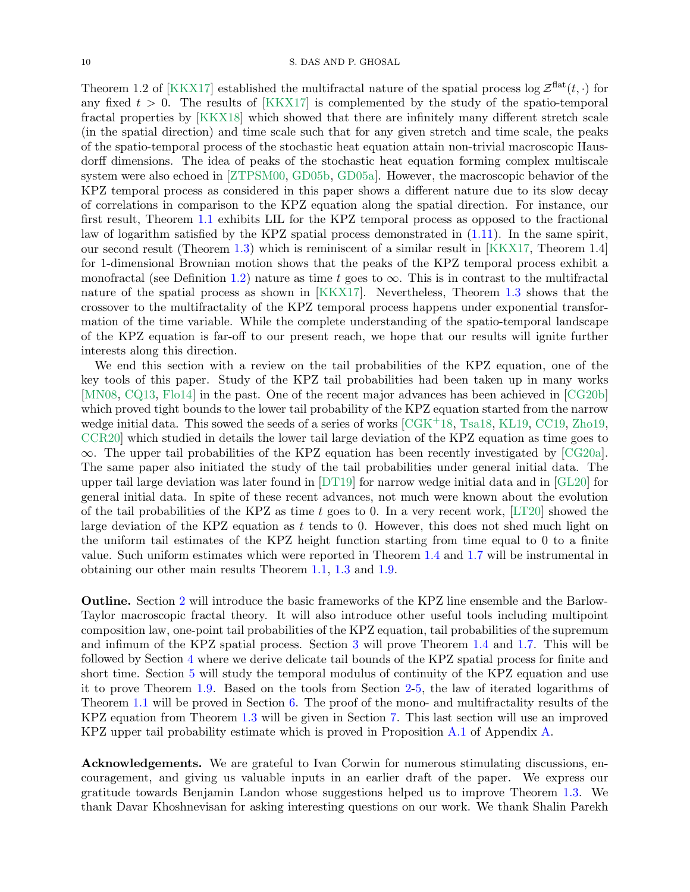Theorem 1.2 of [KKX17] established the multifractal nature of the spatial process $\log \mathcal{Z}^{\mathrm{flat}}(t,\cdot)$ for any fixed $t > 0$. The results of [KKX17] is complemented by the study of the spatio-temporal fractal properties by [KKX18] which showed that there are infinitely many different stretch scale (in the spatial direction) and time scale such that for any given stretch and time scale, the peaks of the spatio-temporal process of the stochastic heat equation attain non-trivial macroscopic Hausdorff dimensions. The idea of peaks of the stochastic heat equation forming complex multiscale system were also echoed in [ZTPSM00, GD05b, GD05a]. However, the macroscopic behavior of the KPZ temporal process as considered in this paper shows a different nature due to its slow decay of correlations in comparison to the KPZ equation along the spatial direction. For instance, our first result, Theorem 1.1 exhibits LIL for the KPZ temporal process as opposed to the fractional law of logarithm satisfied by the KPZ spatial process demonstrated in (1.11). In the same spirit, our second result (Theorem 1.3) which is reminiscent of a similar result in [KKX17, Theorem 1.4] for 1-dimensional Brownian motion shows that the peaks of the KPZ temporal process exhibit a monofractal (see Definition 1.2) nature as time $t$ goes to $\infty$. This is in contrast to the multifractal nature of the spatial process as shown in [KKX17]. Nevertheless, Theorem 1.3 shows that the crossover to the multifractality of the KPZ temporal process happens under exponential transformation of the time variable. While the complete understanding of the spatio-temporal landscape of the KPZ equation is far-off to our present reach, we hope that our results will ignite further interests along this direction.

We end this section with a review on the tail probabilities of the KPZ equation, one of the key tools of this paper. Study of the KPZ tail probabilities had been taken up in many works [MN08, CQ13, Flo14] in the past. One of the recent major advances has been achieved in [CG20b] which proved tight bounds to the lower tail probability of the KPZ equation started from the narrow wedge initial data. This sowed the seeds of a series of works [CGK+18, Tsa18, KL19, CC19, Zho19, CCR20] which studied in details the lower tail large deviation of the KPZ equation as time goes to $\infty$. The upper tail probabilities of the KPZ equation has been recently investigated by [CG20a]. The same paper also initiated the study of the tail probabilities under general initial data. The upper tail large deviation was later found in [DT19] for narrow wedge initial data and in [GL20] for general initial data. In spite of these recent advances, not much were known about the evolution of the tail probabilities of the KPZ as time $t$ goes to 0. In a very recent work, [LT20] showed the large deviation of the KPZ equation as $t$ tends to 0. However, this does not shed much light on the uniform tail estimates of the KPZ height function starting from time equal to 0 to a finite value. Such uniform estimates which were reported in Theorem 1.4 and 1.7 will be instrumental in obtaining our other main results Theorem 1.1, 1.3 and 1.9.

**Outline.** Section 2 will introduce the basic frameworks of the KPZ line ensemble and the Barlow-Taylor macroscopic fractal theory. It will also introduce other useful tools including multipoint composition law, one-point tail probabilities of the KPZ equation, tail probabilities of the supremum and infimum of the KPZ spatial process. Section 3 will prove Theorem 1.4 and 1.7. This will be followed by Section 4 where we derive delicate tail bounds of the KPZ spatial process for finite and short time. Section 5 will study the temporal modulus of continuity of the KPZ equation and use it to prove Theorem 1.9. Based on the tools from Section 2-5, the law of iterated logarithms of Theorem 1.1 will be proved in Section 6. The proof of the mono- and multifractality results of the KPZ equation from Theorem 1.3 will be given in Section 7. This last section will use an improved KPZ upper tail probability estimate which is proved in Proposition A.1 of Appendix A.

**Acknowledgements.** We are grateful to Ivan Corwin for numerous stimulating discussions, encouragement, and giving us valuable inputs in an earlier draft of the paper. We express our gratitude towards Benjamin Landon whose suggestions helped us to improve Theorem 1.3. We thank Davar Khoshnevisan for asking interesting questions on our work. We thank Shalin Parekh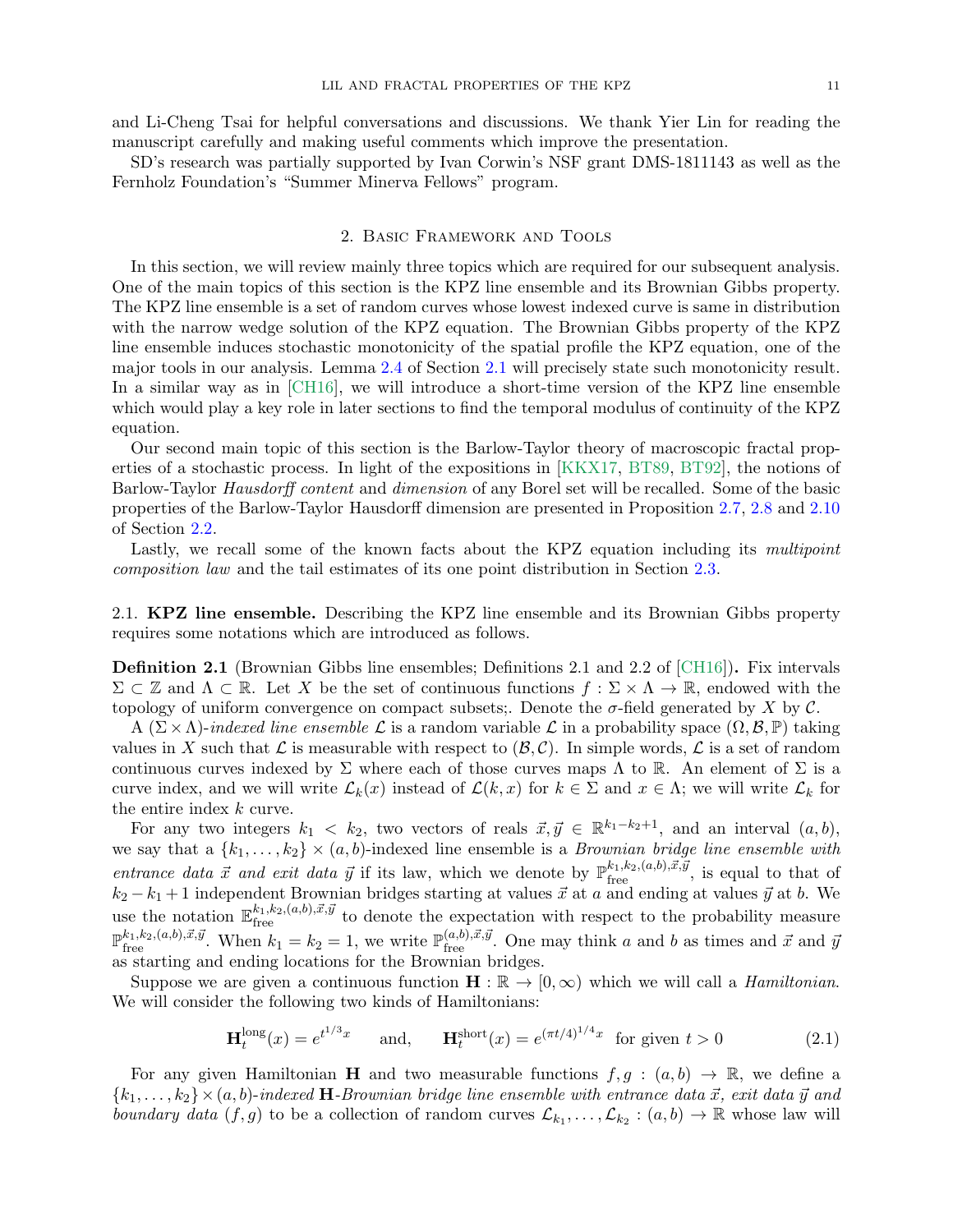and Li-Cheng Tsai for helpful conversations and discussions. We thank Yier Lin for reading the manuscript carefully and making useful comments which improve the presentation.

SD's research was partially supported by Ivan Corwin's NSF grant DMS-1811143 as well as the Fernholz Foundation's "Summer Minerva Fellows" program.

## 2. Basic Framework and Tools

In this section, we will review mainly three topics which are required for our subsequent analysis. One of the main topics of this section is the KPZ line ensemble and its Brownian Gibbs property. The KPZ line ensemble is a set of random curves whose lowest indexed curve is same in distribution with the narrow wedge solution of the KPZ equation. The Brownian Gibbs property of the KPZ line ensemble induces stochastic monotonicity of the spatial profile the KPZ equation, one of the major tools in our analysis. Lemma 2.4 of Section 2.1 will precisely state such monotonicity result. In a similar way as in [CH16], we will introduce a short-time version of the KPZ line ensemble which would play a key role in later sections to find the temporal modulus of continuity of the KPZ equation.

Our second main topic of this section is the Barlow-Taylor theory of macroscopic fractal properties of a stochastic process. In light of the expositions in [KKX17, BT89, BT92], the notions of Barlow-Taylor *Hausdorff content* and *dimension* of any Borel set will be recalled. Some of the basic properties of the Barlow-Taylor Hausdorff dimension are presented in Proposition 2.7, 2.8 and 2.10 of Section 2.2.

Lastly, we recall some of the known facts about the KPZ equation including its *multipoint composition law* and the tail estimates of its one point distribution in Section 2.3.

### 2.1. KPZ line ensemble.

Describing the KPZ line ensemble and its Brownian Gibbs property requires some notations which are introduced as follows.

**Definition 2.1** (Brownian Gibbs line ensembles; Definitions 2.1 and 2.2 of [CH16])**.** Fix intervals $\Sigma \subset \mathbb{Z}$ and $\Lambda \subset \mathbb{R}$. Let $X$ be the set of continuous functions $f : \Sigma \times \Lambda \to \mathbb{R}$, endowed with the topology of uniform convergence on compact subsets;. Denote the $\sigma$-field generated by $X$ by $\mathcal{C}$.

A $(\Sigma \times \Lambda)$-*indexed line ensemble* $\mathcal{L}$ is a random variable $\mathcal{L}$ in a probability space $(\Omega, \mathcal{B}, \mathbb{P})$ taking values in $X$ such that $\mathcal{L}$ is measurable with respect to $(\mathcal{B}, \mathcal{C})$. In simple words, $\mathcal{L}$ is a set of random continuous curves indexed by $\Sigma$ where each of those curves maps $\Lambda$ to $\mathbb{R}$. An element of $\Sigma$ is a curve index, and we will write $\mathcal{L}_k(x)$ instead of $\mathcal{L}(k, x)$ for $k \in \Sigma$ and $x \in \Lambda$; we will write $\mathcal{L}_k$ for the entire index $k$ curve.

For any two integers $k_1 < k_2$, two vectors of reals $\vec{x}, \vec{y} \in \mathbb{R}^{k_1 - k_2 + 1}$, and an interval $(a, b)$, we say that a $\{k_1, \ldots, k_2\} \times (a, b)$-indexed line ensemble is a *Brownian bridge line ensemble with entrance data $\vec{x}$ and exit data $\vec{y}$* if its law, which we denote by $\mathbb{P}_{\text{free}}^{k_1,k_2,(a,b),\vec{x},\vec{y}}$, is equal to that of $k_2 - k_1 + 1$ independent Brownian bridges starting at values $\vec{x}$ at $a$ and ending at values $\vec{y}$ at $b$. We use the notation $\mathbb{E}_{\text{free}}^{k_1,k_2,(a,b),\vec{x},\vec{y}}$ to denote the expectation with respect to the probability measure $\mathbb{P}_{\text{free}}^{k_1,k_2,(a,b),\vec{x},\vec{y}}$. When $k_1 = k_2 = 1$, we write $\mathbb{P}_{\text{free}}^{(a,b),\vec{x},\vec{y}}$. One may think $a$ and $b$ as times and $\vec{x}$ and $\vec{y}$ as starting and ending locations for the Brownian bridges.

Suppose we are given a continuous function $\mathbf{H} : \mathbb{R} \to [0, \infty)$ which we will call a *Hamiltonian*. We will consider the following two kinds of Hamiltonians:

$$\mathbf{H}_t^{\text{long}}(x) = e^{t^{1/3}x} \qquad \text{and,} \qquad \mathbf{H}_t^{\text{short}}(x) = e^{(\pi t/4)^{1/4}x} \ \text{ for given } t > 0 \tag{2.1}$$

For any given Hamiltonian $\mathbf{H}$ and two measurable functions $f, g : (a, b) \to \mathbb{R}$, we define a $\{k_1, \ldots, k_2\} \times (a, b)$-*indexed* $\mathbf{H}$-*Brownian bridge line ensemble with entrance data $\vec{x}$, exit data $\vec{y}$ and boundary data $(f, g)$* to be a collection of random curves $\mathcal{L}_{k_1}, \ldots, \mathcal{L}_{k_2} : (a, b) \to \mathbb{R}$ whose law will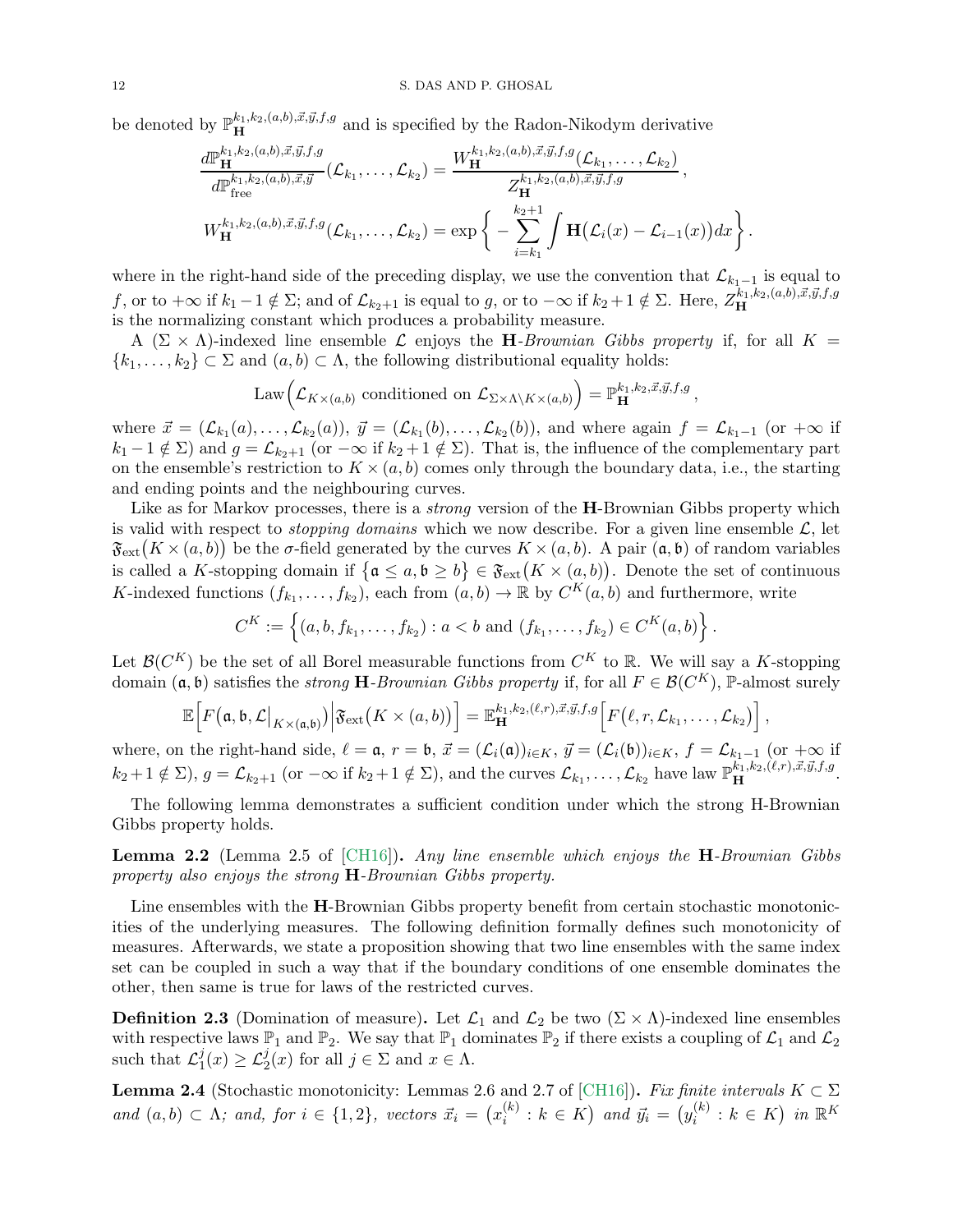be denoted by $\mathbb{P}_{\mathbf{H}}^{k_1,k_2,(a,b),\vec{x},\vec{y},f,g}$ and is specified by the Radon-Nikodym derivative

$$
\frac{d\mathbb{P}_{\mathbf{H}}^{k_1,k_2,(a,b),\vec{x},\vec{y},f,g}}{d\mathbb{P}_{\text{free}}^{k_1,k_2,(a,b),\vec{x},\vec{y}}}(\mathcal{L}_{k_1},\ldots,\mathcal{L}_{k_2}) = \frac{W_{\mathbf{H}}^{k_1,k_2,(a,b),\vec{x},\vec{y},f,g}(\mathcal{L}_{k_1},\ldots,\mathcal{L}_{k_2})}{Z_{\mathbf{H}}^{k_1,k_2,(a,b),\vec{x},\vec{y},f,g}},
$$

$$
W_{\mathbf{H}}^{k_1,k_2,(a,b),\vec{x},\vec{y},f,g}(\mathcal{L}_{k_1},\ldots,\mathcal{L}_{k_2}) = \exp\bigg\{ -\sum_{i=k_1}^{k_2+1}\int \mathbf{H}\big(\mathcal{L}_i(x)-\mathcal{L}_{i-1}(x)\big)dx\bigg\}.
$$

where in the right-hand side of the preceding display, we use the convention that $\mathcal{L}_{k_1-1}$ is equal to $f$, or to $+\infty$ if $k_1-1\notin\Sigma$; and of $\mathcal{L}_{k_2+1}$ is equal to $g$, or to $-\infty$ if $k_2+1\notin\Sigma$. Here, $Z_{\mathbf{H}}^{k_1,k_2,(a,b),\vec{x},\vec{y},f,g}$ is the normalizing constant which produces a probability measure.

A $(\Sigma\times\Lambda)$-indexed line ensemble $\mathcal{L}$ enjoys the **H**-*Brownian Gibbs property* if, for all $K=\{k_1,\ldots,k_2\}\subset\Sigma$ and $(a,b)\subset\Lambda$, the following distributional equality holds:

$$
\mathrm{Law}\Big(\mathcal{L}_{K\times(a,b)} \text{ conditioned on } \mathcal{L}_{\Sigma\times\Lambda\setminus K\times(a,b)}\Big) = \mathbb{P}_{\mathbf{H}}^{k_1,k_2,\vec{x},\vec{y},f,g},
$$

where $\vec{x}=(\mathcal{L}_{k_1}(a),\ldots,\mathcal{L}_{k_2}(a))$, $\vec{y}=(\mathcal{L}_{k_1}(b),\ldots,\mathcal{L}_{k_2}(b))$, and where again $f=\mathcal{L}_{k_1-1}$ (or $+\infty$ if $k_1-1\notin\Sigma$) and $g=\mathcal{L}_{k_2+1}$ (or $-\infty$ if $k_2+1\notin\Sigma$). That is, the influence of the complementary part on the ensemble's restriction to $K\times(a,b)$ comes only through the boundary data, i.e., the starting and ending points and the neighbouring curves.

Like as for Markov processes, there is a *strong* version of the **H**-Brownian Gibbs property which is valid with respect to *stopping domains* which we now describe. For a given line ensemble $\mathcal{L}$, let $\mathfrak{F}_{\text{ext}}\big(K\times(a,b)\big)$ be the $\sigma$-field generated by the curves $K\times(a,b)$. A pair $(\mathfrak{a},\mathfrak{b})$ of random variables is called a $K$-stopping domain if $\big\{\mathfrak{a}\le a, \mathfrak{b}\ge b\big\}\in\mathfrak{F}_{\text{ext}}\big(K\times(a,b)\big)$. Denote the set of continuous $K$-indexed functions $(f_{k_1},\ldots,f_{k_2})$, each from $(a,b)\to\mathbb{R}$ by $C^K(a,b)$ and furthermore, write

$$
C^K := \Big\{(a,b,f_{k_1},\ldots,f_{k_2}) : a<b \text{ and } (f_{k_1},\ldots,f_{k_2})\in C^K(a,b)\Big\}.
$$

Let $\mathcal{B}(C^K)$ be the set of all Borel measurable functions from $C^K$ to $\mathbb{R}$. We will say a $K$-stopping domain $(\mathfrak{a},\mathfrak{b})$ satisfies the *strong* **H**-*Brownian Gibbs property* if, for all $F\in\mathcal{B}(C^K)$, $\mathbb{P}$-almost surely

$$
\mathbb{E}\Big[F\big(\mathfrak{a},\mathfrak{b},\mathcal{L}\big|_{K\times(\mathfrak{a},\mathfrak{b})}\big)\Big|\mathfrak{F}_{\text{ext}}\big(K\times(a,b)\big)\Big] = \mathbb{E}_{\mathbf{H}}^{k_1,k_2,(\ell,r),\vec{x},\vec{y},f,g}\Big[F\big(\ell,r,\mathcal{L}_{k_1},\ldots,\mathcal{L}_{k_2}\big)\Big],
$$

where, on the right-hand side, $\ell=\mathfrak{a}$, $r=\mathfrak{b}$, $\vec{x}=(\mathcal{L}_i(\mathfrak{a}))_{i\in K}$, $\vec{y}=(\mathcal{L}_i(\mathfrak{b}))_{i\in K}$, $f=\mathcal{L}_{k_1-1}$ (or $+\infty$ if $k_2+1\notin\Sigma$), $g=\mathcal{L}_{k_2+1}$ (or $-\infty$ if $k_2+1\notin\Sigma$), and the curves $\mathcal{L}_{k_1},\ldots,\mathcal{L}_{k_2}$ have law $\mathbb{P}_{\mathbf{H}}^{k_1,k_2,(\ell,r),\vec{x},\vec{y},f,g}$.

The following lemma demonstrates a sufficient condition under which the strong H-Brownian Gibbs property holds.

**Lemma 2.2** (Lemma 2.5 of [CH16])**.** *Any line ensemble which enjoys the* **H**-*Brownian Gibbs property also enjoys the strong* **H**-*Brownian Gibbs property.*

Line ensembles with the **H**-Brownian Gibbs property benefit from certain stochastic monotonicities of the underlying measures. The following definition formally defines such monotonicity of measures. Afterwards, we state a proposition showing that two line ensembles with the same index set can be coupled in such a way that if the boundary conditions of one ensemble dominates the other, then same is true for laws of the restricted curves.

**Definition 2.3** (Domination of measure)**.** Let $\mathcal{L}_1$ and $\mathcal{L}_2$ be two $(\Sigma\times\Lambda)$-indexed line ensembles with respective laws $\mathbb{P}_1$ and $\mathbb{P}_2$. We say that $\mathbb{P}_1$ dominates $\mathbb{P}_2$ if there exists a coupling of $\mathcal{L}_1$ and $\mathcal{L}_2$ such that $\mathcal{L}_1^j(x)\ge\mathcal{L}_2^j(x)$ for all $j\in\Sigma$ and $x\in\Lambda$.

**Lemma 2.4** (Stochastic monotonicity: Lemmas 2.6 and 2.7 of [CH16])**.** *Fix finite intervals $K\subset\Sigma$ and $(a,b)\subset\Lambda$; and, for $i\in\{1,2\}$, vectors $\vec{x}_i=\big(x_i^{(k)}:k\in K\big)$ and $\vec{y}_i=\big(y_i^{(k)}:k\in K\big)$ in $\mathbb{R}^K$*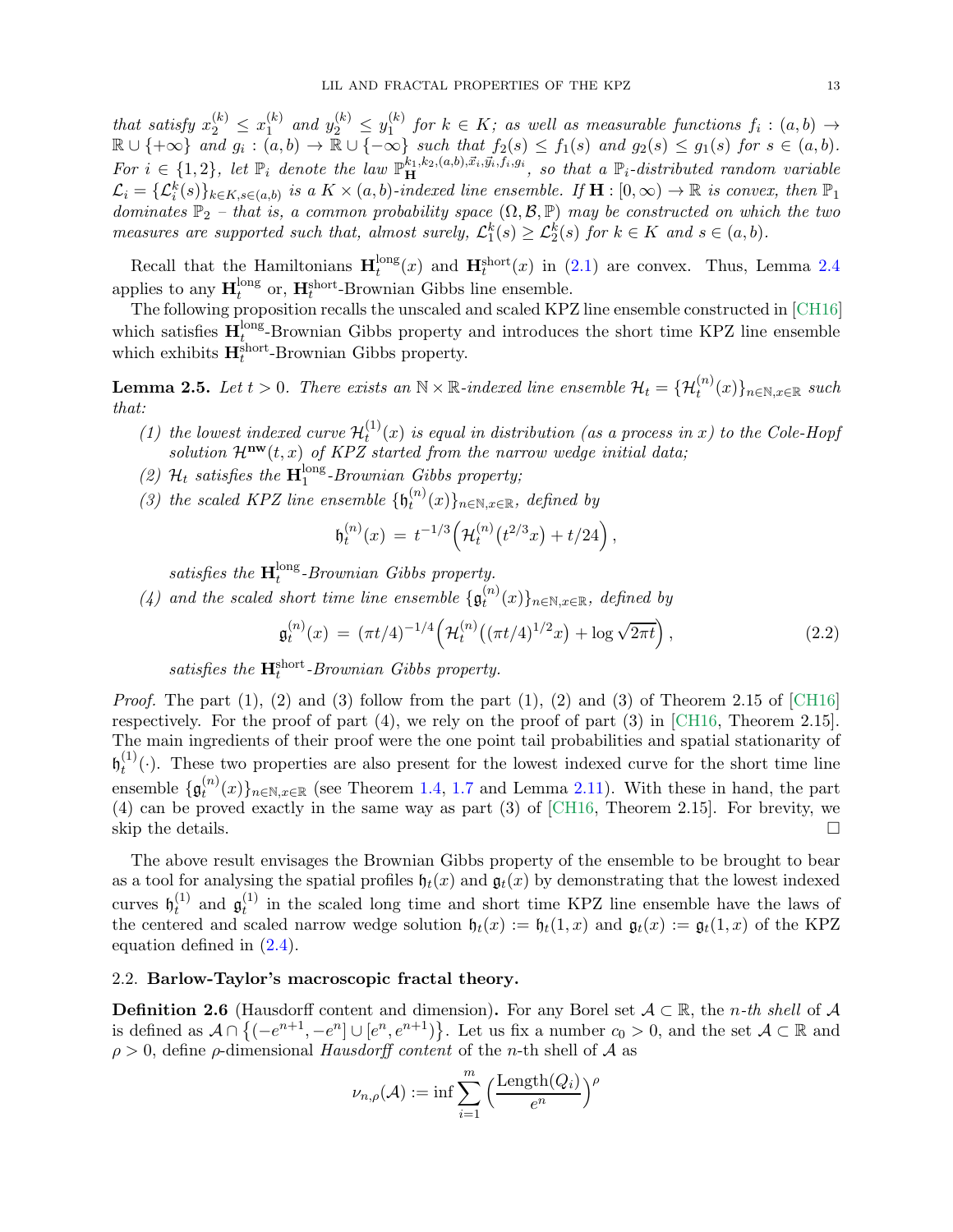*that satisfy $x_2^{(k)} \leq x_1^{(k)}$ and $y_2^{(k)} \leq y_1^{(k)}$ for $k \in K$; as well as measurable functions $f_i : (a,b) \to \mathbb{R} \cup \{+\infty\}$ and $g_i : (a,b) \to \mathbb{R} \cup \{-\infty\}$ such that $f_2(s) \leq f_1(s)$ and $g_2(s) \leq g_1(s)$ for $s \in (a,b)$. For $i \in \{1,2\}$, let $\mathbb{P}_i$ denote the law $\mathbb{P}_{\mathbf{H}}^{k_1,k_2,(a,b),\vec{x}_i,\vec{y}_i,f_i,g_i}$, so that a $\mathbb{P}_i$-distributed random variable $\mathcal{L}_i = \{\mathcal{L}_i^k(s)\}_{k\in K, s\in(a,b)}$ is a $K \times (a,b)$-indexed line ensemble. If $\mathbf{H} : [0,\infty) \to \mathbb{R}$ is convex, then $\mathbb{P}_1$ dominates $\mathbb{P}_2$ – that is, a common probability space $(\Omega, \mathcal{B}, \mathbb{P})$ may be constructed on which the two measures are supported such that, almost surely, $\mathcal{L}_1^k(s) \geq \mathcal{L}_2^k(s)$ for $k \in K$ and $s \in (a,b)$.*

Recall that the Hamiltonians $\mathbf{H}_t^{\text{long}}(x)$ and $\mathbf{H}_t^{\text{short}}(x)$ in (2.1) are convex. Thus, Lemma 2.4 applies to any $\mathbf{H}_t^{\text{long}}$ or, $\mathbf{H}_t^{\text{short}}$-Brownian Gibbs line ensemble.

The following proposition recalls the unscaled and scaled KPZ line ensemble constructed in [CH16] which satisfies $\mathbf{H}_t^{\text{long}}$-Brownian Gibbs property and introduces the short time KPZ line ensemble which exhibits $\mathbf{H}_t^{\text{short}}$-Brownian Gibbs property.

**Lemma 2.5.** *Let $t > 0$. There exists an $\mathbb{N} \times \mathbb{R}$-indexed line ensemble $\mathcal{H}_t = \{\mathcal{H}_t^{(n)}(x)\}_{n\in\mathbb{N}, x\in\mathbb{R}}$ such that:*

*(1) the lowest indexed curve $\mathcal{H}_t^{(1)}(x)$ is equal in distribution (as a process in $x$) to the Cole-Hopf solution $\mathcal{H}^{\mathbf{nw}}(t,x)$ of KPZ started from the narrow wedge initial data;*

*(2) $\mathcal{H}_t$ satisfies the $\mathbf{H}_1^{\text{long}}$-Brownian Gibbs property;*

*(3) the scaled KPZ line ensemble $\{\mathfrak{h}_t^{(n)}(x)\}_{n\in\mathbb{N}, x\in\mathbb{R}}$, defined by*

$$\mathfrak{h}_t^{(n)}(x) = t^{-1/3}\Big(\mathcal{H}_t^{(n)}\big(t^{2/3}x\big) + t/24\Big),$$

*satisfies the $\mathbf{H}_t^{\text{long}}$-Brownian Gibbs property.*

*(4) and the scaled short time line ensemble $\{\mathfrak{g}_t^{(n)}(x)\}_{n\in\mathbb{N}, x\in\mathbb{R}}$, defined by*

$$\mathfrak{g}_t^{(n)}(x) = (\pi t/4)^{-1/4}\Big(\mathcal{H}_t^{(n)}\big((\pi t/4)^{1/2}x\big) + \log\sqrt{2\pi t}\Big), \tag{2.2}$$

*satisfies the $\mathbf{H}_t^{\text{short}}$-Brownian Gibbs property.*

*Proof.* The part (1), (2) and (3) follow from the part (1), (2) and (3) of Theorem 2.15 of [CH16] respectively. For the proof of part (4), we rely on the proof of part (3) in [CH16, Theorem 2.15]. The main ingredients of their proof were the one point tail probabilities and spatial stationarity of $\mathfrak{h}_t^{(1)}(\cdot)$. These two properties are also present for the lowest indexed curve for the short time line ensemble $\{\mathfrak{g}_t^{(n)}(x)\}_{n\in\mathbb{N}, x\in\mathbb{R}}$ (see Theorem 1.4, 1.7 and Lemma 2.11). With these in hand, the part (4) can be proved exactly in the same way as part (3) of [CH16, Theorem 2.15]. For brevity, we skip the details. □

The above result envisages the Brownian Gibbs property of the ensemble to be brought to bear as a tool for analysing the spatial profiles $\mathfrak{h}_t(x)$ and $\mathfrak{g}_t(x)$ by demonstrating that the lowest indexed curves $\mathfrak{h}_t^{(1)}$ and $\mathfrak{g}_t^{(1)}$ in the scaled long time and short time KPZ line ensemble have the laws of the centered and scaled narrow wedge solution $\mathfrak{h}_t(x) := \mathfrak{h}_t(1,x)$ and $\mathfrak{g}_t(x) := \mathfrak{g}_t(1,x)$ of the KPZ equation defined in (2.4).

### 2.2. Barlow-Taylor's macroscopic fractal theory.

**Definition 2.6** (Hausdorff content and dimension)**.** For any Borel set $\mathcal{A} \subset \mathbb{R}$, the *n-th shell* of $\mathcal{A}$ is defined as $\mathcal{A} \cap \big\{(-e^{n+1}, -e^n] \cup [e^n, e^{n+1})\big\}$. Let us fix a number $c_0 > 0$, and the set $\mathcal{A} \subset \mathbb{R}$ and $\rho > 0$, define $\rho$-dimensional *Hausdorff content* of the $n$-th shell of $\mathcal{A}$ as

$$\nu_{n,\rho}(\mathcal{A}) := \inf \sum_{i=1}^{m} \Big(\frac{\text{Length}(Q_i)}{e^n}\Big)^{\rho}$$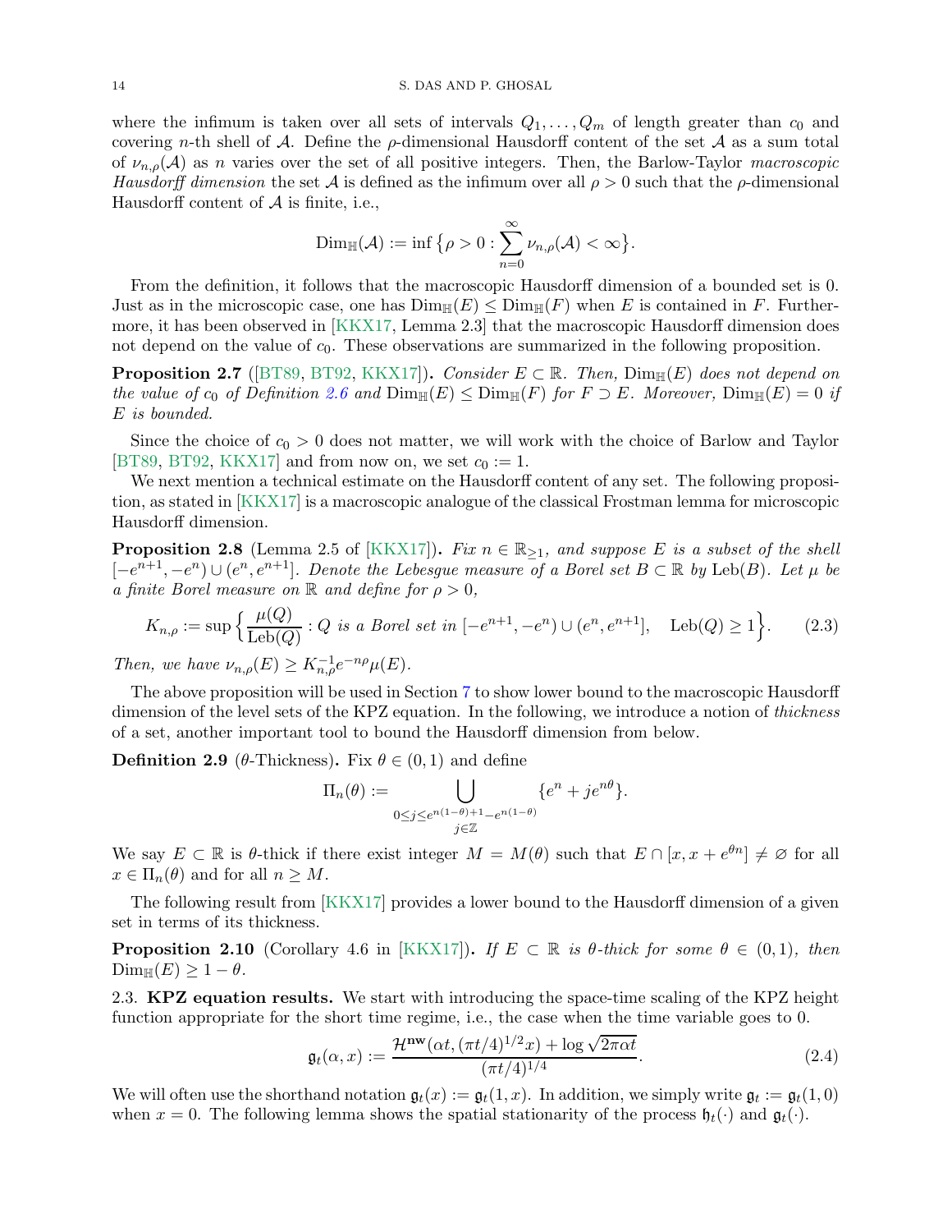where the infimum is taken over all sets of intervals $Q_1, \ldots, Q_m$ of length greater than $c_0$ and covering $n$-th shell of $\mathcal{A}$. Define the $\rho$-dimensional Hausdorff content of the set $\mathcal{A}$ as a sum total of $\nu_{n,\rho}(\mathcal{A})$ as $n$ varies over the set of all positive integers. Then, the Barlow-Taylor *macroscopic Hausdorff dimension* the set $\mathcal{A}$ is defined as the infimum over all $\rho > 0$ such that the $\rho$-dimensional Hausdorff content of $\mathcal{A}$ is finite, i.e.,

$$\mathrm{Dim}_{\mathbb{H}}(\mathcal{A}) := \inf \big\{ \rho > 0 : \sum_{n=0}^{\infty} \nu_{n,\rho}(\mathcal{A}) < \infty \big\}.$$

From the definition, it follows that the macroscopic Hausdorff dimension of a bounded set is 0. Just as in the microscopic case, one has $\mathrm{Dim}_{\mathbb{H}}(E) \leq \mathrm{Dim}_{\mathbb{H}}(F)$ when $E$ is contained in $F$. Furthermore, it has been observed in [KKX17, Lemma 2.3] that the macroscopic Hausdorff dimension does not depend on the value of $c_0$. These observations are summarized in the following proposition.

**Proposition 2.7** ([BT89, BT92, KKX17])**.** *Consider $E \subset \mathbb{R}$. Then, $\mathrm{Dim}_{\mathbb{H}}(E)$ does not depend on the value of $c_0$ of Definition 2.6 and $\mathrm{Dim}_{\mathbb{H}}(E) \leq \mathrm{Dim}_{\mathbb{H}}(F)$ for $F \supset E$. Moreover, $\mathrm{Dim}_{\mathbb{H}}(E) = 0$ if $E$ is bounded.*

Since the choice of $c_0 > 0$ does not matter, we will work with the choice of Barlow and Taylor [BT89, BT92, KKX17] and from now on, we set $c_0 := 1$.

We next mention a technical estimate on the Hausdorff content of any set. The following proposition, as stated in [KKX17] is a macroscopic analogue of the classical Frostman lemma for microscopic Hausdorff dimension.

**Proposition 2.8** (Lemma 2.5 of [KKX17])**.** *Fix $n \in \mathbb{R}_{\geq 1}$, and suppose $E$ is a subset of the shell $[-e^{n+1}, -e^{n}) \cup (e^n, e^{n+1}]$. Denote the Lebesgue measure of a Borel set $B \subset \mathbb{R}$ by $\mathrm{Leb}(B)$. Let $\mu$ be a finite Borel measure on $\mathbb{R}$ and define for $\rho > 0$,*

$$K_{n,\rho} := \sup \Big\{ \frac{\mu(Q)}{\mathrm{Leb}(Q)} : Q \text{ is a Borel set in } [-e^{n+1}, -e^n) \cup (e^n, e^{n+1}], \quad \mathrm{Leb}(Q) \geq 1 \Big\}. \tag{2.3}$$

*Then, we have $\nu_{n,\rho}(E) \geq K_{n,\rho}^{-1} e^{-n\rho} \mu(E)$.*

The above proposition will be used in Section 7 to show lower bound to the macroscopic Hausdorff dimension of the level sets of the KPZ equation. In the following, we introduce a notion of *thickness* of a set, another important tool to bound the Hausdorff dimension from below.

**Definition 2.9** ($\theta$-Thickness). Fix $\theta \in (0,1)$ and define

$$\Pi_n(\theta) := \bigcup_{\substack{0 \leq j \leq e^{n(1-\theta)+1} - e^{n(1-\theta)} \\ j \in \mathbb{Z}}} \{e^n + j e^{n\theta}\}.$$

We say $E \subset \mathbb{R}$ is $\theta$-thick if there exist integer $M = M(\theta)$ such that $E \cap [x, x + e^{\theta n}] \neq \varnothing$ for all $x \in \Pi_n(\theta)$ and for all $n \geq M$.

The following result from [KKX17] provides a lower bound to the Hausdorff dimension of a given set in terms of its thickness.

**Proposition 2.10** (Corollary 4.6 in [KKX17])**.** *If $E \subset \mathbb{R}$ is $\theta$-thick for some $\theta \in (0,1)$, then $\mathrm{Dim}_{\mathbb{H}}(E) \geq 1 - \theta$.*

2.3. **KPZ equation results.** We start with introducing the space-time scaling of the KPZ height function appropriate for the short time regime, i.e., the case when the time variable goes to 0.

$$\mathfrak{g}_t(\alpha, x) := \frac{\mathcal{H}^{\mathbf{nw}}(\alpha t, (\pi t/4)^{1/2} x) + \log \sqrt{2\pi \alpha t}}{(\pi t/4)^{1/4}}. \tag{2.4}$$

We will often use the shorthand notation $\mathfrak{g}_t(x) := \mathfrak{g}_t(1, x)$. In addition, we simply write $\mathfrak{g}_t := \mathfrak{g}_t(1, 0)$ when $x = 0$. The following lemma shows the spatial stationarity of the process $\mathfrak{h}_t(\cdot)$ and $\mathfrak{g}_t(\cdot)$.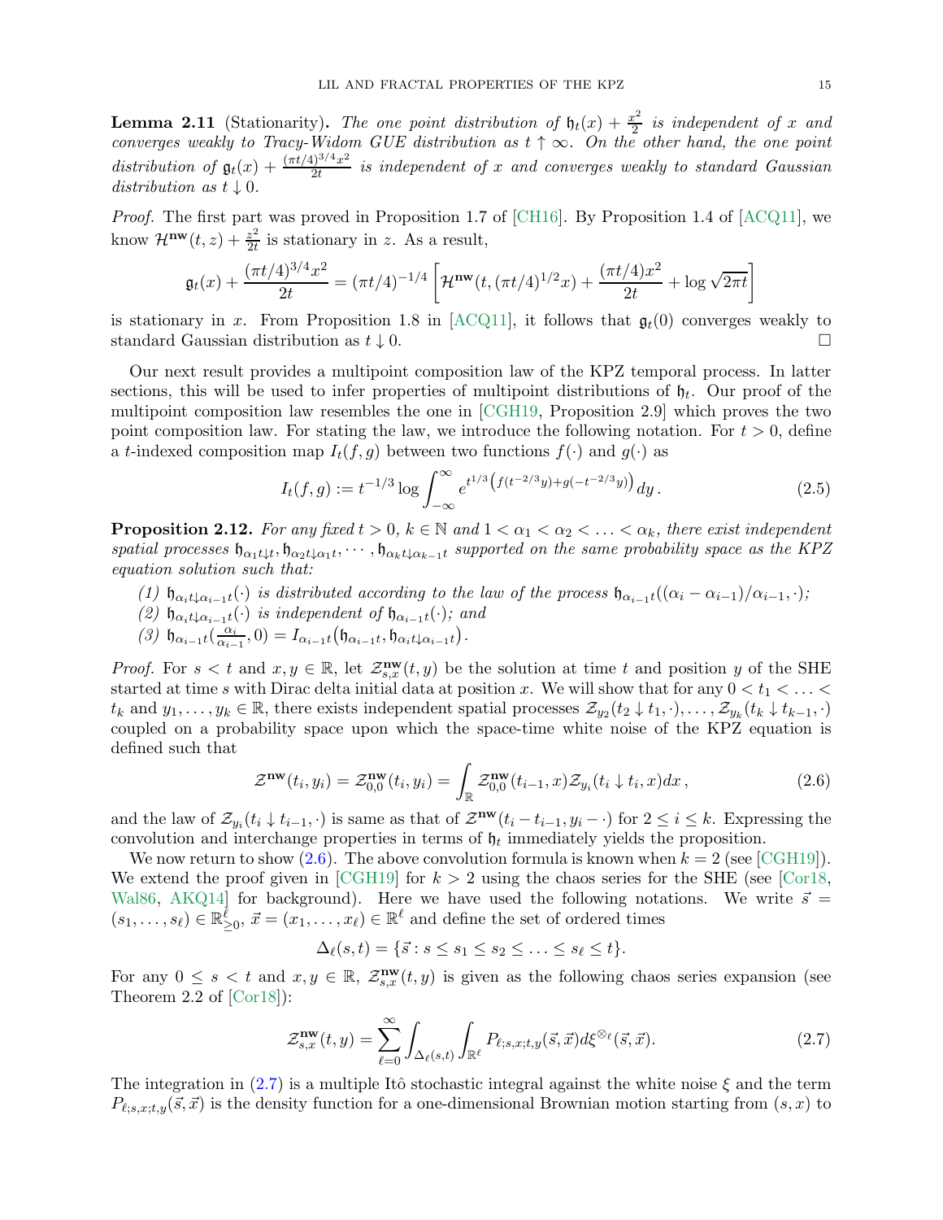**Lemma 2.11** (Stationarity)**.** *The one point distribution of $\mathfrak{h}_t(x) + \frac{x^2}{2}$ is independent of $x$ and converges weakly to Tracy-Widom GUE distribution as $t \uparrow \infty$. On the other hand, the one point distribution of $\mathfrak{g}_t(x) + \frac{(\pi t/4)^{3/4} x^2}{2t}$ is independent of $x$ and converges weakly to standard Gaussian distribution as $t \downarrow 0$.*

*Proof.* The first part was proved in Proposition 1.7 of [CH16]. By Proposition 1.4 of [ACQ11], we know $\mathcal{H}^{\mathbf{nw}}(t,z) + \frac{z^2}{2t}$ is stationary in $z$. As a result,

$$\mathfrak{g}_t(x) + \frac{(\pi t/4)^{3/4}x^2}{2t} = (\pi t/4)^{-1/4}\left[\mathcal{H}^{\mathbf{nw}}(t, (\pi t/4)^{1/2}x) + \frac{(\pi t/4)x^2}{2t} + \log\sqrt{2\pi t}\right]$$

is stationary in $x$. From Proposition 1.8 in [ACQ11], it follows that $\mathfrak{g}_t(0)$ converges weakly to standard Gaussian distribution as $t \downarrow 0$. □

Our next result provides a multipoint composition law of the KPZ temporal process. In latter sections, this will be used to infer properties of multipoint distributions of $\mathfrak{h}_t$. Our proof of the multipoint composition law resembles the one in [CGH19, Proposition 2.9] which proves the two point composition law. For stating the law, we introduce the following notation. For $t > 0$, define a $t$-indexed composition map $I_t(f,g)$ between two functions $f(\cdot)$ and $g(\cdot)$ as

$$I_t(f,g) := t^{-1/3}\log\int_{-\infty}^{\infty} e^{t^{1/3}\left(f(t^{-2/3}y)+g(-t^{-2/3}y)\right)}dy\,. \tag{2.5}$$

**Proposition 2.12.** *For any fixed $t > 0$, $k \in \mathbb{N}$ and $1 < \alpha_1 < \alpha_2 < \ldots < \alpha_k$, there exist independent spatial processes $\mathfrak{h}_{\alpha_1 t\downarrow t}, \mathfrak{h}_{\alpha_2 t\downarrow\alpha_1 t}, \cdots, \mathfrak{h}_{\alpha_k t\downarrow\alpha_{k-1}t}$ supported on the same probability space as the KPZ equation solution such that:*

*(1) $\mathfrak{h}_{\alpha_i t\downarrow\alpha_{i-1}t}(\cdot)$ is distributed according to the law of the process $\mathfrak{h}_{\alpha_{i-1}t}((\alpha_i - \alpha_{i-1})/\alpha_{i-1}, \cdot)$;*
*(2) $\mathfrak{h}_{\alpha_i t\downarrow\alpha_{i-1}t}(\cdot)$ is independent of $\mathfrak{h}_{\alpha_{i-1}t}(\cdot)$; and*
*(3) $\mathfrak{h}_{\alpha_{i-1}t}(\frac{\alpha_i}{\alpha_{i-1}}, 0) = I_{\alpha_{i-1}t}\big(\mathfrak{h}_{\alpha_{i-1}t}, \mathfrak{h}_{\alpha_i t\downarrow\alpha_{i-1}t}\big)$.*

*Proof.* For $s < t$ and $x, y \in \mathbb{R}$, let $\mathcal{Z}^{\mathbf{nw}}_{s,x}(t,y)$ be the solution at time $t$ and position $y$ of the SHE started at time $s$ with Dirac delta initial data at position $x$. We will show that for any $0 < t_1 < \ldots < t_k$ and $y_1, \ldots, y_k \in \mathbb{R}$, there exists independent spatial processes $\mathcal{Z}_{y_2}(t_2 \downarrow t_1, \cdot), \ldots, \mathcal{Z}_{y_k}(t_k \downarrow t_{k-1}, \cdot)$ coupled on a probability space upon which the space-time white noise of the KPZ equation is defined such that

$$\mathcal{Z}^{\mathbf{nw}}(t_i, y_i) = \mathcal{Z}^{\mathbf{nw}}_{0,0}(t_i, y_i) = \int_{\mathbb{R}} \mathcal{Z}^{\mathbf{nw}}_{0,0}(t_{i-1}, x)\mathcal{Z}_{y_i}(t_i \downarrow t_i, x)dx\,, \tag{2.6}$$

and the law of $\mathcal{Z}_{y_i}(t_i \downarrow t_{i-1}, \cdot)$ is same as that of $\mathcal{Z}^{\mathbf{nw}}(t_i - t_{i-1}, y_i - \cdot)$ for $2 \le i \le k$. Expressing the convolution and interchange properties in terms of $\mathfrak{h}_t$ immediately yields the proposition.

We now return to show (2.6). The above convolution formula is known when $k = 2$ (see [CGH19]). We extend the proof given in [CGH19] for $k > 2$ using the chaos series for the SHE (see [Cor18, Wal86, AKQ14] for background). Here we have used the following notations. We write $\vec{s} = (s_1, \ldots, s_\ell) \in \mathbb{R}^\ell_{\ge 0}$, $\vec{x} = (x_1, \ldots, x_\ell) \in \mathbb{R}^\ell$ and define the set of ordered times

$$\Delta_\ell(s,t) = \{\vec{s} : s \le s_1 \le s_2 \le \ldots \le s_\ell \le t\}.$$

For any $0 \le s < t$ and $x, y \in \mathbb{R}$, $\mathcal{Z}^{\mathbf{nw}}_{s,x}(t,y)$ is given as the following chaos series expansion (see Theorem 2.2 of [Cor18]):

$$\mathcal{Z}^{\mathbf{nw}}_{s,x}(t,y) = \sum_{\ell=0}^{\infty}\int_{\Delta_\ell(s,t)}\int_{\mathbb{R}^\ell} P_{\ell;s,x;t,y}(\vec{s},\vec{x})d\xi^{\otimes \ell}(\vec{s},\vec{x}). \tag{2.7}$$

The integration in (2.7) is a multiple Itô stochastic integral against the white noise $\xi$ and the term $P_{\ell;s,x;t,y}(\vec{s},\vec{x})$ is the density function for a one-dimensional Brownian motion starting from $(s,x)$ to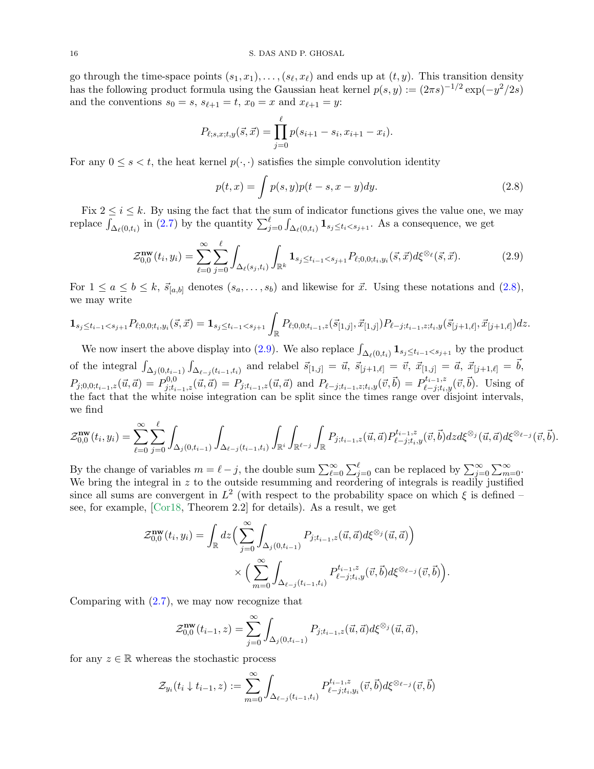go through the time-space points $(s_1, x_1), \ldots, (s_\ell, x_\ell)$ and ends up at $(t, y)$. This transition density has the following product formula using the Gaussian heat kernel $p(s, y) := (2\pi s)^{-1/2} \exp(-y^2/2s)$ and the conventions $s_0 = s$, $s_{\ell+1} = t$, $x_0 = x$ and $x_{\ell+1} = y$:

$$P_{\ell;s,x;t,y}(\vec{s}, \vec{x}) = \prod_{j=0}^{\ell} p(s_{i+1} - s_i, x_{i+1} - x_i).$$

For any $0 \le s < t$, the heat kernel $p(\cdot, \cdot)$ satisfies the simple convolution identity

$$p(t, x) = \int p(s, y) p(t - s, x - y) dy. \tag{2.8}$$

Fix $2 \le i \le k$. By using the fact that the sum of indicator functions gives the value one, we may replace $\int_{\Delta_\ell(0,t_i)}$ in (2.7) by the quantity $\sum_{j=0}^{\ell} \int_{\Delta_\ell(0,t_i)} \mathbf{1}_{s_j \le t_i < s_{j+1}}$. As a consequence, we get

$$\mathcal{Z}^{\mathbf{nw}}_{0,0}(t_i, y_i) = \sum_{\ell=0}^{\infty} \sum_{j=0}^{\ell} \int_{\Delta_\ell(s_j,t_i)} \int_{\mathbb{R}^k} \mathbf{1}_{s_j \le t_{i-1} < s_{j+1}} P_{\ell;0,0;t_i,y_i}(\vec{s}, \vec{x}) d\xi^{\otimes \ell}(\vec{s}, \vec{x}). \tag{2.9}$$

For $1 \le a \le b \le k$, $\vec{s}_{[a,b]}$ denotes $(s_a, \ldots, s_b)$ and likewise for $\vec{x}$. Using these notations and (2.8), we may write

$$\mathbf{1}_{s_j \le t_{i-1} < s_{j+1}} P_{\ell;0,0;t_i,y_i}(\vec{s}, \vec{x}) = \mathbf{1}_{s_j \le t_{i-1} < s_{j+1}} \int_{\mathbb{R}} P_{\ell;0,0;t_{i-1},z}(\vec{s}_{[1,j]}, \vec{x}_{[1,j]}) P_{\ell-j;t_{i-1},z;t_i,y}(\vec{s}_{[j+1,\ell]}, \vec{x}_{[j+1,\ell]}) dz.$$

We now insert the above display into (2.9). We also replace $\int_{\Delta_\ell(0,t_i)} \mathbf{1}_{s_j \le t_{i-1} < s_{j+1}}$ by the product of the integral $\int_{\Delta_j(0,t_{i-1})} \int_{\Delta_{\ell-j}(t_{i-1},t_i)}$ and relabel $\vec{s}_{[1,j]} = \vec{u}$, $\vec{s}_{[j+1,\ell]} = \vec{v}$, $\vec{x}_{[1,j]} = \vec{a}$, $\vec{x}_{[j+1,\ell]} = \vec{b}$, $P_{j;0,0;t_{i-1},z}(\vec{u}, \vec{a}) = P^{0,0}_{j;t_{i-1},z}(\vec{u}, \vec{a}) = P_{j;t_{i-1},z}(\vec{u}, \vec{a})$ and $P_{\ell-j;t_{i-1},z;t_i,y}(\vec{v}, \vec{b}) = P^{t_{i-1},z}_{\ell-j;t_i,y}(\vec{v}, \vec{b})$. Using of the fact that the white noise integration can be split since the times range over disjoint intervals, we find

$$\mathcal{Z}^{\mathbf{nw}}_{0,0}(t_i, y_i) = \sum_{\ell=0}^{\infty} \sum_{j=0}^{\ell} \int_{\Delta_j(0,t_{i-1})} \int_{\Delta_{\ell-j}(t_{i-1},t_i)} \int_{\mathbb{R}^i} \int_{\mathbb{R}^{\ell-j}} \int_{\mathbb{R}} P_{j;t_{i-1},z}(\vec{u}, \vec{a}) P^{t_{i-1},z}_{\ell-j;t_i,y}(\vec{v}, \vec{b}) dz d\xi^{\otimes j}(\vec{u}, \vec{a}) d\xi^{\otimes \ell-j}(\vec{v}, \vec{b}).$$

By the change of variables $m = \ell - j$, the double sum $\sum_{\ell=0}^{\infty} \sum_{j=0}^{\ell}$ can be replaced by $\sum_{j=0}^{\infty} \sum_{m=0}^{\infty}$. We bring the integral in $z$ to the outside resumming and reordering of integrals is readily justified since all sums are convergent in $L^2$ (with respect to the probability space on which $\xi$ is defined – see, for example, [Cor18, Theorem 2.2] for details). As a result, we get

$$\begin{aligned}\mathcal{Z}^{\mathbf{nw}}_{0,0}(t_i, y_i) = \int_{\mathbb{R}} dz \Big( \sum_{j=0}^{\infty} \int_{\Delta_j(0,t_{i-1})} P_{j;t_{i-1},z}(\vec{u}, \vec{a}) d\xi^{\otimes j}(\vec{u}, \vec{a}) \Big) \\ \times \Big( \sum_{m=0}^{\infty} \int_{\Delta_{\ell-j}(t_{i-1},t_i)} P^{t_{i-1},z}_{\ell-j;t_i,y}(\vec{v}, \vec{b}) d\xi^{\otimes \ell-j}(\vec{v}, \vec{b}) \Big).\end{aligned}$$

Comparing with (2.7), we may now recognize that

$$\mathcal{Z}^{\mathbf{nw}}_{0,0}(t_{i-1}, z) = \sum_{j=0}^{\infty} \int_{\Delta_j(0,t_{i-1})} P_{j;t_{i-1},z}(\vec{u}, \vec{a}) d\xi^{\otimes j}(\vec{u}, \vec{a}),$$

for any $z \in \mathbb{R}$ whereas the stochastic process

$$\mathcal{Z}_{y_i}(t_i \downarrow t_{i-1}, z) := \sum_{m=0}^{\infty} \int_{\Delta_{\ell-j}(t_{i-1},t_i)} P^{t_{i-1},z}_{\ell-j;t_i,y_i}(\vec{v}, \vec{b}) d\xi^{\otimes \ell-j}(\vec{v}, \vec{b})$$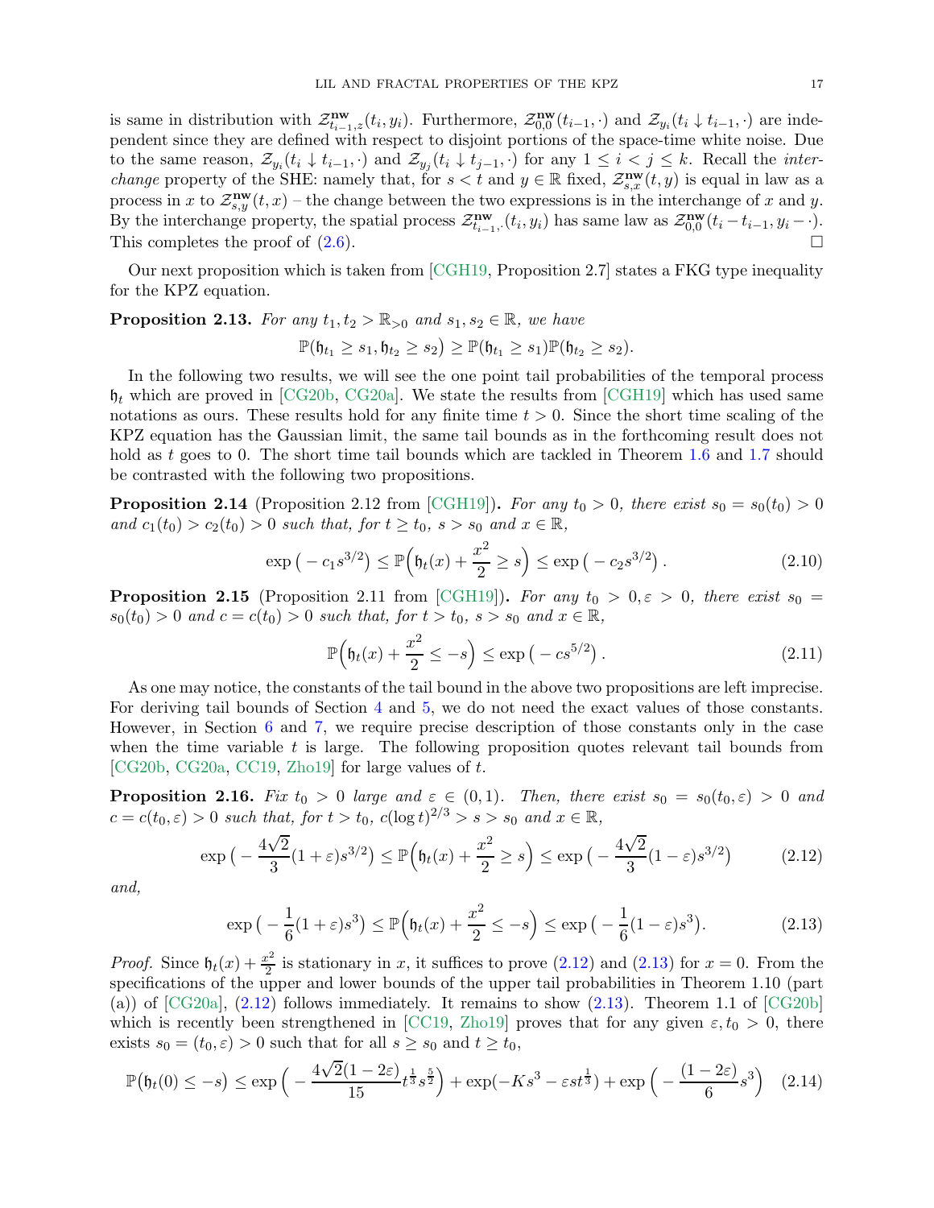is same in distribution with $\mathcal{Z}^{\mathbf{nw}}_{t_{i-1},z}(t_i, y_i)$. Furthermore, $\mathcal{Z}^{\mathbf{nw}}_{0,0}(t_{i-1}, \cdot)$ and $\mathcal{Z}_{y_i}(t_i \downarrow t_{i-1}, \cdot)$ are independent since they are defined with respect to disjoint portions of the space-time white noise. Due to the same reason, $\mathcal{Z}_{y_i}(t_i \downarrow t_{i-1}, \cdot)$ and $\mathcal{Z}_{y_j}(t_i \downarrow t_{j-1}, \cdot)$ for any $1 \leq i < j \leq k$. Recall the *interchange* property of the SHE: namely that, for $s < t$ and $y \in \mathbb{R}$ fixed, $\mathcal{Z}^{\mathbf{nw}}_{s,x}(t, y)$ is equal in law as a process in $x$ to $\mathcal{Z}^{\mathbf{nw}}_{s,y}(t, x)$ – the change between the two expressions is in the interchange of $x$ and $y$. By the interchange property, the spatial process $\mathcal{Z}^{\mathbf{nw}}_{t_{i-1},\cdot}(t_i, y_i)$ has same law as $\mathcal{Z}^{\mathbf{nw}}_{0,0}(t_i - t_{i-1}, y_i - \cdot)$. This completes the proof of (2.6). □

Our next proposition which is taken from [CGH19, Proposition 2.7] states a FKG type inequality for the KPZ equation.

**Proposition 2.13.** *For any $t_1, t_2 > \mathbb{R}_{>0}$ and $s_1, s_2 \in \mathbb{R}$, we have*

$$\mathbb{P}(\mathfrak{h}_{t_1} \geq s_1, \mathfrak{h}_{t_2} \geq s_2) \geq \mathbb{P}(\mathfrak{h}_{t_1} \geq s_1)\mathbb{P}(\mathfrak{h}_{t_2} \geq s_2).$$

In the following two results, we will see the one point tail probabilities of the temporal process $\mathfrak{h}_t$ which are proved in [CG20b, CG20a]. We state the results from [CGH19] which has used same notations as ours. These results hold for any finite time $t > 0$. Since the short time scaling of the KPZ equation has the Gaussian limit, the same tail bounds as in the forthcoming result does not hold as $t$ goes to 0. The short time tail bounds which are tackled in Theorem 1.6 and 1.7 should be contrasted with the following two propositions.

**Proposition 2.14** (Proposition 2.12 from [CGH19])**.** *For any $t_0 > 0$, there exist $s_0 = s_0(t_0) > 0$ and $c_1(t_0) > c_2(t_0) > 0$ such that, for $t \geq t_0$, $s > s_0$ and $x \in \mathbb{R}$,*

$$\exp\big(-c_1 s^{3/2}\big) \leq \mathbb{P}\Big(\mathfrak{h}_t(x) + \frac{x^2}{2} \geq s\Big) \leq \exp\big(-c_2 s^{3/2}\big)\,. \tag{2.10}$$

**Proposition 2.15** (Proposition 2.11 from [CGH19])**.** *For any $t_0 > 0, \varepsilon > 0$, there exist $s_0 = s_0(t_0) > 0$ and $c = c(t_0) > 0$ such that, for $t > t_0$, $s > s_0$ and $x \in \mathbb{R}$,*

$$\mathbb{P}\Big(\mathfrak{h}_t(x) + \frac{x^2}{2} \leq -s\Big) \leq \exp\big(-c s^{5/2}\big)\,. \tag{2.11}$$

As one may notice, the constants of the tail bound in the above two propositions are left imprecise. For deriving tail bounds of Section 4 and 5, we do not need the exact values of those constants. However, in Section 6 and 7, we require precise description of those constants only in the case when the time variable $t$ is large. The following proposition quotes relevant tail bounds from [CG20b, CG20a, CC19, Zho19] for large values of $t$.

**Proposition 2.16.** *Fix $t_0 > 0$ large and $\varepsilon \in (0, 1)$. Then, there exist $s_0 = s_0(t_0, \varepsilon) > 0$ and $c = c(t_0, \varepsilon) > 0$ such that, for $t > t_0$, $c(\log t)^{2/3} > s > s_0$ and $x \in \mathbb{R}$,*

$$\exp\big(-\frac{4\sqrt{2}}{3}(1+\varepsilon)s^{3/2}\big) \leq \mathbb{P}\Big(\mathfrak{h}_t(x) + \frac{x^2}{2} \geq s\Big) \leq \exp\big(-\frac{4\sqrt{2}}{3}(1-\varepsilon)s^{3/2}\big) \tag{2.12}$$

*and,*

$$\exp\big(-\frac{1}{6}(1+\varepsilon)s^{3}\big) \leq \mathbb{P}\Big(\mathfrak{h}_t(x) + \frac{x^2}{2} \leq -s\Big) \leq \exp\big(-\frac{1}{6}(1-\varepsilon)s^{3}\big). \tag{2.13}$$

*Proof.* Since $\mathfrak{h}_t(x) + \frac{x^2}{2}$ is stationary in $x$, it suffices to prove (2.12) and (2.13) for $x = 0$. From the specifications of the upper and lower bounds of the upper tail probabilities in Theorem 1.10 (part (a)) of [CG20a], (2.12) follows immediately. It remains to show (2.13). Theorem 1.1 of [CG20b] which is recently been strengthened in [CC19, Zho19] proves that for any given $\varepsilon, t_0 > 0$, there exists $s_0 = (t_0, \varepsilon) > 0$ such that for all $s \geq s_0$ and $t \geq t_0$,

$$\mathbb{P}\big(\mathfrak{h}_t(0) \leq -s\big) \leq \exp\Big(-\frac{4\sqrt{2}(1-2\varepsilon)}{15}t^{\frac{1}{3}}s^{\frac{5}{2}}\Big) + \exp(-Ks^3 - \varepsilon s t^{\frac{1}{3}}) + \exp\Big(-\frac{(1-2\varepsilon)}{6}s^3\Big) \tag{2.14}$$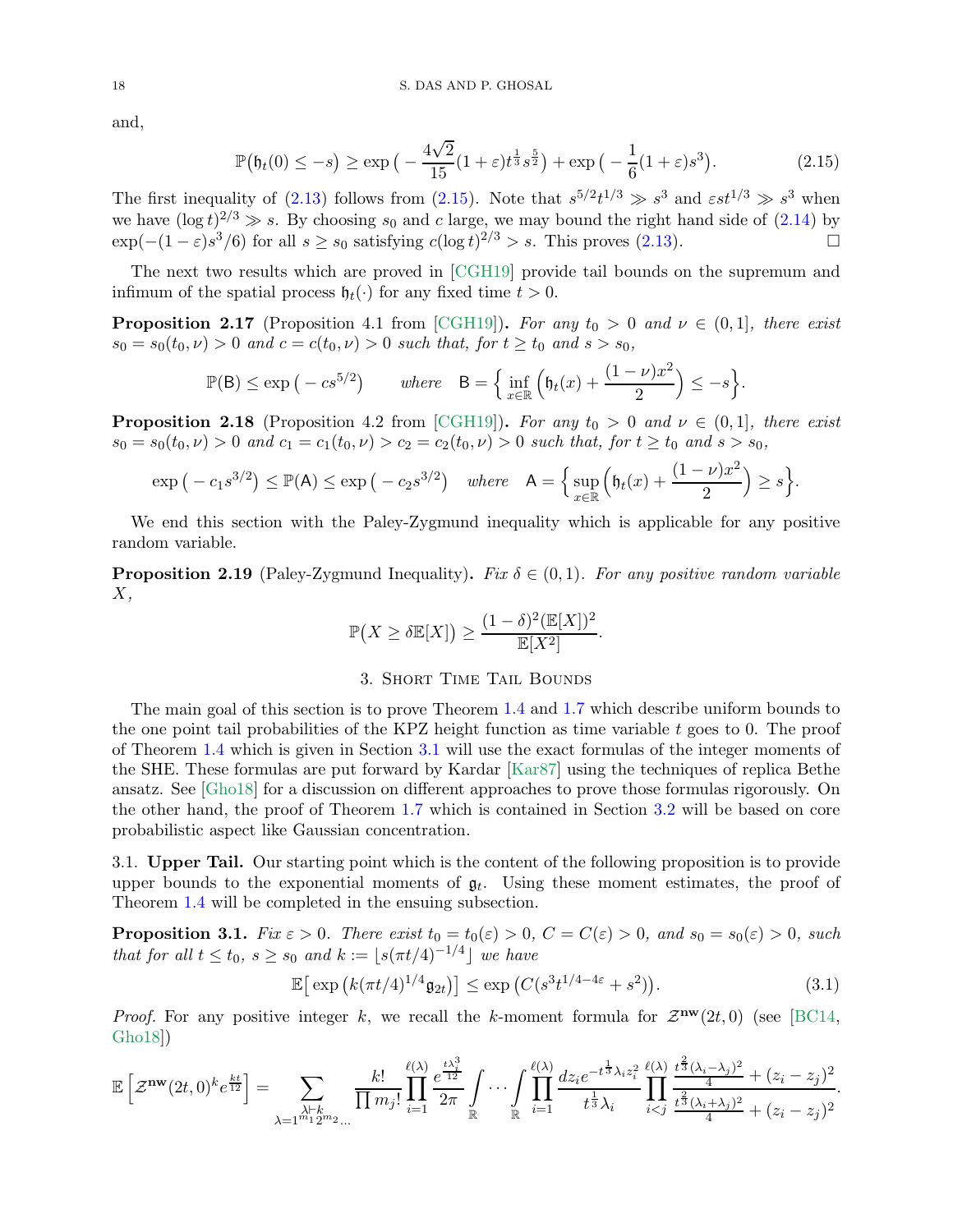and,

$$\mathbb{P}\big(\mathfrak{h}_t(0) \leq -s\big) \geq \exp\big(-\frac{4\sqrt{2}}{15}(1+\varepsilon)t^{\frac{1}{3}}s^{\frac{5}{2}}\big) + \exp\big(-\frac{1}{6}(1+\varepsilon)s^3\big). \tag{2.15}$$

The first inequality of (2.13) follows from (2.15). Note that $s^{5/2}t^{1/3} \gg s^3$ and $\varepsilon s t^{1/3} \gg s^3$ when we have $(\log t)^{2/3} \gg s$. By choosing $s_0$ and $c$ large, we may bound the right hand side of (2.14) by $\exp(-(1-\varepsilon)s^3/6)$ for all $s \geq s_0$ satisfying $c(\log t)^{2/3} > s$. This proves (2.13). $\square$

The next two results which are proved in [CGH19] provide tail bounds on the supremum and infimum of the spatial process $\mathfrak{h}_t(\cdot)$ for any fixed time $t > 0$.

**Proposition 2.17** (Proposition 4.1 from [CGH19])**.** *For any $t_0 > 0$ and $\nu \in (0,1]$, there exist $s_0 = s_0(t_0,\nu) > 0$ and $c = c(t_0,\nu) > 0$ such that, for $t \geq t_0$ and $s > s_0$,*

$$\mathbb{P}(\mathsf{B}) \leq \exp\big(-cs^{5/2}\big) \qquad \text{where} \quad \mathsf{B} = \Big\{\inf_{x\in\mathbb{R}}\Big(\mathfrak{h}_t(x) + \frac{(1-\nu)x^2}{2}\Big) \leq -s\Big\}.$$

**Proposition 2.18** (Proposition 4.2 from [CGH19])**.** *For any $t_0 > 0$ and $\nu \in (0,1]$, there exist $s_0 = s_0(t_0,\nu) > 0$ and $c_1 = c_1(t_0,\nu) > c_2 = c_2(t_0,\nu) > 0$ such that, for $t \geq t_0$ and $s > s_0$,*

$$\exp\big(-c_1 s^{3/2}\big) \leq \mathbb{P}(\mathsf{A}) \leq \exp\big(-c_2 s^{3/2}\big) \quad \text{where} \quad \mathsf{A} = \Big\{\sup_{x\in\mathbb{R}}\Big(\mathfrak{h}_t(x) + \frac{(1-\nu)x^2}{2}\Big) \geq s\Big\}.$$

We end this section with the Paley-Zygmund inequality which is applicable for any positive random variable.

**Proposition 2.19** (Paley-Zygmund Inequality)**.** *Fix $\delta \in (0,1)$. For any positive random variable $X$,*

$$\mathbb{P}\big(X \geq \delta\mathbb{E}[X]\big) \geq \frac{(1-\delta)^2(\mathbb{E}[X])^2}{\mathbb{E}[X^2]}.$$

## 3. Short Time Tail Bounds

The main goal of this section is to prove Theorem 1.4 and 1.7 which describe uniform bounds to the one point tail probabilities of the KPZ height function as time variable $t$ goes to 0. The proof of Theorem 1.4 which is given in Section 3.1 will use the exact formulas of the integer moments of the SHE. These formulas are put forward by Kardar [Kar87] using the techniques of replica Bethe ansatz. See [Gho18] for a discussion on different approaches to prove those formulas rigorously. On the other hand, the proof of Theorem 1.7 which is contained in Section 3.2 will be based on core probabilistic aspect like Gaussian concentration.

### 3.1. Upper Tail.

Our starting point which is the content of the following proposition is to provide upper bounds to the exponential moments of $\mathfrak{g}_t$. Using these moment estimates, the proof of Theorem 1.4 will be completed in the ensuing subsection.

**Proposition 3.1.** *Fix $\varepsilon > 0$. There exist $t_0 = t_0(\varepsilon) > 0$, $C = C(\varepsilon) > 0$, and $s_0 = s_0(\varepsilon) > 0$, such that for all $t \leq t_0$, $s \geq s_0$ and $k := \lfloor s(\pi t/4)^{-1/4}\rfloor$ we have*

$$\mathbb{E}\big[\exp\big(k(\pi t/4)^{1/4}\mathfrak{g}_{2t}\big)\big] \leq \exp\big(C(s^3 t^{1/4-4\varepsilon} + s^2)\big). \tag{3.1}$$

*Proof.* For any positive integer $k$, we recall the $k$-moment formula for $\mathcal{Z}^{\mathbf{nw}}(2t,0)$ (see [BC14, Gho18])

$$\mathbb{E}\Big[\mathcal{Z}^{\mathbf{nw}}(2t,0)^k e^{\frac{kt}{12}}\Big] = \sum_{\substack{\lambda\vdash k\\ \lambda=1^{m_1}2^{m_2}\ldots}} \frac{k!}{\prod m_j!}\prod_{i=1}^{\ell(\lambda)}\frac{e^{\frac{t\lambda_i^3}{12}}}{2\pi}\int_{\mathbb{R}}\cdots\int_{\mathbb{R}}\prod_{i=1}^{\ell(\lambda)}\frac{dz_i e^{-t^{\frac{1}{3}}\lambda_i z_i^2}}{t^{\frac{1}{3}}\lambda_i}\prod_{i<j}^{\ell(\lambda)}\frac{\frac{t^{\frac{2}{3}}(\lambda_i-\lambda_j)^2}{4}+(z_i-z_j)^2}{\frac{t^{\frac{2}{3}}(\lambda_i+\lambda_j)^2}{4}+(z_i-z_j)^2}.$$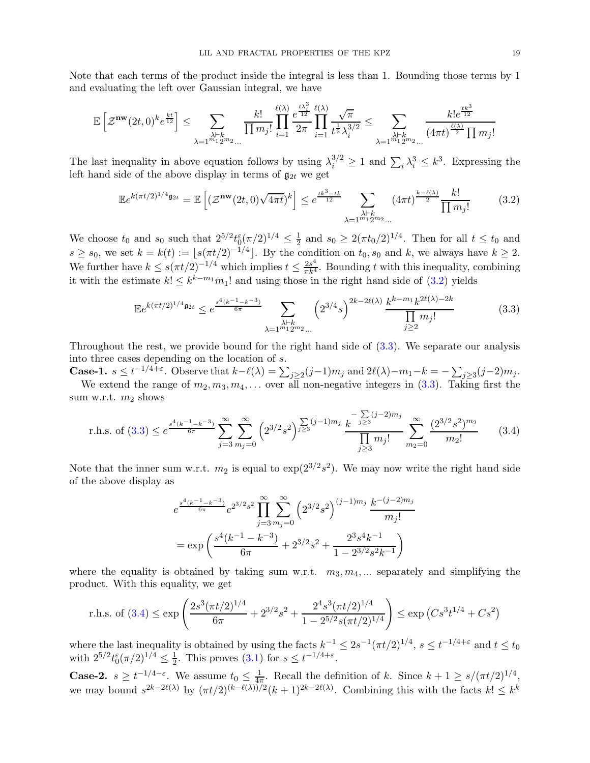Note that each terms of the product inside the integral is less than 1. Bounding those terms by 1 and evaluating the left over Gaussian integral, we have

$$\mathbb{E}\left[\mathcal{Z}^{\mathbf{nw}}(2t,0)^k e^{\frac{kt}{12}}\right] \leq \sum_{\substack{\lambda \vdash k \\ \lambda = 1^{m_1}2^{m_2}\ldots}} \frac{k!}{\prod m_j!} \prod_{i=1}^{\ell(\lambda)} \frac{e^{\frac{t\lambda_i^3}{12}}}{2\pi} \prod_{i=1}^{\ell(\lambda)} \frac{\sqrt{\pi}}{t^{\frac{1}{2}}\lambda_i^{3/2}} \leq \sum_{\substack{\lambda \vdash k \\ \lambda = 1^{m_1}2^{m_2}\ldots}} \frac{k! e^{\frac{tk^3}{12}}}{(4\pi t)^{\frac{\ell(\lambda)}{2}} \prod m_j!}$$

The last inequality in above equation follows by using $\lambda_i^{3/2} \geq 1$ and $\sum_i \lambda_i^3 \leq k^3$. Expressing the left hand side of the above display in terms of $\mathfrak{g}_{2t}$ we get

$$\mathbb{E} e^{k(\pi t/2)^{1/4}\mathfrak{g}_{2t}} = \mathbb{E}\left[(\mathcal{Z}^{\mathbf{nw}}(2t,0)\sqrt{4\pi t})^k\right] \leq e^{\frac{tk^3 - tk}{12}} \sum_{\substack{\lambda \vdash k \\ \lambda = 1^{m_1}2^{m_2}\ldots}} (4\pi t)^{\frac{k-\ell(\lambda)}{2}} \frac{k!}{\prod m_j!} \tag{3.2}$$

We choose $t_0$ and $s_0$ such that $2^{5/2} t_0^{\varepsilon} (\pi/2)^{1/4} \leq \frac{1}{2}$ and $s_0 \geq 2(\pi t_0/2)^{1/4}$. Then for all $t \leq t_0$ and $s \geq s_0$, we set $k = k(t) := \lfloor s(\pi t/2)^{-1/4} \rfloor$. By the condition on $t_0, s_0$ and $k$, we always have $k \geq 2$. We further have $k \leq s(\pi t/2)^{-1/4}$ which implies $t \leq \frac{2s^4}{\pi k^4}$. Bounding $t$ with this inequality, combining it with the estimate $k! \leq k^{k-m_1} m_1!$ and using those in the right hand side of (3.2) yields

$$\mathbb{E} e^{k(\pi t/2)^{1/4}\mathfrak{g}_{2t}} \leq e^{\frac{s^4(k^{-1}-k^{-3})}{6\pi}} \sum_{\substack{\lambda \vdash k \\ \lambda = 1^{m_1}2^{m_2}\ldots}} \left(2^{3/4}s\right)^{2k-2\ell(\lambda)} \frac{k^{k-m_1} k^{2\ell(\lambda)-2k}}{\prod\limits_{j\geq 2} m_j!} \tag{3.3}$$

Throughout the rest, we provide bound for the right hand side of (3.3). We separate our analysis into three cases depending on the location of $s$.

**Case-1.** $s \leq t^{-1/4+\varepsilon}$. Observe that $k - \ell(\lambda) = \sum_{j\geq 2}(j-1)m_j$ and $2\ell(\lambda) - m_1 - k = -\sum_{j\geq 3}(j-2)m_j$.

We extend the range of $m_2, m_3, m_4, \ldots$ over all non-negative integers in (3.3). Taking first the sum w.r.t. $m_2$ shows

$$\text{r.h.s. of (3.3)} \leq e^{\frac{s^4(k^{-1}-k^{-3})}{6\pi}} \sum_{j=3}^{\infty} \sum_{m_j=0}^{\infty} \left(2^{3/2}s^2\right)^{\sum\limits_{j\geq 3}(j-1)m_j} \frac{k^{-\sum\limits_{j\geq 3}(j-2)m_j}}{\prod\limits_{j\geq 3} m_j!} \sum_{m_2=0}^{\infty} \frac{(2^{3/2}s^2)^{m_2}}{m_2!} \tag{3.4}$$

Note that the inner sum w.r.t. $m_2$ is equal to $\exp(2^{3/2}s^2)$. We may now write the right hand side of the above display as

$$\begin{aligned}
&e^{\frac{s^4(k^{-1}-k^{-3})}{6\pi}} e^{2^{3/2}s^2} \prod_{j=3}^{\infty} \sum_{m_j=0}^{\infty} \left(2^{3/2}s^2\right)^{(j-1)m_j} \frac{k^{-(j-2)m_j}}{m_j!} \\
&= \exp\left(\frac{s^4(k^{-1}-k^{-3})}{6\pi} + 2^{3/2}s^2 + \frac{2^3 s^4 k^{-1}}{1 - 2^{3/2}s^2 k^{-1}}\right)
\end{aligned}$$

where the equality is obtained by taking sum w.r.t. $m_3, m_4, \ldots$ separately and simplifying the product. With this equality, we get

$$\text{r.h.s. of (3.4)} \leq \exp\left(\frac{2s^3(\pi t/2)^{1/4}}{6\pi} + 2^{3/2}s^2 + \frac{2^4 s^3 (\pi t/2)^{1/4}}{1 - 2^{5/2}s(\pi t/2)^{1/4}}\right) \leq \exp\left(Cs^3 t^{1/4} + Cs^2\right)$$

where the last inequality is obtained by using the facts $k^{-1} \leq 2s^{-1}(\pi t/2)^{1/4}$, $s \leq t^{-1/4+\varepsilon}$ and $t \leq t_0$ with $2^{5/2} t_0^{\varepsilon}(\pi/2)^{1/4} \leq \frac{1}{2}$. This proves (3.1) for $s \leq t^{-1/4+\varepsilon}$.

**Case-2.** $s \geq t^{-1/4-\varepsilon}$. We assume $t_0 \leq \frac{1}{4\pi}$. Recall the definition of $k$. Since $k+1 \geq s/(\pi t/2)^{1/4}$, we may bound $s^{2k-2\ell(\lambda)}$ by $(\pi t/2)^{(k-\ell(\lambda))/2}(k+1)^{2k-2\ell(\lambda)}$. Combining this with the facts $k! \leq k^k$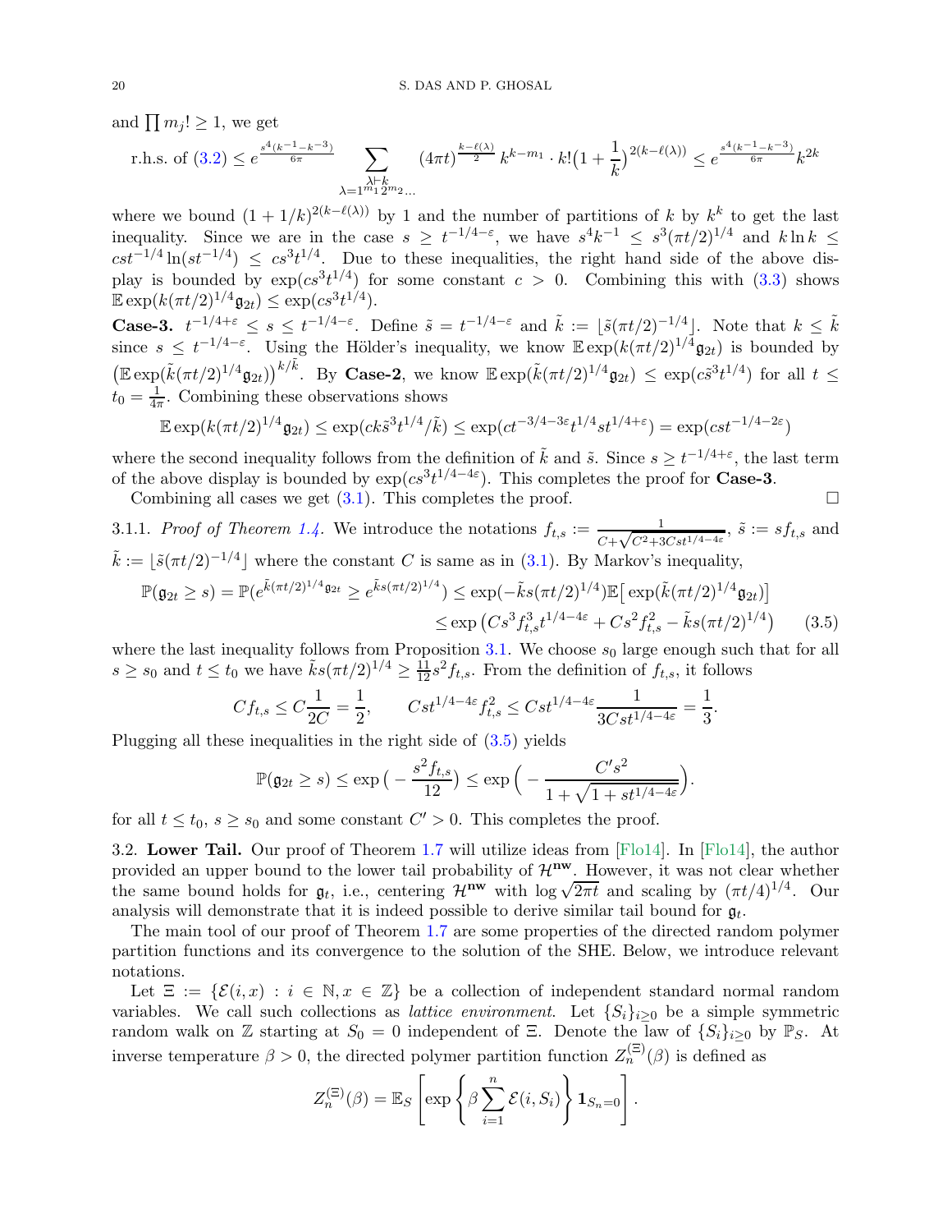and $\prod m_j! \geq 1$, we get

$$\text{r.h.s. of (3.2)} \leq e^{\frac{s^4(k^{-1}-k^{-3})}{6\pi}} \sum_{\substack{\lambda \vdash k \\ \lambda = 1^{m_1}2^{m_2}\ldots}} (4\pi t)^{\frac{k-\ell(\lambda)}{2}} k^{k-m_1} \cdot k! \big(1+\frac{1}{k}\big)^{2(k-\ell(\lambda))} \leq e^{\frac{s^4(k^{-1}-k^{-3})}{6\pi}} k^{2k}$$

where we bound $(1+1/k)^{2(k-\ell(\lambda))}$ by 1 and the number of partitions of $k$ by $k^k$ to get the last inequality. Since we are in the case $s \geq t^{-1/4-\varepsilon}$, we have $s^4 k^{-1} \leq s^3(\pi t/2)^{1/4}$ and $k\ln k \leq cst^{-1/4}\ln(st^{-1/4}) \leq cs^3 t^{1/4}$. Due to these inequalities, the right hand side of the above display is bounded by $\exp(cs^3t^{1/4})$ for some constant $c > 0$. Combining this with (3.3) shows $\mathbb{E}\exp(k(\pi t/2)^{1/4}\mathfrak{g}_{2t}) \leq \exp(cs^3t^{1/4})$.

**Case-3.** $t^{-1/4+\varepsilon} \leq s \leq t^{-1/4-\varepsilon}$. Define $\tilde{s} = t^{-1/4-\varepsilon}$ and $\tilde{k} := \lfloor \tilde{s}(\pi t/2)^{-1/4}\rfloor$. Note that $k \leq \tilde{k}$ since $s \leq t^{-1/4-\varepsilon}$. Using the Hölder's inequality, we know $\mathbb{E}\exp(k(\pi t/2)^{1/4}\mathfrak{g}_{2t})$ is bounded by $\big(\mathbb{E}\exp(\tilde{k}(\pi t/2)^{1/4}\mathfrak{g}_{2t})\big)^{k/\tilde{k}}$. By **Case-2**, we know $\mathbb{E}\exp(\tilde{k}(\pi t/2)^{1/4}\mathfrak{g}_{2t}) \leq \exp(c\tilde{s}^3t^{1/4})$ for all $t \leq t_0 = \frac{1}{4\pi}$. Combining these observations shows

$$\mathbb{E}\exp(k(\pi t/2)^{1/4}\mathfrak{g}_{2t}) \leq \exp(ck\tilde{s}^3t^{1/4}/\tilde{k}) \leq \exp(ct^{-3/4-3\varepsilon}t^{1/4}st^{1/4+\varepsilon}) = \exp(cst^{-1/4-2\varepsilon})$$

where the second inequality follows from the definition of $\tilde{k}$ and $\tilde{s}$. Since $s \geq t^{-1/4+\varepsilon}$, the last term of the above display is bounded by $\exp(cs^3t^{1/4-4\varepsilon})$. This completes the proof for **Case-3**.

Combining all cases we get (3.1). This completes the proof. $\square$

3.1.1. *Proof of Theorem 1.4.* We introduce the notations $f_{t,s} := \frac{1}{C+\sqrt{C^2+3Cst^{1/4-4\varepsilon}}}$, $\tilde{s} := sf_{t,s}$ and $\tilde{k} := \lfloor \tilde{s}(\pi t/2)^{-1/4}\rfloor$ where the constant $C$ is same as in (3.1). By Markov's inequality,

$$\begin{aligned}\mathbb{P}(\mathfrak{g}_{2t} \geq s) = \mathbb{P}(e^{\tilde{k}(\pi t/2)^{1/4}\mathfrak{g}_{2t}} \geq e^{\tilde{k}s(\pi t/2)^{1/4}}) &\leq \exp(-\tilde{k}s(\pi t/2)^{1/4})\mathbb{E}\big[\exp(\tilde{k}(\pi t/2)^{1/4}\mathfrak{g}_{2t})\big] \\ &\leq \exp\big(Cs^3f_{t,s}^3t^{1/4-4\varepsilon} + Cs^2f_{t,s}^2 - \tilde{k}s(\pi t/2)^{1/4}\big) \qquad (3.5)\end{aligned}$$

where the last inequality follows from Proposition 3.1. We choose $s_0$ large enough such that for all $s \geq s_0$ and $t \leq t_0$ we have $\tilde{k}s(\pi t/2)^{1/4} \geq \frac{11}{12}s^2 f_{t,s}$. From the definition of $f_{t,s}$, it follows

$$Cf_{t,s} \leq C\frac{1}{2C} = \frac{1}{2}, \qquad Cst^{1/4-4\varepsilon}f_{t,s}^2 \leq Cst^{1/4-4\varepsilon}\frac{1}{3Cst^{1/4-4\varepsilon}} = \frac{1}{3}.$$

Plugging all these inequalities in the right side of (3.5) yields

$$\mathbb{P}(\mathfrak{g}_{2t} \geq s) \leq \exp\big(-\frac{s^2f_{t,s}}{12}\big) \leq \exp\Big(-\frac{C's^2}{1+\sqrt{1+st^{1/4-4\varepsilon}}}\Big).$$

for all $t \leq t_0$, $s \geq s_0$ and some constant $C' > 0$. This completes the proof.

3.2. **Lower Tail.** Our proof of Theorem 1.7 will utilize ideas from [Flo14]. In [Flo14], the author provided an upper bound to the lower tail probability of $\mathcal{H}^{\mathbf{nw}}$. However, it was not clear whether the same bound holds for $\mathfrak{g}_t$, i.e., centering $\mathcal{H}^{\mathbf{nw}}$ with $\log\sqrt{2\pi t}$ and scaling by $(\pi t/4)^{1/4}$. Our analysis will demonstrate that it is indeed possible to derive similar tail bound for $\mathfrak{g}_t$.

The main tool of our proof of Theorem 1.7 are some properties of the directed random polymer partition functions and its convergence to the solution of the SHE. Below, we introduce relevant notations.

Let $\Xi := \{\mathcal{E}(i,x) : i \in \mathbb{N}, x \in \mathbb{Z}\}$ be a collection of independent standard normal random variables. We call such collections as *lattice environment*. Let $\{S_i\}_{i\geq 0}$ be a simple symmetric random walk on $\mathbb{Z}$ starting at $S_0 = 0$ independent of $\Xi$. Denote the law of $\{S_i\}_{i\geq 0}$ by $\mathbb{P}_S$. At inverse temperature $\beta > 0$, the directed polymer partition function $Z_n^{(\Xi)}(\beta)$ is defined as

$$Z_n^{(\Xi)}(\beta) = \mathbb{E}_S\left[\exp\left\{\beta\sum_{i=1}^n \mathcal{E}(i,S_i)\right\}\mathbf{1}_{S_n=0}\right].$$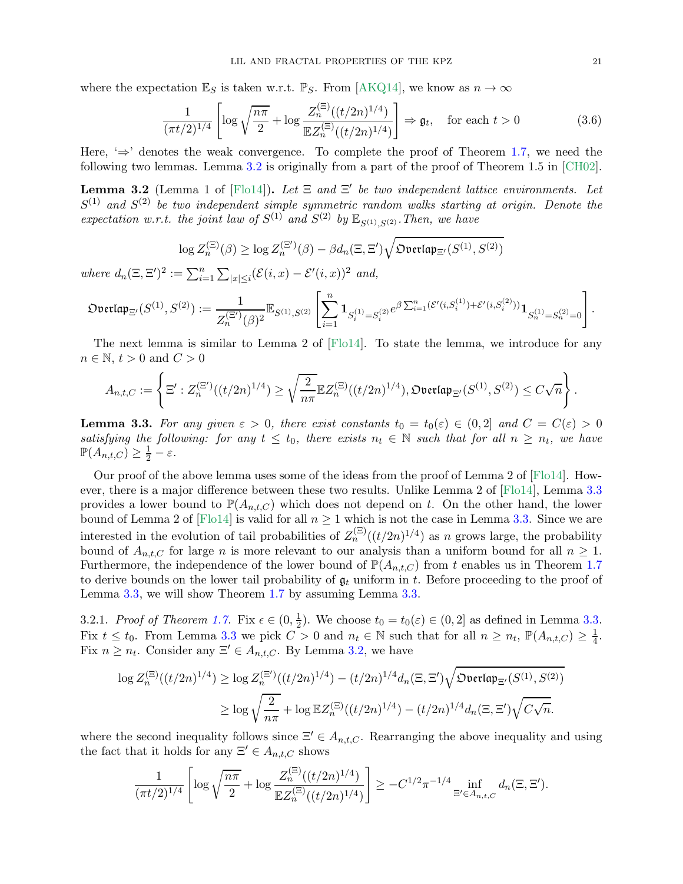where the expectation $\mathbb{E}_S$ is taken w.r.t. $\mathbb{P}_S$. From [AKQ14], we know as $n \to \infty$

$$\frac{1}{(\pi t/2)^{1/4}} \left[ \log \sqrt{\frac{n\pi}{2}} + \log \frac{Z_n^{(\Xi)}((t/2n)^{1/4})}{\mathbb{E} Z_n^{(\Xi)}((t/2n)^{1/4})} \right] \Rightarrow \mathfrak{g}_t, \quad \text{for each } t > 0 \tag{3.6}$$

Here, '$\Rightarrow$' denotes the weak convergence. To complete the proof of Theorem 1.7, we need the following two lemmas. Lemma 3.2 is originally from a part of the proof of Theorem 1.5 in [CH02].

**Lemma 3.2** (Lemma 1 of [Flo14])**.** *Let $\Xi$ and $\Xi'$ be two independent lattice environments. Let $S^{(1)}$ and $S^{(2)}$ be two independent simple symmetric random walks starting at origin. Denote the expectation w.r.t. the joint law of $S^{(1)}$ and $S^{(2)}$ by $\mathbb{E}_{S^{(1)},S^{(2)}}$. Then, we have*

$$\log Z_n^{(\Xi)}(\beta) \geq \log Z_n^{(\Xi')}(\beta) - \beta d_n(\Xi, \Xi') \sqrt{\mathfrak{Overlap}_{\Xi'}(S^{(1)}, S^{(2)})}$$

*where $d_n(\Xi, \Xi')^2 := \sum_{i=1}^n \sum_{|x| \leq i} (\mathcal{E}(i,x) - \mathcal{E}'(i,x))^2$ and,*

$$\mathfrak{Overlap}_{\Xi'}(S^{(1)}, S^{(2)}) := \frac{1}{Z_n^{(\Xi')}(\beta)^2} \mathbb{E}_{S^{(1)},S^{(2)}} \left[ \sum_{i=1}^n \mathbf{1}_{S_i^{(1)} = S_i^{(2)}} e^{\beta \sum_{i=1}^n (\mathcal{E}'(i, S_i^{(1)}) + \mathcal{E}'(i, S_i^{(2)}))} \mathbf{1}_{S_n^{(1)} = S_n^{(2)} = 0} \right].$$

The next lemma is similar to Lemma 2 of [Flo14]. To state the lemma, we introduce for any $n \in \mathbb{N}$, $t > 0$ and $C > 0$

$$A_{n,t,C} := \left\{ \Xi' : Z_n^{(\Xi')}((t/2n)^{1/4}) \geq \sqrt{\frac{2}{n\pi}} \mathbb{E} Z_n^{(\Xi)}((t/2n)^{1/4}), \mathfrak{Overlap}_{\Xi'}(S^{(1)}, S^{(2)}) \leq C\sqrt{n} \right\}.$$

**Lemma 3.3.** *For any given $\varepsilon > 0$, there exist constants $t_0 = t_0(\varepsilon) \in (0, 2]$ and $C = C(\varepsilon) > 0$ satisfying the following: for any $t \leq t_0$, there exists $n_t \in \mathbb{N}$ such that for all $n \geq n_t$, we have $\mathbb{P}(A_{n,t,C}) \geq \frac{1}{2} - \varepsilon$.*

Our proof of the above lemma uses some of the ideas from the proof of Lemma 2 of [Flo14]. However, there is a major difference between these two results. Unlike Lemma 2 of [Flo14], Lemma 3.3 provides a lower bound to $\mathbb{P}(A_{n,t,C})$ which does not depend on $t$. On the other hand, the lower bound of Lemma 2 of [Flo14] is valid for all $n \geq 1$ which is not the case in Lemma 3.3. Since we are interested in the evolution of tail probabilities of $Z_n^{(\Xi)}((t/2n)^{1/4})$ as $n$ grows large, the probability bound of $A_{n,t,C}$ for large $n$ is more relevant to our analysis than a uniform bound for all $n \geq 1$. Furthermore, the independence of the lower bound of $\mathbb{P}(A_{n,t,C})$ from $t$ enables us in Theorem 1.7 to derive bounds on the lower tail probability of $\mathfrak{g}_t$ uniform in $t$. Before proceeding to the proof of Lemma 3.3, we will show Theorem 1.7 by assuming Lemma 3.3.

3.2.1. *Proof of Theorem 1.7.* Fix $\epsilon \in (0, \frac{1}{2})$. We choose $t_0 = t_0(\varepsilon) \in (0, 2]$ as defined in Lemma 3.3. Fix $t \leq t_0$. From Lemma 3.3 we pick $C > 0$ and $n_t \in \mathbb{N}$ such that for all $n \geq n_t$, $\mathbb{P}(A_{n,t,C}) \geq \frac{1}{4}$. Fix $n \geq n_t$. Consider any $\Xi' \in A_{n,t,C}$. By Lemma 3.2, we have

$$\begin{aligned}
\log Z_n^{(\Xi)}((t/2n)^{1/4}) &\geq \log Z_n^{(\Xi')}((t/2n)^{1/4}) - (t/2n)^{1/4} d_n(\Xi, \Xi') \sqrt{\mathfrak{Overlap}_{\Xi'}(S^{(1)}, S^{(2)})} \\
&\geq \log \sqrt{\frac{2}{n\pi}} + \log \mathbb{E} Z_n^{(\Xi)}((t/2n)^{1/4}) - (t/2n)^{1/4} d_n(\Xi, \Xi') \sqrt{C\sqrt{n}}.
\end{aligned}$$

where the second inequality follows since $\Xi' \in A_{n,t,C}$. Rearranging the above inequality and using the fact that it holds for any $\Xi' \in A_{n,t,C}$ shows

$$\frac{1}{(\pi t/2)^{1/4}} \left[ \log \sqrt{\frac{n\pi}{2}} + \log \frac{Z_n^{(\Xi)}((t/2n)^{1/4})}{\mathbb{E} Z_n^{(\Xi)}((t/2n)^{1/4})} \right] \geq -C^{1/2} \pi^{-1/4} \inf_{\Xi' \in A_{n,t,C}} d_n(\Xi, \Xi').$$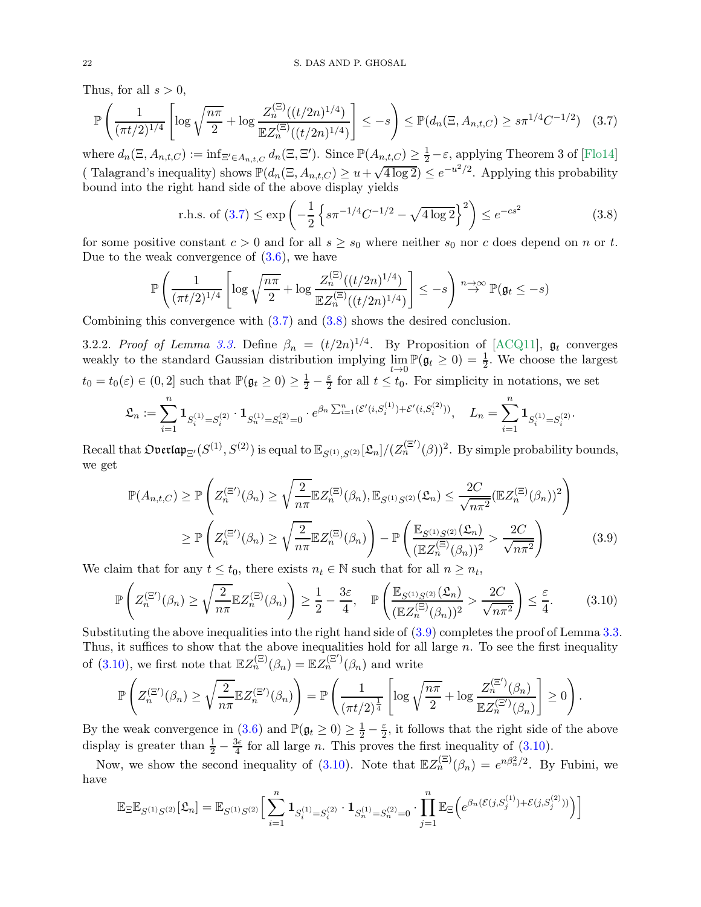Thus, for all $s > 0$,

$$\mathbb{P}\left(\frac{1}{(\pi t/2)^{1/4}}\left[\log\sqrt{\frac{n\pi}{2}} + \log\frac{Z_n^{(\Xi)}((t/2n)^{1/4})}{\mathbb{E}Z_n^{(\Xi)}((t/2n)^{1/4})}\right] \le -s\right) \le \mathbb{P}(d_n(\Xi, A_{n,t,C}) \ge s\pi^{1/4}C^{-1/2}) \quad (3.7)$$

where $d_n(\Xi, A_{n,t,C}) := \inf_{\Xi' \in A_{n,t,C}} d_n(\Xi, \Xi')$. Since $\mathbb{P}(A_{n,t,C}) \ge \frac{1}{2} - \varepsilon$, applying Theorem 3 of [Flo14] ( Talagrand's inequality) shows $\mathbb{P}(d_n(\Xi, A_{n,t,C}) \ge u + \sqrt{4\log 2}) \le e^{-u^2/2}$. Applying this probability bound into the right hand side of the above display yields

$$\text{r.h.s. of (3.7)} \le \exp\left(-\frac{1}{2}\left\{s\pi^{-1/4}C^{-1/2} - \sqrt{4\log 2}\right\}^2\right) \le e^{-cs^2} \quad (3.8)$$

for some positive constant $c > 0$ and for all $s \ge s_0$ where neither $s_0$ nor $c$ does depend on $n$ or $t$. Due to the weak convergence of (3.6), we have

$$\mathbb{P}\left(\frac{1}{(\pi t/2)^{1/4}}\left[\log\sqrt{\frac{n\pi}{2}} + \log\frac{Z_n^{(\Xi)}((t/2n)^{1/4})}{\mathbb{E}Z_n^{(\Xi)}((t/2n)^{1/4})}\right] \le -s\right) \overset{n\to\infty}{\to} \mathbb{P}(\mathfrak{g}_t \le -s)$$

Combining this convergence with (3.7) and (3.8) shows the desired conclusion.

3.2.2. *Proof of Lemma 3.3.* Define $\beta_n = (t/2n)^{1/4}$. By Proposition of [ACQ11], $\mathfrak{g}_t$ converges weakly to the standard Gaussian distribution implying $\lim_{t\to 0}\mathbb{P}(\mathfrak{g}_t \ge 0) = \frac{1}{2}$. We choose the largest $t_0 = t_0(\varepsilon) \in (0, 2]$ such that $\mathbb{P}(\mathfrak{g}_t \ge 0) \ge \frac{1}{2} - \frac{\varepsilon}{2}$ for all $t \le t_0$. For simplicity in notations, we set

$$\mathfrak{L}_n := \sum_{i=1}^n \mathbf{1}_{S_i^{(1)} = S_i^{(2)}} \cdot \mathbf{1}_{S_n^{(1)} = S_n^{(2)} = 0} \cdot e^{\beta_n \sum_{i=1}^n (\mathcal{E}'(i, S_i^{(1)}) + \mathcal{E}'(i, S_i^{(2)}))}, \quad L_n = \sum_{i=1}^n \mathbf{1}_{S_i^{(1)} = S_i^{(2)}}.$$

Recall that $\mathfrak{Overlap}_{\Xi'}(S^{(1)}, S^{(2)})$ is equal to $\mathbb{E}_{S^{(1)}, S^{(2)}}[\mathfrak{L}_n]/(Z_n^{(\Xi')}(\beta))^2$. By simple probability bounds, we get

$$\begin{aligned}
\mathbb{P}(A_{n,t,C}) &\ge \mathbb{P}\left(Z_n^{(\Xi')}(\beta_n) \ge \sqrt{\frac{2}{n\pi}}\mathbb{E}Z_n^{(\Xi)}(\beta_n), \mathbb{E}_{S^{(1)}S^{(2)}}(\mathfrak{L}_n) \le \frac{2C}{\sqrt{n\pi^2}}(\mathbb{E}Z_n^{(\Xi)}(\beta_n))^2\right) \\
&\ge \mathbb{P}\left(Z_n^{(\Xi')}(\beta_n) \ge \sqrt{\frac{2}{n\pi}}\mathbb{E}Z_n^{(\Xi)}(\beta_n)\right) - \mathbb{P}\left(\frac{\mathbb{E}_{S^{(1)}S^{(2)}}(\mathfrak{L}_n)}{(\mathbb{E}Z_n^{(\Xi)}(\beta_n))^2} > \frac{2C}{\sqrt{n\pi^2}}\right) \quad (3.9)
\end{aligned}$$

We claim that for any $t \le t_0$, there exists $n_t \in \mathbb{N}$ such that for all $n \ge n_t$,

$$\mathbb{P}\left(Z_n^{(\Xi')}(\beta_n) \ge \sqrt{\frac{2}{n\pi}}\mathbb{E}Z_n^{(\Xi)}(\beta_n)\right) \ge \frac{1}{2} - \frac{3\varepsilon}{4}, \quad \mathbb{P}\left(\frac{\mathbb{E}_{S^{(1)}S^{(2)}}(\mathfrak{L}_n)}{(\mathbb{E}Z_n^{(\Xi)}(\beta_n))^2} > \frac{2C}{\sqrt{n\pi^2}}\right) \le \frac{\varepsilon}{4}. \quad (3.10)$$

Substituting the above inequalities into the right hand side of (3.9) completes the proof of Lemma 3.3. Thus, it suffices to show that the above inequalities hold for all large $n$. To see the first inequality of (3.10), we first note that $\mathbb{E}Z_n^{(\Xi)}(\beta_n) = \mathbb{E}Z_n^{(\Xi')}(\beta_n)$ and write

$$\mathbb{P}\left(Z_n^{(\Xi')}(\beta_n) \ge \sqrt{\frac{2}{n\pi}}\mathbb{E}Z_n^{(\Xi')}(\beta_n)\right) = \mathbb{P}\left(\frac{1}{(\pi t/2)^{\frac{1}{4}}}\left[\log\sqrt{\frac{n\pi}{2}} + \log\frac{Z_n^{(\Xi')}(\beta_n)}{\mathbb{E}Z_n^{(\Xi')}(\beta_n)}\right] \ge 0\right).$$

By the weak convergence in (3.6) and $\mathbb{P}(\mathfrak{g}_t \ge 0) \ge \frac{1}{2} - \frac{\varepsilon}{2}$, it follows that the right side of the above display is greater than $\frac{1}{2} - \frac{3\epsilon}{4}$ for all large $n$. This proves the first inequality of (3.10).

Now, we show the second inequality of (3.10). Note that $\mathbb{E}Z_n^{(\Xi)}(\beta_n) = e^{n\beta_n^2/2}$. By Fubini, we have

$$\mathbb{E}_\Xi\mathbb{E}_{S^{(1)}S^{(2)}}[\mathfrak{L}_n] = \mathbb{E}_{S^{(1)}S^{(2)}}\Big[\sum_{i=1}^n \mathbf{1}_{S_i^{(1)} = S_i^{(2)}} \cdot \mathbf{1}_{S_n^{(1)} = S_n^{(2)} = 0} \cdot \prod_{j=1}^n \mathbb{E}_\Xi\Big(e^{\beta_n(\mathcal{E}(j, S_j^{(1)}) + \mathcal{E}(j, S_j^{(2)}))}\Big)\Big]$$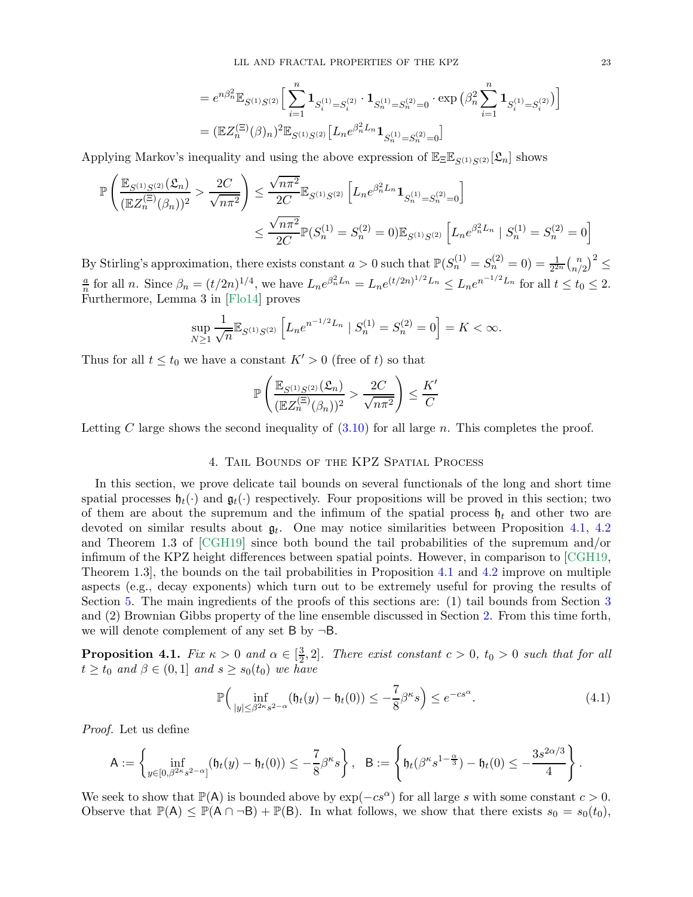$$= e^{n\beta_n^2}\mathbb{E}_{S^{(1)}S^{(2)}}\Big[\sum_{i=1}^{n}\mathbf{1}_{S_i^{(1)}=S_i^{(2)}}\cdot\mathbf{1}_{S_n^{(1)}=S_n^{(2)}=0}\cdot\exp\big(\beta_n^2\sum_{i=1}^{n}\mathbf{1}_{S_i^{(1)}=S_i^{(2)}}\big)\Big]$$

$$= (\mathbb{E}Z_n^{(\Xi)}(\beta)_n)^2\mathbb{E}_{S^{(1)}S^{(2)}}\big[L_n e^{\beta_n^2 L_n}\mathbf{1}_{S_n^{(1)}=S_n^{(2)}=0}\big]$$

Applying Markov's inequality and using the above expression of $\mathbb{E}_{\Xi}\mathbb{E}_{S^{(1)}S^{(2)}}[\mathfrak{L}_n]$ shows

$$\mathbb{P}\left(\frac{\mathbb{E}_{S^{(1)}S^{(2)}}(\mathfrak{L}_n)}{(\mathbb{E}Z_n^{(\Xi)}(\beta_n))^2} > \frac{2C}{\sqrt{n\pi^2}}\right) \leq \frac{\sqrt{n\pi^2}}{2C}\mathbb{E}_{S^{(1)}S^{(2)}}\left[L_n e^{\beta_n^2 L_n}\mathbf{1}_{S_n^{(1)}=S_n^{(2)}=0}\right]$$

$$\leq \frac{\sqrt{n\pi^2}}{2C}\mathbb{P}(S_n^{(1)}=S_n^{(2)}=0)\mathbb{E}_{S^{(1)}S^{(2)}}\left[L_n e^{\beta_n^2 L_n}\mid S_n^{(1)}=S_n^{(2)}=0\right]$$

By Stirling's approximation, there exists constant $a>0$ such that $\mathbb{P}(S_n^{(1)}=S_n^{(2)}=0)=\frac{1}{2^{2n}}\binom{n}{n/2}^2 \leq \frac{a}{n}$ for all $n$. Since $\beta_n=(t/2n)^{1/4}$, we have $L_n e^{\beta_n^2 L_n}=L_n e^{(t/2n)^{1/2}L_n}\leq L_n e^{n^{-1/2}L_n}$ for all $t\leq t_0\leq 2$. Furthermore, Lemma 3 in [Flo14] proves

$$\sup_{N\geq 1}\frac{1}{\sqrt{n}}\mathbb{E}_{S^{(1)}S^{(2)}}\left[L_n e^{n^{-1/2}L_n}\mid S_n^{(1)}=S_n^{(2)}=0\right]=K<\infty.$$

Thus for all $t\leq t_0$ we have a constant $K'>0$ (free of $t$) so that

$$\mathbb{P}\left(\frac{\mathbb{E}_{S^{(1)}S^{(2)}}(\mathfrak{L}_n)}{(\mathbb{E}Z_n^{(\Xi)}(\beta_n))^2} > \frac{2C}{\sqrt{n\pi^2}}\right)\leq \frac{K'}{C}$$

Letting $C$ large shows the second inequality of (3.10) for all large $n$. This completes the proof.

## 4. Tail Bounds of the KPZ Spatial Process

In this section, we prove delicate tail bounds on several functionals of the long and short time spatial processes $\mathfrak{h}_t(\cdot)$ and $\mathfrak{g}_t(\cdot)$ respectively. Four propositions will be proved in this section; two of them are about the supremum and the infimum of the spatial process $\mathfrak{h}_t$ and other two are devoted on similar results about $\mathfrak{g}_t$. One may notice similarities between Proposition 4.1, 4.2 and Theorem 1.3 of [CGH19] since both bound the tail probabilities of the supremum and/or infimum of the KPZ height differences between spatial points. However, in comparison to [CGH19, Theorem 1.3], the bounds on the tail probabilities in Proposition 4.1 and 4.2 improve on multiple aspects (e.g., decay exponents) which turn out to be extremely useful for proving the results of Section 5. The main ingredients of the proofs of this sections are: (1) tail bounds from Section 3 and (2) Brownian Gibbs property of the line ensemble discussed in Section 2. From this time forth, we will denote complement of any set $\mathsf{B}$ by $\neg\mathsf{B}$.

**Proposition 4.1.** *Fix $\kappa>0$ and $\alpha\in[\frac{3}{2},2]$. There exist constant $c>0$, $t_0>0$ such that for all $t\geq t_0$ and $\beta\in(0,1]$ and $s\geq s_0(t_0)$ we have*

$$\mathbb{P}\Big(\inf_{|y|\leq\beta^{2\kappa}s^{2-\alpha}}(\mathfrak{h}_t(y)-\mathfrak{h}_t(0))\leq -\frac{7}{8}\beta^{\kappa}s\Big)\leq e^{-cs^{\alpha}}. \tag{4.1}$$

*Proof.* Let us define

$$\mathsf{A}:=\left\{\inf_{y\in[0,\beta^{2\kappa}s^{2-\alpha}]}(\mathfrak{h}_t(y)-\mathfrak{h}_t(0))\leq -\frac{7}{8}\beta^{\kappa}s\right\},\quad \mathsf{B}:=\left\{\mathfrak{h}_t(\beta^{\kappa}s^{1-\frac{\alpha}{3}})-\mathfrak{h}_t(0)\leq -\frac{3s^{2\alpha/3}}{4}\right\}.$$

We seek to show that $\mathbb{P}(\mathsf{A})$ is bounded above by $\exp(-cs^{\alpha})$ for all large $s$ with some constant $c>0$. Observe that $\mathbb{P}(\mathsf{A})\leq\mathbb{P}(\mathsf{A}\cap\neg\mathsf{B})+\mathbb{P}(\mathsf{B})$. In what follows, we show that there exists $s_0=s_0(t_0)$,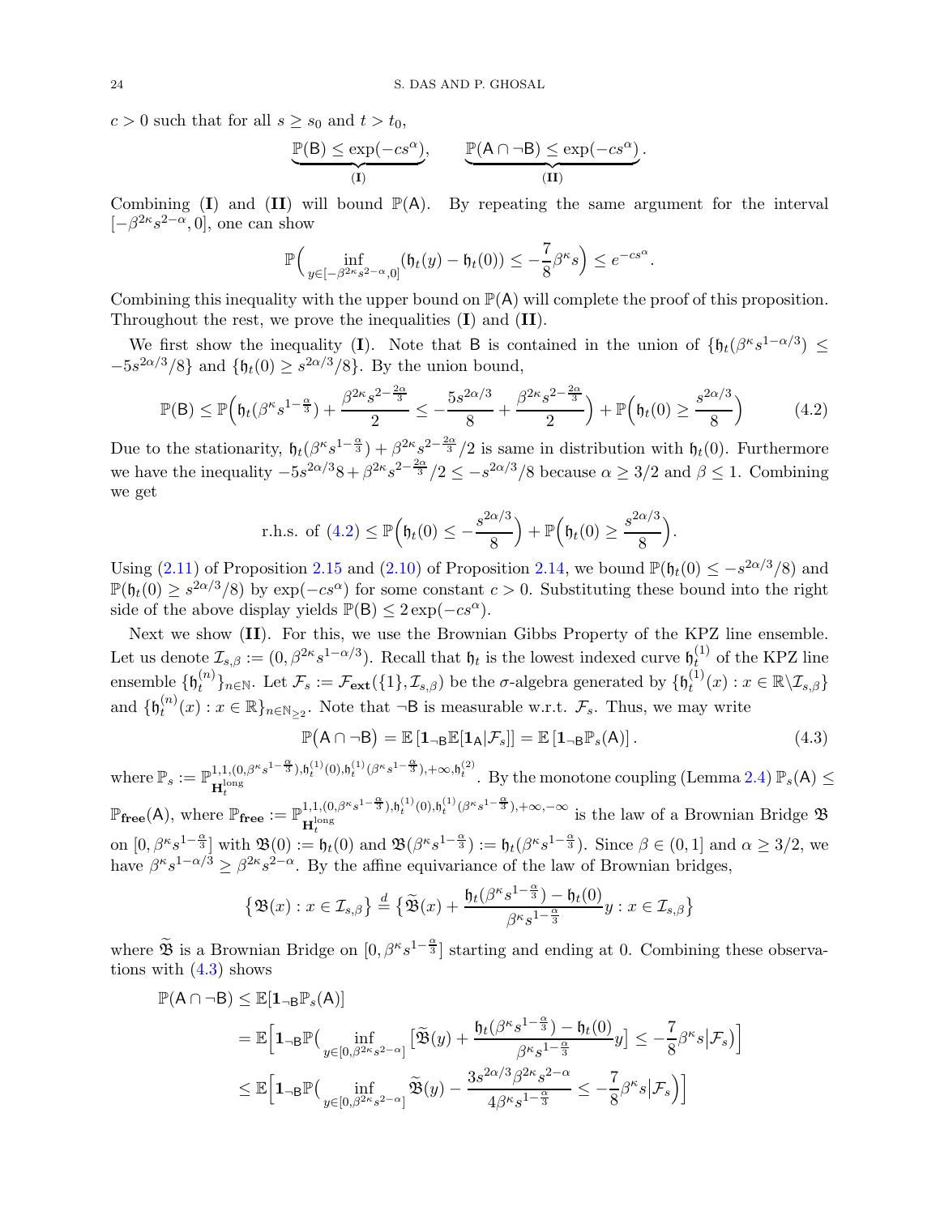$c > 0$ such that for all $s \geq s_0$ and $t > t_0$,

$$\underbrace{\mathbb{P}(\mathsf{B}) \leq \exp(-cs^{\alpha})}_{(\mathbf{I})}, \qquad \underbrace{\mathbb{P}(\mathsf{A} \cap \neg \mathsf{B}) \leq \exp(-cs^{\alpha})}_{(\mathbf{II})}.$$

Combining (**I**) and (**II**) will bound $\mathbb{P}(\mathsf{A})$. By repeating the same argument for the interval $[-\beta^{2\kappa}s^{2-\alpha}, 0]$, one can show

$$\mathbb{P}\Big(\inf_{y \in [-\beta^{2\kappa}s^{2-\alpha},0]} (\mathfrak{h}_t(y) - \mathfrak{h}_t(0)) \leq -\frac{7}{8}\beta^{\kappa}s\Big) \leq e^{-cs^{\alpha}}.$$

Combining this inequality with the upper bound on $\mathbb{P}(\mathsf{A})$ will complete the proof of this proposition. Throughout the rest, we prove the inequalities (**I**) and (**II**).

We first show the inequality (**I**). Note that $\mathsf{B}$ is contained in the union of $\{\mathfrak{h}_t(\beta^{\kappa}s^{1-\alpha/3}) \leq -5s^{2\alpha/3}/8\}$ and $\{\mathfrak{h}_t(0) \geq s^{2\alpha/3}/8\}$. By the union bound,

$$\mathbb{P}(\mathsf{B}) \leq \mathbb{P}\Big(\mathfrak{h}_t(\beta^{\kappa}s^{1-\frac{\alpha}{3}}) + \frac{\beta^{2\kappa}s^{2-\frac{2\alpha}{3}}}{2} \leq -\frac{5s^{2\alpha/3}}{8} + \frac{\beta^{2\kappa}s^{2-\frac{2\alpha}{3}}}{2}\Big) + \mathbb{P}\Big(\mathfrak{h}_t(0) \geq \frac{s^{2\alpha/3}}{8}\Big) \tag{4.2}$$

Due to the stationarity, $\mathfrak{h}_t(\beta^{\kappa}s^{1-\frac{\alpha}{3}}) + \beta^{2\kappa}s^{2-\frac{2\alpha}{3}}/2$ is same in distribution with $\mathfrak{h}_t(0)$. Furthermore we have the inequality $-5s^{2\alpha/3}8 + \beta^{2\kappa}s^{2-\frac{2\alpha}{3}}/2 \leq -s^{2\alpha/3}/8$ because $\alpha \geq 3/2$ and $\beta \leq 1$. Combining we get

$$\text{r.h.s. of (4.2)} \leq \mathbb{P}\Big(\mathfrak{h}_t(0) \leq -\frac{s^{2\alpha/3}}{8}\Big) + \mathbb{P}\Big(\mathfrak{h}_t(0) \geq \frac{s^{2\alpha/3}}{8}\Big).$$

Using (2.11) of Proposition 2.15 and (2.10) of Proposition 2.14, we bound $\mathbb{P}(\mathfrak{h}_t(0) \leq -s^{2\alpha/3}/8)$ and $\mathbb{P}(\mathfrak{h}_t(0) \geq s^{2\alpha/3}/8)$ by $\exp(-cs^{\alpha})$ for some constant $c > 0$. Substituting these bound into the right side of the above display yields $\mathbb{P}(\mathsf{B}) \leq 2\exp(-cs^{\alpha})$.

Next we show (**II**). For this, we use the Brownian Gibbs Property of the KPZ line ensemble. Let us denote $\mathcal{I}_{s,\beta} := (0, \beta^{2\kappa}s^{1-\alpha/3})$. Recall that $\mathfrak{h}_t$ is the lowest indexed curve $\mathfrak{h}^{(1)}_t$ of the KPZ line ensemble $\{\mathfrak{h}^{(n)}_t\}_{n\in\mathbb{N}}$. Let $\mathcal{F}_s := \mathcal{F}_{\mathbf{ext}}(\{1\}, \mathcal{I}_{s,\beta})$ be the $\sigma$-algebra generated by $\{\mathfrak{h}^{(1)}_t(x) : x \in \mathbb{R}\backslash\mathcal{I}_{s,\beta}\}$ and $\{\mathfrak{h}^{(n)}_t(x) : x \in \mathbb{R}\}_{n\in\mathbb{N}_{\geq 2}}$. Note that $\neg\mathsf{B}$ is measurable w.r.t. $\mathcal{F}_s$. Thus, we may write

$$\mathbb{P}\big(\mathsf{A} \cap \neg\mathsf{B}\big) = \mathbb{E}\left[\mathbf{1}_{\neg\mathsf{B}}\mathbb{E}[\mathbf{1}_{\mathsf{A}}|\mathcal{F}_s]\right] = \mathbb{E}\left[\mathbf{1}_{\neg\mathsf{B}}\mathbb{P}_s(\mathsf{A})\right]. \tag{4.3}$$

where $\mathbb{P}_s := \mathbb{P}^{1,1,(0,\beta^{\kappa}s^{1-\frac{\alpha}{3}}),\mathfrak{h}^{(1)}_t(0),\mathfrak{h}^{(1)}_t(\beta^{\kappa}s^{1-\frac{\alpha}{3}}),+\infty,\mathfrak{h}^{(2)}_t}_{\mathbf{H}^{\text{long}}_t}$. By the monotone coupling (Lemma 2.4) $\mathbb{P}_s(\mathsf{A}) \leq \mathbb{P}_{\mathbf{free}}(\mathsf{A})$, where $\mathbb{P}_{\mathbf{free}} := \mathbb{P}^{1,1,(0,\beta^{\kappa}s^{1-\frac{\alpha}{3}}),\mathfrak{h}^{(1)}_t(0),\mathfrak{h}^{(1)}_t(\beta^{\kappa}s^{1-\frac{\alpha}{3}}),+\infty,-\infty}_{\mathbf{H}^{\text{long}}_t}$ is the law of a Brownian Bridge $\mathfrak{B}$ on $[0, \beta^{\kappa}s^{1-\frac{\alpha}{3}}]$ with $\mathfrak{B}(0) := \mathfrak{h}_t(0)$ and $\mathfrak{B}(\beta^{\kappa}s^{1-\frac{\alpha}{3}}) := \mathfrak{h}_t(\beta^{\kappa}s^{1-\frac{\alpha}{3}})$. Since $\beta \in (0,1]$ and $\alpha \geq 3/2$, we have $\beta^{\kappa}s^{1-\alpha/3} \geq \beta^{2\kappa}s^{2-\alpha}$. By the affine equivariance of the law of Brownian bridges,

$$\big\{\mathfrak{B}(x) : x \in \mathcal{I}_{s,\beta}\big\} \stackrel{d}{=} \Big\{\widetilde{\mathfrak{B}}(x) + \frac{\mathfrak{h}_t(\beta^{\kappa}s^{1-\frac{\alpha}{3}}) - \mathfrak{h}_t(0)}{\beta^{\kappa}s^{1-\frac{\alpha}{3}}}y : x \in \mathcal{I}_{s,\beta}\Big\}$$

where $\widetilde{\mathfrak{B}}$ is a Brownian Bridge on $[0, \beta^{\kappa}s^{1-\frac{\alpha}{3}}]$ starting and ending at 0. Combining these observations with (4.3) shows

$$\begin{aligned}
\mathbb{P}(\mathsf{A} \cap \neg\mathsf{B}) &\leq \mathbb{E}[\mathbf{1}_{\neg\mathsf{B}}\mathbb{P}_s(\mathsf{A})] \\
&= \mathbb{E}\Big[\mathbf{1}_{\neg\mathsf{B}}\mathbb{P}\big(\inf_{y\in[0,\beta^{2\kappa}s^{2-\alpha}]}\big[\widetilde{\mathfrak{B}}(y) + \frac{\mathfrak{h}_t(\beta^{\kappa}s^{1-\frac{\alpha}{3}}) - \mathfrak{h}_t(0)}{\beta^{\kappa}s^{1-\frac{\alpha}{3}}}y\big] \leq -\frac{7}{8}\beta^{\kappa}s\big|\mathcal{F}_s\big)\Big] \\
&\leq \mathbb{E}\Big[\mathbf{1}_{\neg\mathsf{B}}\mathbb{P}\big(\inf_{y\in[0,\beta^{2\kappa}s^{2-\alpha}]}\widetilde{\mathfrak{B}}(y) - \frac{3s^{2\alpha/3}\beta^{2\kappa}s^{2-\alpha}}{4\beta^{\kappa}s^{1-\frac{\alpha}{3}}} \leq -\frac{7}{8}\beta^{\kappa}s\big|\mathcal{F}_s\big)\Big]
\end{aligned}$$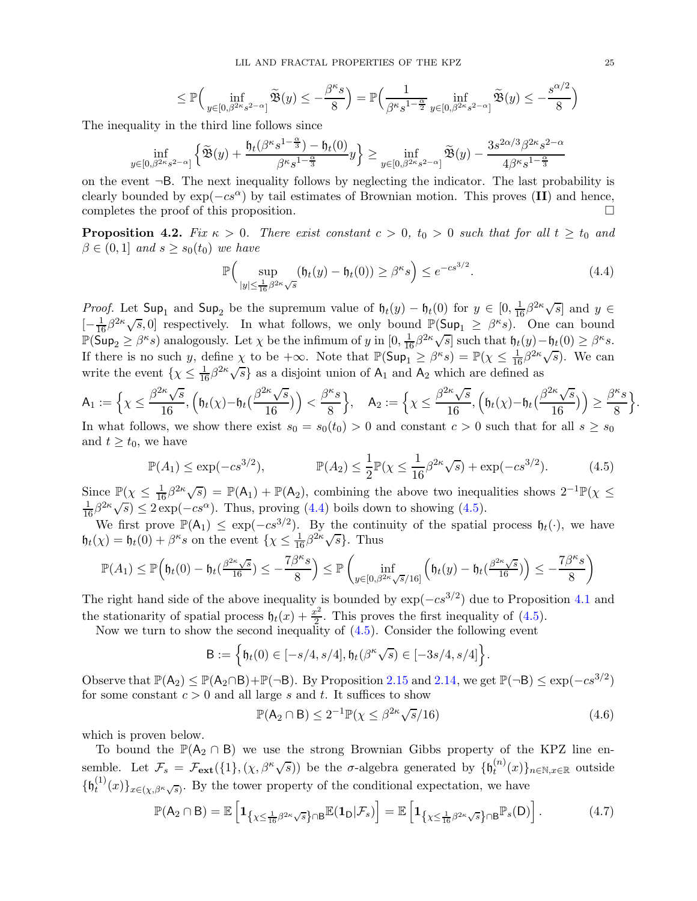$$\leq \mathbb{P}\Big( \inf_{y\in[0,\beta^{2\kappa}s^{2-\alpha}]} \widetilde{\mathfrak{B}}(y) \leq -\frac{\beta^\kappa s}{8}\Big) = \mathbb{P}\Big( \frac{1}{\beta^\kappa s^{1-\frac{\alpha}{2}}} \inf_{y\in[0,\beta^{2\kappa}s^{2-\alpha}]} \widetilde{\mathfrak{B}}(y) \leq -\frac{s^{\alpha/2}}{8}\Big)$$

The inequality in the third line follows since

$$\inf_{y\in[0,\beta^{2\kappa}s^{2-\alpha}]} \Big\{ \widetilde{\mathfrak{B}}(y) + \frac{\mathfrak{h}_t(\beta^\kappa s^{1-\frac{\alpha}{3}}) - \mathfrak{h}_t(0)}{\beta^\kappa s^{1-\frac{\alpha}{3}}} y \Big\} \geq \inf_{y\in[0,\beta^{2\kappa}s^{2-\alpha}]} \widetilde{\mathfrak{B}}(y) - \frac{3s^{2\alpha/3}\beta^{2\kappa}s^{2-\alpha}}{4\beta^\kappa s^{1-\frac{\alpha}{3}}}$$

on the event $\neg\mathsf{B}$. The next inequality follows by neglecting the indicator. The last probability is clearly bounded by $\exp(-cs^\alpha)$ by tail estimates of Brownian motion. This proves (**II**) and hence, completes the proof of this proposition. $\square$

**Proposition 4.2.** *Fix $\kappa > 0$. There exist constant $c > 0$, $t_0 > 0$ such that for all $t \geq t_0$ and $\beta \in (0,1]$ and $s \geq s_0(t_0)$ we have*

$$\mathbb{P}\Big( \sup_{|y|\leq \frac{1}{16}\beta^{2\kappa}\sqrt{s}} (\mathfrak{h}_t(y) - \mathfrak{h}_t(0)) \geq \beta^\kappa s \Big) \leq e^{-cs^{3/2}}. \tag{4.4}$$

*Proof.* Let $\mathsf{Sup}_1$ and $\mathsf{Sup}_2$ be the supremum value of $\mathfrak{h}_t(y) - \mathfrak{h}_t(0)$ for $y \in [0, \frac{1}{16}\beta^{2\kappa}\sqrt{s}]$ and $y \in [-\frac{1}{16}\beta^{2\kappa}\sqrt{s}, 0]$ respectively. In what follows, we only bound $\mathbb{P}(\mathsf{Sup}_1 \geq \beta^\kappa s)$. One can bound $\mathbb{P}(\mathsf{Sup}_2 \geq \beta^\kappa s)$ analogously. Let $\chi$ be the infimum of $y$ in $[0, \frac{1}{16}\beta^{2\kappa}\sqrt{s}]$ such that $\mathfrak{h}_t(y) - \mathfrak{h}_t(0) \geq \beta^\kappa s$. If there is no such $y$, define $\chi$ to be $+\infty$. Note that $\mathbb{P}(\mathsf{Sup}_1 \geq \beta^\kappa s) = \mathbb{P}(\chi \leq \frac{1}{16}\beta^{2\kappa}\sqrt{s})$. We can write the event $\{\chi \leq \frac{1}{16}\beta^{2\kappa}\sqrt{s}\}$ as a disjoint union of $\mathsf{A}_1$ and $\mathsf{A}_2$ which are defined as

$$\mathsf{A}_1 := \Big\{ \chi \leq \frac{\beta^{2\kappa}\sqrt{s}}{16}, \Big(\mathfrak{h}_t(\chi) - \mathfrak{h}_t\big(\tfrac{\beta^{2\kappa}\sqrt{s}}{16}\big)\Big) < \frac{\beta^\kappa s}{8} \Big\}, \quad \mathsf{A}_2 := \Big\{ \chi \leq \frac{\beta^{2\kappa}\sqrt{s}}{16}, \Big(\mathfrak{h}_t(\chi) - \mathfrak{h}_t\big(\tfrac{\beta^{2\kappa}\sqrt{s}}{16}\big)\Big) \geq \frac{\beta^\kappa s}{8} \Big\}.$$

In what follows, we show there exist $s_0 = s_0(t_0) > 0$ and constant $c > 0$ such that for all $s \geq s_0$ and $t \geq t_0$, we have

$$\mathbb{P}(A_1) \leq \exp(-cs^{3/2}), \qquad \mathbb{P}(A_2) \leq \frac{1}{2}\mathbb{P}(\chi \leq \frac{1}{16}\beta^{2\kappa}\sqrt{s}) + \exp(-cs^{3/2}). \tag{4.5}$$

Since $\mathbb{P}(\chi \leq \frac{1}{16}\beta^{2\kappa}\sqrt{s}) = \mathbb{P}(\mathsf{A}_1) + \mathbb{P}(\mathsf{A}_2)$, combining the above two inequalities shows $2^{-1}\mathbb{P}(\chi \leq \frac{1}{16}\beta^{2\kappa}\sqrt{s}) \leq 2\exp(-cs^\alpha)$. Thus, proving (4.4) boils down to showing (4.5).

We first prove $\mathbb{P}(\mathsf{A}_1) \leq \exp(-cs^{3/2})$. By the continuity of the spatial process $\mathfrak{h}_t(\cdot)$, we have $\mathfrak{h}_t(\chi) = \mathfrak{h}_t(0) + \beta^\kappa s$ on the event $\{\chi \leq \frac{1}{16}\beta^{2\kappa}\sqrt{s}\}$. Thus

$$\mathbb{P}(A_1) \leq \mathbb{P}\Big( \mathfrak{h}_t(0) - \mathfrak{h}_t\big(\tfrac{\beta^{2\kappa}\sqrt{s}}{16}\big) \leq -\frac{7\beta^\kappa s}{8} \Big) \leq \mathbb{P}\left( \inf_{y\in[0,\beta^{2\kappa}\sqrt{s}/16]} \Big( \mathfrak{h}_t(y) - \mathfrak{h}_t\big(\tfrac{\beta^{2\kappa}\sqrt{s}}{16}\big) \Big) \leq -\frac{7\beta^\kappa s}{8} \right)$$

The right hand side of the above inequality is bounded by $\exp(-cs^{3/2})$ due to Proposition 4.1 and the stationarity of spatial process $\mathfrak{h}_t(x) + \frac{x^2}{2}$. This proves the first inequality of (4.5).

Now we turn to show the second inequality of (4.5). Consider the following event

$$\mathsf{B} := \Big\{ \mathfrak{h}_t(0) \in [-s/4, s/4], \mathfrak{h}_t(\beta^\kappa\sqrt{s}) \in [-3s/4, s/4] \Big\}.$$

Observe that $\mathbb{P}(\mathsf{A}_2) \leq \mathbb{P}(\mathsf{A}_2 \cap \mathsf{B}) + \mathbb{P}(\neg\mathsf{B})$. By Proposition 2.15 and 2.14, we get $\mathbb{P}(\neg\mathsf{B}) \leq \exp(-cs^{3/2})$ for some constant $c > 0$ and all large $s$ and $t$. It suffices to show

$$\mathbb{P}(\mathsf{A}_2 \cap \mathsf{B}) \leq 2^{-1}\mathbb{P}(\chi \leq \beta^{2\kappa}\sqrt{s}/16) \tag{4.6}$$

which is proven below.

To bound the $\mathbb{P}(\mathsf{A}_2 \cap \mathsf{B})$ we use the strong Brownian Gibbs property of the KPZ line ensemble. Let $\mathcal{F}_s = \mathcal{F}_{\mathbf{ext}}(\{1\}, (\chi, \beta^\kappa\sqrt{s}))$ be the $\sigma$-algebra generated by $\{\mathfrak{h}_t^{(n)}(x)\}_{n\in\mathbb{N}, x\in\mathbb{R}}$ outside $\{\mathfrak{h}_t^{(1)}(x)\}_{x\in(\chi,\beta^\kappa\sqrt{s})}$. By the tower property of the conditional expectation, we have

$$\mathbb{P}(\mathsf{A}_2 \cap \mathsf{B}) = \mathbb{E}\left[ \mathbf{1}_{\{\chi\leq\frac{1}{16}\beta^{2\kappa}\sqrt{s}\}\cap\mathsf{B}} \mathbb{E}(\mathbf{1}_{\mathsf{D}}|\mathcal{F}_s) \right] = \mathbb{E}\left[ \mathbf{1}_{\{\chi\leq\frac{1}{16}\beta^{2\kappa}\sqrt{s}\}\cap\mathsf{B}} \mathbb{P}_s(\mathsf{D}) \right]. \tag{4.7}$$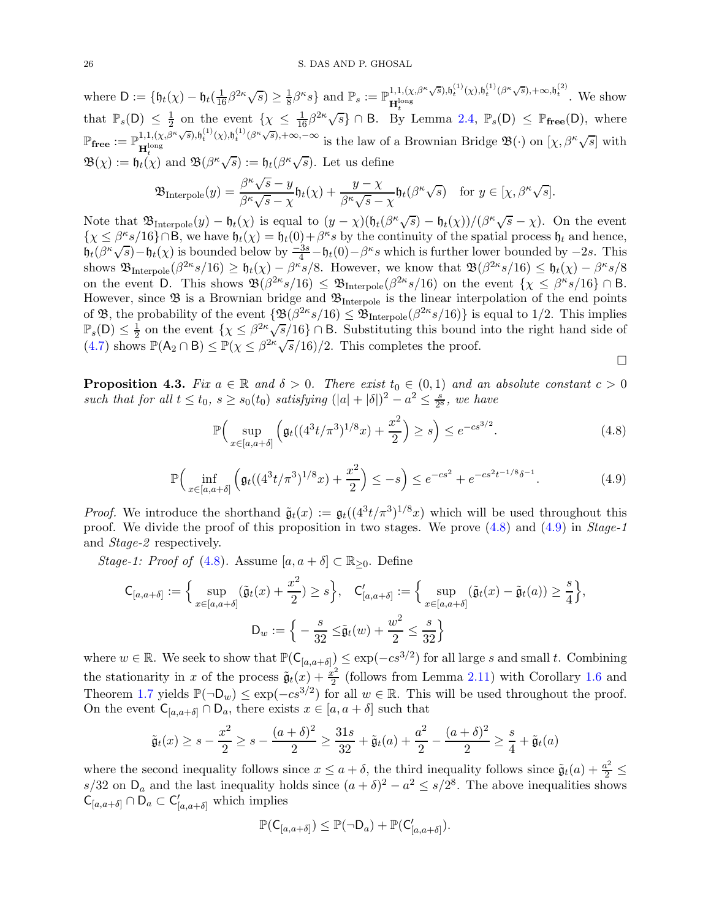where $\mathsf{D} := \{\mathfrak{h}_t(\chi) - \mathfrak{h}_t(\frac{1}{16}\beta^{2\kappa}\sqrt{s}) \geq \frac{1}{8}\beta^{\kappa} s\}$ and $\mathbb{P}_s := \mathbb{P}^{1,1,(\chi,\beta^{\kappa}\sqrt{s}),\mathfrak{h}_t^{(1)}(\chi),\mathfrak{h}_t^{(1)}(\beta^{\kappa}\sqrt{s}),+\infty,\mathfrak{h}_t^{(2)}}_{\mathbf{H}_t^{\mathrm{long}}}$. We show that $\mathbb{P}_s(\mathsf{D}) \leq \frac{1}{2}$ on the event $\{\chi \leq \frac{1}{16}\beta^{2\kappa}\sqrt{s}\} \cap \mathsf{B}$. By Lemma 2.4, $\mathbb{P}_s(\mathsf{D}) \leq \mathbb{P}_{\mathbf{free}}(\mathsf{D})$, where $\mathbb{P}_{\mathbf{free}} := \mathbb{P}^{1,1,(\chi,\beta^{\kappa}\sqrt{s}),\mathfrak{h}_t^{(1)}(\chi),\mathfrak{h}_t^{(1)}(\beta^{\kappa}\sqrt{s}),+\infty,-\infty}_{\mathbf{H}_t^{\mathrm{long}}}$ is the law of a Brownian Bridge $\mathfrak{B}(\cdot)$ on $[\chi, \beta^{\kappa}\sqrt{s}]$ with $\mathfrak{B}(\chi) := \mathfrak{h}_t(\chi)$ and $\mathfrak{B}(\beta^{\kappa}\sqrt{s}) := \mathfrak{h}_t(\beta^{\kappa}\sqrt{s})$. Let us define

$$\mathfrak{B}_{\mathrm{Interpole}}(y) = \frac{\beta^{\kappa}\sqrt{s} - y}{\beta^{\kappa}\sqrt{s} - \chi}\mathfrak{h}_t(\chi) + \frac{y - \chi}{\beta^{\kappa}\sqrt{s} - \chi}\mathfrak{h}_t(\beta^{\kappa}\sqrt{s}) \quad \text{for } y \in [\chi, \beta^{\kappa}\sqrt{s}].$$

Note that $\mathfrak{B}_{\mathrm{Interpole}}(y) - \mathfrak{h}_t(\chi)$ is equal to $(y-\chi)(\mathfrak{h}_t(\beta^{\kappa}\sqrt{s}) - \mathfrak{h}_t(\chi))/(\beta^{\kappa}\sqrt{s} - \chi)$. On the event $\{\chi \leq \beta^{\kappa}s/16\} \cap \mathsf{B}$, we have $\mathfrak{h}_t(\chi) = \mathfrak{h}_t(0) + \beta^{\kappa}s$ by the continuity of the spatial process $\mathfrak{h}_t$ and hence, $\mathfrak{h}_t(\beta^{\kappa}\sqrt{s}) - \mathfrak{h}_t(\chi)$ is bounded below by $\frac{-3s}{4} - \mathfrak{h}_t(0) - \beta^{\kappa}s$ which is further lower bounded by $-2s$. This shows $\mathfrak{B}_{\mathrm{Interpole}}(\beta^{2\kappa}s/16) \geq \mathfrak{h}_t(\chi) - \beta^{\kappa}s/8$. However, we know that $\mathfrak{B}(\beta^{2\kappa}s/16) \leq \mathfrak{h}_t(\chi) - \beta^{\kappa}s/8$ on the event $\mathsf{D}$. This shows $\mathfrak{B}(\beta^{2\kappa}s/16) \leq \mathfrak{B}_{\mathrm{Interpole}}(\beta^{2\kappa}s/16)$ on the event $\{\chi \leq \beta^{\kappa}s/16\} \cap \mathsf{B}$. However, since $\mathfrak{B}$ is a Brownian bridge and $\mathfrak{B}_{\mathrm{Interpole}}$ is the linear interpolation of the end points of $\mathfrak{B}$, the probability of the event $\{\mathfrak{B}(\beta^{2\kappa}s/16) \leq \mathfrak{B}_{\mathrm{Interpole}}(\beta^{2\kappa}s/16)\}$ is equal to 1/2. This implies $\mathbb{P}_s(\mathsf{D}) \leq \frac{1}{2}$ on the event $\{\chi \leq \beta^{2\kappa}\sqrt{s}/16\} \cap \mathsf{B}$. Substituting this bound into the right hand side of (4.7) shows $\mathbb{P}(\mathsf{A}_2 \cap \mathsf{B}) \leq \mathbb{P}(\chi \leq \beta^{2\kappa}\sqrt{s}/16)/2$. This completes the proof. ∎

**Proposition 4.3.** *Fix $a \in \mathbb{R}$ and $\delta > 0$. There exist $t_0 \in (0,1)$ and an absolute constant $c > 0$ such that for all $t \leq t_0$, $s \geq s_0(t_0)$ satisfying $(|a| + |\delta|)^2 - a^2 \leq \frac{s}{2^8}$, we have*

$$\mathbb{P}\Big(\sup_{x \in [a, a+\delta]} \Big(\mathfrak{g}_t((4^3t/\pi^3)^{1/8}x) + \frac{x^2}{2}\Big) \geq s\Big) \leq e^{-cs^{3/2}}. \tag{4.8}$$

$$\mathbb{P}\Big(\inf_{x \in [a, a+\delta]} \Big(\mathfrak{g}_t((4^3t/\pi^3)^{1/8}x) + \frac{x^2}{2}\Big) \leq -s\Big) \leq e^{-cs^2} + e^{-cs^2 t^{-1/8}\delta^{-1}}. \tag{4.9}$$

*Proof.* We introduce the shorthand $\tilde{\mathfrak{g}}_t(x) := \mathfrak{g}_t((4^3t/\pi^3)^{1/8}x)$ which will be used throughout this proof. We divide the proof of this proposition in two stages. We prove (4.8) and (4.9) in *Stage-1* and *Stage-2* respectively.

*Stage-1: Proof of* (4.8). Assume $[a, a+\delta] \subset \mathbb{R}_{\geq 0}$. Define

$$\mathsf{C}_{[a,a+\delta]} := \Big\{\sup_{x \in [a,a+\delta]} (\tilde{\mathfrak{g}}_t(x) + \frac{x^2}{2}) \geq s\Big\}, \quad \mathsf{C}'_{[a,a+\delta]} := \Big\{\sup_{x \in [a,a+\delta]} (\tilde{\mathfrak{g}}_t(x) - \tilde{\mathfrak{g}}_t(a)) \geq \frac{s}{4}\Big\},$$
$$\mathsf{D}_w := \Big\{-\frac{s}{32} \leq \tilde{\mathfrak{g}}_t(w) + \frac{w^2}{2} \leq \frac{s}{32}\Big\}$$

where $w \in \mathbb{R}$. We seek to show that $\mathbb{P}(\mathsf{C}_{[a,a+\delta]}) \leq \exp(-cs^{3/2})$ for all large $s$ and small $t$. Combining the stationarity in $x$ of the process $\tilde{\mathfrak{g}}_t(x) + \frac{x^2}{2}$ (follows from Lemma 2.11) with Corollary 1.6 and Theorem 1.7 yields $\mathbb{P}(\neg\mathsf{D}_w) \leq \exp(-cs^{3/2})$ for all $w \in \mathbb{R}$. This will be used throughout the proof. On the event $\mathsf{C}_{[a,a+\delta]} \cap \mathsf{D}_a$, there exists $x \in [a, a+\delta]$ such that

$$\tilde{\mathfrak{g}}_t(x) \geq s - \frac{x^2}{2} \geq s - \frac{(a+\delta)^2}{2} \geq \frac{31s}{32} + \tilde{\mathfrak{g}}_t(a) + \frac{a^2}{2} - \frac{(a+\delta)^2}{2} \geq \frac{s}{4} + \tilde{\mathfrak{g}}_t(a)$$

where the second inequality follows since $x \leq a + \delta$, the third inequality follows since $\tilde{\mathfrak{g}}_t(a) + \frac{a^2}{2} \leq s/32$ on $\mathsf{D}_a$ and the last inequality holds since $(a+\delta)^2 - a^2 \leq s/2^8$. The above inequalities shows $\mathsf{C}_{[a,a+\delta]} \cap \mathsf{D}_a \subset \mathsf{C}'_{[a,a+\delta]}$ which implies

$$\mathbb{P}(\mathsf{C}_{[a,a+\delta]}) \leq \mathbb{P}(\neg\mathsf{D}_a) + \mathbb{P}(\mathsf{C}'_{[a,a+\delta]}).$$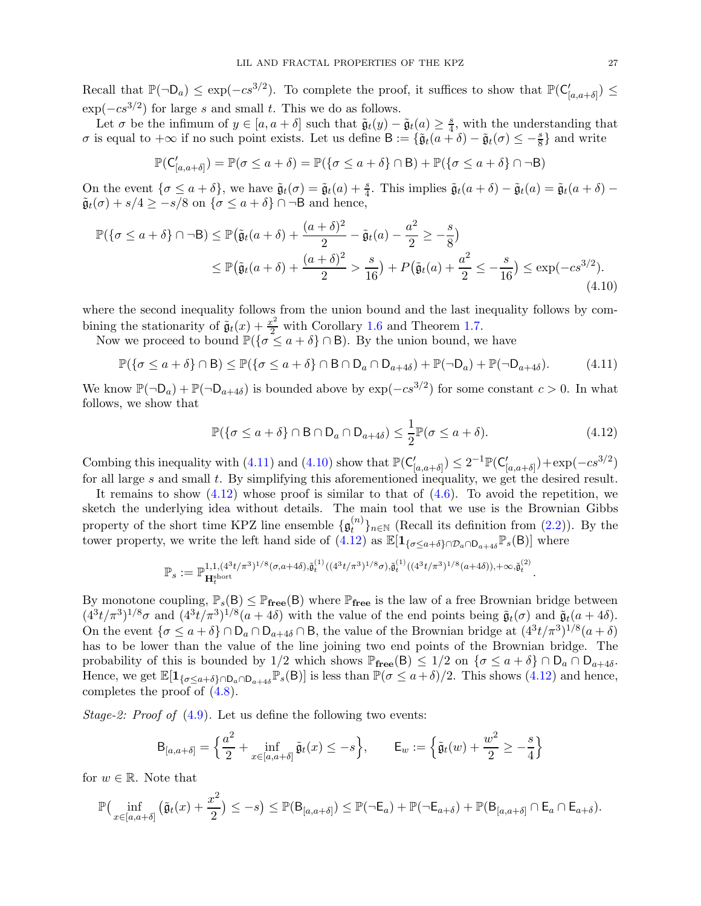Recall that $\mathbb{P}(\neg\mathsf{D}_a) \le \exp(-cs^{3/2})$. To complete the proof, it suffices to show that $\mathbb{P}(\mathsf{C}'_{[a,a+\delta]}) \le \exp(-cs^{3/2})$ for large $s$ and small $t$. This we do as follows.

Let $\sigma$ be the infimum of $y \in [a, a+\delta]$ such that $\tilde{\mathfrak{g}}_t(y) - \tilde{\mathfrak{g}}_t(a) \ge \frac{s}{4}$, with the understanding that $\sigma$ is equal to $+\infty$ if no such point exists. Let us define $\mathsf{B} := \{\tilde{\mathfrak{g}}_t(a+\delta) - \tilde{\mathfrak{g}}_t(\sigma) \le -\frac{s}{8}\}$ and write

$$\mathbb{P}(\mathsf{C}'_{[a,a+\delta]}) = \mathbb{P}(\sigma \le a+\delta) = \mathbb{P}(\{\sigma \le a+\delta\} \cap \mathsf{B}) + \mathbb{P}(\{\sigma \le a+\delta\} \cap \neg\mathsf{B})$$

On the event $\{\sigma \le a+\delta\}$, we have $\tilde{\mathfrak{g}}_t(\sigma) = \tilde{\mathfrak{g}}_t(a) + \frac{s}{4}$. This implies $\tilde{\mathfrak{g}}_t(a+\delta) - \tilde{\mathfrak{g}}_t(a) = \tilde{\mathfrak{g}}_t(a+\delta) - \tilde{\mathfrak{g}}_t(\sigma) + s/4 \ge -s/8$ on $\{\sigma \le a+\delta\} \cap \neg\mathsf{B}$ and hence,

$$\begin{aligned}
\mathbb{P}(\{\sigma \le a+\delta\} \cap \neg\mathsf{B}) &\le \mathbb{P}\big(\tilde{\mathfrak{g}}_t(a+\delta) + \frac{(a+\delta)^2}{2} - \tilde{\mathfrak{g}}_t(a) - \frac{a^2}{2} \ge -\frac{s}{8}\big) \\
&\le \mathbb{P}\big(\tilde{\mathfrak{g}}_t(a+\delta) + \frac{(a+\delta)^2}{2} > \frac{s}{16}\big) + P\big(\tilde{\mathfrak{g}}_t(a) + \frac{a^2}{2} \le -\frac{s}{16}\big) \le \exp(-cs^{3/2}).
\end{aligned} \tag{4.10}$$

where the second inequality follows from the union bound and the last inequality follows by combining the stationarity of $\tilde{\mathfrak{g}}_t(x) + \frac{x^2}{2}$ with Corollary 1.6 and Theorem 1.7.

Now we proceed to bound $\mathbb{P}(\{\sigma \le a+\delta\} \cap \mathsf{B})$. By the union bound, we have

$$\mathbb{P}(\{\sigma \le a+\delta\} \cap \mathsf{B}) \le \mathbb{P}(\{\sigma \le a+\delta\} \cap \mathsf{B} \cap \mathsf{D}_a \cap \mathsf{D}_{a+4\delta}) + \mathbb{P}(\neg\mathsf{D}_a) + \mathbb{P}(\neg\mathsf{D}_{a+4\delta}). \tag{4.11}$$

We know $\mathbb{P}(\neg\mathsf{D}_a) + \mathbb{P}(\neg\mathsf{D}_{a+4\delta})$ is bounded above by $\exp(-cs^{3/2})$ for some constant $c > 0$. In what follows, we show that

$$\mathbb{P}(\{\sigma \le a+\delta\} \cap \mathsf{B} \cap \mathsf{D}_a \cap \mathsf{D}_{a+4\delta}) \le \frac{1}{2}\mathbb{P}(\sigma \le a+\delta). \tag{4.12}$$

Combing this inequality with (4.11) and (4.10) show that $\mathbb{P}(\mathsf{C}'_{[a,a+\delta]}) \le 2^{-1}\mathbb{P}(\mathsf{C}'_{[a,a+\delta]}) + \exp(-cs^{3/2})$ for all large $s$ and small $t$. By simplifying this aforementioned inequality, we get the desired result.

It remains to show (4.12) whose proof is similar to that of (4.6). To avoid the repetition, we sketch the underlying idea without details. The main tool that we use is the Brownian Gibbs property of the short time KPZ line ensemble $\{\mathfrak{g}^{(n)}_t\}_{n\in\mathbb{N}}$ (Recall its definition from (2.2)). By the tower property, we write the left hand side of (4.12) as $\mathbb{E}[\mathbf{1}_{\{\sigma \le a+\delta\}\cap\mathcal{D}_a\cap\mathsf{D}_{a+4\delta}}\mathbb{P}_s(\mathsf{B})]$ where

$$\mathbb{P}_s := \mathbb{P}^{1,1,(4^3t/\pi^3)^{1/8}(\sigma,a+4\delta),\tilde{\mathfrak{g}}^{(1)}_t((4^3t/\pi^3)^{1/8}\sigma),\tilde{\mathfrak{g}}^{(1)}_t((4^3t/\pi^3)^{1/8}(a+4\delta)),+\infty,\tilde{\mathfrak{g}}^{(2)}_t}_{\mathbf{H}^{\mathrm{short}}_t}.$$

By monotone coupling, $\mathbb{P}_s(\mathsf{B}) \le \mathbb{P}_{\mathbf{free}}(\mathsf{B})$ where $\mathbb{P}_{\mathbf{free}}$ is the law of a free Brownian bridge between $(4^3t/\pi^3)^{1/8}\sigma$ and $(4^3t/\pi^3)^{1/8}(a+4\delta)$ with the value of the end points being $\tilde{\mathfrak{g}}_t(\sigma)$ and $\tilde{\mathfrak{g}}_t(a+4\delta)$. On the event $\{\sigma \le a+\delta\} \cap \mathsf{D}_a \cap \mathsf{D}_{a+4\delta} \cap \mathsf{B}$, the value of the Brownian bridge at $(4^3t/\pi^3)^{1/8}(a+\delta)$ has to be lower than the value of the line joining two end points of the Brownian bridge. The probability of this is bounded by $1/2$ which shows $\mathbb{P}_{\mathbf{free}}(\mathsf{B}) \le 1/2$ on $\{\sigma \le a+\delta\} \cap \mathsf{D}_a \cap \mathsf{D}_{a+4\delta}$. Hence, we get $\mathbb{E}[\mathbf{1}_{\{\sigma\le a+\delta\}\cap\mathsf{D}_a\cap\mathsf{D}_{a+4\delta}}\mathbb{P}_s(\mathsf{B})]$ is less than $\mathbb{P}(\sigma \le a+\delta)/2$. This shows (4.12) and hence, completes the proof of (4.8).

*Stage-2: Proof of* (4.9). Let us define the following two events:

$$\mathsf{B}_{[a,a+\delta]} = \Big\{\frac{a^2}{2} + \inf_{x\in[a,a+\delta]} \tilde{\mathfrak{g}}_t(x) \le -s\Big\}, \qquad \mathsf{E}_w := \Big\{\tilde{\mathfrak{g}}_t(w) + \frac{w^2}{2} \ge -\frac{s}{4}\Big\}$$

for $w \in \mathbb{R}$. Note that

$$\mathbb{P}\big(\inf_{x\in[a,a+\delta]}\big(\tilde{\mathfrak{g}}_t(x) + \frac{x^2}{2}\big) \le -s\big) \le \mathbb{P}(\mathsf{B}_{[a,a+\delta]}) \le \mathbb{P}(\neg\mathsf{E}_a) + \mathbb{P}(\neg\mathsf{E}_{a+\delta}) + \mathbb{P}(\mathsf{B}_{[a,a+\delta]} \cap \mathsf{E}_a \cap \mathsf{E}_{a+\delta}).$$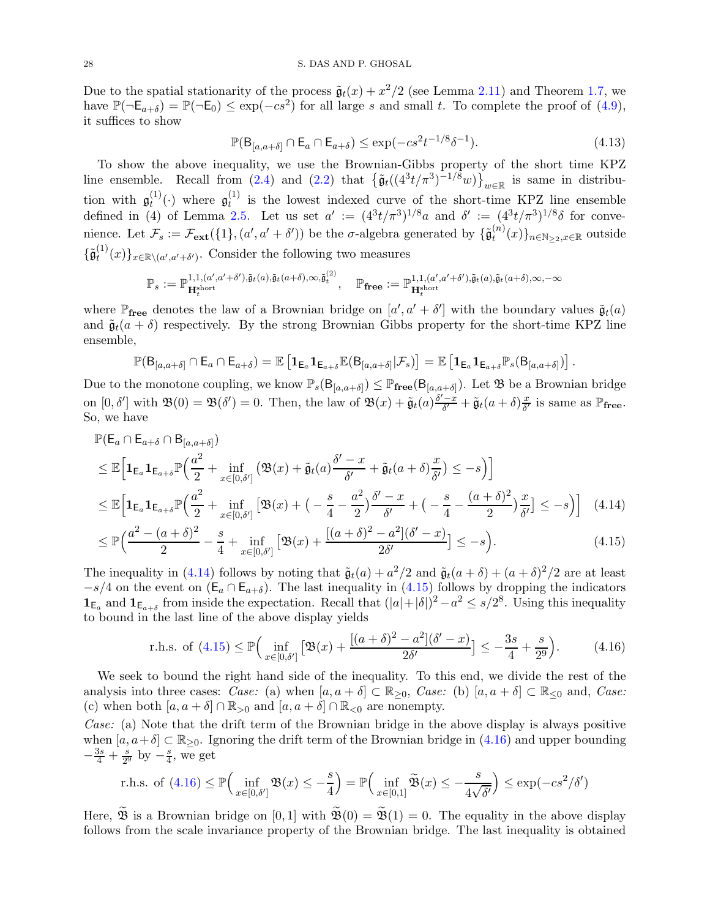Due to the spatial stationarity of the process $\tilde{\mathfrak{g}}_t(x) + x^2/2$ (see Lemma 2.11) and Theorem 1.7, we have $\mathbb{P}(\neg \mathsf{E}_{a+\delta}) = \mathbb{P}(\neg \mathsf{E}_0) \le \exp(-cs^2)$ for all large $s$ and small $t$. To complete the proof of (4.9), it suffices to show

$$\mathbb{P}(\mathsf{B}_{[a,a+\delta]} \cap \mathsf{E}_a \cap \mathsf{E}_{a+\delta}) \le \exp(-cs^2 t^{-1/8}\delta^{-1}). \tag{4.13}$$

To show the above inequality, we use the Brownian-Gibbs property of the short time KPZ line ensemble. Recall from (2.4) and (2.2) that $\big\{\tilde{\mathfrak{g}}_t((4^3t/\pi^3)^{-1/8}w)\big\}_{w\in\mathbb{R}}$ is same in distribution with $\mathfrak{g}_t^{(1)}(\cdot)$ where $\mathfrak{g}_t^{(1)}$ is the lowest indexed curve of the short-time KPZ line ensemble defined in (4) of Lemma 2.5. Let us set $a' := (4^3t/\pi^3)^{1/8}a$ and $\delta' := (4^3t/\pi^3)^{1/8}\delta$ for convenience. Let $\mathcal{F}_s := \mathcal{F}_{\mathbf{ext}}(\{1\},(a',a'+\delta'))$ be the $\sigma$-algebra generated by $\{\tilde{\mathfrak{g}}_t^{(n)}(x)\}_{n\in\mathbb{N}_{\ge 2}, x\in\mathbb{R}}$ outside $\{\tilde{\mathfrak{g}}_t^{(1)}(x)\}_{x\in\mathbb{R}\setminus(a',a'+\delta')}$. Consider the following two measures

$$\mathbb{P}_s := \mathbb{P}^{1,1,(a',a'+\delta'),\tilde{\mathfrak{g}}_t(a),\tilde{\mathfrak{g}}_t(a+\delta),\infty,\tilde{\mathfrak{g}}_t^{(2)}}_{\mathbf{H}_t^{\text{short}}}, \quad \mathbb{P}_{\mathbf{free}} := \mathbb{P}^{1,1,(a',a'+\delta'),\tilde{\mathfrak{g}}_t(a),\tilde{\mathfrak{g}}_t(a+\delta),\infty,-\infty}_{\mathbf{H}_t^{\text{short}}}$$

where $\mathbb{P}_{\mathbf{free}}$ denotes the law of a Brownian bridge on $[a',a'+\delta']$ with the boundary values $\tilde{\mathfrak{g}}_t(a)$ and $\tilde{\mathfrak{g}}_t(a+\delta)$ respectively. By the strong Brownian Gibbs property for the short-time KPZ line ensemble,

$$\mathbb{P}(\mathsf{B}_{[a,a+\delta]} \cap \mathsf{E}_a \cap \mathsf{E}_{a+\delta}) = \mathbb{E}\left[\mathbf{1}_{\mathsf{E}_a}\mathbf{1}_{\mathsf{E}_{a+\delta}}\mathbb{E}(\mathsf{B}_{[a,a+\delta]}|\mathcal{F}_s)\right] = \mathbb{E}\left[\mathbf{1}_{\mathsf{E}_a}\mathbf{1}_{\mathsf{E}_{a+\delta}}\mathbb{P}_s(\mathsf{B}_{[a,a+\delta]})\right].$$

Due to the monotone coupling, we know $\mathbb{P}_s(\mathsf{B}_{[a,a+\delta]}) \le \mathbb{P}_{\mathbf{free}}(\mathsf{B}_{[a,a+\delta]})$. Let $\mathfrak{B}$ be a Brownian bridge on $[0,\delta']$ with $\mathfrak{B}(0) = \mathfrak{B}(\delta') = 0$. Then, the law of $\mathfrak{B}(x) + \tilde{\mathfrak{g}}_t(a)\frac{\delta'-x}{\delta'} + \tilde{\mathfrak{g}}_t(a+\delta)\frac{x}{\delta'}$ is same as $\mathbb{P}_{\mathbf{free}}$. So, we have

$$\begin{aligned}
&\mathbb{P}(\mathsf{E}_a \cap \mathsf{E}_{a+\delta} \cap \mathsf{B}_{[a,a+\delta]}) \\
&\le \mathbb{E}\Big[\mathbf{1}_{\mathsf{E}_a}\mathbf{1}_{\mathsf{E}_{a+\delta}}\mathbb{P}\Big(\frac{a^2}{2} + \inf_{x\in[0,\delta']}\big(\mathfrak{B}(x) + \tilde{\mathfrak{g}}_t(a)\frac{\delta'-x}{\delta'} + \tilde{\mathfrak{g}}_t(a+\delta)\frac{x}{\delta'}\big) \le -s\Big)\Big] \\
&\le \mathbb{E}\Big[\mathbf{1}_{\mathsf{E}_a}\mathbf{1}_{\mathsf{E}_{a+\delta}}\mathbb{P}\Big(\frac{a^2}{2} + \inf_{x\in[0,\delta']}\big[\mathfrak{B}(x) + \big(-\frac{s}{4} - \frac{a^2}{2}\big)\frac{\delta'-x}{\delta'} + \big(-\frac{s}{4} - \frac{(a+\delta)^2}{2}\big)\frac{x}{\delta'}\big] \le -s\Big)\Big] \quad (4.14) \\
&\le \mathbb{P}\Big(\frac{a^2-(a+\delta)^2}{2} - \frac{s}{4} + \inf_{x\in[0,\delta']}\big[\mathfrak{B}(x) + \frac{[(a+\delta)^2-a^2](\delta'-x)}{2\delta'}\big] \le -s\Big). \quad (4.15)
\end{aligned}$$

The inequality in (4.14) follows by noting that $\tilde{\mathfrak{g}}_t(a) + a^2/2$ and $\tilde{\mathfrak{g}}_t(a+\delta) + (a+\delta)^2/2$ are at least $-s/4$ on the event on $(\mathsf{E}_a \cap \mathsf{E}_{a+\delta})$. The last inequality in (4.15) follows by dropping the indicators $\mathbf{1}_{\mathsf{E}_a}$ and $\mathbf{1}_{\mathsf{E}_{a+\delta}}$ from inside the expectation. Recall that $(|a|+|\delta|)^2 - a^2 \le s/2^8$. Using this inequality to bound in the last line of the above display yields

$$\text{r.h.s. of (4.15)} \le \mathbb{P}\Big(\inf_{x\in[0,\delta']}\big[\mathfrak{B}(x) + \frac{[(a+\delta)^2-a^2](\delta'-x)}{2\delta'}\big] \le -\frac{3s}{4} + \frac{s}{2^9}\Big). \tag{4.16}$$

We seek to bound the right hand side of the inequality. To this end, we divide the rest of the analysis into three cases: *Case:* (a) when $[a,a+\delta] \subset \mathbb{R}_{\ge 0}$, *Case:* (b) $[a,a+\delta] \subset \mathbb{R}_{\le 0}$ and, *Case:* (c) when both $[a,a+\delta] \cap \mathbb{R}_{>0}$ and $[a,a+\delta] \cap \mathbb{R}_{<0}$ are nonempty.

*Case:* (a) Note that the drift term of the Brownian bridge in the above display is always positive when $[a,a+\delta] \subset \mathbb{R}_{\ge 0}$. Ignoring the drift term of the Brownian bridge in (4.16) and upper bounding $-\frac{3s}{4} + \frac{s}{2^9}$ by $-\frac{s}{4}$, we get

$$\text{r.h.s. of (4.16)} \le \mathbb{P}\Big(\inf_{x\in[0,\delta']}\mathfrak{B}(x) \le -\frac{s}{4}\Big) = \mathbb{P}\Big(\inf_{x\in[0,1]}\widetilde{\mathfrak{B}}(x) \le -\frac{s}{4\sqrt{\delta'}}\Big) \le \exp(-cs^2/\delta')$$

Here, $\widetilde{\mathfrak{B}}$ is a Brownian bridge on $[0,1]$ with $\widetilde{\mathfrak{B}}(0) = \widetilde{\mathfrak{B}}(1) = 0$. The equality in the above display follows from the scale invariance property of the Brownian bridge. The last inequality is obtained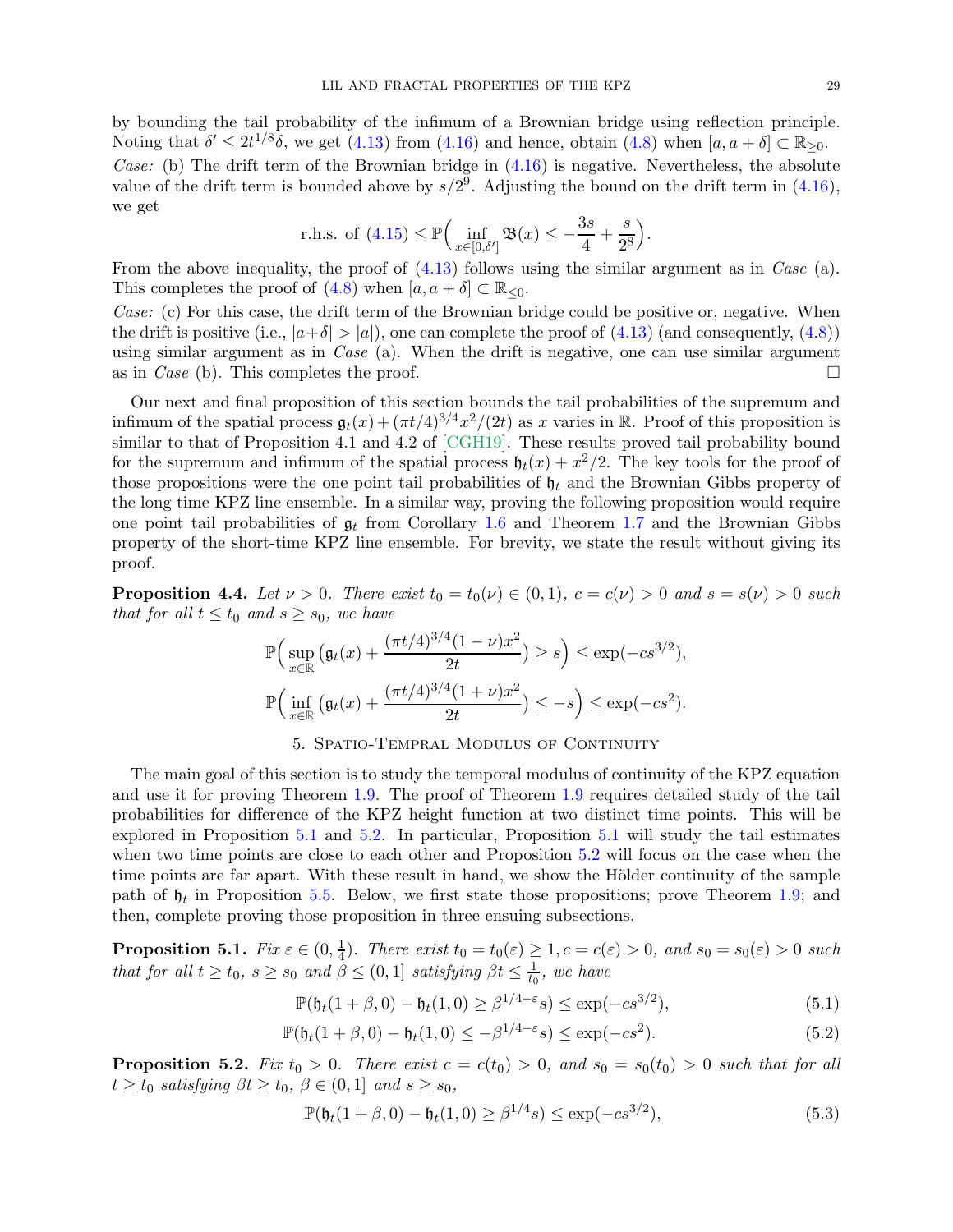by bounding the tail probability of the infimum of a Brownian bridge using reflection principle. Noting that $\delta' \leq 2t^{1/8}\delta$, we get (4.13) from (4.16) and hence, obtain (4.8) when $[a, a+\delta] \subset \mathbb{R}_{\geq 0}$.

*Case:* (b) The drift term of the Brownian bridge in (4.16) is negative. Nevertheless, the absolute value of the drift term is bounded above by $s/2^9$. Adjusting the bound on the drift term in (4.16), we get

$$\text{r.h.s. of (4.15)} \leq \mathbb{P}\Big( \inf_{x\in[0,\delta']} \mathfrak{B}(x) \leq -\frac{3s}{4} + \frac{s}{2^8} \Big).$$

From the above inequality, the proof of (4.13) follows using the similar argument as in *Case* (a). This completes the proof of (4.8) when $[a, a+\delta] \subset \mathbb{R}_{\leq 0}$.

*Case:* (c) For this case, the drift term of the Brownian bridge could be positive or, negative. When the drift is positive (i.e., $|a+\delta| > |a|$), one can complete the proof of (4.13) (and consequently, (4.8)) using similar argument as in *Case* (a). When the drift is negative, one can use similar argument as in *Case* (b). This completes the proof. □

Our next and final proposition of this section bounds the tail probabilities of the supremum and infimum of the spatial process $\mathfrak{g}_t(x) + (\pi t/4)^{3/4}x^2/(2t)$ as $x$ varies in $\mathbb{R}$. Proof of this proposition is similar to that of Proposition 4.1 and 4.2 of [CGH19]. These results proved tail probability bound for the supremum and infimum of the spatial process $\mathfrak{h}_t(x) + x^2/2$. The key tools for the proof of those propositions were the one point tail probabilities of $\mathfrak{h}_t$ and the Brownian Gibbs property of the long time KPZ line ensemble. In a similar way, proving the following proposition would require one point tail probabilities of $\mathfrak{g}_t$ from Corollary 1.6 and Theorem 1.7 and the Brownian Gibbs property of the short-time KPZ line ensemble. For brevity, we state the result without giving its proof.

**Proposition 4.4.** *Let $\nu > 0$. There exist $t_0 = t_0(\nu) \in (0,1)$, $c = c(\nu) > 0$ and $s = s(\nu) > 0$ such that for all $t \leq t_0$ and $s \geq s_0$, we have*

$$\mathbb{P}\Big( \sup_{x\in\mathbb{R}} \big( \mathfrak{g}_t(x) + \frac{(\pi t/4)^{3/4}(1-\nu)x^2}{2t} \big) \geq s \Big) \leq \exp(-cs^{3/2}),$$

$$\mathbb{P}\Big( \inf_{x\in\mathbb{R}} \big( \mathfrak{g}_t(x) + \frac{(\pi t/4)^{3/4}(1+\nu)x^2}{2t} \big) \leq -s \Big) \leq \exp(-cs^{2}).$$

## 5. Spatio-Tempral Modulus of Continuity

The main goal of this section is to study the temporal modulus of continuity of the KPZ equation and use it for proving Theorem 1.9. The proof of Theorem 1.9 requires detailed study of the tail probabilities for difference of the KPZ height function at two distinct time points. This will be explored in Proposition 5.1 and 5.2. In particular, Proposition 5.1 will study the tail estimates when two time points are close to each other and Proposition 5.2 will focus on the case when the time points are far apart. With these result in hand, we show the Hölder continuity of the sample path of $\mathfrak{h}_t$ in Proposition 5.5. Below, we first state those propositions; prove Theorem 1.9; and then, complete proving those proposition in three ensuing subsections.

**Proposition 5.1.** *Fix $\varepsilon \in (0, \frac{1}{4})$. There exist $t_0 = t_0(\varepsilon) \geq 1, c = c(\varepsilon) > 0$, and $s_0 = s_0(\varepsilon) > 0$ such that for all $t \geq t_0$, $s \geq s_0$ and $\beta \leq (0,1]$ satisfying $\beta t \leq \frac{1}{t_0}$, we have*

$$\mathbb{P}(\mathfrak{h}_t(1+\beta, 0) - \mathfrak{h}_t(1,0) \geq \beta^{1/4-\varepsilon}s) \leq \exp(-cs^{3/2}), \tag{5.1}$$

$$\mathbb{P}(\mathfrak{h}_t(1+\beta, 0) - \mathfrak{h}_t(1,0) \leq -\beta^{1/4-\varepsilon}s) \leq \exp(-cs^{2}). \tag{5.2}$$

**Proposition 5.2.** *Fix $t_0 > 0$. There exist $c = c(t_0) > 0$, and $s_0 = s_0(t_0) > 0$ such that for all $t \geq t_0$ satisfying $\beta t \geq t_0$, $\beta \in (0,1]$ and $s \geq s_0$,*

$$\mathbb{P}(\mathfrak{h}_t(1+\beta, 0) - \mathfrak{h}_t(1,0) \geq \beta^{1/4}s) \leq \exp(-cs^{3/2}), \tag{5.3}$$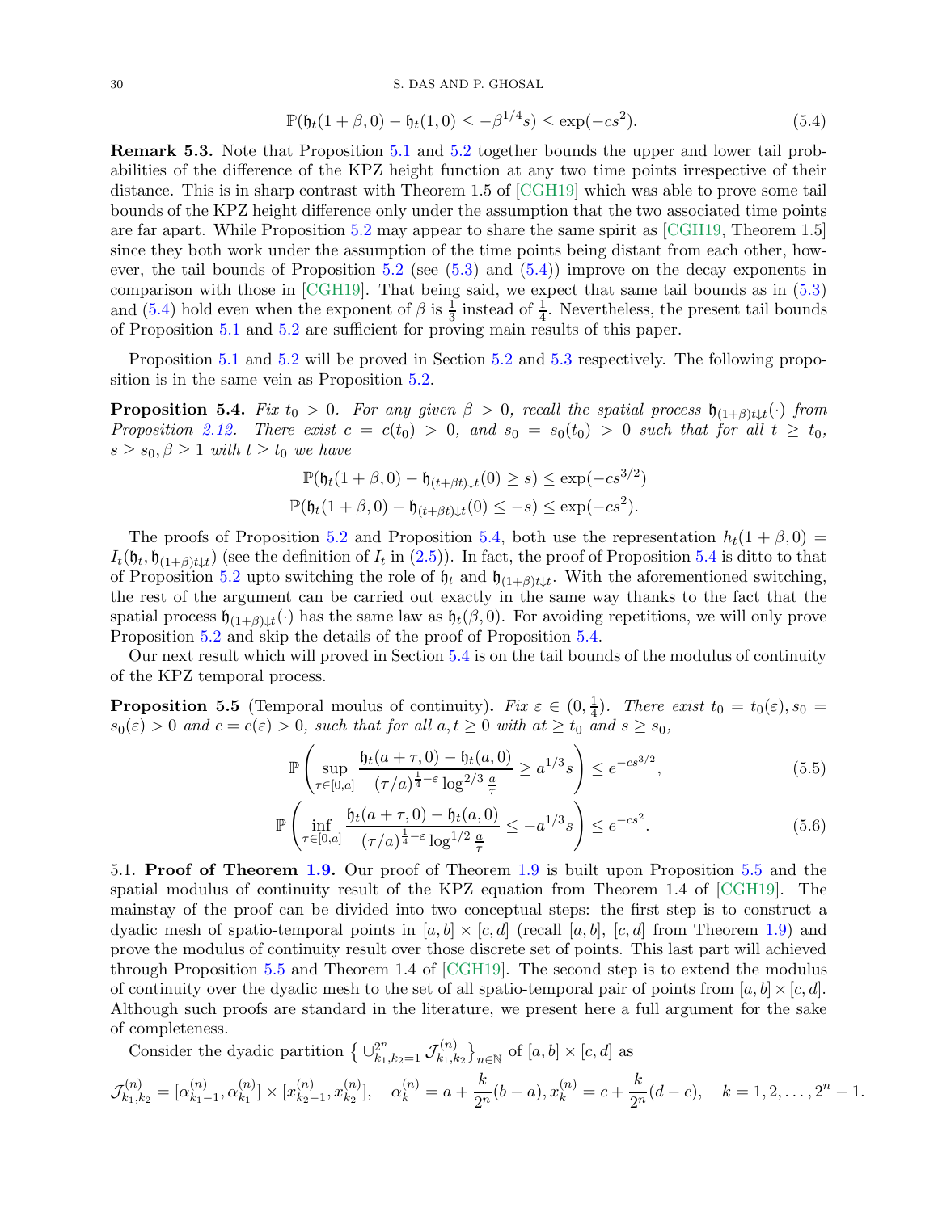$$\mathbb{P}(\mathfrak{h}_t(1+\beta,0) - \mathfrak{h}_t(1,0) \leq -\beta^{1/4}s) \leq \exp(-cs^2). \tag{5.4}$$

**Remark 5.3.** Note that Proposition 5.1 and 5.2 together bounds the upper and lower tail probabilities of the difference of the KPZ height function at any two time points irrespective of their distance. This is in sharp contrast with Theorem 1.5 of [CGH19] which was able to prove some tail bounds of the KPZ height difference only under the assumption that the two associated time points are far apart. While Proposition 5.2 may appear to share the same spirit as [CGH19, Theorem 1.5] since they both work under the assumption of the time points being distant from each other, however, the tail bounds of Proposition 5.2 (see (5.3) and (5.4)) improve on the decay exponents in comparison with those in [CGH19]. That being said, we expect that same tail bounds as in (5.3) and (5.4) hold even when the exponent of $\beta$ is $\frac{1}{3}$ instead of $\frac{1}{4}$. Nevertheless, the present tail bounds of Proposition 5.1 and 5.2 are sufficient for proving main results of this paper.

Proposition 5.1 and 5.2 will be proved in Section 5.2 and 5.3 respectively. The following proposition is in the same vein as Proposition 5.2.

**Proposition 5.4.** *Fix $t_0 > 0$. For any given $\beta > 0$, recall the spatial process $\mathfrak{h}_{(1+\beta)t\downarrow t}(\cdot)$ from Proposition 2.12. There exist $c = c(t_0) > 0$, and $s_0 = s_0(t_0) > 0$ such that for all $t \geq t_0$, $s \geq s_0, \beta \geq 1$ with $t \geq t_0$ we have*

$$\mathbb{P}(\mathfrak{h}_t(1+\beta,0) - \mathfrak{h}_{(t+\beta t)\downarrow t}(0) \geq s) \leq \exp(-cs^{3/2})$$
$$\mathbb{P}(\mathfrak{h}_t(1+\beta,0) - \mathfrak{h}_{(t+\beta t)\downarrow t}(0) \leq -s) \leq \exp(-cs^{2}).$$

The proofs of Proposition 5.2 and Proposition 5.4, both use the representation $h_t(1+\beta,0) = I_t(\mathfrak{h}_t, \mathfrak{h}_{(1+\beta)t\downarrow t})$ (see the definition of $I_t$ in (2.5)). In fact, the proof of Proposition 5.4 is ditto to that of Proposition 5.2 upto switching the role of $\mathfrak{h}_t$ and $\mathfrak{h}_{(1+\beta)t\downarrow t}$. With the aforementioned switching, the rest of the argument can be carried out exactly in the same way thanks to the fact that the spatial process $\mathfrak{h}_{(1+\beta)\downarrow t}(\cdot)$ has the same law as $\mathfrak{h}_t(\beta,0)$. For avoiding repetitions, we will only prove Proposition 5.2 and skip the details of the proof of Proposition 5.4.

Our next result which will proved in Section 5.4 is on the tail bounds of the modulus of continuity of the KPZ temporal process.

**Proposition 5.5** (Temporal moulus of continuity)**.** *Fix $\varepsilon \in (0, \frac{1}{4})$. There exist $t_0 = t_0(\varepsilon), s_0 = s_0(\varepsilon) > 0$ and $c = c(\varepsilon) > 0$, such that for all $a, t \geq 0$ with $at \geq t_0$ and $s \geq s_0$,*

$$\mathbb{P}\left(\sup_{\tau\in[0,a]} \frac{\mathfrak{h}_t(a+\tau,0) - \mathfrak{h}_t(a,0)}{(\tau/a)^{\frac{1}{4}-\varepsilon}\log^{2/3}\frac{a}{\tau}} \geq a^{1/3}s\right) \leq e^{-cs^{3/2}}, \tag{5.5}$$

$$\mathbb{P}\left(\inf_{\tau\in[0,a]} \frac{\mathfrak{h}_t(a+\tau,0) - \mathfrak{h}_t(a,0)}{(\tau/a)^{\frac{1}{4}-\varepsilon}\log^{1/2}\frac{a}{\tau}} \leq -a^{1/3}s\right) \leq e^{-cs^{2}}. \tag{5.6}$$

5.1. **Proof of Theorem 1.9.** Our proof of Theorem 1.9 is built upon Proposition 5.5 and the spatial modulus of continuity result of the KPZ equation from Theorem 1.4 of [CGH19]. The mainstay of the proof can be divided into two conceptual steps: the first step is to construct a dyadic mesh of spatio-temporal points in $[a,b]\times[c,d]$ (recall $[a,b]$, $[c,d]$ from Theorem 1.9) and prove the modulus of continuity result over those discrete set of points. This last part will achieved through Proposition 5.5 and Theorem 1.4 of [CGH19]. The second step is to extend the modulus of continuity over the dyadic mesh to the set of all spatio-temporal pair of points from $[a,b]\times[c,d]$. Although such proofs are standard in the literature, we present here a full argument for the sake of completeness.

Consider the dyadic partition $\big\{\cup_{k_1,k_2=1}^{2^n} \mathcal{J}^{(n)}_{k_1,k_2}\big\}_{n\in\mathbb{N}}$ of $[a,b]\times[c,d]$ as

$$\mathcal{J}^{(n)}_{k_1,k_2} = [\alpha^{(n)}_{k_1-1}, \alpha^{(n)}_{k_1}] \times [x^{(n)}_{k_2-1}, x^{(n)}_{k_2}], \quad \alpha^{(n)}_k = a + \frac{k}{2^n}(b-a), x^{(n)}_k = c + \frac{k}{2^n}(d-c), \quad k = 1,2,\ldots,2^n-1.$$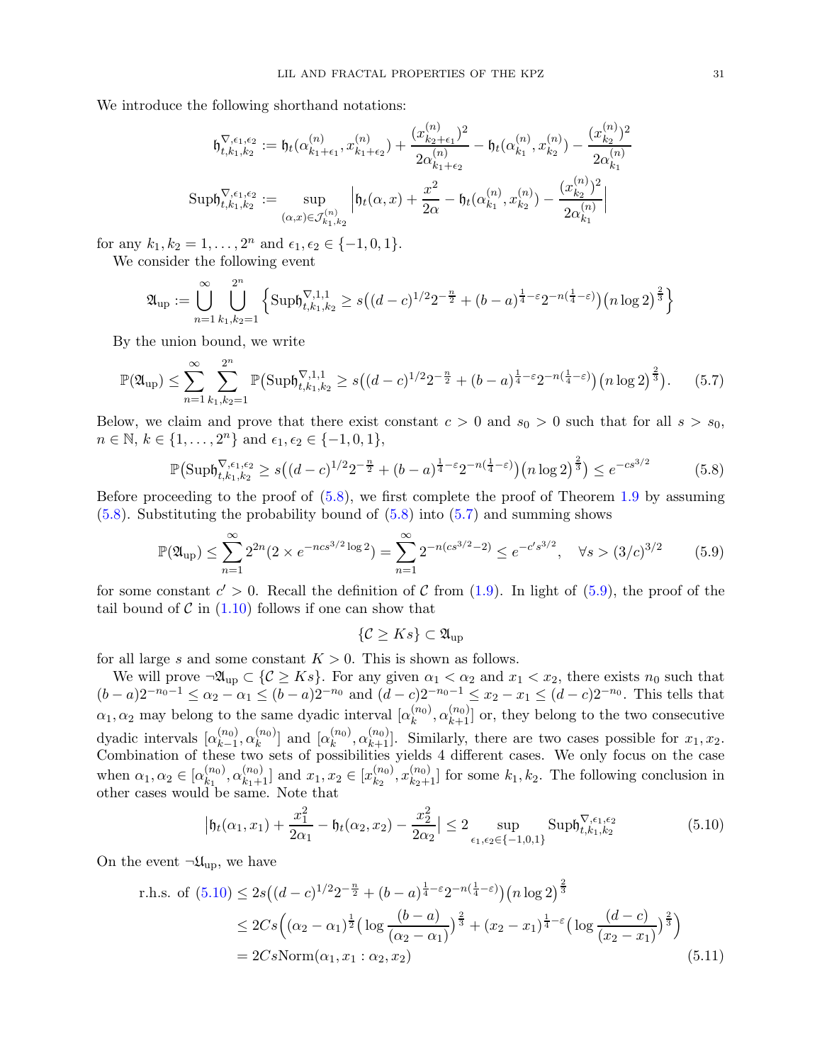We introduce the following shorthand notations:

$$\mathfrak{h}^{\nabla,\epsilon_1,\epsilon_2}_{t,k_1,k_2} := \mathfrak{h}_t(\alpha^{(n)}_{k_1+\epsilon_1}, x^{(n)}_{k_1+\epsilon_2}) + \frac{(x^{(n)}_{k_2+\epsilon_1})^2}{2\alpha^{(n)}_{k_1+\epsilon_2}} - \mathfrak{h}_t(\alpha^{(n)}_{k_1}, x^{(n)}_{k_2}) - \frac{(x^{(n)}_{k_2})^2}{2\alpha^{(n)}_{k_1}}$$

$$\mathrm{Sup}\mathfrak{h}^{\nabla,\epsilon_1,\epsilon_2}_{t,k_1,k_2} := \sup_{(\alpha,x)\in\mathcal{J}^{(n)}_{k_1,k_2}} \Big|\mathfrak{h}_t(\alpha,x) + \frac{x^2}{2\alpha} - \mathfrak{h}_t(\alpha^{(n)}_{k_1}, x^{(n)}_{k_2}) - \frac{(x^{(n)}_{k_2})^2}{2\alpha^{(n)}_{k_1}}\Big|$$

for any $k_1, k_2 = 1, \ldots, 2^n$ and $\epsilon_1, \epsilon_2 \in \{-1, 0, 1\}$.

We consider the following event

$$\mathfrak{A}_{\mathrm{up}} := \bigcup_{n=1}^{\infty} \bigcup_{k_1,k_2=1}^{2^n} \Big\{\mathrm{Sup}\mathfrak{h}^{\nabla,1,1}_{t,k_1,k_2} \geq s\big((d-c)^{1/2}2^{-\frac{n}{2}} + (b-a)^{\frac{1}{4}-\varepsilon}2^{-n(\frac{1}{4}-\varepsilon)}\big)\big(n\log 2\big)^{\frac{2}{3}}\Big\}$$

By the union bound, we write

$$\mathbb{P}(\mathfrak{A}_{\mathrm{up}}) \leq \sum_{n=1}^{\infty}\sum_{k_1,k_2=1}^{2^n} \mathbb{P}\big(\mathrm{Sup}\mathfrak{h}^{\nabla,1,1}_{t,k_1,k_2} \geq s\big((d-c)^{1/2}2^{-\frac{n}{2}} + (b-a)^{\frac{1}{4}-\varepsilon}2^{-n(\frac{1}{4}-\varepsilon)}\big)\big(n\log 2\big)^{\frac{2}{3}}\big). \tag{5.7}$$

Below, we claim and prove that there exist constant $c > 0$ and $s_0 > 0$ such that for all $s > s_0$, $n \in \mathbb{N}$, $k \in \{1, \ldots, 2^n\}$ and $\epsilon_1, \epsilon_2 \in \{-1, 0, 1\}$,

$$\mathbb{P}\big(\mathrm{Sup}\mathfrak{h}^{\nabla,\epsilon_1,\epsilon_2}_{t,k_1,k_2} \geq s\big((d-c)^{1/2}2^{-\frac{n}{2}} + (b-a)^{\frac{1}{4}-\varepsilon}2^{-n(\frac{1}{4}-\varepsilon)}\big)\big(n\log 2\big)^{\frac{2}{3}}\big) \leq e^{-cs^{3/2}} \tag{5.8}$$

Before proceeding to the proof of (5.8), we first complete the proof of Theorem 1.9 by assuming (5.8). Substituting the probability bound of (5.8) into (5.7) and summing shows

$$\mathbb{P}(\mathfrak{A}_{\mathrm{up}}) \leq \sum_{n=1}^{\infty} 2^{2n}(2 \times e^{-ncs^{3/2}\log 2}) = \sum_{n=1}^{\infty} 2^{-n(cs^{3/2}-2)} \leq e^{-c's^{3/2}}, \quad \forall s > (3/c)^{3/2} \tag{5.9}$$

for some constant $c' > 0$. Recall the definition of $\mathcal{C}$ from (1.9). In light of (5.9), the proof of the tail bound of $\mathcal{C}$ in (1.10) follows if one can show that

$$\{\mathcal{C} \geq Ks\} \subset \mathfrak{A}_{\mathrm{up}}$$

for all large $s$ and some constant $K > 0$. This is shown as follows.

We will prove $\neg\mathfrak{A}_{\mathrm{up}} \subset \{\mathcal{C} \geq Ks\}$. For any given $\alpha_1 < \alpha_2$ and $x_1 < x_2$, there exists $n_0$ such that $(b-a)2^{-n_0-1} \leq \alpha_2 - \alpha_1 \leq (b-a)2^{-n_0}$ and $(d-c)2^{-n_0-1} \leq x_2 - x_1 \leq (d-c)2^{-n_0}$. This tells that $\alpha_1, \alpha_2$ may belong to the same dyadic interval $[\alpha^{(n_0)}_k, \alpha^{(n_0)}_{k+1}]$ or, they belong to the two consecutive dyadic intervals $[\alpha^{(n_0)}_{k-1}, \alpha^{(n_0)}_k]$ and $[\alpha^{(n_0)}_k, \alpha^{(n_0)}_{k+1}]$. Similarly, there are two cases possible for $x_1, x_2$. Combination of these two sets of possibilities yields 4 different cases. We only focus on the case when $\alpha_1, \alpha_2 \in [\alpha^{(n_0)}_{k_1}, \alpha^{(n_0)}_{k_1+1}]$ and $x_1, x_2 \in [x^{(n_0)}_{k_2}, x^{(n_0)}_{k_2+1}]$ for some $k_1, k_2$. The following conclusion in other cases would be same. Note that

$$\big|\mathfrak{h}_t(\alpha_1, x_1) + \frac{x_1^2}{2\alpha_1} - \mathfrak{h}_t(\alpha_2, x_2) - \frac{x_2^2}{2\alpha_2}\big| \leq 2\sup_{\epsilon_1,\epsilon_2\in\{-1,0,1\}} \mathrm{Sup}\mathfrak{h}^{\nabla,\epsilon_1,\epsilon_2}_{t,k_1,k_2} \tag{5.10}$$

On the event $\neg\mathfrak{U}_{\mathrm{up}}$, we have

$$\begin{aligned}
\text{r.h.s. of (5.10)} &\leq 2s\big((d-c)^{1/2}2^{-\frac{n}{2}} + (b-a)^{\frac{1}{4}-\varepsilon}2^{-n(\frac{1}{4}-\varepsilon)}\big)\big(n\log 2\big)^{\frac{2}{3}} \\
&\leq 2Cs\Big((\alpha_2-\alpha_1)^{\frac{1}{2}}\big(\log\frac{(b-a)}{(\alpha_2-\alpha_1)}\big)^{\frac{2}{3}} + (x_2-x_1)^{\frac{1}{4}-\varepsilon}\big(\log\frac{(d-c)}{(x_2-x_1)}\big)^{\frac{2}{3}}\Big) \\
&= 2Cs\mathrm{Norm}(\alpha_1, x_1 : \alpha_2, x_2)
\end{aligned} \tag{5.11}$$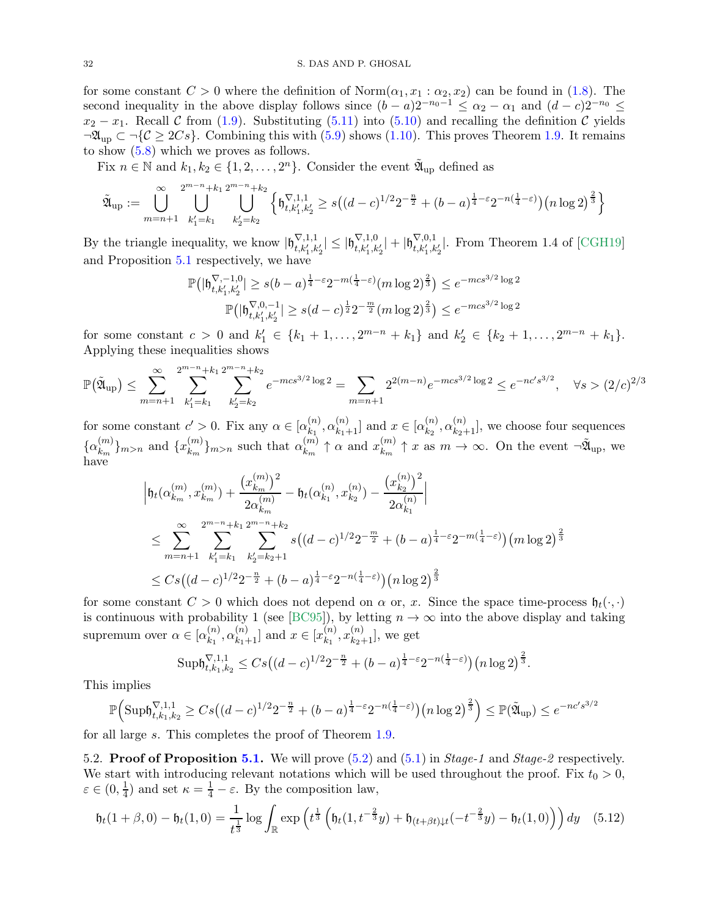for some constant $C > 0$ where the definition of $\mathrm{Norm}(\alpha_1, x_1 : \alpha_2, x_2)$ can be found in (1.8). The second inequality in the above display follows since $(b-a)2^{-n_0-1} \le \alpha_2 - \alpha_1$ and $(d-c)2^{-n_0} \le x_2 - x_1$. Recall $\mathcal{C}$ from (1.9). Substituting (5.11) into (5.10) and recalling the definition $\mathcal{C}$ yields $\neg\mathfrak{A}_{\mathrm{up}} \subset \neg\{\mathcal{C} \ge 2Cs\}$. Combining this with (5.9) shows (1.10). This proves Theorem 1.9. It remains to show (5.8) which we proves as follows.

Fix $n \in \mathbb{N}$ and $k_1, k_2 \in \{1, 2, \ldots, 2^n\}$. Consider the event $\tilde{\mathfrak{A}}_{\mathrm{up}}$ defined as

$$\tilde{\mathfrak{A}}_{\mathrm{up}} := \bigcup_{m=n+1}^{\infty} \bigcup_{k_1'=k_1}^{2^{m-n}+k_1} \bigcup_{k_2'=k_2}^{2^{m-n}+k_2} \Big\{ \mathfrak{h}^{\nabla,1,1}_{t,k_1',k_2'} \ge s\big((d-c)^{1/2}2^{-\frac{n}{2}} + (b-a)^{\frac14-\varepsilon}2^{-n(\frac14-\varepsilon)}\big)\big(n\log 2\big)^{\frac23} \Big\}$$

By the triangle inequality, we know $|\mathfrak{h}^{\nabla,1,1}_{t,k_1',k_2'}| \le |\mathfrak{h}^{\nabla,1,0}_{t,k_1',k_2'}| + |\mathfrak{h}^{\nabla,0,1}_{t,k_1',k_2'}|$. From Theorem 1.4 of [CGH19] and Proposition 5.1 respectively, we have

$$\mathbb{P}\big(|\mathfrak{h}^{\nabla,-1,0}_{t,k_1',k_2'}| \ge s(b-a)^{\frac14-\varepsilon}2^{-m(\frac14-\varepsilon)}(m\log 2)^{\frac23}\big) \le e^{-mcs^{3/2}\log 2}$$
$$\mathbb{P}\big(|\mathfrak{h}^{\nabla,0,-1}_{t,k_1',k_2'}| \ge s(d-c)^{\frac12}2^{-\frac{m}{2}}(m\log 2)^{\frac23}\big) \le e^{-mcs^{3/2}\log 2}$$

for some constant $c > 0$ and $k_1' \in \{k_1+1, \ldots, 2^{m-n}+k_1\}$ and $k_2' \in \{k_2+1, \ldots, 2^{m-n}+k_1\}$. Applying these inequalities shows

$$\mathbb{P}\big(\tilde{\mathfrak{A}}_{\mathrm{up}}\big) \le \sum_{m=n+1}^{\infty} \sum_{k_1'=k_1}^{2^{m-n}+k_1} \sum_{k_2'=k_2}^{2^{m-n}+k_2} e^{-mcs^{3/2}\log 2} = \sum_{m=n+1} 2^{2(m-n)}e^{-mcs^{3/2}\log 2} \le e^{-nc's^{3/2}}, \quad \forall s > (2/c)^{2/3}$$

for some constant $c' > 0$. Fix any $\alpha \in [\alpha^{(n)}_{k_1}, \alpha^{(n)}_{k_1+1}]$ and $x \in [\alpha^{(n)}_{k_2}, \alpha^{(n)}_{k_2+1}]$, we choose four sequences $\{\alpha^{(m)}_{k_m}\}_{m>n}$ and $\{x^{(m)}_{k_m}\}_{m>n}$ such that $\alpha^{(m)}_{k_m} \uparrow \alpha$ and $x^{(m)}_{k_m} \uparrow x$ as $m \to \infty$. On the event $\neg\tilde{\mathfrak{A}}_{\mathrm{up}}$, we have

$$\begin{aligned}
&\Big|\mathfrak{h}_t(\alpha^{(m)}_{k_m}, x^{(m)}_{k_m}) + \frac{\big(x^{(m)}_{k_m}\big)^2}{2\alpha^{(m)}_{k_m}} - \mathfrak{h}_t(\alpha^{(n)}_{k_1}, x^{(n)}_{k_2}) - \frac{\big(x^{(n)}_{k_2}\big)^2}{2\alpha^{(n)}_{k_1}}\Big| \\
&\le \sum_{m=n+1}^{\infty} \sum_{k_1'=k_1}^{2^{m-n}+k_1} \sum_{k_2'=k_2+1}^{2^{m-n}+k_2} s\big((d-c)^{1/2}2^{-\frac{m}{2}} + (b-a)^{\frac14-\varepsilon}2^{-m(\frac14-\varepsilon)}\big)\big(m\log 2\big)^{\frac23} \\
&\le Cs\big((d-c)^{1/2}2^{-\frac{n}{2}} + (b-a)^{\frac14-\varepsilon}2^{-n(\frac14-\varepsilon)}\big)\big(n\log 2\big)^{\frac23}
\end{aligned}$$

for some constant $C > 0$ which does not depend on $\alpha$ or, $x$. Since the space time-process $\mathfrak{h}_t(\cdot,\cdot)$ is continuous with probability 1 (see [BC95]), by letting $n \to \infty$ into the above display and taking supremum over $\alpha \in [\alpha^{(n)}_{k_1}, \alpha^{(n)}_{k_1+1}]$ and $x \in [x^{(n)}_{k_1}, x^{(n)}_{k_2+1}]$, we get

$$\mathrm{Sup}\mathfrak{h}^{\nabla,1,1}_{t,k_1,k_2} \le Cs\big((d-c)^{1/2}2^{-\frac{n}{2}} + (b-a)^{\frac14-\varepsilon}2^{-n(\frac14-\varepsilon)}\big)\big(n\log 2\big)^{\frac23}.$$

This implies

$$\mathbb{P}\Big(\mathrm{Sup}\mathfrak{h}^{\nabla,1,1}_{t,k_1,k_2} \ge Cs\big((d-c)^{1/2}2^{-\frac{n}{2}} + (b-a)^{\frac14-\varepsilon}2^{-n(\frac14-\varepsilon)}\big)\big(n\log 2\big)^{\frac23}\Big) \le \mathbb{P}(\tilde{\mathfrak{A}}_{\mathrm{up}}) \le e^{-nc's^{3/2}}$$

for all large $s$. This completes the proof of Theorem 1.9.

5.2. **Proof of Proposition 5.1.** We will prove (5.2) and (5.1) in *Stage-1* and *Stage-2* respectively. We start with introducing relevant notations which will be used throughout the proof. Fix $t_0 > 0$, $\varepsilon \in (0, \frac14)$ and set $\kappa = \frac14 - \varepsilon$. By the composition law,

$$\mathfrak{h}_t(1+\beta, 0) - \mathfrak{h}_t(1, 0) = \frac{1}{t^{\frac13}} \log \int_{\mathbb{R}} \exp\Big(t^{\frac13}\Big(\mathfrak{h}_t(1, t^{-\frac23}y) + \mathfrak{h}_{(t+\beta t)\downarrow t}(-t^{-\frac23}y) - \mathfrak{h}_t(1,0)\Big)\Big)\,dy \quad (5.12)$$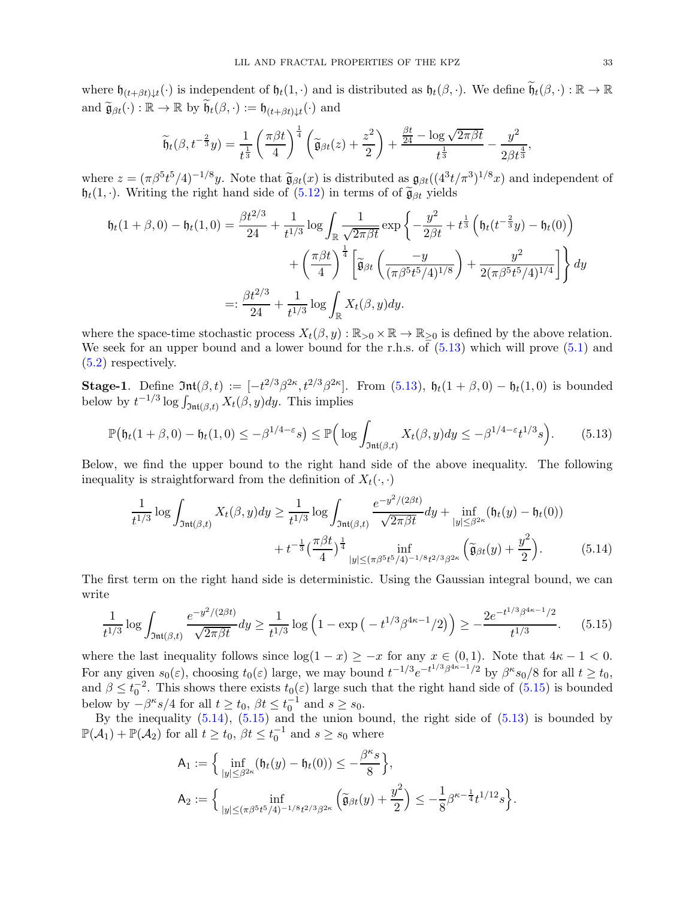where $\mathfrak{h}_{(t+\beta t)\downarrow t}(\cdot)$ is independent of $\mathfrak{h}_t(1,\cdot)$ and is distributed as $\mathfrak{h}_t(\beta,\cdot)$. We define $\widetilde{\mathfrak{h}}_t(\beta,\cdot):\mathbb{R}\to\mathbb{R}$ and $\widetilde{\mathfrak{g}}_{\beta t}(\cdot):\mathbb{R}\to\mathbb{R}$ by $\widetilde{\mathfrak{h}}_t(\beta,\cdot):=\mathfrak{h}_{(t+\beta t)\downarrow t}(\cdot)$ and

$$\widetilde{\mathfrak{h}}_t(\beta, t^{-\frac{2}{3}}y) = \frac{1}{t^{\frac{1}{3}}}\left(\frac{\pi\beta t}{4}\right)^{\frac{1}{4}}\left(\widetilde{\mathfrak{g}}_{\beta t}(z)+\frac{z^2}{2}\right) + \frac{\frac{\beta t}{24}-\log\sqrt{2\pi\beta t}}{t^{\frac{1}{3}}} - \frac{y^2}{2\beta t^{\frac{4}{3}}},$$

where $z=(\pi\beta^5t^5/4)^{-1/8}y$. Note that $\widetilde{\mathfrak{g}}_{\beta t}(x)$ is distributed as $\mathfrak{g}_{\beta t}((4^3t/\pi^3)^{1/8}x)$ and independent of $\mathfrak{h}_t(1,\cdot)$. Writing the right hand side of (5.12) in terms of of $\widetilde{\mathfrak{g}}_{\beta t}$ yields

$$\begin{aligned}
\mathfrak{h}_t(1+\beta,0)-\mathfrak{h}_t(1,0) &= \frac{\beta t^{2/3}}{24} + \frac{1}{t^{1/3}}\log\int_{\mathbb{R}}\frac{1}{\sqrt{2\pi\beta t}}\exp\bigg\{-\frac{y^2}{2\beta t}+t^{\frac{1}{3}}\Big(\mathfrak{h}_t(t^{-\frac{2}{3}}y)-\mathfrak{h}_t(0)\Big) \\
&\qquad\qquad + \left(\frac{\pi\beta t}{4}\right)^{\frac{1}{4}}\left[\widetilde{\mathfrak{g}}_{\beta t}\left(\frac{-y}{(\pi\beta^5t^5/4)^{1/8}}\right)+\frac{y^2}{2(\pi\beta^5t^5/4)^{1/4}}\right]\bigg\}\,dy \\
&=: \frac{\beta t^{2/3}}{24} + \frac{1}{t^{1/3}}\log\int_{\mathbb{R}}X_t(\beta,y)dy.
\end{aligned}$$

where the space-time stochastic process $X_t(\beta,y):\mathbb{R}_{>0}\times\mathbb{R}\to\mathbb{R}_{\geq 0}$ is defined by the above relation. We seek for an upper bound and a lower bound for the r.h.s. of (5.13) which will prove (5.1) and (5.2) respectively.

**Stage-1**. Define $\mathfrak{Int}(\beta,t):=[-t^{2/3}\beta^{2\kappa},t^{2/3}\beta^{2\kappa}]$. From (5.13), $\mathfrak{h}_t(1+\beta,0)-\mathfrak{h}_t(1,0)$ is bounded below by $t^{-1/3}\log\int_{\mathfrak{Int}(\beta,t)}X_t(\beta,y)dy$. This implies

$$\mathbb{P}\big(\mathfrak{h}_t(1+\beta,0)-\mathfrak{h}_t(1,0)\leq -\beta^{1/4-\varepsilon}s\big) \leq \mathbb{P}\Big(\log\int_{\mathfrak{Int}(\beta,t)}X_t(\beta,y)dy \leq -\beta^{1/4-\varepsilon}t^{1/3}s\Big). \tag{5.13}$$

Below, we find the upper bound to the right hand side of the above inequality. The following inequality is straightforward from the definition of $X_t(\cdot,\cdot)$

$$\begin{aligned}
\frac{1}{t^{1/3}}\log\int_{\mathfrak{Int}(\beta,t)}X_t(\beta,y)dy &\geq \frac{1}{t^{1/3}}\log\int_{\mathfrak{Int}(\beta,t)}\frac{e^{-y^2/(2\beta t)}}{\sqrt{2\pi\beta t}}dy + \inf_{|y|\leq\beta^{2\kappa}}(\mathfrak{h}_t(y)-\mathfrak{h}_t(0)) \\
&\quad + t^{-\frac{1}{3}}\big(\frac{\pi\beta t}{4}\big)^{\frac{1}{4}}\inf_{|y|\leq(\pi\beta^5t^5/4)^{-1/8}t^{2/3}\beta^{2\kappa}}\Big(\widetilde{\mathfrak{g}}_{\beta t}(y)+\frac{y^2}{2}\Big).
\end{aligned} \tag{5.14}$$

The first term on the right hand side is deterministic. Using the Gaussian integral bound, we can write

$$\frac{1}{t^{1/3}}\log\int_{\mathfrak{Int}(\beta,t)}\frac{e^{-y^2/(2\beta t)}}{\sqrt{2\pi\beta t}}dy \geq \frac{1}{t^{1/3}}\log\Big(1-\exp\big(-t^{1/3}\beta^{4\kappa-1}/2\big)\Big) \geq -\frac{2e^{-t^{1/3}\beta^{4\kappa-1}/2}}{t^{1/3}}. \tag{5.15}$$

where the last inequality follows since $\log(1-x)\geq -x$ for any $x\in(0,1)$. Note that $4\kappa-1<0$. For any given $s_0(\varepsilon)$, choosing $t_0(\varepsilon)$ large, we may bound $t^{-1/3}e^{-t^{1/3}\beta^{4\kappa-1}/2}$ by $\beta^\kappa s_0/8$ for all $t\geq t_0$, and $\beta\leq t_0^{-2}$. This shows there exists $t_0(\varepsilon)$ large such that the right hand side of (5.15) is bounded below by $-\beta^\kappa s/4$ for all $t\geq t_0$, $\beta t\leq t_0^{-1}$ and $s\geq s_0$.

By the inequality (5.14), (5.15) and the union bound, the right side of (5.13) is bounded by $\mathbb{P}(\mathcal{A}_1)+\mathbb{P}(\mathcal{A}_2)$ for all $t\geq t_0$, $\beta t\leq t_0^{-1}$ and $s\geq s_0$ where

$$\begin{aligned}
\mathsf{A}_1 &:= \Big\{\inf_{|y|\leq\beta^{2\kappa}}(\mathfrak{h}_t(y)-\mathfrak{h}_t(0))\leq -\frac{\beta^\kappa s}{8}\Big\}, \\
\mathsf{A}_2 &:= \Big\{\inf_{|y|\leq(\pi\beta^5t^5/4)^{-1/8}t^{2/3}\beta^{2\kappa}}\Big(\widetilde{\mathfrak{g}}_{\beta t}(y)+\frac{y^2}{2}\Big)\leq -\frac{1}{8}\beta^{\kappa-\frac{1}{4}}t^{1/12}s\Big\}.
\end{aligned}$$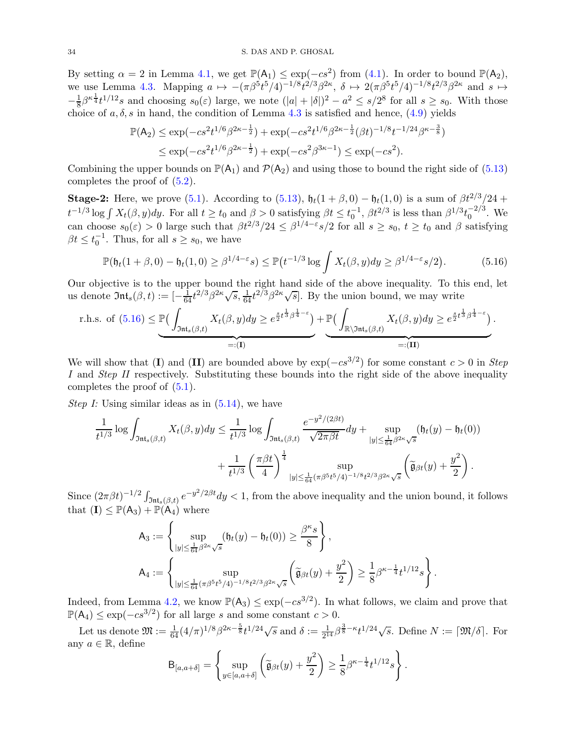By setting $\alpha = 2$ in Lemma 4.1, we get $\mathbb{P}(\mathsf{A}_1) \le \exp(-cs^2)$ from (4.1). In order to bound $\mathbb{P}(\mathsf{A}_2)$, we use Lemma 4.3. Mapping $a \mapsto -(\pi\beta^5t^5/4)^{-1/8}t^{2/3}\beta^{2\kappa}$, $\delta \mapsto 2(\pi\beta^5t^5/4)^{-1/8}t^{2/3}\beta^{2\kappa}$ and $s \mapsto -\frac{1}{8}\beta^{\kappa\frac{1}{4}}t^{1/12}s$ and choosing $s_0(\varepsilon)$ large, we note $(|a|+|\delta|)^2 - a^2 \le s/2^8$ for all $s \ge s_0$. With those choice of $a, \delta, s$ in hand, the condition of Lemma 4.3 is satisfied and hence, (4.9) yields

$$
\begin{aligned}
\mathbb{P}(\mathsf{A}_2) &\le \exp(-cs^2t^{1/6}\beta^{2\kappa-\frac{1}{2}}) + \exp(-cs^2t^{1/6}\beta^{2\kappa-\frac{1}{2}}(\beta t)^{-1/8}t^{-1/24}\beta^{\kappa-\frac{3}{8}}) \\
&\le \exp(-cs^2t^{1/6}\beta^{2\kappa-\frac{1}{2}}) + \exp(-cs^2\beta^{3\kappa-1}) \le \exp(-cs^2).
\end{aligned}
$$

Combining the upper bounds on $\mathbb{P}(\mathsf{A}_1)$ and $\mathcal{P}(\mathsf{A}_2)$ and using those to bound the right side of (5.13) completes the proof of (5.2).

**Stage-2:** Here, we prove (5.1). According to (5.13), $\mathfrak{h}_t(1+\beta,0) - \mathfrak{h}_t(1,0)$ is a sum of $\beta t^{2/3}/24 + t^{-1/3}\log\int X_t(\beta,y)dy$. For all $t \ge t_0$ and $\beta > 0$ satisfying $\beta t \le t_0^{-1}$, $\beta t^{2/3}$ is less than $\beta^{1/3}t_0^{-2/3}$. We can choose $s_0(\varepsilon) > 0$ large such that $\beta t^{2/3}/24 \le \beta^{1/4-\varepsilon}s/2$ for all $s \ge s_0$, $t \ge t_0$ and $\beta$ satisfying $\beta t \le t_0^{-1}$. Thus, for all $s \ge s_0$, we have

$$
\mathbb{P}(\mathfrak{h}_t(1+\beta,0) - \mathfrak{h}_t(1,0) \ge \beta^{1/4-\varepsilon}s) \le \mathbb{P}\big(t^{-1/3}\log\int X_t(\beta,y)dy \ge \beta^{1/4-\varepsilon}s/2\big). \tag{5.16}
$$

Our objective is to the upper bound the right hand side of the above inequality. To this end, let us denote $\mathfrak{Int}_s(\beta,t) := [-\frac{1}{64}t^{2/3}\beta^{2\kappa}\sqrt{s}, \frac{1}{64}t^{2/3}\beta^{2\kappa}\sqrt{s}]$. By the union bound, we may write

$$
\text{r.h.s. of (5.16)} \le \underbrace{\mathbb{P}\Big(\int_{\mathfrak{Int}_s(\beta,t)} X_t(\beta,y)dy \ge e^{\frac{s}{2}t^{\frac{1}{3}}\beta^{\frac{1}{4}-\varepsilon}}\Big)}_{=:(\mathbf{I})} + \underbrace{\mathbb{P}\Big(\int_{\mathbb{R}\setminus\mathfrak{Int}_s(\beta,t)} X_t(\beta,y)dy \ge e^{\frac{s}{2}t^{\frac{1}{3}}\beta^{\frac{1}{4}-\varepsilon}}\Big)}_{=:(\mathbf{II})}.
$$

We will show that $(\mathbf{I})$ and $(\mathbf{II})$ are bounded above by $\exp(-cs^{3/2})$ for some constant $c > 0$ in *Step I* and *Step II* respectively. Substituting these bounds into the right side of the above inequality completes the proof of (5.1).

*Step I:* Using similar ideas as in (5.14), we have

$$
\begin{aligned}
\frac{1}{t^{1/3}}\log\int_{\mathfrak{Int}_s(\beta,t)} X_t(\beta,y)dy &\le \frac{1}{t^{1/3}}\log\int_{\mathfrak{Int}_s(\beta,t)} \frac{e^{-y^2/(2\beta t)}}{\sqrt{2\pi\beta t}}dy + \sup_{|y|\le\frac{1}{64}\beta^{2\kappa}\sqrt{s}}(\mathfrak{h}_t(y) - \mathfrak{h}_t(0)) \\
&\quad + \frac{1}{t^{1/3}}\left(\frac{\pi\beta t}{4}\right)^{\frac{1}{4}} \sup_{|y|\le\frac{1}{64}(\pi\beta^5t^5/4)^{-1/8}t^{2/3}\beta^{2\kappa}\sqrt{s}}\left(\widetilde{\mathfrak{g}}_{\beta t}(y) + \frac{y^2}{2}\right).
\end{aligned}
$$

Since $(2\pi\beta t)^{-1/2}\int_{\mathfrak{Int}_s(\beta,t)} e^{-y^2/2\beta t}dy < 1$, from the above inequality and the union bound, it follows that $(\mathbf{I}) \le \mathbb{P}(\mathsf{A}_3) + \mathbb{P}(\mathsf{A}_4)$ where

$$
\begin{aligned}
\mathsf{A}_3 &:= \left\{\sup_{|y|\le\frac{1}{64}\beta^{2\kappa}\sqrt{s}}(\mathfrak{h}_t(y) - \mathfrak{h}_t(0)) \ge \frac{\beta^\kappa s}{8}\right\}, \\
\mathsf{A}_4 &:= \left\{\sup_{|y|\le\frac{1}{64}(\pi\beta^5t^5/4)^{-1/8}t^{2/3}\beta^{2\kappa}\sqrt{s}}\left(\widetilde{\mathfrak{g}}_{\beta t}(y) + \frac{y^2}{2}\right) \ge \frac{1}{8}\beta^{\kappa-\frac{1}{4}}t^{1/12}s\right\}.
\end{aligned}
$$

Indeed, from Lemma 4.2, we know $\mathbb{P}(\mathsf{A}_3) \le \exp(-cs^{3/2})$. In what follows, we claim and prove that $\mathbb{P}(\mathsf{A}_4) \le \exp(-cs^{3/2})$ for all large $s$ and some constant $c > 0$.

Let us denote $\mathfrak{M} := \frac{1}{64}(4/\pi)^{1/8}\beta^{2\kappa-\frac{5}{8}}t^{1/24}\sqrt{s}$ and $\delta := \frac{1}{2^{14}}\beta^{\frac{3}{8}-\kappa}t^{1/24}\sqrt{s}$. Define $N := \lceil\mathfrak{M}/\delta\rceil$. For any $a \in \mathbb{R}$, define

$$
\mathsf{B}_{[a,a+\delta]} = \left\{\sup_{y\in[a,a+\delta]}\left(\widetilde{\mathfrak{g}}_{\beta t}(y) + \frac{y^2}{2}\right) \ge \frac{1}{8}\beta^{\kappa-\frac{1}{4}}t^{1/12}s\right\}.
$$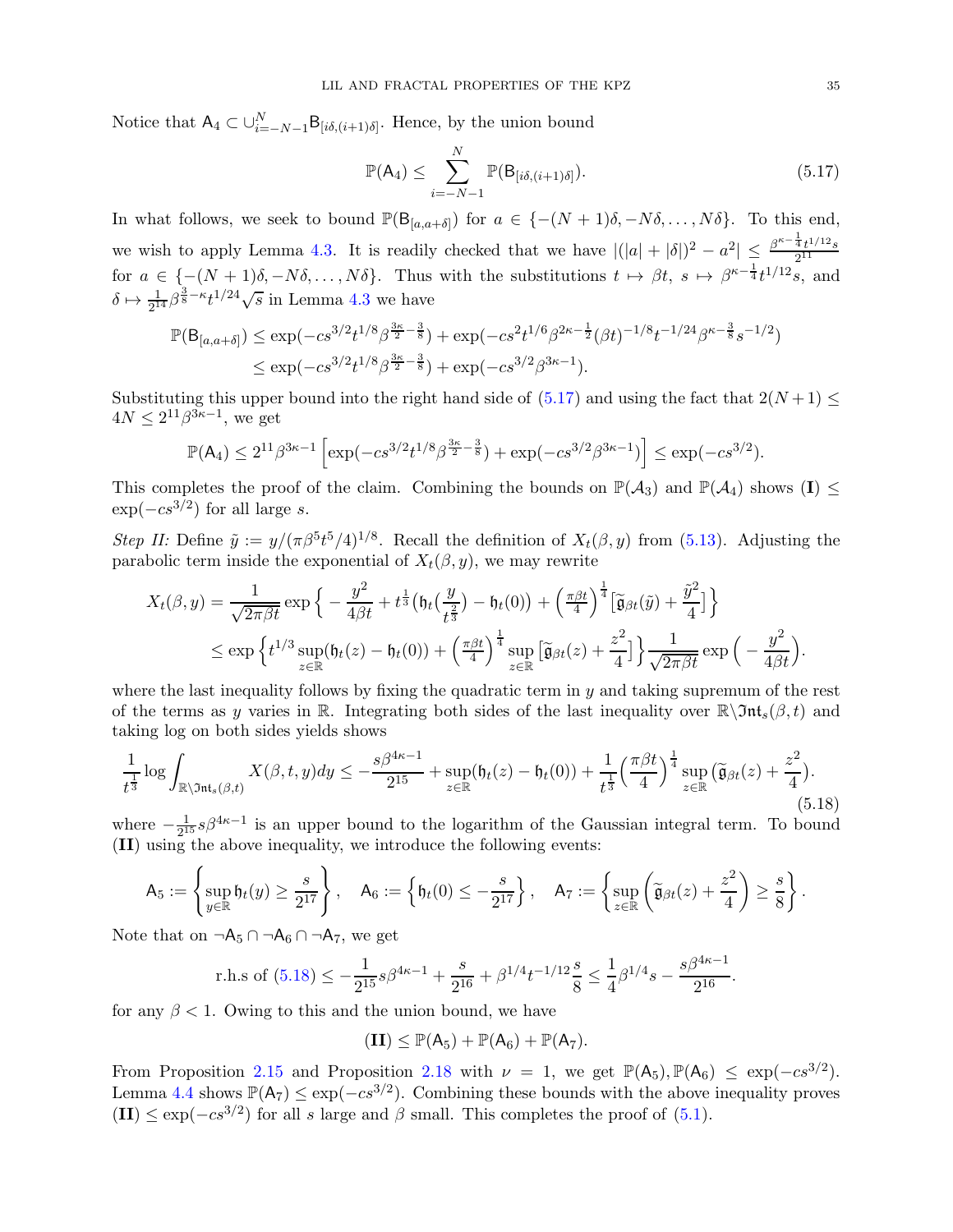Notice that $\mathsf{A}_4 \subset \cup_{i=-N-1}^{N} \mathsf{B}_{[i\delta,(i+1)\delta]}$. Hence, by the union bound

$$\mathbb{P}(\mathsf{A}_4) \leq \sum_{i=-N-1}^{N} \mathbb{P}(\mathsf{B}_{[i\delta,(i+1)\delta]}). \tag{5.17}$$

In what follows, we seek to bound $\mathbb{P}(\mathsf{B}_{[a,a+\delta]})$ for $a \in \{-(N+1)\delta, -N\delta, \ldots, N\delta\}$. To this end, we wish to apply Lemma 4.3. It is readily checked that we have $|(|a|+|\delta|)^2 - a^2| \leq \frac{\beta^{\kappa-\frac{1}{4}} t^{1/12} s}{2^{11}}$ for $a \in \{-(N+1)\delta, -N\delta, \ldots, N\delta\}$. Thus with the substitutions $t \mapsto \beta t$, $s \mapsto \beta^{\kappa-\frac{1}{4}} t^{1/12} s$, and $\delta \mapsto \frac{1}{2^{14}} \beta^{\frac{3}{8}-\kappa} t^{1/24} \sqrt{s}$ in Lemma 4.3 we have

$$\begin{aligned}
\mathbb{P}(\mathsf{B}_{[a,a+\delta]}) &\leq \exp(-cs^{3/2} t^{1/8} \beta^{\frac{3\kappa}{2}-\frac{3}{8}}) + \exp(-cs^2 t^{1/6} \beta^{2\kappa-\frac{1}{2}} (\beta t)^{-1/8} t^{-1/24} \beta^{\kappa-\frac{3}{8}} s^{-1/2}) \\
&\leq \exp(-cs^{3/2} t^{1/8} \beta^{\frac{3\kappa}{2}-\frac{3}{8}}) + \exp(-cs^{3/2} \beta^{3\kappa-1}).
\end{aligned}$$

Substituting this upper bound into the right hand side of (5.17) and using the fact that $2(N+1) \leq 4N \leq 2^{11} \beta^{3\kappa-1}$, we get

$$\mathbb{P}(\mathsf{A}_4) \leq 2^{11} \beta^{3\kappa-1} \left[ \exp(-cs^{3/2} t^{1/8} \beta^{\frac{3\kappa}{2}-\frac{3}{8}}) + \exp(-cs^{3/2} \beta^{3\kappa-1}) \right] \leq \exp(-cs^{3/2}).$$

This completes the proof of the claim. Combining the bounds on $\mathbb{P}(\mathcal{A}_3)$ and $\mathbb{P}(\mathcal{A}_4)$ shows $(\mathbf{I}) \leq \exp(-cs^{3/2})$ for all large $s$.

*Step II:* Define $\tilde{y} := y/(\pi\beta^5 t^5/4)^{1/8}$. Recall the definition of $X_t(\beta, y)$ from (5.13). Adjusting the parabolic term inside the exponential of $X_t(\beta, y)$, we may rewrite

$$\begin{aligned}
X_t(\beta, y) &= \frac{1}{\sqrt{2\pi\beta t}} \exp\Big\{ -\frac{y^2}{4\beta t} + t^{\frac{1}{3}} \big( \mathfrak{h}_t(\tfrac{y}{t^{\frac{2}{3}}}) - \mathfrak{h}_t(0) \big) + \left(\tfrac{\pi\beta t}{4}\right)^{\frac{1}{4}} \big[ \widetilde{\mathfrak{g}}_{\beta t}(\tilde{y}) + \tfrac{\tilde{y}^2}{4} \big] \Big\} \\
&\leq \exp\Big\{ t^{1/3} \sup_{z\in\mathbb{R}} (\mathfrak{h}_t(z) - \mathfrak{h}_t(0)) + \left(\tfrac{\pi\beta t}{4}\right)^{\frac{1}{4}} \sup_{z\in\mathbb{R}} \big[ \widetilde{\mathfrak{g}}_{\beta t}(z) + \tfrac{z^2}{4} \big] \Big\} \frac{1}{\sqrt{2\pi\beta t}} \exp\Big( -\frac{y^2}{4\beta t} \Big).
\end{aligned}$$

where the last inequality follows by fixing the quadratic term in $y$ and taking supremum of the rest of the terms as $y$ varies in $\mathbb{R}$. Integrating both sides of the last inequality over $\mathbb{R}\backslash\mathfrak{Int}_s(\beta,t)$ and taking log on both sides yields shows

$$\frac{1}{t^{\frac{1}{3}}} \log \int_{\mathbb{R}\backslash\mathfrak{Int}_s(\beta,t)} X(\beta,t,y) dy \leq -\frac{s\beta^{4\kappa-1}}{2^{15}} + \sup_{z\in\mathbb{R}} (\mathfrak{h}_t(z) - \mathfrak{h}_t(0)) + \frac{1}{t^{\frac{1}{3}}} \Big( \frac{\pi\beta t}{4} \Big)^{\frac{1}{4}} \sup_{z\in\mathbb{R}} \big( \widetilde{\mathfrak{g}}_{\beta t}(z) + \frac{z^2}{4} \big). \tag{5.18}$$

where $-\frac{1}{2^{15}} s\beta^{4\kappa-1}$ is an upper bound to the logarithm of the Gaussian integral term. To bound $(\mathbf{II})$ using the above inequality, we introduce the following events:

$$\mathsf{A}_5 := \left\{ \sup_{y\in\mathbb{R}} \mathfrak{h}_t(y) \geq \frac{s}{2^{17}} \right\}, \quad \mathsf{A}_6 := \left\{ \mathfrak{h}_t(0) \leq -\frac{s}{2^{17}} \right\}, \quad \mathsf{A}_7 := \left\{ \sup_{z\in\mathbb{R}} \left( \widetilde{\mathfrak{g}}_{\beta t}(z) + \frac{z^2}{4} \right) \geq \frac{s}{8} \right\}.$$

Note that on $\neg\mathsf{A}_5 \cap \neg\mathsf{A}_6 \cap \neg\mathsf{A}_7$, we get

$$\text{r.h.s of (5.18)} \leq -\frac{1}{2^{15}} s\beta^{4\kappa-1} + \frac{s}{2^{16}} + \beta^{1/4} t^{-1/12} \frac{s}{8} \leq \frac{1}{4} \beta^{1/4} s - \frac{s\beta^{4\kappa-1}}{2^{16}}.$$

for any $\beta < 1$. Owing to this and the union bound, we have

$$(\mathbf{II}) \leq \mathbb{P}(\mathsf{A}_5) + \mathbb{P}(\mathsf{A}_6) + \mathbb{P}(\mathsf{A}_7).$$

From Proposition 2.15 and Proposition 2.18 with $\nu = 1$, we get $\mathbb{P}(\mathsf{A}_5), \mathbb{P}(\mathsf{A}_6) \leq \exp(-cs^{3/2})$. Lemma 4.4 shows $\mathbb{P}(\mathsf{A}_7) \leq \exp(-cs^{3/2})$. Combining these bounds with the above inequality proves $(\mathbf{II}) \leq \exp(-cs^{3/2})$ for all $s$ large and $\beta$ small. This completes the proof of (5.1).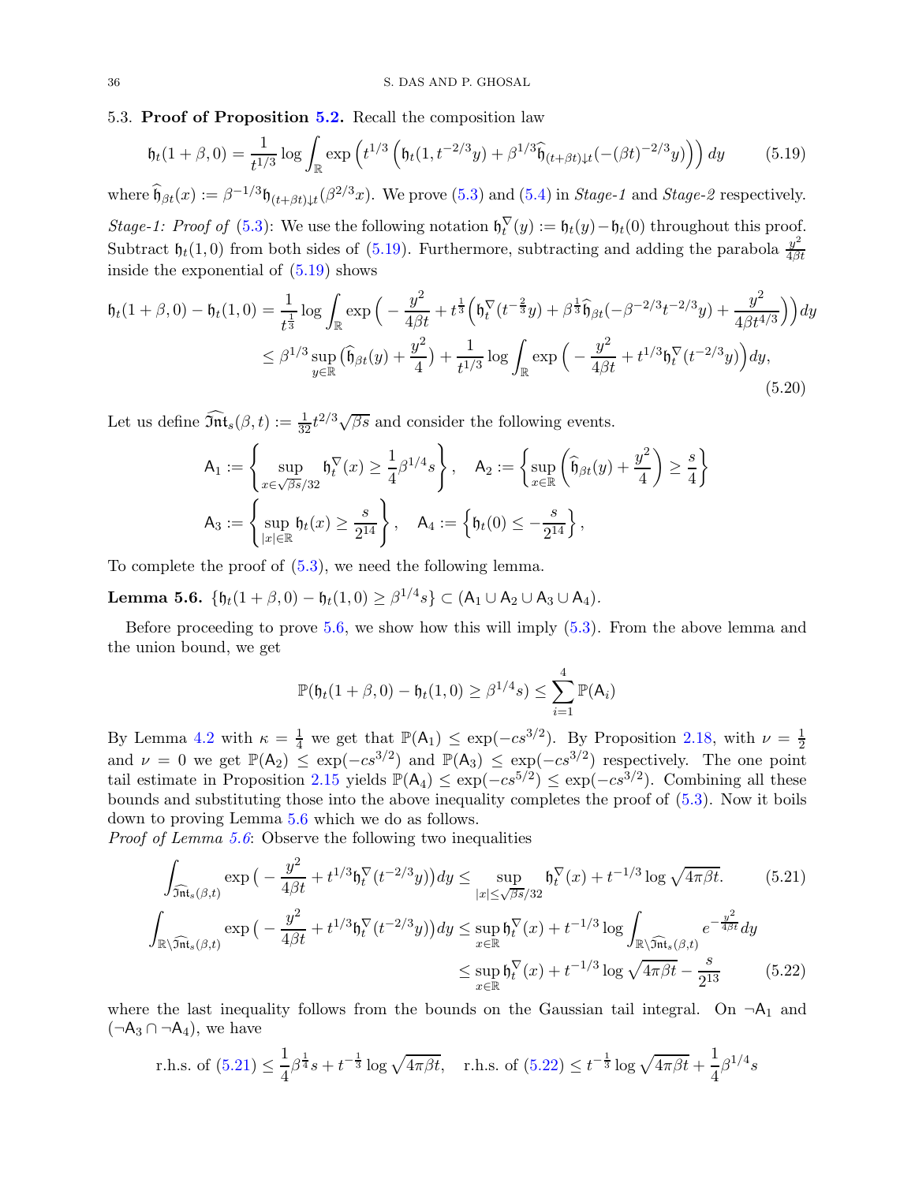5.3. **Proof of Proposition 5.2.** Recall the composition law

$$\mathfrak{h}_t(1+\beta,0) = \frac{1}{t^{1/3}}\log\int_{\mathbb{R}}\exp\left(t^{1/3}\left(\mathfrak{h}_t(1,t^{-2/3}y) + \beta^{1/3}\widehat{\mathfrak{h}}_{(t+\beta t)\downarrow t}(-(\beta t)^{-2/3}y)\right)\right)dy \tag{5.19}$$

where $\widehat{\mathfrak{h}}_{\beta t}(x) := \beta^{-1/3}\mathfrak{h}_{(t+\beta t)\downarrow t}(\beta^{2/3}x)$. We prove (5.3) and (5.4) in *Stage-1* and *Stage-2* respectively.

*Stage-1: Proof of* (5.3): We use the following notation $\mathfrak{h}_t^{\nabla}(y) := \mathfrak{h}_t(y) - \mathfrak{h}_t(0)$ throughout this proof. Subtract $\mathfrak{h}_t(1,0)$ from both sides of (5.19). Furthermore, subtracting and adding the parabola $\frac{y^2}{4\beta t}$ inside the exponential of (5.19) shows

$$\begin{aligned}\mathfrak{h}_t(1+\beta,0)-\mathfrak{h}_t(1,0) &= \frac{1}{t^{\frac13}}\log\int_{\mathbb{R}}\exp\Big(-\frac{y^2}{4\beta t} + t^{\frac13}\Big(\mathfrak{h}_t^{\nabla}(t^{-\frac23}y) + \beta^{\frac13}\widehat{\mathfrak{h}}_{\beta t}(-\beta^{-2/3}t^{-2/3}y) + \frac{y^2}{4\beta t^{4/3}}\Big)\Big)dy \\ &\le \beta^{1/3}\sup_{y\in\mathbb{R}}\big(\widehat{\mathfrak{h}}_{\beta t}(y) + \frac{y^2}{4}\big) + \frac{1}{t^{1/3}}\log\int_{\mathbb{R}}\exp\Big(-\frac{y^2}{4\beta t} + t^{1/3}\mathfrak{h}_t^{\nabla}(t^{-2/3}y)\Big)dy,\end{aligned} \tag{5.20}$$

Let us define $\widehat{\mathfrak{Int}}_s(\beta,t) := \frac{1}{32}t^{2/3}\sqrt{\beta s}$ and consider the following events.

$$\mathsf{A}_1 := \left\{\sup_{x\in\sqrt{\beta s}/32}\mathfrak{h}_t^{\nabla}(x) \ge \frac14\beta^{1/4}s\right\}, \quad \mathsf{A}_2 := \left\{\sup_{x\in\mathbb{R}}\left(\widehat{\mathfrak{h}}_{\beta t}(y) + \frac{y^2}{4}\right) \ge \frac{s}{4}\right\}$$

$$\mathsf{A}_3 := \left\{\sup_{|x|\in\mathbb{R}}\mathfrak{h}_t(x) \ge \frac{s}{2^{14}}\right\}, \quad \mathsf{A}_4 := \left\{\mathfrak{h}_t(0) \le -\frac{s}{2^{14}}\right\},$$

To complete the proof of (5.3), we need the following lemma.

**Lemma 5.6.** $\{\mathfrak{h}_t(1+\beta,0) - \mathfrak{h}_t(1,0) \ge \beta^{1/4}s\} \subset (\mathsf{A}_1\cup\mathsf{A}_2\cup\mathsf{A}_3\cup\mathsf{A}_4)$.

Before proceeding to prove 5.6, we show how this will imply (5.3). From the above lemma and the union bound, we get

$$\mathbb{P}(\mathfrak{h}_t(1+\beta,0)-\mathfrak{h}_t(1,0)\ge\beta^{1/4}s) \le \sum_{i=1}^{4}\mathbb{P}(\mathsf{A}_i)$$

By Lemma 4.2 with $\kappa = \frac14$ we get that $\mathbb{P}(\mathsf{A}_1)\le\exp(-cs^{3/2})$. By Proposition 2.18, with $\nu = \frac12$ and $\nu = 0$ we get $\mathbb{P}(\mathsf{A}_2)\le\exp(-cs^{3/2})$ and $\mathbb{P}(\mathsf{A}_3)\le\exp(-cs^{3/2})$ respectively. The one point tail estimate in Proposition 2.15 yields $\mathbb{P}(\mathsf{A}_4)\le\exp(-cs^{5/2})\le\exp(-cs^{3/2})$. Combining all these bounds and substituting those into the above inequality completes the proof of (5.3). Now it boils down to proving Lemma 5.6 which we do as follows.

*Proof of Lemma 5.6*: Observe the following two inequalities

$$\int_{\widehat{\mathfrak{Int}}_s(\beta,t)}\exp\big(-\frac{y^2}{4\beta t} + t^{1/3}\mathfrak{h}_t^{\nabla}(t^{-2/3}y)\big)dy \le \sup_{|x|\le\sqrt{\beta s}/32}\mathfrak{h}_t^{\nabla}(x) + t^{-1/3}\log\sqrt{4\pi\beta t}. \tag{5.21}$$

$$\begin{aligned}\int_{\mathbb{R}\setminus\widehat{\mathfrak{Int}}_s(\beta,t)}\exp\big(-\frac{y^2}{4\beta t} + t^{1/3}\mathfrak{h}_t^{\nabla}(t^{-2/3}y)\big)dy &\le \sup_{x\in\mathbb{R}}\mathfrak{h}_t^{\nabla}(x) + t^{-1/3}\log\int_{\mathbb{R}\setminus\widehat{\mathfrak{Int}}_s(\beta,t)}e^{-\frac{y^2}{4\beta t}}dy \\ &\le \sup_{x\in\mathbb{R}}\mathfrak{h}_t^{\nabla}(x) + t^{-1/3}\log\sqrt{4\pi\beta t} - \frac{s}{2^{13}}\end{aligned} \tag{5.22}$$

where the last inequality follows from the bounds on the Gaussian tail integral. On $\neg\mathsf{A}_1$ and $(\neg\mathsf{A}_3\cap\neg\mathsf{A}_4)$, we have

$$\text{r.h.s. of (5.21)} \le \frac14\beta^{\frac14}s + t^{-\frac13}\log\sqrt{4\pi\beta t}, \quad \text{r.h.s. of (5.22)} \le t^{-\frac13}\log\sqrt{4\pi\beta t} + \frac14\beta^{1/4}s$$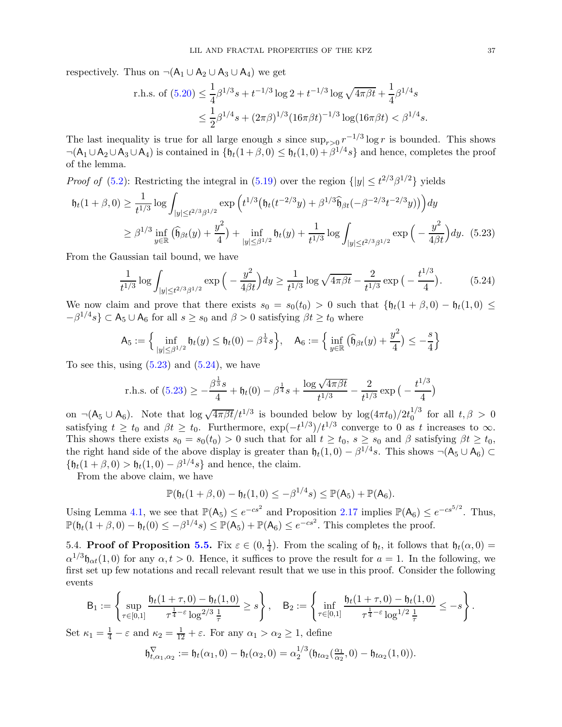respectively. Thus on $\neg(\mathsf{A}_1 \cup \mathsf{A}_2 \cup \mathsf{A}_3 \cup \mathsf{A}_4)$ we get

$$\begin{aligned}
\text{r.h.s. of (5.20)} &\leq \frac{1}{4}\beta^{1/3}s + t^{-1/3}\log 2 + t^{-1/3}\log\sqrt{4\pi\beta t} + \frac{1}{4}\beta^{1/4}s \\
&\leq \frac{1}{2}\beta^{1/4}s + (2\pi\beta)^{1/3}(16\pi\beta t)^{-1/3}\log(16\pi\beta t) < \beta^{1/4}s.
\end{aligned}$$

The last inequality is true for all large enough $s$ since $\sup_{r>0} r^{-1/3}\log r$ is bounded. This shows $\neg(\mathsf{A}_1 \cup \mathsf{A}_2 \cup \mathsf{A}_3 \cup \mathsf{A}_4)$ is contained in $\{\mathfrak{h}_t(1+\beta, 0) \leq \mathfrak{h}_t(1,0) + \beta^{1/4}s\}$ and hence, completes the proof of the lemma.

*Proof of* (5.2): Restricting the integral in (5.19) over the region $\{|y| \leq t^{2/3}\beta^{1/2}\}$ yields

$$\begin{aligned}
\mathfrak{h}_t(1+\beta, 0) &\geq \frac{1}{t^{1/3}}\log\int_{|y|\leq t^{2/3}\beta^{1/2}} \exp\Big(t^{1/3}\big(\mathfrak{h}_t(t^{-2/3}y) + \beta^{1/3}\widehat{\mathfrak{h}}_{\beta t}(-\beta^{-2/3}t^{-2/3}y)\big)\Big)dy \\
&\geq \beta^{1/3}\inf_{y\in\mathbb{R}}\big(\widehat{\mathfrak{h}}_{\beta t}(y) + \frac{y^2}{4}\big) + \inf_{|y|\leq\beta^{1/2}}\mathfrak{h}_t(y) + \frac{1}{t^{1/3}}\log\int_{|y|\leq t^{2/3}\beta^{1/2}}\exp\Big(-\frac{y^2}{4\beta t}\Big)dy. \quad (5.23)
\end{aligned}$$

From the Gaussian tail bound, we have

$$\frac{1}{t^{1/3}}\log\int_{|y|\leq t^{2/3}\beta^{1/2}}\exp\Big(-\frac{y^2}{4\beta t}\Big)dy \geq \frac{1}{t^{1/3}}\log\sqrt{4\pi\beta t} - \frac{2}{t^{1/3}}\exp\big(-\frac{t^{1/3}}{4}\big). \quad (5.24)$$

We now claim and prove that there exists $s_0 = s_0(t_0) > 0$ such that $\{\mathfrak{h}_t(1+\beta,0) - \mathfrak{h}_t(1,0) \leq -\beta^{1/4}s\} \subset \mathsf{A}_5 \cup \mathsf{A}_6$ for all $s \geq s_0$ and $\beta > 0$ satisfying $\beta t \geq t_0$ where

$$\mathsf{A}_5 := \Big\{\inf_{|y|\leq\beta^{1/2}}\mathfrak{h}_t(y) \leq \mathfrak{h}_t(0) - \beta^{\frac{1}{4}}s\Big\}, \quad \mathsf{A}_6 := \Big\{\inf_{y\in\mathbb{R}}\big(\widehat{\mathfrak{h}}_{\beta t}(y) + \frac{y^2}{4}\big) \leq -\frac{s}{4}\Big\}$$

To see this, using (5.23) and (5.24), we have

$$\text{r.h.s. of (5.23)} \geq -\frac{\beta^{\frac{1}{3}}s}{4} + \mathfrak{h}_t(0) - \beta^{\frac{1}{4}}s + \frac{\log\sqrt{4\pi\beta t}}{t^{1/3}} - \frac{2}{t^{1/3}}\exp\big(-\frac{t^{1/3}}{4}\big)$$

on $\neg(\mathsf{A}_5 \cup \mathsf{A}_6)$. Note that $\log\sqrt{4\pi\beta t}/t^{1/3}$ is bounded below by $\log(4\pi t_0)/2t_0^{1/3}$ for all $t, \beta > 0$ satisfying $t \geq t_0$ and $\beta t \geq t_0$. Furthermore, $\exp(-t^{1/3})/t^{1/3}$ converge to 0 as $t$ increases to $\infty$. This shows there exists $s_0 = s_0(t_0) > 0$ such that for all $t \geq t_0$, $s \geq s_0$ and $\beta$ satisfying $\beta t \geq t_0$, the right hand side of the above display is greater than $\mathfrak{h}_t(1,0) - \beta^{1/4}s$. This shows $\neg(\mathsf{A}_5 \cup \mathsf{A}_6) \subset \{\mathfrak{h}_t(1+\beta,0) > \mathfrak{h}_t(1,0) - \beta^{1/4}s\}$ and hence, the claim.

From the above claim, we have

$$\mathbb{P}(\mathfrak{h}_t(1+\beta,0) - \mathfrak{h}_t(1,0) \leq -\beta^{1/4}s) \leq \mathbb{P}(\mathsf{A}_5) + \mathbb{P}(\mathsf{A}_6).$$

Using Lemma 4.1, we see that $\mathbb{P}(\mathsf{A}_5) \leq e^{-cs^2}$ and Proposition 2.17 implies $\mathbb{P}(\mathsf{A}_6) \leq e^{-cs^{5/2}}$. Thus, $\mathbb{P}(\mathfrak{h}_t(1+\beta,0) - \mathfrak{h}_t(0) \leq -\beta^{1/4}s) \leq \mathbb{P}(\mathsf{A}_5) + \mathbb{P}(\mathsf{A}_6) \leq e^{-cs^2}$. This completes the proof.

5.4. **Proof of Proposition 5.5.** Fix $\varepsilon \in (0, \frac{1}{4})$. From the scaling of $\mathfrak{h}_t$, it follows that $\mathfrak{h}_t(\alpha, 0) = \alpha^{1/3}\mathfrak{h}_{\alpha t}(1,0)$ for any $\alpha, t > 0$. Hence, it suffices to prove the result for $a = 1$. In the following, we first set up few notations and recall relevant result that we use in this proof. Consider the following events

$$\mathsf{B}_1 := \left\{\sup_{\tau\in[0,1]}\frac{\mathfrak{h}_t(1+\tau,0) - \mathfrak{h}_t(1,0)}{\tau^{\frac{1}{4}-\varepsilon}\log^{2/3}\frac{1}{\tau}} \geq s\right\}, \quad \mathsf{B}_2 := \left\{\inf_{\tau\in[0,1]}\frac{\mathfrak{h}_t(1+\tau,0) - \mathfrak{h}_t(1,0)}{\tau^{\frac{1}{4}-\varepsilon}\log^{1/2}\frac{1}{\tau}} \leq -s\right\}.$$

Set $\kappa_1 = \frac{1}{4} - \varepsilon$ and $\kappa_2 = \frac{1}{12} + \varepsilon$. For any $\alpha_1 > \alpha_2 \geq 1$, define

$$\mathfrak{h}^{\nabla}_{t,\alpha_1,\alpha_2} := \mathfrak{h}_t(\alpha_1, 0) - \mathfrak{h}_t(\alpha_2, 0) = \alpha_2^{1/3}\big(\mathfrak{h}_{t\alpha_2}(\tfrac{\alpha_1}{\alpha_2}, 0) - \mathfrak{h}_{t\alpha_2}(1,0)\big).$$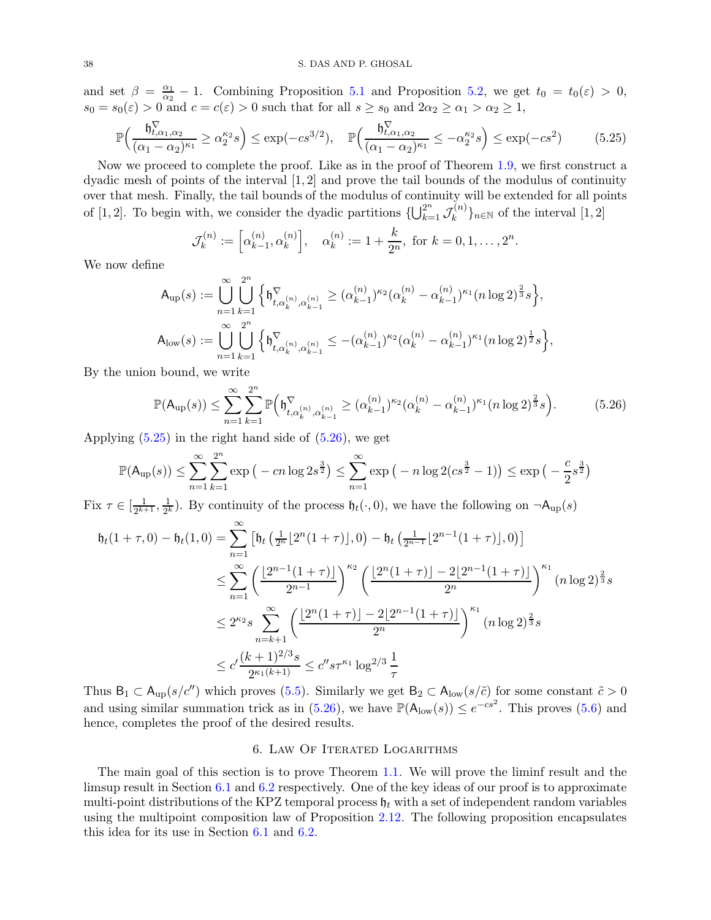and set $\beta = \frac{\alpha_1}{\alpha_2} - 1$. Combining Proposition 5.1 and Proposition 5.2, we get $t_0 = t_0(\varepsilon) > 0$, $s_0 = s_0(\varepsilon) > 0$ and $c = c(\varepsilon) > 0$ such that for all $s \geq s_0$ and $2\alpha_2 \geq \alpha_1 > \alpha_2 \geq 1$,

$$\mathbb{P}\Big(\frac{\mathfrak{h}^{\nabla}_{t,\alpha_1,\alpha_2}}{(\alpha_1-\alpha_2)^{\kappa_1}} \geq \alpha_2^{\kappa_2} s\Big) \leq \exp(-cs^{3/2}), \quad \mathbb{P}\Big(\frac{\mathfrak{h}^{\nabla}_{t,\alpha_1,\alpha_2}}{(\alpha_1-\alpha_2)^{\kappa_1}} \leq -\alpha_2^{\kappa_2} s\Big) \leq \exp(-cs^2) \tag{5.25}$$

Now we proceed to complete the proof. Like as in the proof of Theorem 1.9, we first construct a dyadic mesh of points of the interval $[1,2]$ and prove the tail bounds of the modulus of continuity over that mesh. Finally, the tail bounds of the modulus of continuity will be extended for all points of $[1,2]$. To begin with, we consider the dyadic partitions $\{\bigcup_{k=1}^{2^n} \mathcal{J}^{(n)}_k\}_{n\in\mathbb{N}}$ of the interval $[1,2]$

$$\mathcal{J}^{(n)}_k := \Big[\alpha^{(n)}_{k-1}, \alpha^{(n)}_k\Big], \quad \alpha^{(n)}_k := 1 + \frac{k}{2^n}, \text{ for } k = 0,1,\ldots,2^n.$$

We now define

$$\mathsf{A}_{\mathrm{up}}(s) := \bigcup_{n=1}^{\infty}\bigcup_{k=1}^{2^n}\Big\{\mathfrak{h}^{\nabla}_{t,\alpha^{(n)}_k,\alpha^{(n)}_{k-1}} \geq (\alpha^{(n)}_{k-1})^{\kappa_2}(\alpha^{(n)}_k - \alpha^{(n)}_{k-1})^{\kappa_1}(n\log 2)^{\frac{2}{3}} s\Big\},$$

$$\mathsf{A}_{\mathrm{low}}(s) := \bigcup_{n=1}^{\infty}\bigcup_{k=1}^{2^n}\Big\{\mathfrak{h}^{\nabla}_{t,\alpha^{(n)}_k,\alpha^{(n)}_{k-1}} \leq -(\alpha^{(n)}_{k-1})^{\kappa_2}(\alpha^{(n)}_k - \alpha^{(n)}_{k-1})^{\kappa_1}(n\log 2)^{\frac{1}{2}} s\Big\},$$

By the union bound, we write

$$\mathbb{P}(\mathsf{A}_{\mathrm{up}}(s)) \leq \sum_{n=1}^{\infty}\sum_{k=1}^{2^n}\mathbb{P}\Big(\mathfrak{h}^{\nabla}_{t,\alpha^{(n)}_k,\alpha^{(n)}_{k-1}} \geq (\alpha^{(n)}_{k-1})^{\kappa_2}(\alpha^{(n)}_k - \alpha^{(n)}_{k-1})^{\kappa_1}(n\log 2)^{\frac{2}{3}} s\Big). \tag{5.26}$$

Applying (5.25) in the right hand side of (5.26), we get

$$\mathbb{P}(\mathsf{A}_{\mathrm{up}}(s)) \leq \sum_{n=1}^{\infty}\sum_{k=1}^{2^n}\exp\big(-cn\log 2 s^{\frac{3}{2}}\big) \leq \sum_{n=1}^{\infty}\exp\big(-n\log 2(cs^{\frac{3}{2}}-1)\big) \leq \exp\big(-\frac{c}{2}s^{\frac{3}{2}}\big)$$

Fix $\tau \in [\frac{1}{2^{k+1}}, \frac{1}{2^k})$. By continuity of the process $\mathfrak{h}_t(\cdot,0)$, we have the following on $\neg\mathsf{A}_{\mathrm{up}}(s)$

$$\begin{aligned}
\mathfrak{h}_t(1+\tau,0) - \mathfrak{h}_t(1,0) &= \sum_{n=1}^{\infty}\Big[\mathfrak{h}_t\big(\tfrac{1}{2^n}\lfloor 2^n(1+\tau)\rfloor, 0\big) - \mathfrak{h}_t\big(\tfrac{1}{2^{n-1}}\lfloor 2^{n-1}(1+\tau)\rfloor, 0\big)\Big] \\
&\leq \sum_{n=1}^{\infty}\left(\frac{\lfloor 2^{n-1}(1+\tau)\rfloor}{2^{n-1}}\right)^{\kappa_2}\left(\frac{\lfloor 2^n(1+\tau)\rfloor - 2\lfloor 2^{n-1}(1+\tau)\rfloor}{2^n}\right)^{\kappa_1}(n\log 2)^{\frac{2}{3}} s \\
&\leq 2^{\kappa_2} s\sum_{n=k+1}^{\infty}\left(\frac{\lfloor 2^n(1+\tau)\rfloor - 2\lfloor 2^{n-1}(1+\tau)\rfloor}{2^n}\right)^{\kappa_1}(n\log 2)^{\frac{2}{3}} s \\
&\leq c'\frac{(k+1)^{2/3}s}{2^{\kappa_1(k+1)}} \leq c'' s\tau^{\kappa_1}\log^{2/3}\frac{1}{\tau}
\end{aligned}$$

Thus $\mathsf{B}_1 \subset \mathsf{A}_{\mathrm{up}}(s/c'')$ which proves (5.5). Similarly we get $\mathsf{B}_2 \subset \mathsf{A}_{\mathrm{low}}(s/\tilde{c})$ for some constant $\tilde{c} > 0$ and using similar summation trick as in (5.26), we have $\mathbb{P}(\mathsf{A}_{\mathrm{low}}(s)) \leq e^{-cs^2}$. This proves (5.6) and hence, completes the proof of the desired results.

## 6. Law Of Iterated Logarithms

The main goal of this section is to prove Theorem 1.1. We will prove the liminf result and the limsup result in Section 6.1 and 6.2 respectively. One of the key ideas of our proof is to approximate multi-point distributions of the KPZ temporal process $\mathfrak{h}_t$ with a set of independent random variables using the multipoint composition law of Proposition 2.12. The following proposition encapsulates this idea for its use in Section 6.1 and 6.2.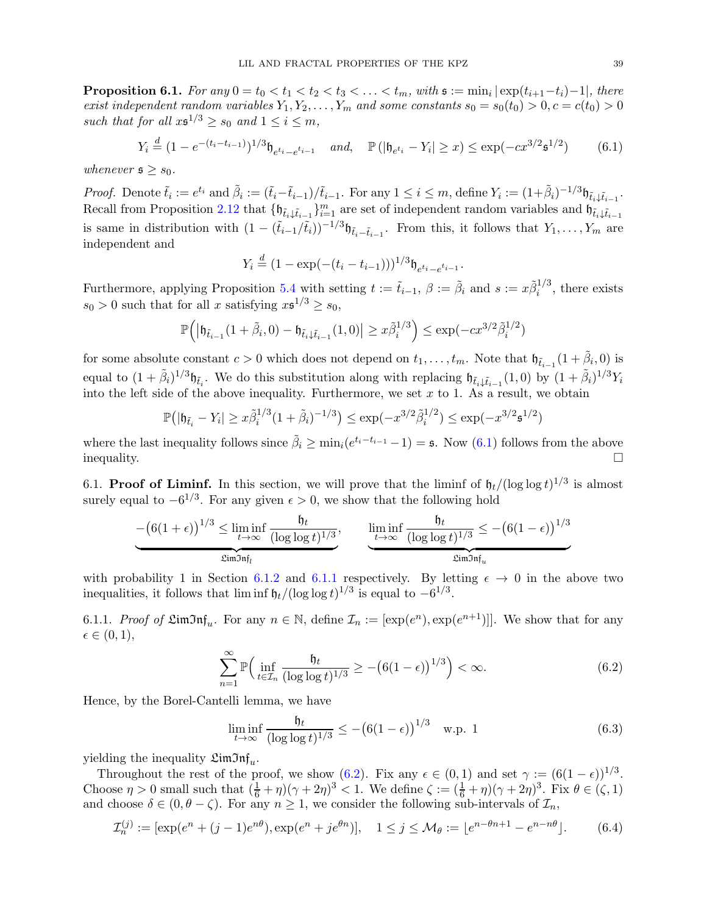**Proposition 6.1.** *For any $0 = t_0 < t_1 < t_2 < t_3 < \ldots < t_m$, with $\mathfrak{s} := \min_i |\exp(t_{i+1}-t_i)-1|$, there exist independent random variables $Y_1, Y_2, \ldots, Y_m$ and some constants $s_0 = s_0(t_0) > 0, c = c(t_0) > 0$ such that for all $x\mathfrak{s}^{1/3} \geq s_0$ and $1 \leq i \leq m$,*

$$Y_i \stackrel{d}{=} (1-e^{-(t_i-t_{i-1})})^{1/3}\mathfrak{h}_{e^{t_i}-e^{t_{i-1}}} \quad \text{and,} \quad \mathbb{P}\left(|\mathfrak{h}_{e^{t_i}} - Y_i| \geq x\right) \leq \exp(-cx^{3/2}\mathfrak{s}^{1/2}) \tag{6.1}$$

*whenever $\mathfrak{s} \geq s_0$.*

*Proof.* Denote $\tilde{t}_i := e^{t_i}$ and $\tilde{\beta}_i := (\tilde{t}_i - \tilde{t}_{i-1})/\tilde{t}_{i-1}$. For any $1 \leq i \leq m$, define $Y_i := (1+\tilde{\beta}_i)^{-1/3}\mathfrak{h}_{\tilde{t}_i \downarrow \tilde{t}_{i-1}}$. Recall from Proposition 2.12 that $\{\mathfrak{h}_{\tilde{t}_i\downarrow\tilde{t}_{i-1}}\}_{i=1}^m$ are set of independent random variables and $\mathfrak{h}_{\tilde{t}_i\downarrow\tilde{t}_{i-1}}$ is same in distribution with $(1-(\tilde{t}_{i-1}/\tilde{t}_i))^{-1/3}\mathfrak{h}_{\tilde{t}_i - \tilde{t}_{i-1}}$. From this, it follows that $Y_1, \ldots, Y_m$ are independent and

$$Y_i \stackrel{d}{=} (1-\exp(-(t_i - t_{i-1})))^{1/3}\mathfrak{h}_{e^{t_i}-e^{t_{i-1}}}.$$

Furthermore, applying Proposition 5.4 with setting $t := \tilde{t}_{i-1}$, $\beta := \tilde{\beta}_i$ and $s := x\tilde{\beta}_i^{1/3}$, there exists $s_0 > 0$ such that for all $x$ satisfying $x\mathfrak{s}^{1/3} \geq s_0$,

$$\mathbb{P}\Big(\big|\mathfrak{h}_{\tilde{t}_{i-1}}(1+\tilde{\beta}_i, 0) - \mathfrak{h}_{\tilde{t}_i\downarrow\tilde{t}_{i-1}}(1,0)\big| \geq x\tilde{\beta}_i^{1/3}\Big) \leq \exp(-cx^{3/2}\tilde{\beta}_i^{1/2})$$

for some absolute constant $c > 0$ which does not depend on $t_1, \ldots, t_m$. Note that $\mathfrak{h}_{\tilde{t}_{i-1}}(1+\tilde{\beta}_i, 0)$ is equal to $(1+\tilde{\beta}_i)^{1/3}\mathfrak{h}_{\tilde{t}_i}$. We do this substitution along with replacing $\mathfrak{h}_{\tilde{t}_i\downarrow\tilde{t}_{i-1}}(1,0)$ by $(1+\tilde{\beta}_i)^{1/3}Y_i$ into the left side of the above inequality. Furthermore, we set $x$ to 1. As a result, we obtain

$$\mathbb{P}\big(|\mathfrak{h}_{\tilde{t}_i} - Y_i| \geq x\tilde{\beta}_i^{1/3}(1+\tilde{\beta}_i)^{-1/3}\big) \leq \exp(-x^{3/2}\tilde{\beta}_i^{1/2}) \leq \exp(-x^{3/2}\mathfrak{s}^{1/2})$$

where the last inequality follows since $\tilde{\beta}_i \geq \min_i(e^{t_i - t_{i-1}} - 1) = \mathfrak{s}$. Now (6.1) follows from the above inequality. $\square$

6.1. **Proof of Liminf.** In this section, we will prove that the liminf of $\mathfrak{h}_t/(\log\log t)^{1/3}$ is almost surely equal to $-6^{1/3}$. For any given $\epsilon > 0$, we show that the following hold

$$\underbrace{-\big(6(1+\epsilon)\big)^{1/3} \leq \liminf_{t\to\infty}\frac{\mathfrak{h}_t}{(\log\log t)^{1/3}}}_{\mathfrak{LimInf}_l}, \qquad \underbrace{\liminf_{t\to\infty}\frac{\mathfrak{h}_t}{(\log\log t)^{1/3}} \leq -\big(6(1-\epsilon)\big)^{1/3}}_{\mathfrak{LimInf}_u}$$

with probability 1 in Section 6.1.2 and 6.1.1 respectively. By letting $\epsilon \to 0$ in the above two inequalities, it follows that $\liminf \mathfrak{h}_t/(\log\log t)^{1/3}$ is equal to $-6^{1/3}$.

6.1.1. *Proof of $\mathfrak{LimInf}_u$.* For any $n \in \mathbb{N}$, define $\mathcal{I}_n := [\exp(e^n), \exp(e^{n+1})]]$. We show that for any $\epsilon \in (0,1)$,

$$\sum_{n=1}^{\infty}\mathbb{P}\Big(\inf_{t\in\mathcal{I}_n}\frac{\mathfrak{h}_t}{(\log\log t)^{1/3}} \geq -\big(6(1-\epsilon)\big)^{1/3}\Big) < \infty. \tag{6.2}$$

Hence, by the Borel-Cantelli lemma, we have

$$\liminf_{t\to\infty}\frac{\mathfrak{h}_t}{(\log\log t)^{1/3}} \leq -\big(6(1-\epsilon)\big)^{1/3} \quad \text{w.p. } 1 \tag{6.3}$$

yielding the inequality $\mathfrak{LimInf}_u$.

Throughout the rest of the proof, we show (6.2). Fix any $\epsilon \in (0,1)$ and set $\gamma := (6(1-\epsilon))^{1/3}$. Choose $\eta > 0$ small such that $(\frac{1}{6}+\eta)(\gamma+2\eta)^3 < 1$. We define $\zeta := (\frac{1}{6}+\eta)(\gamma+2\eta)^3$. Fix $\theta \in (\zeta, 1)$ and choose $\delta \in (0, \theta - \zeta)$. For any $n \geq 1$, we consider the following sub-intervals of $\mathcal{I}_n$,

$$\mathcal{I}_n^{(j)} := [\exp(e^n + (j-1)e^{n\theta}), \exp(e^n + je^{\theta n})], \quad 1 \leq j \leq \mathcal{M}_\theta := \lfloor e^{n-\theta n+1} - e^{n-n\theta}\rfloor. \tag{6.4}$$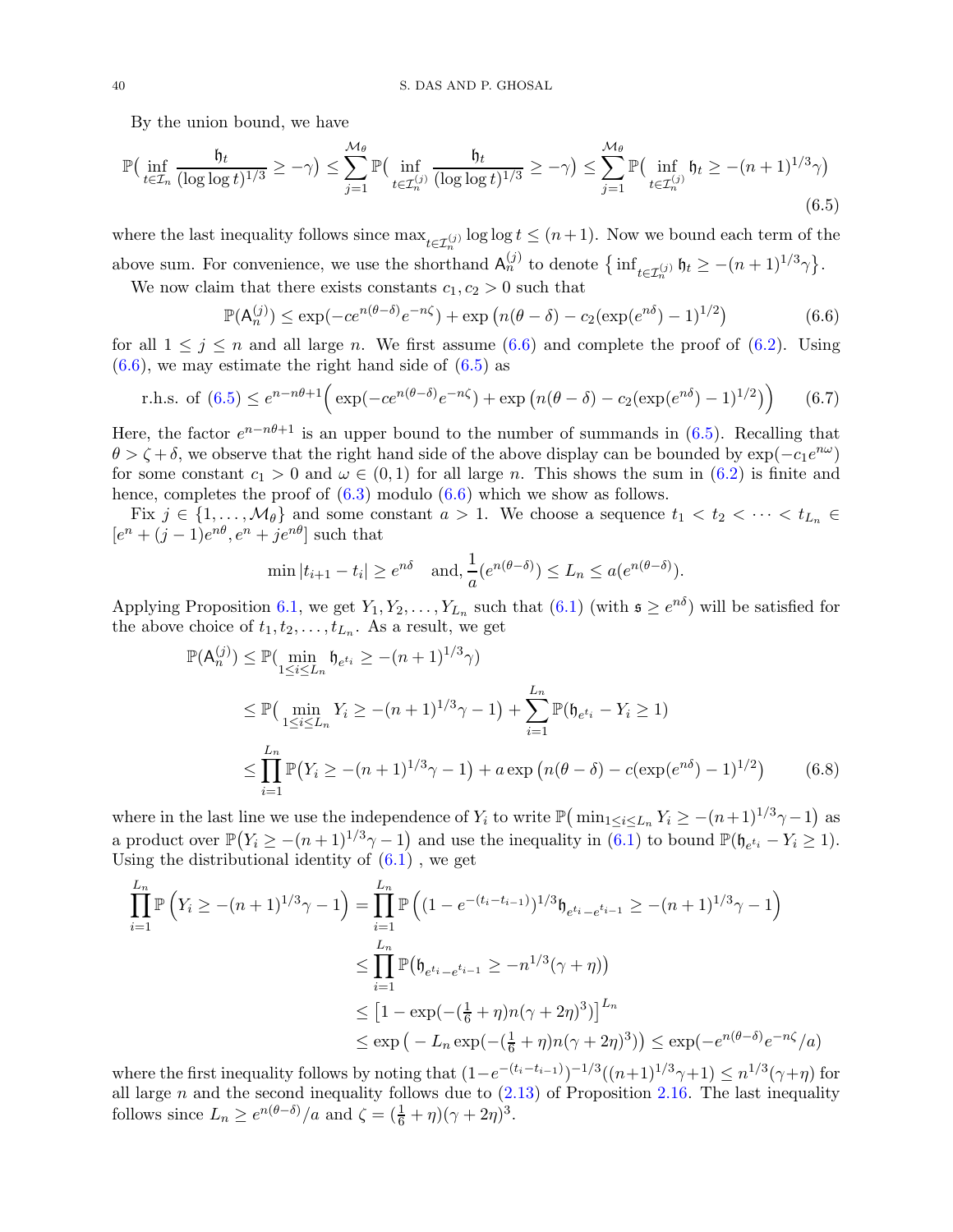By the union bound, we have

$$\mathbb{P}\big(\inf_{t\in\mathcal{I}_n}\frac{\mathfrak{h}_t}{(\log\log t)^{1/3}}\geq -\gamma\big)\leq \sum_{j=1}^{\mathcal{M}_\theta}\mathbb{P}\big(\inf_{t\in\mathcal{I}_n^{(j)}}\frac{\mathfrak{h}_t}{(\log\log t)^{1/3}}\geq -\gamma\big)\leq \sum_{j=1}^{\mathcal{M}_\theta}\mathbb{P}\big(\inf_{t\in\mathcal{I}_n^{(j)}}\mathfrak{h}_t\geq -(n+1)^{1/3}\gamma\big) \tag{6.5}$$

where the last inequality follows since $\max_{t\in\mathcal{I}_n^{(j)}}\log\log t\leq (n+1)$. Now we bound each term of the above sum. For convenience, we use the shorthand $\mathsf{A}_n^{(j)}$ to denote $\big\{\inf_{t\in\mathcal{I}_n^{(j)}}\mathfrak{h}_t\geq -(n+1)^{1/3}\gamma\big\}$.

We now claim that there exists constants $c_1,c_2>0$ such that

$$\mathbb{P}(\mathsf{A}_n^{(j)})\leq \exp(-ce^{n(\theta-\delta)}e^{-n\zeta})+\exp\big(n(\theta-\delta)-c_2(\exp(e^{n\delta})-1)^{1/2}\big) \tag{6.6}$$

for all $1\leq j\leq n$ and all large $n$. We first assume (6.6) and complete the proof of (6.2). Using (6.6), we may estimate the right hand side of (6.5) as

$$\text{r.h.s. of (6.5)}\leq e^{n-n\theta+1}\Big(\exp(-ce^{n(\theta-\delta)}e^{-n\zeta})+\exp\big(n(\theta-\delta)-c_2(\exp(e^{n\delta})-1)^{1/2}\big)\Big) \tag{6.7}$$

Here, the factor $e^{n-n\theta+1}$ is an upper bound to the number of summands in (6.5). Recalling that $\theta>\zeta+\delta$, we observe that the right hand side of the above display can be bounded by $\exp(-c_1e^{n\omega})$ for some constant $c_1>0$ and $\omega\in(0,1)$ for all large $n$. This shows the sum in (6.2) is finite and hence, completes the proof of (6.3) modulo (6.6) which we show as follows.

Fix $j\in\{1,\ldots,\mathcal{M}_\theta\}$ and some constant $a>1$. We choose a sequence $t_1<t_2<\cdots<t_{L_n}\in[e^n+(j-1)e^{n\theta},e^n+je^{n\theta}]$ such that

$$\min|t_{i+1}-t_i|\geq e^{n\delta}\quad\text{and,}\ \frac{1}{a}(e^{n(\theta-\delta)})\leq L_n\leq a(e^{n(\theta-\delta)}).$$

Applying Proposition 6.1, we get $Y_1,Y_2,\ldots,Y_{L_n}$ such that (6.1) (with $\mathfrak{s}\geq e^{n\delta}$) will be satisfied for the above choice of $t_1,t_2,\ldots,t_{L_n}$. As a result, we get

$$\begin{aligned}
\mathbb{P}(\mathsf{A}_n^{(j)}) &\leq \mathbb{P}\big(\min_{1\leq i\leq L_n}\mathfrak{h}_{e^{t_i}}\geq -(n+1)^{1/3}\gamma\big)\\
&\leq \mathbb{P}\big(\min_{1\leq i\leq L_n}Y_i\geq -(n+1)^{1/3}\gamma-1\big)+\sum_{i=1}^{L_n}\mathbb{P}(\mathfrak{h}_{e^{t_i}}-Y_i\geq 1)\\
&\leq \prod_{i=1}^{L_n}\mathbb{P}\big(Y_i\geq -(n+1)^{1/3}\gamma-1\big)+a\exp\big(n(\theta-\delta)-c(\exp(e^{n\delta})-1)^{1/2}\big)
\end{aligned} \tag{6.8}$$

where in the last line we use the independence of $Y_i$ to write $\mathbb{P}\big(\min_{1\leq i\leq L_n}Y_i\geq -(n+1)^{1/3}\gamma-1\big)$ as a product over $\mathbb{P}\big(Y_i\geq -(n+1)^{1/3}\gamma-1\big)$ and use the inequality in (6.1) to bound $\mathbb{P}(\mathfrak{h}_{e^{t_i}}-Y_i\geq 1)$. Using the distributional identity of (6.1), we get

$$\begin{aligned}
\prod_{i=1}^{L_n}\mathbb{P}\Big(Y_i\geq -(n+1)^{1/3}\gamma-1\Big) &= \prod_{i=1}^{L_n}\mathbb{P}\Big((1-e^{-(t_i-t_{i-1})})^{1/3}\mathfrak{h}_{e^{t_i}-e^{t_{i-1}}}\geq -(n+1)^{1/3}\gamma-1\Big)\\
&\leq \prod_{i=1}^{L_n}\mathbb{P}\big(\mathfrak{h}_{e^{t_i}-e^{t_{i-1}}}\geq -n^{1/3}(\gamma+\eta)\big)\\
&\leq \big[1-\exp(-(\tfrac{1}{6}+\eta)n(\gamma+2\eta)^3)\big]^{L_n}\\
&\leq \exp\big(-L_n\exp(-(\tfrac{1}{6}+\eta)n(\gamma+2\eta)^3)\big)\leq \exp(-e^{n(\theta-\delta)}e^{-n\zeta}/a)
\end{aligned}$$

where the first inequality follows by noting that $(1-e^{-(t_i-t_{i-1})})^{-1/3}((n+1)^{1/3}\gamma+1)\leq n^{1/3}(\gamma+\eta)$ for all large $n$ and the second inequality follows due to (2.13) of Proposition 2.16. The last inequality follows since $L_n\geq e^{n(\theta-\delta)}/a$ and $\zeta=(\frac{1}{6}+\eta)(\gamma+2\eta)^3$.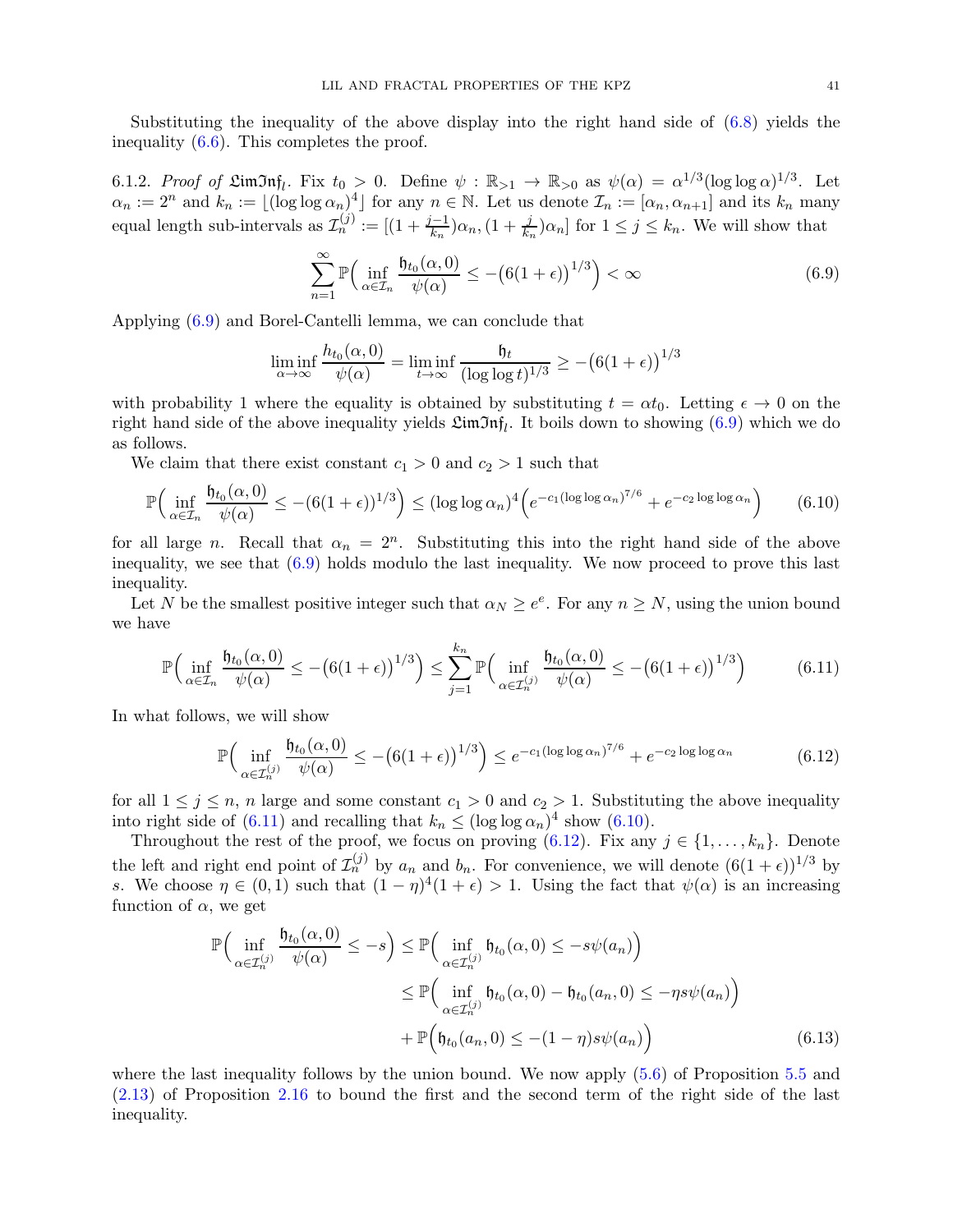Substituting the inequality of the above display into the right hand side of (6.8) yields the inequality (6.6). This completes the proof.

6.1.2. *Proof of* $\mathfrak{LimInf}_l$. Fix $t_0 > 0$. Define $\psi : \mathbb{R}_{>1} \to \mathbb{R}_{>0}$ as $\psi(\alpha) = \alpha^{1/3}(\log\log\alpha)^{1/3}$. Let $\alpha_n := 2^n$ and $k_n := \lfloor(\log\log\alpha_n)^4\rfloor$ for any $n \in \mathbb{N}$. Let us denote $\mathcal{I}_n := [\alpha_n, \alpha_{n+1}]$ and its $k_n$ many equal length sub-intervals as $\mathcal{I}_n^{(j)} := [(1+\frac{j-1}{k_n})\alpha_n, (1+\frac{j}{k_n})\alpha_n]$ for $1 \leq j \leq k_n$. We will show that

$$\sum_{n=1}^{\infty} \mathbb{P}\Big(\inf_{\alpha\in\mathcal{I}_n} \frac{\mathfrak{h}_{t_0}(\alpha,0)}{\psi(\alpha)} \leq -\big(6(1+\epsilon)\big)^{1/3}\Big) < \infty \tag{6.9}$$

Applying (6.9) and Borel-Cantelli lemma, we can conclude that

$$\liminf_{\alpha\to\infty} \frac{h_{t_0}(\alpha,0)}{\psi(\alpha)} = \liminf_{t\to\infty} \frac{\mathfrak{h}_t}{(\log\log t)^{1/3}} \geq -\big(6(1+\epsilon)\big)^{1/3}$$

with probability 1 where the equality is obtained by substituting $t = \alpha t_0$. Letting $\epsilon \to 0$ on the right hand side of the above inequality yields $\mathfrak{LimInf}_l$. It boils down to showing (6.9) which we do as follows.

We claim that there exist constant $c_1 > 0$ and $c_2 > 1$ such that

$$\mathbb{P}\Big(\inf_{\alpha\in\mathcal{I}_n} \frac{\mathfrak{h}_{t_0}(\alpha,0)}{\psi(\alpha)} \leq -(6(1+\epsilon))^{1/3}\Big) \leq (\log\log\alpha_n)^4\Big(e^{-c_1(\log\log\alpha_n)^{7/6}} + e^{-c_2\log\log\alpha_n}\Big) \tag{6.10}$$

for all large $n$. Recall that $\alpha_n = 2^n$. Substituting this into the right hand side of the above inequality, we see that (6.9) holds modulo the last inequality. We now proceed to prove this last inequality.

Let $N$ be the smallest positive integer such that $\alpha_N \geq e^e$. For any $n \geq N$, using the union bound we have

$$\mathbb{P}\Big(\inf_{\alpha\in\mathcal{I}_n} \frac{\mathfrak{h}_{t_0}(\alpha,0)}{\psi(\alpha)} \leq -\big(6(1+\epsilon)\big)^{1/3}\Big) \leq \sum_{j=1}^{k_n} \mathbb{P}\Big(\inf_{\alpha\in\mathcal{I}_n^{(j)}} \frac{\mathfrak{h}_{t_0}(\alpha,0)}{\psi(\alpha)} \leq -\big(6(1+\epsilon)\big)^{1/3}\Big) \tag{6.11}$$

In what follows, we will show

$$\mathbb{P}\Big(\inf_{\alpha\in\mathcal{I}_n^{(j)}} \frac{\mathfrak{h}_{t_0}(\alpha,0)}{\psi(\alpha)} \leq -\big(6(1+\epsilon)\big)^{1/3}\Big) \leq e^{-c_1(\log\log\alpha_n)^{7/6}} + e^{-c_2\log\log\alpha_n} \tag{6.12}$$

for all $1 \leq j \leq n$, $n$ large and some constant $c_1 > 0$ and $c_2 > 1$. Substituting the above inequality into right side of (6.11) and recalling that $k_n \leq (\log\log\alpha_n)^4$ show (6.10).

Throughout the rest of the proof, we focus on proving (6.12). Fix any $j \in \{1,\ldots,k_n\}$. Denote the left and right end point of $\mathcal{I}_n^{(j)}$ by $a_n$ and $b_n$. For convenience, we will denote $(6(1+\epsilon))^{1/3}$ by $s$. We choose $\eta \in (0,1)$ such that $(1-\eta)^4(1+\epsilon) > 1$. Using the fact that $\psi(\alpha)$ is an increasing function of $\alpha$, we get

$$\begin{aligned}
\mathbb{P}\Big(\inf_{\alpha\in\mathcal{I}_n^{(j)}} \frac{\mathfrak{h}_{t_0}(\alpha,0)}{\psi(\alpha)} \leq -s\Big) &\leq \mathbb{P}\Big(\inf_{\alpha\in\mathcal{I}_n^{(j)}} \mathfrak{h}_{t_0}(\alpha,0) \leq -s\psi(a_n)\Big) \\
&\leq \mathbb{P}\Big(\inf_{\alpha\in\mathcal{I}_n^{(j)}} \mathfrak{h}_{t_0}(\alpha,0) - \mathfrak{h}_{t_0}(a_n,0) \leq -\eta s\psi(a_n)\Big) \\
&\quad + \mathbb{P}\Big(\mathfrak{h}_{t_0}(a_n,0) \leq -(1-\eta)s\psi(a_n)\Big)
\end{aligned} \tag{6.13}$$

where the last inequality follows by the union bound. We now apply (5.6) of Proposition 5.5 and (2.13) of Proposition 2.16 to bound the first and the second term of the right side of the last inequality.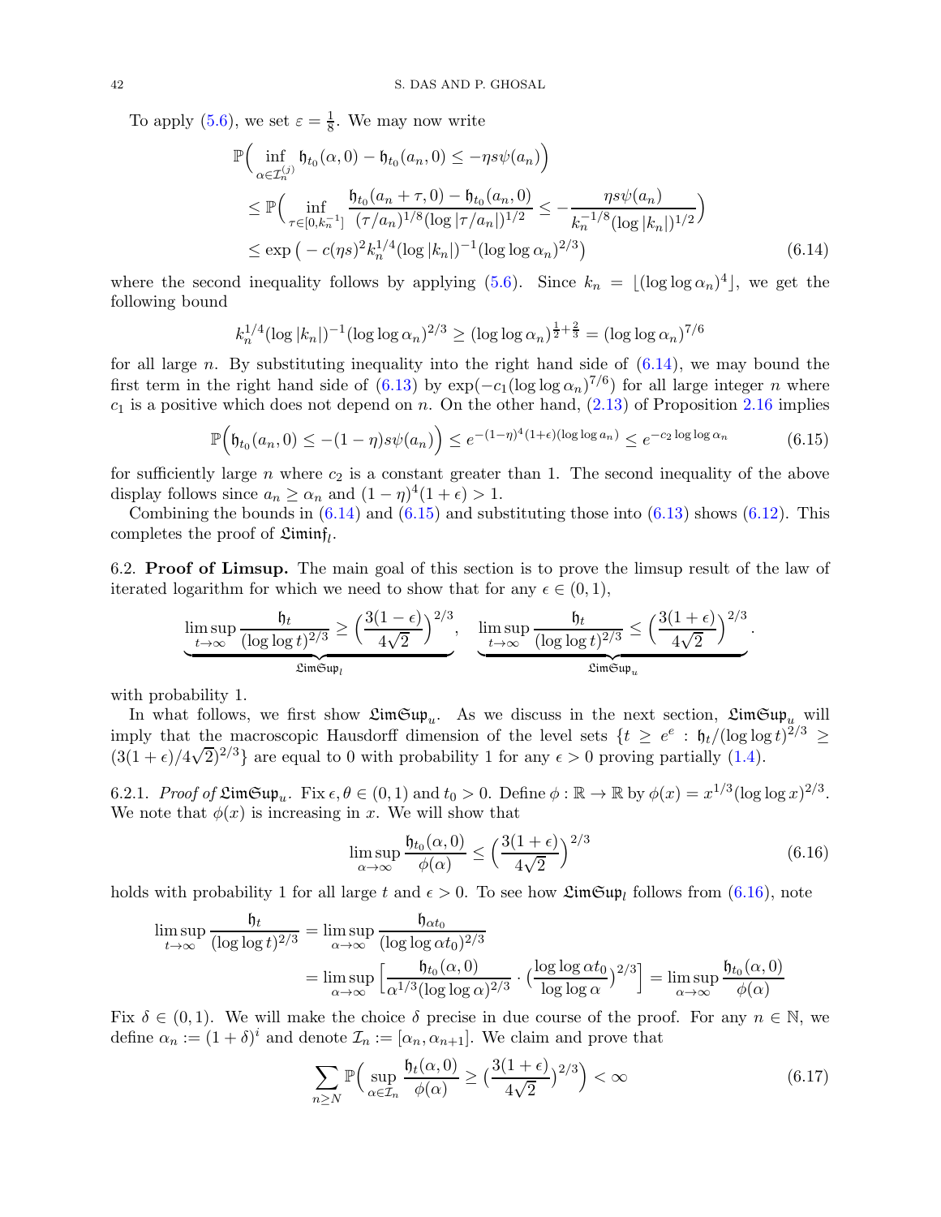To apply (5.6), we set $\varepsilon = \frac{1}{8}$. We may now write

$$
\begin{aligned}
&\mathbb{P}\Big(\inf_{\alpha\in\mathcal{I}_n^{(j)}} \mathfrak{h}_{t_0}(\alpha,0) - \mathfrak{h}_{t_0}(a_n,0) \leq -\eta s\psi(a_n)\Big) \\
&\quad \leq \mathbb{P}\Big(\inf_{\tau\in[0,k_n^{-1}]} \frac{\mathfrak{h}_{t_0}(a_n+\tau,0) - \mathfrak{h}_{t_0}(a_n,0)}{(\tau/a_n)^{1/8}(\log|\tau/a_n|)^{1/2}} \leq -\frac{\eta s\psi(a_n)}{k_n^{-1/8}(\log|k_n|)^{1/2}}\Big) \\
&\quad \leq \exp\big(-c(\eta s)^2 k_n^{1/4}(\log|k_n|)^{-1}(\log\log\alpha_n)^{2/3}\big) 
\end{aligned}
\tag{6.14}
$$

where the second inequality follows by applying (5.6). Since $k_n = \lfloor(\log\log\alpha_n)^4\rfloor$, we get the following bound

$$
k_n^{1/4}(\log|k_n|)^{-1}(\log\log\alpha_n)^{2/3} \geq (\log\log\alpha_n)^{\frac{1}{2}+\frac{2}{3}} = (\log\log\alpha_n)^{7/6}
$$

for all large $n$. By substituting inequality into the right hand side of (6.14), we may bound the first term in the right hand side of (6.13) by $\exp(-c_1(\log\log\alpha_n)^{7/6})$ for all large integer $n$ where $c_1$ is a positive which does not depend on $n$. On the other hand, (2.13) of Proposition 2.16 implies

$$
\mathbb{P}\Big(\mathfrak{h}_{t_0}(a_n,0) \leq -(1-\eta)s\psi(a_n)\Big) \leq e^{-(1-\eta)^4(1+\epsilon)(\log\log a_n)} \leq e^{-c_2\log\log\alpha_n} \tag{6.15}
$$

for sufficiently large $n$ where $c_2$ is a constant greater than 1. The second inequality of the above display follows since $a_n \geq \alpha_n$ and $(1-\eta)^4(1+\epsilon) > 1$.

Combining the bounds in (6.14) and (6.15) and substituting those into (6.13) shows (6.12). This completes the proof of $\mathfrak{Liminf}_l$.

### 6.2. **Proof of Limsup.**

The main goal of this section is to prove the limsup result of the law of iterated logarithm for which we need to show that for any $\epsilon \in (0,1)$,

$$
\underbrace{\limsup_{t\to\infty}\frac{\mathfrak{h}_t}{(\log\log t)^{2/3}} \geq \Big(\frac{3(1-\epsilon)}{4\sqrt{2}}\Big)^{2/3}}_{\mathfrak{LimSup}_l}, \quad \underbrace{\limsup_{t\to\infty}\frac{\mathfrak{h}_t}{(\log\log t)^{2/3}} \leq \Big(\frac{3(1+\epsilon)}{4\sqrt{2}}\Big)^{2/3}}_{\mathfrak{LimSup}_u}.
$$

with probability 1.

In what follows, we first show $\mathfrak{LimSup}_u$. As we discuss in the next section, $\mathfrak{LimSup}_u$ will imply that the macroscopic Hausdorff dimension of the level sets $\{t \geq e^e : \mathfrak{h}_t/(\log\log t)^{2/3} \geq (3(1+\epsilon)/4\sqrt{2})^{2/3}\}$ are equal to 0 with probability 1 for any $\epsilon > 0$ proving partially (1.4).

#### 6.2.1. *Proof of* $\mathfrak{LimSup}_u$.

Fix $\epsilon,\theta \in (0,1)$ and $t_0 > 0$. Define $\phi:\mathbb{R}\to\mathbb{R}$ by $\phi(x) = x^{1/3}(\log\log x)^{2/3}$. We note that $\phi(x)$ is increasing in $x$. We will show that

$$
\limsup_{\alpha\to\infty}\frac{\mathfrak{h}_{t_0}(\alpha,0)}{\phi(\alpha)} \leq \Big(\frac{3(1+\epsilon)}{4\sqrt{2}}\Big)^{2/3} \tag{6.16}
$$

holds with probability 1 for all large $t$ and $\epsilon > 0$. To see how $\mathfrak{LimSup}_l$ follows from (6.16), note

$$
\begin{aligned}
\limsup_{t\to\infty}\frac{\mathfrak{h}_t}{(\log\log t)^{2/3}} &= \limsup_{\alpha\to\infty}\frac{\mathfrak{h}_{\alpha t_0}}{(\log\log\alpha t_0)^{2/3}} \\
&= \limsup_{\alpha\to\infty}\Big[\frac{\mathfrak{h}_{t_0}(\alpha,0)}{\alpha^{1/3}(\log\log\alpha)^{2/3}}\cdot\Big(\frac{\log\log\alpha t_0}{\log\log\alpha}\Big)^{2/3}\Big] = \limsup_{\alpha\to\infty}\frac{\mathfrak{h}_{t_0}(\alpha,0)}{\phi(\alpha)}
\end{aligned}
$$

Fix $\delta \in (0,1)$. We will make the choice $\delta$ precise in due course of the proof. For any $n \in \mathbb{N}$, we define $\alpha_n := (1+\delta)^i$ and denote $\mathcal{I}_n := [\alpha_n, \alpha_{n+1}]$. We claim and prove that

$$
\sum_{n\geq N}\mathbb{P}\Big(\sup_{\alpha\in\mathcal{I}_n}\frac{\mathfrak{h}_t(\alpha,0)}{\phi(\alpha)} \geq \Big(\frac{3(1+\epsilon)}{4\sqrt{2}}\Big)^{2/3}\Big) < \infty \tag{6.17}
$$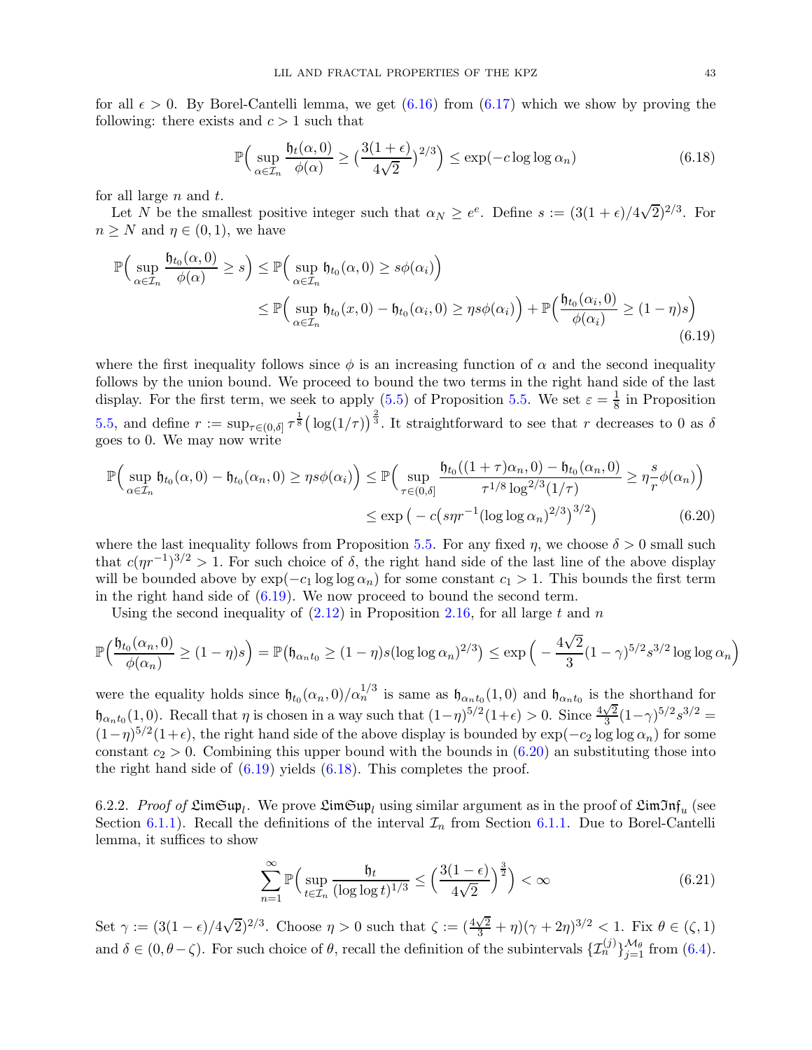for all $\epsilon > 0$. By Borel-Cantelli lemma, we get (6.16) from (6.17) which we show by proving the following: there exists and $c > 1$ such that

$$\mathbb{P}\Big(\sup_{\alpha \in \mathcal{I}_n} \frac{\mathfrak{h}_t(\alpha, 0)}{\phi(\alpha)} \geq \big(\frac{3(1+\epsilon)}{4\sqrt{2}}\big)^{2/3}\Big) \leq \exp(-c \log\log \alpha_n) \tag{6.18}$$

for all large $n$ and $t$.

Let $N$ be the smallest positive integer such that $\alpha_N \geq e^e$. Define $s := (3(1+\epsilon)/4\sqrt{2})^{2/3}$. For $n \geq N$ and $\eta \in (0,1)$, we have

$$\begin{aligned}
\mathbb{P}\Big(\sup_{\alpha \in \mathcal{I}_n} \frac{\mathfrak{h}_{t_0}(\alpha, 0)}{\phi(\alpha)} \geq s\Big) &\leq \mathbb{P}\Big(\sup_{\alpha \in \mathcal{I}_n} \mathfrak{h}_{t_0}(\alpha, 0) \geq s\phi(\alpha_i)\Big) \\
&\leq \mathbb{P}\Big(\sup_{\alpha \in \mathcal{I}_n} \mathfrak{h}_{t_0}(x, 0) - \mathfrak{h}_{t_0}(\alpha_i, 0) \geq \eta s \phi(\alpha_i)\Big) + \mathbb{P}\Big(\frac{\mathfrak{h}_{t_0}(\alpha_i, 0)}{\phi(\alpha_i)} \geq (1-\eta)s\Big)
\end{aligned} \tag{6.19}$$

where the first inequality follows since $\phi$ is an increasing function of $\alpha$ and the second inequality follows by the union bound. We proceed to bound the two terms in the right hand side of the last display. For the first term, we seek to apply (5.5) of Proposition 5.5. We set $\varepsilon = \frac{1}{8}$ in Proposition 5.5, and define $r := \sup_{\tau \in (0,\delta]} \tau^{\frac{1}{8}} \big(\log(1/\tau)\big)^{\frac{2}{3}}$. It straightforward to see that $r$ decreases to 0 as $\delta$ goes to 0. We may now write

$$\begin{aligned}
\mathbb{P}\Big(\sup_{\alpha \in \mathcal{I}_n} \mathfrak{h}_{t_0}(\alpha, 0) - \mathfrak{h}_{t_0}(\alpha_n, 0) \geq \eta s \phi(\alpha_i)\Big) &\leq \mathbb{P}\Big(\sup_{\tau \in (0,\delta]} \frac{\mathfrak{h}_{t_0}((1+\tau)\alpha_n, 0) - \mathfrak{h}_{t_0}(\alpha_n, 0)}{\tau^{1/8} \log^{2/3}(1/\tau)} \geq \eta \frac{s}{r} \phi(\alpha_n)\Big) \\
&\leq \exp\big(-c\big(s\eta r^{-1}(\log\log \alpha_n)^{2/3}\big)^{3/2}\big)
\end{aligned} \tag{6.20}$$

where the last inequality follows from Proposition 5.5. For any fixed $\eta$, we choose $\delta > 0$ small such that $c(\eta r^{-1})^{3/2} > 1$. For such choice of $\delta$, the right hand side of the last line of the above display will be bounded above by $\exp(-c_1 \log\log \alpha_n)$ for some constant $c_1 > 1$. This bounds the first term in the right hand side of (6.19). We now proceed to bound the second term.

Using the second inequality of (2.12) in Proposition 2.16, for all large $t$ and $n$

$$\mathbb{P}\Big(\frac{\mathfrak{h}_{t_0}(\alpha_n, 0)}{\phi(\alpha_n)} \geq (1-\eta)s\Big) = \mathbb{P}\big(\mathfrak{h}_{\alpha_n t_0} \geq (1-\eta)s(\log\log \alpha_n)^{2/3}\big) \leq \exp\Big(-\frac{4\sqrt{2}}{3}(1-\gamma)^{5/2} s^{3/2} \log\log \alpha_n\Big)$$

were the equality holds since $\mathfrak{h}_{t_0}(\alpha_n, 0)/\alpha_n^{1/3}$ is same as $\mathfrak{h}_{\alpha_n t_0}(1, 0)$ and $\mathfrak{h}_{\alpha_n t_0}$ is the shorthand for $\mathfrak{h}_{\alpha_n t_0}(1, 0)$. Recall that $\eta$ is chosen in a way such that $(1-\eta)^{5/2}(1+\epsilon) > 0$. Since $\frac{4\sqrt{2}}{3}(1-\gamma)^{5/2} s^{3/2} = (1-\eta)^{5/2}(1+\epsilon)$, the right hand side of the above display is bounded by $\exp(-c_2 \log\log \alpha_n)$ for some constant $c_2 > 0$. Combining this upper bound with the bounds in (6.20) an substituting those into the right hand side of (6.19) yields (6.18). This completes the proof.

6.2.2. *Proof of* $\mathfrak{LimSup}_l$. We prove $\mathfrak{LimSup}_l$ using similar argument as in the proof of $\mathfrak{LimInf}_u$ (see Section 6.1.1). Recall the definitions of the interval $\mathcal{I}_n$ from Section 6.1.1. Due to Borel-Cantelli lemma, it suffices to show

$$\sum_{n=1}^{\infty} \mathbb{P}\Big(\sup_{t \in \mathcal{I}_n} \frac{\mathfrak{h}_t}{(\log\log t)^{1/3}} \leq \Big(\frac{3(1-\epsilon)}{4\sqrt{2}}\Big)^{\frac{3}{2}}\Big) < \infty \tag{6.21}$$

Set $\gamma := (3(1-\epsilon)/4\sqrt{2})^{2/3}$. Choose $\eta > 0$ such that $\zeta := (\frac{4\sqrt{2}}{3} + \eta)(\gamma + 2\eta)^{3/2} < 1$. Fix $\theta \in (\zeta, 1)$ and $\delta \in (0, \theta - \zeta)$. For such choice of $\theta$, recall the definition of the subintervals $\{\mathcal{I}_n^{(j)}\}_{j=1}^{\mathcal{M}_\theta}$ from (6.4).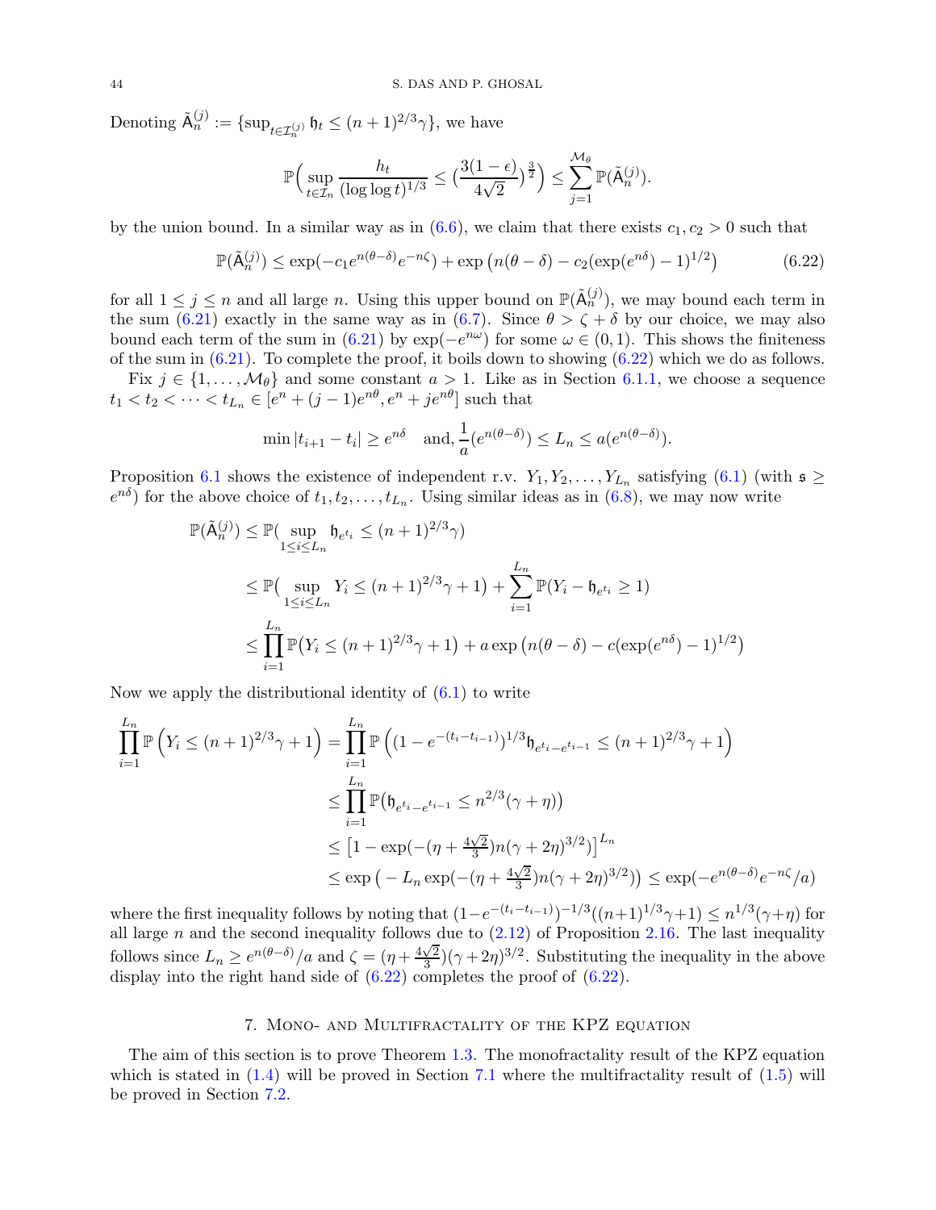Denoting $\tilde{\mathsf{A}}_n^{(j)} := \{\sup_{t\in\mathcal{I}_n^{(j)}} \mathfrak{h}_t \le (n+1)^{2/3}\gamma\}$, we have

$$\mathbb{P}\Big(\sup_{t\in\mathcal{I}_n} \frac{h_t}{(\log\log t)^{1/3}} \le \big(\frac{3(1-\epsilon)}{4\sqrt{2}}\big)^{\frac{3}{2}}\Big) \le \sum_{j=1}^{\mathcal{M}_\theta} \mathbb{P}(\tilde{\mathsf{A}}_n^{(j)}).$$

by the union bound. In a similar way as in (6.6), we claim that there exists $c_1, c_2 > 0$ such that

$$\mathbb{P}(\tilde{\mathsf{A}}_n^{(j)}) \le \exp(-c_1 e^{n(\theta-\delta)} e^{-n\zeta}) + \exp\big(n(\theta-\delta) - c_2(\exp(e^{n\delta})-1)^{1/2}\big) \tag{6.22}$$

for all $1 \le j \le n$ and all large $n$. Using this upper bound on $\mathbb{P}(\tilde{\mathsf{A}}_n^{(j)})$, we may bound each term in the sum (6.21) exactly in the same way as in (6.7). Since $\theta > \zeta + \delta$ by our choice, we may also bound each term of the sum in (6.21) by $\exp(-e^{n\omega})$ for some $\omega \in (0,1)$. This shows the finiteness of the sum in (6.21). To complete the proof, it boils down to showing (6.22) which we do as follows.

Fix $j \in \{1, \ldots, \mathcal{M}_\theta\}$ and some constant $a > 1$. Like as in Section 6.1.1, we choose a sequence $t_1 < t_2 < \cdots < t_{L_n} \in [e^n + (j-1)e^{n\theta}, e^n + je^{n\theta}]$ such that

$$\min |t_{i+1} - t_i| \ge e^{n\delta} \quad \text{and,} \frac{1}{a}(e^{n(\theta-\delta)}) \le L_n \le a(e^{n(\theta-\delta)}).$$

Proposition 6.1 shows the existence of independent r.v. $Y_1, Y_2, \ldots, Y_{L_n}$ satisfying (6.1) (with $\mathfrak{s} \ge e^{n\delta}$) for the above choice of $t_1, t_2, \ldots, t_{L_n}$. Using similar ideas as in (6.8), we may now write

$$\begin{aligned}
\mathbb{P}(\tilde{\mathsf{A}}_n^{(j)}) &\le \mathbb{P}\big(\sup_{1\le i\le L_n} \mathfrak{h}_{e^{t_i}} \le (n+1)^{2/3}\gamma\big) \\
&\le \mathbb{P}\big(\sup_{1\le i\le L_n} Y_i \le (n+1)^{2/3}\gamma + 1\big) + \sum_{i=1}^{L_n} \mathbb{P}(Y_i - \mathfrak{h}_{e^{t_i}} \ge 1) \\
&\le \prod_{i=1}^{L_n} \mathbb{P}\big(Y_i \le (n+1)^{2/3}\gamma + 1\big) + a\exp\big(n(\theta-\delta) - c(\exp(e^{n\delta})-1)^{1/2}\big)
\end{aligned}$$

Now we apply the distributional identity of (6.1) to write

$$\begin{aligned}
\prod_{i=1}^{L_n} \mathbb{P}\Big(Y_i \le (n+1)^{2/3}\gamma + 1\Big) &= \prod_{i=1}^{L_n} \mathbb{P}\Big((1-e^{-(t_i-t_{i-1})})^{1/3}\mathfrak{h}_{e^{t_i}-e^{t_{i-1}}} \le (n+1)^{2/3}\gamma + 1\Big) \\
&\le \prod_{i=1}^{L_n} \mathbb{P}\big(\mathfrak{h}_{e^{t_i}-e^{t_{i-1}}} \le n^{2/3}(\gamma+\eta)\big) \\
&\le \big[1 - \exp(-(\eta + \tfrac{4\sqrt{2}}{3})n(\gamma+2\eta)^{3/2})\big]^{L_n} \\
&\le \exp\big(-L_n \exp(-(\eta + \tfrac{4\sqrt{2}}{3})n(\gamma+2\eta)^{3/2})\big) \le \exp(-e^{n(\theta-\delta)}e^{-n\zeta}/a)
\end{aligned}$$

where the first inequality follows by noting that $(1-e^{-(t_i-t_{i-1})})^{-1/3}((n+1)^{1/3}\gamma+1) \le n^{1/3}(\gamma+\eta)$ for all large $n$ and the second inequality follows due to (2.12) of Proposition 2.16. The last inequality follows since $L_n \ge e^{n(\theta-\delta)}/a$ and $\zeta = (\eta + \frac{4\sqrt{2}}{3})(\gamma+2\eta)^{3/2}$. Substituting the inequality in the above display into the right hand side of (6.22) completes the proof of (6.22).

## 7. Mono- and Multifractality of the KPZ equation

The aim of this section is to prove Theorem 1.3. The monofractality result of the KPZ equation which is stated in (1.4) will be proved in Section 7.1 where the multifractality result of (1.5) will be proved in Section 7.2.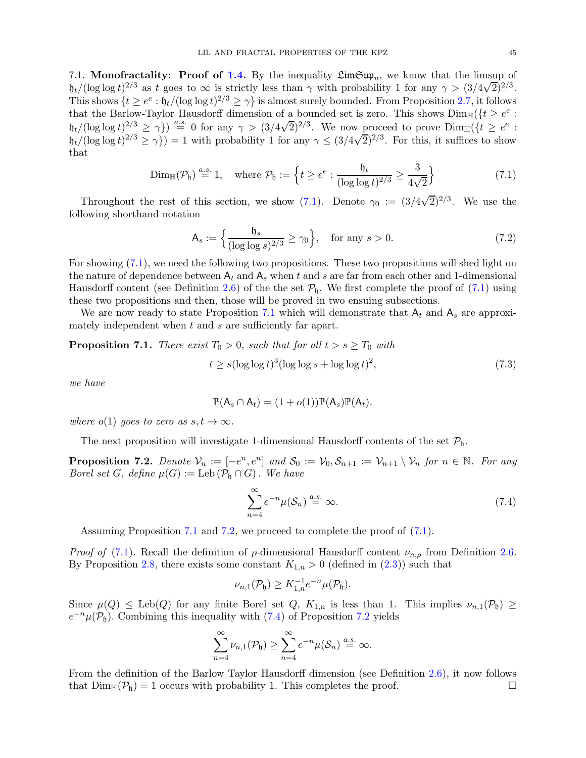7.1. **Monofractality: Proof of 1.4.** By the inequality $\mathfrak{LimSup}_u$, we know that the limsup of $\mathfrak{h}_t/(\log\log t)^{2/3}$ as $t$ goes to $\infty$ is strictly less than $\gamma$ with probability 1 for any $\gamma > (3/4\sqrt{2})^{2/3}$. This shows $\{t \geq e^e : \mathfrak{h}_t/(\log\log t)^{2/3} \geq \gamma\}$ is almost surely bounded. From Proposition 2.7, it follows that the Barlow-Taylor Hausdorff dimension of a bounded set is zero. This shows $\mathrm{Dim}_{\mathbb{H}}(\{t \geq e^e : \mathfrak{h}_t/(\log\log t)^{2/3} \geq \gamma\}) \stackrel{a.s.}{=} 0$ for any $\gamma > (3/4\sqrt{2})^{2/3}$. We now proceed to prove $\mathrm{Dim}_{\mathbb{H}}(\{t \geq e^e : \mathfrak{h}_t/(\log\log t)^{2/3} \geq \gamma\}) = 1$ with probability 1 for any $\gamma \leq (3/4\sqrt{2})^{2/3}$. For this, it suffices to show that

$$\mathrm{Dim}_{\mathbb{H}}(\mathcal{P}_{\mathfrak{h}}) \stackrel{a.s.}{=} 1, \quad \text{where } \mathcal{P}_{\mathfrak{h}} := \Big\{t \geq e^e : \frac{\mathfrak{h}_t}{(\log\log t)^{2/3}} \geq \frac{3}{4\sqrt{2}}\Big\} \tag{7.1}$$

Throughout the rest of this section, we show (7.1). Denote $\gamma_0 := (3/4\sqrt{2})^{2/3}$. We use the following shorthand notation

$$\mathsf{A}_s := \Big\{\frac{\mathfrak{h}_s}{(\log\log s)^{2/3}} \geq \gamma_0\Big\}, \quad \text{for any } s > 0. \tag{7.2}$$

For showing (7.1), we need the following two propositions. These two propositions will shed light on the nature of dependence between $\mathsf{A}_t$ and $\mathsf{A}_s$ when $t$ and $s$ are far from each other and 1-dimensional Hausdorff content (see Definition 2.6) of the the set $\mathcal{P}_{\mathfrak{h}}$. We first complete the proof of (7.1) using these two propositions and then, those will be proved in two ensuing subsections.

We are now ready to state Proposition 7.1 which will demonstrate that $\mathsf{A}_t$ and $\mathsf{A}_s$ are approximately independent when $t$ and $s$ are sufficiently far apart.

**Proposition 7.1.** *There exist $T_0 > 0$, such that for all $t > s \geq T_0$ with*

$$t \geq s(\log\log t)^3(\log\log s + \log\log t)^2, \tag{7.3}$$

*we have*

$$\mathbb{P}(\mathsf{A}_s \cap \mathsf{A}_t) = (1 + o(1))\mathbb{P}(\mathsf{A}_s)\mathbb{P}(\mathsf{A}_t).$$

*where $o(1)$ goes to zero as $s, t \to \infty$.*

The next proposition will investigate 1-dimensional Hausdorff contents of the set $\mathcal{P}_{\mathfrak{h}}$.

**Proposition 7.2.** *Denote $\mathcal{V}_n := [-e^n, e^n]$ and $\mathcal{S}_0 := \mathcal{V}_0, \mathcal{S}_{n+1} := \mathcal{V}_{n+1} \setminus \mathcal{V}_n$ for $n \in \mathbb{N}$. For any Borel set $G$, define $\mu(G) := \mathrm{Leb}\,(\mathcal{P}_{\mathfrak{h}} \cap G)$. We have*

$$\sum_{n=4}^{\infty} e^{-n}\mu(\mathcal{S}_n) \stackrel{a.s.}{=} \infty. \tag{7.4}$$

Assuming Proposition 7.1 and 7.2, we proceed to complete the proof of (7.1).

*Proof of* (7.1). Recall the definition of $\rho$-dimensional Hausdorff content $\nu_{n,\rho}$ from Definition 2.6. By Proposition 2.8, there exists some constant $K_{1,n} > 0$ (defined in (2.3)) such that

$$\nu_{n,1}(\mathcal{P}_{\mathfrak{h}}) \geq K_{1,n}^{-1}e^{-n}\mu(\mathcal{P}_{\mathfrak{h}}).$$

Since $\mu(Q) \leq \mathrm{Leb}(Q)$ for any finite Borel set $Q$, $K_{1,n}$ is less than 1. This implies $\nu_{n,1}(\mathcal{P}_{\mathfrak{h}}) \geq e^{-n}\mu(\mathcal{P}_{\mathfrak{h}})$. Combining this inequality with (7.4) of Proposition 7.2 yields

$$\sum_{n=4}^{\infty} \nu_{n,1}(\mathcal{P}_{\mathfrak{h}}) \geq \sum_{n=4}^{\infty} e^{-n}\mu(\mathcal{S}_n) \stackrel{a.s.}{=} \infty.$$

From the definition of the Barlow Taylor Hausdorff dimension (see Definition 2.6), it now follows that $\mathrm{Dim}_{\mathbb{H}}(\mathcal{P}_{\mathfrak{h}}) = 1$ occurs with probability 1. This completes the proof. $\square$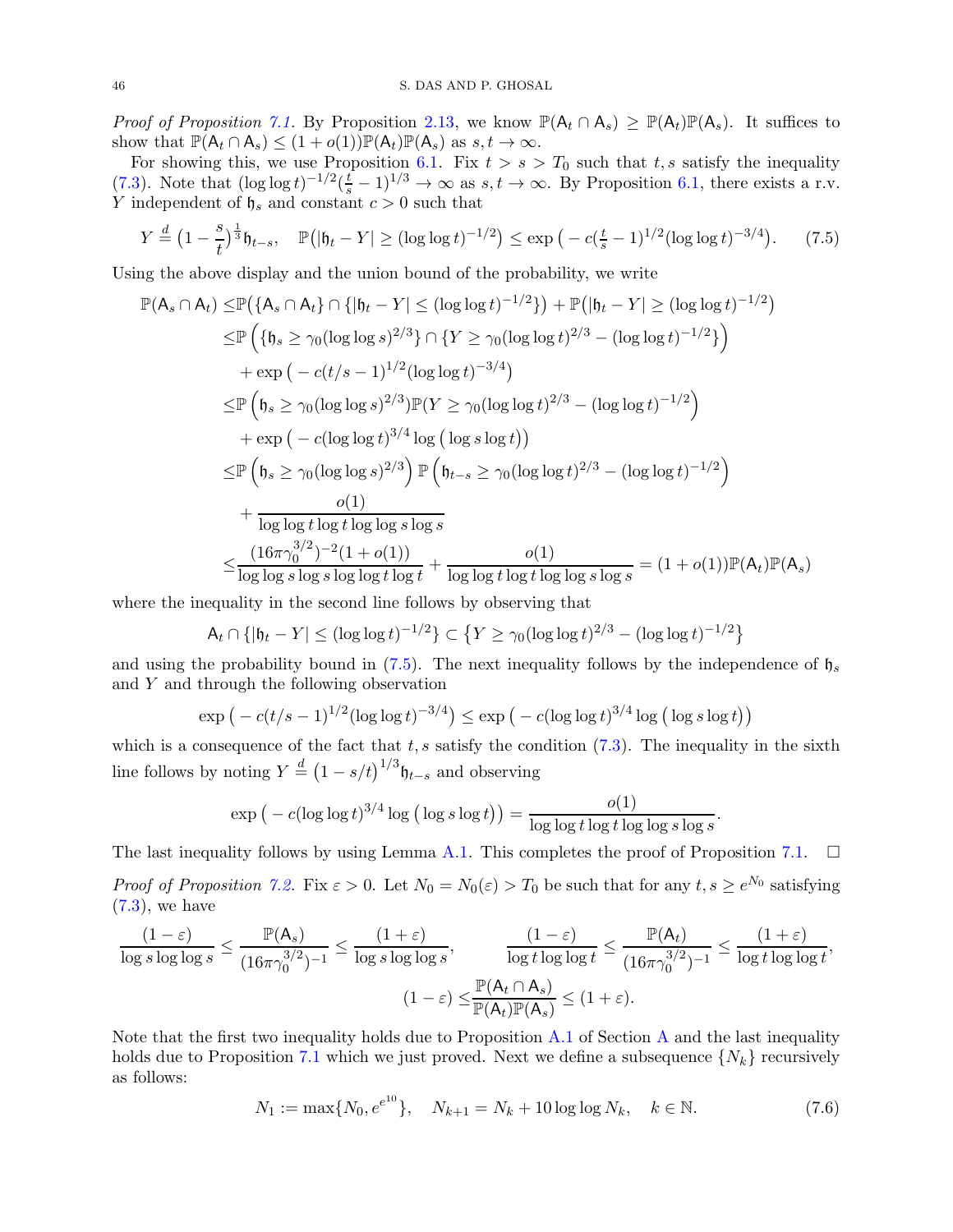*Proof of Proposition 7.1.* By Proposition 2.13, we know $\mathbb{P}(\mathsf{A}_t \cap \mathsf{A}_s) \geq \mathbb{P}(\mathsf{A}_t)\mathbb{P}(\mathsf{A}_s)$. It suffices to show that $\mathbb{P}(\mathsf{A}_t \cap \mathsf{A}_s) \leq (1+o(1))\mathbb{P}(\mathsf{A}_t)\mathbb{P}(\mathsf{A}_s)$ as $s, t \to \infty$.

For showing this, we use Proposition 6.1. Fix $t > s > T_0$ such that $t, s$ satisfy the inequality (7.3). Note that $(\log\log t)^{-1/2}(\frac{t}{s}-1)^{1/3} \to \infty$ as $s, t \to \infty$. By Proposition 6.1, there exists a r.v. $Y$ independent of $\mathfrak{h}_s$ and constant $c > 0$ such that

$$Y \stackrel{d}{=} \big(1 - \frac{s}{t}\big)^{\frac{1}{3}}\mathfrak{h}_{t-s}, \quad \mathbb{P}\big(|\mathfrak{h}_t - Y| \geq (\log\log t)^{-1/2}\big) \leq \exp\big(-c(\tfrac{t}{s}-1)^{1/2}(\log\log t)^{-3/4}\big). \tag{7.5}$$

Using the above display and the union bound of the probability, we write

$$\begin{aligned}
\mathbb{P}(\mathsf{A}_s \cap \mathsf{A}_t) \leq& \mathbb{P}\big(\{\mathsf{A}_s \cap \mathsf{A}_t\} \cap \{|\mathfrak{h}_t - Y| \leq (\log\log t)^{-1/2}\}\big) + \mathbb{P}\big(|\mathfrak{h}_t - Y| \geq (\log\log t)^{-1/2}\big) \\
\leq& \mathbb{P}\Big(\{\mathfrak{h}_s \geq \gamma_0(\log\log s)^{2/3}\} \cap \{Y \geq \gamma_0(\log\log t)^{2/3} - (\log\log t)^{-1/2}\}\Big) \\
&+ \exp\big(-c(t/s-1)^{1/2}(\log\log t)^{-3/4}\big) \\
\leq& \mathbb{P}\Big(\mathfrak{h}_s \geq \gamma_0(\log\log s)^{2/3}\Big)\mathbb{P}\big(Y \geq \gamma_0(\log\log t)^{2/3} - (\log\log t)^{-1/2}\Big) \\
&+ \exp\big(-c(\log\log t)^{3/4}\log\big(\log s \log t\big)\big) \\
\leq& \mathbb{P}\Big(\mathfrak{h}_s \geq \gamma_0(\log\log s)^{2/3}\Big)\,\mathbb{P}\Big(\mathfrak{h}_{t-s} \geq \gamma_0(\log\log t)^{2/3} - (\log\log t)^{-1/2}\Big) \\
&+ \frac{o(1)}{\log\log t \log t \log\log s \log s} \\
\leq& \frac{(16\pi\gamma_0^{3/2})^{-2}(1+o(1))}{\log\log s \log s \log\log t \log t} + \frac{o(1)}{\log\log t \log t \log\log s \log s} = (1+o(1))\mathbb{P}(\mathsf{A}_t)\mathbb{P}(\mathsf{A}_s)
\end{aligned}$$

where the inequality in the second line follows by observing that

$$\mathsf{A}_t \cap \{|\mathfrak{h}_t - Y| \leq (\log\log t)^{-1/2}\} \subset \big\{Y \geq \gamma_0(\log\log t)^{2/3} - (\log\log t)^{-1/2}\big\}$$

and using the probability bound in (7.5). The next inequality follows by the independence of $\mathfrak{h}_s$ and $Y$ and through the following observation

$$\exp\big(-c(t/s-1)^{1/2}(\log\log t)^{-3/4}\big) \leq \exp\big(-c(\log\log t)^{3/4}\log\big(\log s \log t\big)\big)$$

which is a consequence of the fact that $t, s$ satisfy the condition (7.3). The inequality in the sixth line follows by noting $Y \stackrel{d}{=} \big(1 - s/t\big)^{1/3}\mathfrak{h}_{t-s}$ and observing

$$\exp\big(-c(\log\log t)^{3/4}\log\big(\log s \log t\big)\big) = \frac{o(1)}{\log\log t \log t \log\log s \log s}.$$

The last inequality follows by using Lemma A.1. This completes the proof of Proposition 7.1. $\square$

*Proof of Proposition 7.2.* Fix $\varepsilon > 0$. Let $N_0 = N_0(\varepsilon) > T_0$ be such that for any $t, s \geq e^{N_0}$ satisfying (7.3), we have

$$\frac{(1-\varepsilon)}{\log s \log\log s} \leq \frac{\mathbb{P}(\mathsf{A}_s)}{(16\pi\gamma_0^{3/2})^{-1}} \leq \frac{(1+\varepsilon)}{\log s \log\log s}, \qquad \frac{(1-\varepsilon)}{\log t \log\log t} \leq \frac{\mathbb{P}(\mathsf{A}_t)}{(16\pi\gamma_0^{3/2})^{-1}} \leq \frac{(1+\varepsilon)}{\log t \log\log t},$$

$$(1-\varepsilon) \leq \frac{\mathbb{P}(\mathsf{A}_t \cap \mathsf{A}_s)}{\mathbb{P}(\mathsf{A}_t)\mathbb{P}(\mathsf{A}_s)} \leq (1+\varepsilon).$$

Note that the first two inequality holds due to Proposition A.1 of Section A and the last inequality holds due to Proposition 7.1 which we just proved. Next we define a subsequence $\{N_k\}$ recursively as follows:

$$N_1 := \max\{N_0, e^{e^{10}}\}, \quad N_{k+1} = N_k + 10\log\log N_k, \quad k \in \mathbb{N}. \tag{7.6}$$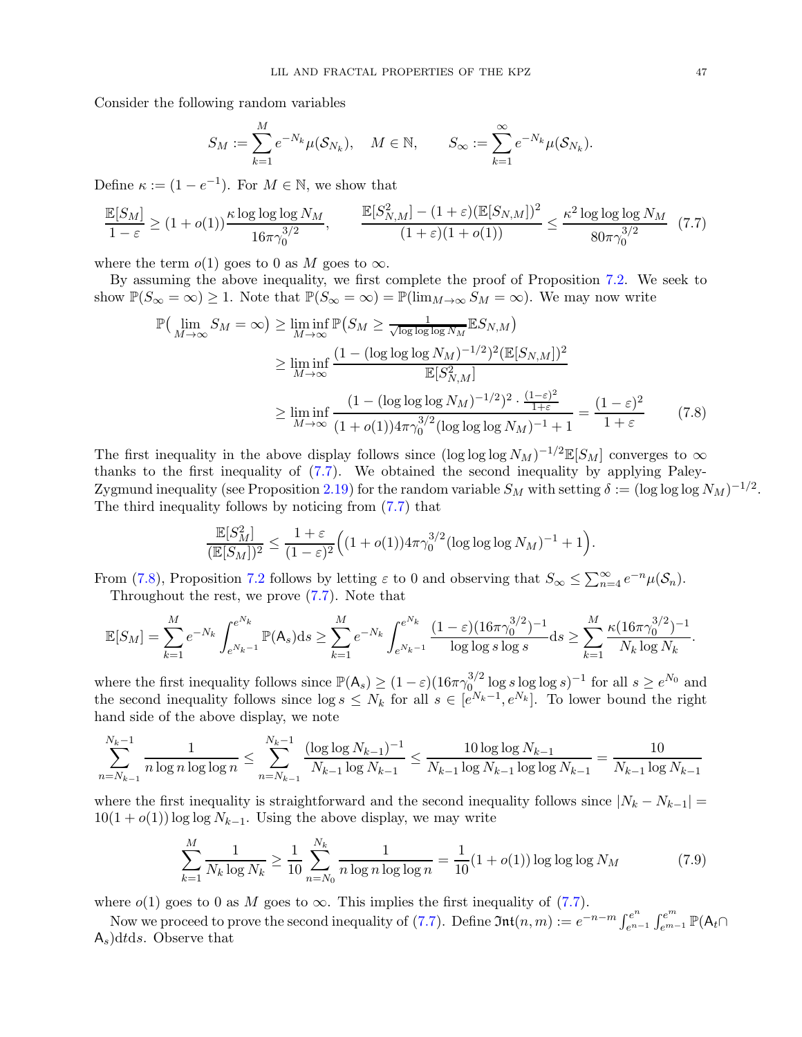Consider the following random variables

$$S_M := \sum_{k=1}^{M} e^{-N_k}\mu(\mathcal{S}_{N_k}), \quad M \in \mathbb{N}, \qquad S_\infty := \sum_{k=1}^{\infty} e^{-N_k}\mu(\mathcal{S}_{N_k}).$$

Define $\kappa := (1-e^{-1})$. For $M \in \mathbb{N}$, we show that

$$\frac{\mathbb{E}[S_M]}{1-\varepsilon} \geq (1+o(1))\frac{\kappa \log\log\log N_M}{16\pi\gamma_0^{3/2}}, \qquad \frac{\mathbb{E}[S_{N,M}^2] - (1+\varepsilon)(\mathbb{E}[S_{N,M}])^2}{(1+\varepsilon)(1+o(1))} \leq \frac{\kappa^2 \log\log\log N_M}{80\pi\gamma_0^{3/2}} \tag{7.7}$$

where the term $o(1)$ goes to 0 as $M$ goes to $\infty$.

By assuming the above inequality, we first complete the proof of Proposition 7.2. We seek to show $\mathbb{P}(S_\infty = \infty) \geq 1$. Note that $\mathbb{P}(S_\infty = \infty) = \mathbb{P}(\lim_{M\to\infty} S_M = \infty)$. We may now write

$$\begin{aligned}
\mathbb{P}\big(\lim_{M\to\infty} S_M = \infty\big) &\geq \liminf_{M\to\infty} \mathbb{P}\big(S_M \geq \tfrac{1}{\sqrt{\log\log\log N_M}}\mathbb{E}S_{N,M}\big) \\
&\geq \liminf_{M\to\infty} \frac{(1-(\log\log\log N_M)^{-1/2})^2(\mathbb{E}[S_{N,M}])^2}{\mathbb{E}[S_{N,M}^2]} \\
&\geq \liminf_{M\to\infty} \frac{(1-(\log\log\log N_M)^{-1/2})^2 \cdot \frac{(1-\varepsilon)^2}{1+\varepsilon}}{(1+o(1))4\pi\gamma_0^{3/2}(\log\log\log N_M)^{-1}+1} = \frac{(1-\varepsilon)^2}{1+\varepsilon}
\end{aligned} \tag{7.8}$$

The first inequality in the above display follows since $(\log\log\log N_M)^{-1/2}\mathbb{E}[S_M]$ converges to $\infty$ thanks to the first inequality of (7.7). We obtained the second inequality by applying Paley-Zygmund inequality (see Proposition 2.19) for the random variable $S_M$ with setting $\delta := (\log\log\log N_M)^{-1/2}$. The third inequality follows by noticing from (7.7) that

$$\frac{\mathbb{E}[S_M^2]}{(\mathbb{E}[S_M])^2} \leq \frac{1+\varepsilon}{(1-\varepsilon)^2}\Big((1+o(1))4\pi\gamma_0^{3/2}(\log\log\log N_M)^{-1}+1\Big).$$

From (7.8), Proposition 7.2 follows by letting $\varepsilon$ to 0 and observing that $S_\infty \leq \sum_{n=4}^{\infty} e^{-n}\mu(\mathcal{S}_n)$.

Throughout the rest, we prove (7.7). Note that

$$\mathbb{E}[S_M] = \sum_{k=1}^{M} e^{-N_k}\int_{e^{N_{k-1}}}^{e^{N_k}} \mathbb{P}(\mathsf{A}_s)\mathrm{d}s \geq \sum_{k=1}^{M} e^{-N_k}\int_{e^{N_{k-1}}}^{e^{N_k}} \frac{(1-\varepsilon)(16\pi\gamma_0^{3/2})^{-1}}{\log\log s \log s}\mathrm{d}s \geq \sum_{k=1}^{M} \frac{\kappa(16\pi\gamma_0^{3/2})^{-1}}{N_k \log N_k}.$$

where the first inequality follows since $\mathbb{P}(\mathsf{A}_s) \geq (1-\varepsilon)(16\pi\gamma_0^{3/2}\log s \log\log s)^{-1}$ for all $s \geq e^{N_0}$ and the second inequality follows since $\log s \leq N_k$ for all $s \in [e^{N_k-1}, e^{N_k}]$. To lower bound the right hand side of the above display, we note

$$\sum_{n=N_{k-1}}^{N_k-1} \frac{1}{n\log n \log\log n} \leq \sum_{n=N_{k-1}}^{N_k-1} \frac{(\log\log N_{k-1})^{-1}}{N_{k-1}\log N_{k-1}} \leq \frac{10\log\log N_{k-1}}{N_{k-1}\log N_{k-1}\log\log N_{k-1}} = \frac{10}{N_{k-1}\log N_{k-1}}$$

where the first inequality is straightforward and the second inequality follows since $|N_k - N_{k-1}| = 10(1+o(1))\log\log N_{k-1}$. Using the above display, we may write

$$\sum_{k=1}^{M} \frac{1}{N_k \log N_k} \geq \frac{1}{10}\sum_{n=N_0}^{N_k} \frac{1}{n\log n\log\log n} = \frac{1}{10}(1+o(1))\log\log\log N_M \tag{7.9}$$

where $o(1)$ goes to 0 as $M$ goes to $\infty$. This implies the first inequality of (7.7).

Now we proceed to prove the second inequality of (7.7). Define $\mathfrak{Int}(n,m) := e^{-n-m}\int_{e^{n-1}}^{e^n}\int_{e^{m-1}}^{e^m}\mathbb{P}(\mathsf{A}_t \cap \mathsf{A}_s)\mathrm{d}t\mathrm{d}s$. Observe that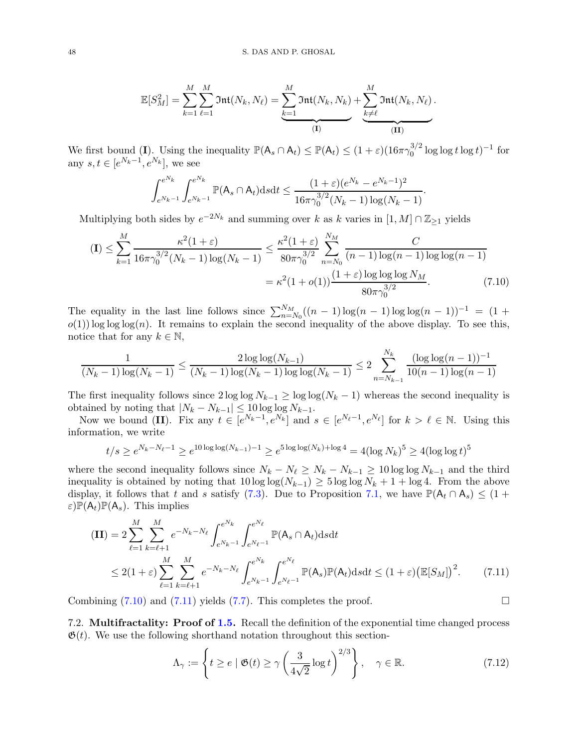$$\mathbb{E}[S_M^2] = \sum_{k=1}^{M}\sum_{\ell=1}^{M} \mathfrak{Int}(N_k, N_\ell) = \underbrace{\sum_{k=1}^{M} \mathfrak{Int}(N_k, N_k)}_{(\mathbf{I})} + \underbrace{\sum_{k\neq \ell}^{M} \mathfrak{Int}(N_k, N_\ell)}_{(\mathbf{II})}.$$

We first bound (**I**). Using the inequality $\mathbb{P}(\mathsf{A}_s \cap \mathsf{A}_t) \le \mathbb{P}(\mathsf{A}_t) \le (1+\varepsilon)(16\pi\gamma_0^{3/2}\log\log t \log t)^{-1}$ for any $s,t \in [e^{N_k-1}, e^{N_k}]$, we see

$$\int_{e^{N_k-1}}^{e^{N_k}}\int_{e^{N_k-1}}^{e^{N_k}} \mathbb{P}(\mathsf{A}_s \cap \mathsf{A}_t)\mathrm{d}s\mathrm{d}t \le \frac{(1+\varepsilon)(e^{N_k}-e^{N_k-1})^2}{16\pi\gamma_0^{3/2}(N_k-1)\log(N_k-1)}.$$

Multiplying both sides by $e^{-2N_k}$ and summing over $k$ as $k$ varies in $[1,M]\cap\mathbb{Z}_{\ge 1}$ yields

$$\begin{aligned}(\mathbf{I}) \le \sum_{k=1}^{M} \frac{\kappa^2(1+\varepsilon)}{16\pi\gamma_0^{3/2}(N_k-1)\log(N_k-1)} &\le \frac{\kappa^2(1+\varepsilon)}{80\pi\gamma_0^{3/2}}\sum_{n=N_0}^{N_M}\frac{C}{(n-1)\log(n-1)\log\log(n-1)} \\ &= \kappa^2(1+o(1))\frac{(1+\varepsilon)\log\log\log N_M}{80\pi\gamma_0^{3/2}}. \end{aligned} \tag{7.10}$$

The equality in the last line follows since $\sum_{n=N_0}^{N_M}((n-1)\log(n-1)\log\log(n-1))^{-1} = (1+o(1))\log\log\log(n)$. It remains to explain the second inequality of the above display. To see this, notice that for any $k\in\mathbb{N}$,

$$\frac{1}{(N_k-1)\log(N_k-1)} \le \frac{2\log\log(N_{k-1})}{(N_k-1)\log(N_k-1)\log\log(N_k-1)} \le 2\sum_{n=N_{k-1}}^{N_k}\frac{(\log\log(n-1))^{-1}}{10(n-1)\log(n-1)}$$

The first inequality follows since $2\log\log N_{k-1} \ge \log\log(N_k-1)$ whereas the second inequality is obtained by noting that $|N_k - N_{k-1}| \le 10\log\log N_{k-1}$.

Now we bound (**II**). Fix any $t\in[e^{N_k-1}, e^{N_k}]$ and $s\in[e^{N_\ell-1}, e^{N_\ell}]$ for $k>\ell\in\mathbb{N}$. Using this information, we write

$$t/s \ge e^{N_k-N_\ell-1} \ge e^{10\log\log(N_{k-1})-1} \ge e^{5\log\log(N_k)+\log 4} = 4(\log N_k)^5 \ge 4(\log\log t)^5$$

where the second inequality follows since $N_k - N_\ell \ge N_k - N_{k-1} \ge 10\log\log N_{k-1}$ and the third inequality is obtained by noting that $10\log\log(N_{k-1}) \ge 5\log\log N_k + 1 + \log 4$. From the above display, it follows that $t$ and $s$ satisfy (7.3). Due to Proposition 7.1, we have $\mathbb{P}(\mathsf{A}_t\cap\mathsf{A}_s) \le (1+\varepsilon)\mathbb{P}(\mathsf{A}_t)\mathbb{P}(\mathsf{A}_s)$. This implies

$$\begin{aligned}(\mathbf{II}) &= 2\sum_{\ell=1}^{M}\sum_{k=\ell+1}^{M} e^{-N_k-N_\ell}\int_{e^{N_k-1}}^{e^{N_k}}\int_{e^{N_\ell-1}}^{e^{N_\ell}}\mathbb{P}(\mathsf{A}_s\cap\mathsf{A}_t)\mathrm{d}s\mathrm{d}t \\ &\le 2(1+\varepsilon)\sum_{\ell=1}^{M}\sum_{k=\ell+1}^{M} e^{-N_k-N_\ell}\int_{e^{N_k-1}}^{e^{N_k}}\int_{e^{N_\ell-1}}^{e^{N_\ell}}\mathbb{P}(\mathsf{A}_s)\mathbb{P}(\mathsf{A}_t)\mathrm{d}s\mathrm{d}t \le (1+\varepsilon)\big(\mathbb{E}[S_M]\big)^2. \end{aligned}\tag{7.11}$$

Combining (7.10) and (7.11) yields (7.7). This completes the proof. $\square$

7.2. **Multifractality: Proof of 1.5.** Recall the definition of the exponential time changed process $\mathfrak{G}(t)$. We use the following shorthand notation throughout this section-

$$\Lambda_\gamma := \left\{ t\ge e \mid \mathfrak{G}(t) \ge \gamma\left(\frac{3}{4\sqrt{2}}\log t\right)^{2/3}\right\}, \quad \gamma\in\mathbb{R}. \tag{7.12}$$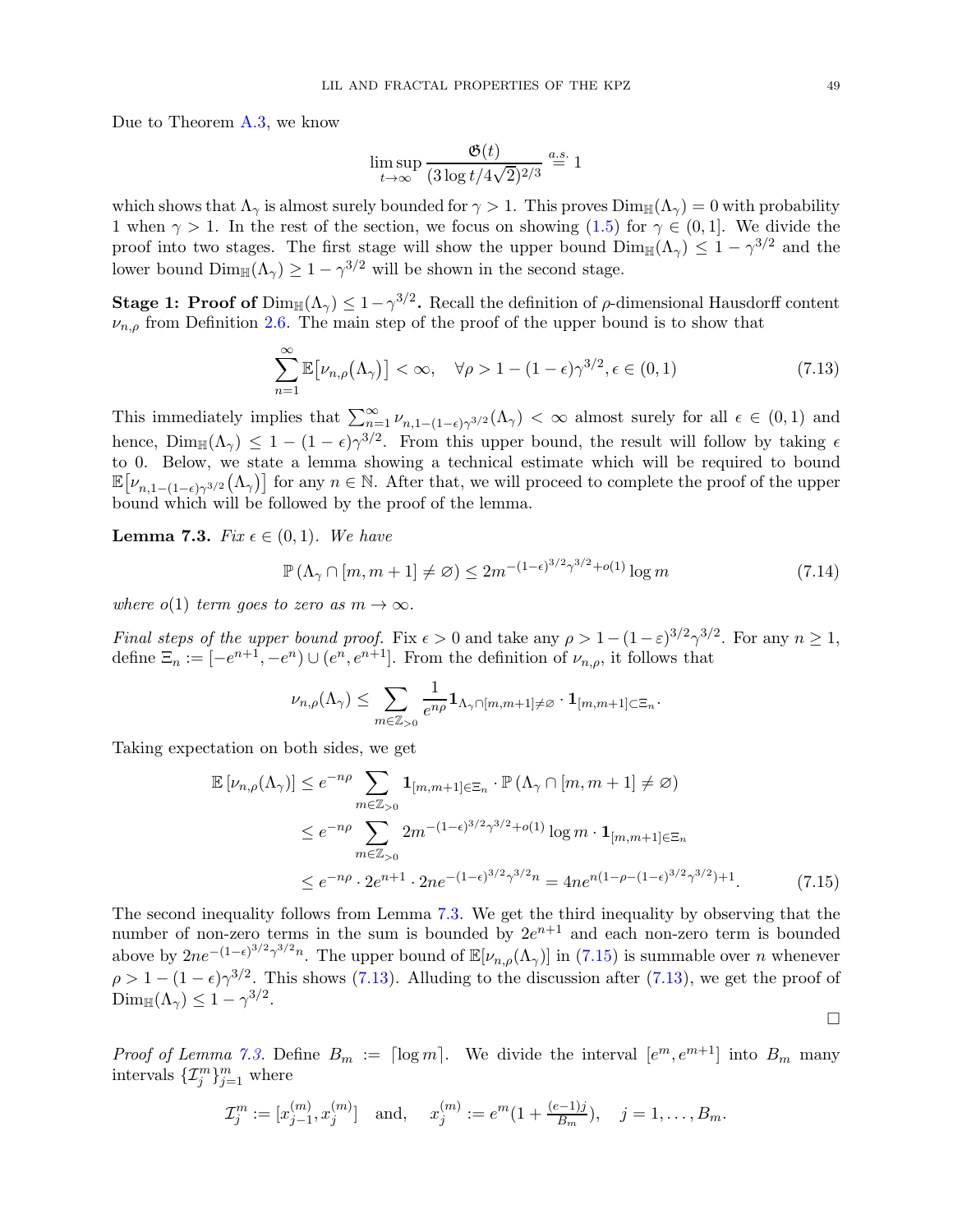Due to Theorem A.3, we know

$$\limsup_{t\to\infty} \frac{\mathfrak{G}(t)}{(3\log t/4\sqrt{2})^{2/3}} \overset{a.s.}{=} 1$$

which shows that $\Lambda_\gamma$ is almost surely bounded for $\gamma > 1$. This proves $\mathrm{Dim}_{\mathbb{H}}(\Lambda_\gamma) = 0$ with probability 1 when $\gamma > 1$. In the rest of the section, we focus on showing (1.5) for $\gamma \in (0, 1]$. We divide the proof into two stages. The first stage will show the upper bound $\mathrm{Dim}_{\mathbb{H}}(\Lambda_\gamma) \leq 1 - \gamma^{3/2}$ and the lower bound $\mathrm{Dim}_{\mathbb{H}}(\Lambda_\gamma) \geq 1 - \gamma^{3/2}$ will be shown in the second stage.

**Stage 1: Proof of $\mathrm{Dim}_{\mathbb{H}}(\Lambda_\gamma) \leq 1 - \gamma^{3/2}$.** Recall the definition of $\rho$-dimensional Hausdorff content $\nu_{n,\rho}$ from Definition 2.6. The main step of the proof of the upper bound is to show that

$$\sum_{n=1}^{\infty} \mathbb{E}\big[\nu_{n,\rho}\big(\Lambda_\gamma\big)\big] < \infty, \quad \forall \rho > 1 - (1-\epsilon)\gamma^{3/2}, \epsilon \in (0,1) \tag{7.13}$$

This immediately implies that $\sum_{n=1}^{\infty} \nu_{n,1-(1-\epsilon)\gamma^{3/2}}(\Lambda_\gamma) < \infty$ almost surely for all $\epsilon \in (0,1)$ and hence, $\mathrm{Dim}_{\mathbb{H}}(\Lambda_\gamma) \leq 1 - (1-\epsilon)\gamma^{3/2}$. From this upper bound, the result will follow by taking $\epsilon$ to 0. Below, we state a lemma showing a technical estimate which will be required to bound $\mathbb{E}\big[\nu_{n,1-(1-\epsilon)\gamma^{3/2}}\big(\Lambda_\gamma\big)\big]$ for any $n \in \mathbb{N}$. After that, we will proceed to complete the proof of the upper bound which will be followed by the proof of the lemma.

**Lemma 7.3.** *Fix $\epsilon \in (0,1)$. We have*

$$\mathbb{P}\left(\Lambda_\gamma \cap [m, m+1] \neq \varnothing\right) \leq 2m^{-(1-\epsilon)^{3/2}\gamma^{3/2} + o(1)} \log m \tag{7.14}$$

*where $o(1)$ term goes to zero as $m \to \infty$.*

*Final steps of the upper bound proof.* Fix $\epsilon > 0$ and take any $\rho > 1 - (1-\varepsilon)^{3/2}\gamma^{3/2}$. For any $n \geq 1$, define $\Xi_n := [-e^{n+1}, -e^n) \cup (e^n, e^{n+1}]$. From the definition of $\nu_{n,\rho}$, it follows that

$$\nu_{n,\rho}(\Lambda_\gamma) \leq \sum_{m\in\mathbb{Z}_{>0}} \frac{1}{e^{n\rho}} \mathbf{1}_{\Lambda_\gamma \cap [m,m+1]\neq\varnothing} \cdot \mathbf{1}_{[m,m+1]\subset \Xi_n}.$$

Taking expectation on both sides, we get

$$\begin{aligned}
\mathbb{E}\left[\nu_{n,\rho}(\Lambda_\gamma)\right] &\leq e^{-n\rho} \sum_{m\in\mathbb{Z}_{>0}} \mathbf{1}_{[m,m+1]\in\Xi_n} \cdot \mathbb{P}\left(\Lambda_\gamma \cap [m,m+1] \neq \varnothing\right) \\
&\leq e^{-n\rho} \sum_{m\in\mathbb{Z}_{>0}} 2m^{-(1-\epsilon)^{3/2}\gamma^{3/2}+o(1)} \log m \cdot \mathbf{1}_{[m,m+1]\in\Xi_n} \\
&\leq e^{-n\rho} \cdot 2e^{n+1} \cdot 2ne^{-(1-\epsilon)^{3/2}\gamma^{3/2}n} = 4ne^{n(1-\rho-(1-\epsilon)^{3/2}\gamma^{3/2})+1}.
\end{aligned} \tag{7.15}$$

The second inequality follows from Lemma 7.3. We get the third inequality by observing that the number of non-zero terms in the sum is bounded by $2e^{n+1}$ and each non-zero term is bounded above by $2ne^{-(1-\epsilon)^{3/2}\gamma^{3/2}n}$. The upper bound of $\mathbb{E}[\nu_{n,\rho}(\Lambda_\gamma)]$ in (7.15) is summable over $n$ whenever $\rho > 1 - (1-\epsilon)\gamma^{3/2}$. This shows (7.13). Alluding to the discussion after (7.13), we get the proof of $\mathrm{Dim}_{\mathbb{H}}(\Lambda_\gamma) \leq 1 - \gamma^{3/2}$.

□

*Proof of Lemma 7.3.* Define $B_m := \lceil \log m \rceil$. We divide the interval $[e^m, e^{m+1}]$ into $B_m$ many intervals $\{\mathcal{I}^m_j\}_{j=1}^m$ where

$$\mathcal{I}^m_j := [x^{(m)}_{j-1}, x^{(m)}_j] \quad \text{and,} \quad x^{(m)}_j := e^m\big(1 + \tfrac{(e-1)j}{B_m}\big), \quad j = 1, \ldots, B_m.$$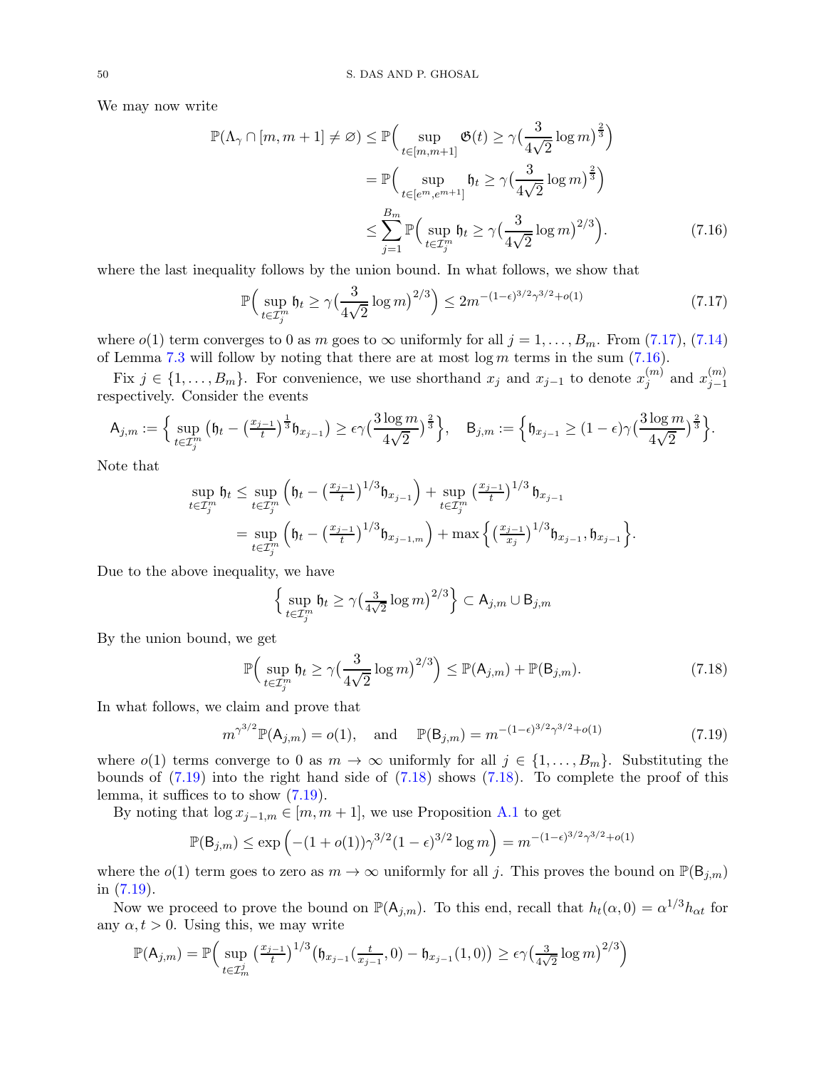We may now write

$$\begin{aligned}
\mathbb{P}(\Lambda_\gamma \cap [m, m+1] \neq \varnothing) &\leq \mathbb{P}\Big( \sup_{t\in[m,m+1]} \mathfrak{G}(t) \geq \gamma\big(\frac{3}{4\sqrt{2}} \log m\big)^{\frac{2}{3}}\Big) \\
&= \mathbb{P}\Big( \sup_{t\in[e^m,e^{m+1}]} \mathfrak{h}_t \geq \gamma\big(\frac{3}{4\sqrt{2}} \log m\big)^{\frac{2}{3}}\Big) \\
&\leq \sum_{j=1}^{B_m} \mathbb{P}\Big( \sup_{t\in\mathcal{I}_j^m} \mathfrak{h}_t \geq \gamma\big(\frac{3}{4\sqrt{2}} \log m\big)^{2/3}\Big). \qquad (7.16)
\end{aligned}$$

where the last inequality follows by the union bound. In what follows, we show that

$$\mathbb{P}\Big( \sup_{t\in\mathcal{I}_j^m} \mathfrak{h}_t \geq \gamma\big(\frac{3}{4\sqrt{2}} \log m\big)^{2/3}\Big) \leq 2m^{-(1-\epsilon)^{3/2}\gamma^{3/2}+o(1)} \qquad (7.17)$$

where $o(1)$ term converges to 0 as $m$ goes to $\infty$ uniformly for all $j = 1, \ldots, B_m$. From (7.17), (7.14) of Lemma 7.3 will follow by noting that there are at most $\log m$ terms in the sum (7.16).

Fix $j \in \{1, \ldots, B_m\}$. For convenience, we use shorthand $x_j$ and $x_{j-1}$ to denote $x_j^{(m)}$ and $x_{j-1}^{(m)}$ respectively. Consider the events

$$\mathsf{A}_{j,m} := \Big\{ \sup_{t\in\mathcal{I}_j^m} \big(\mathfrak{h}_t - \big(\tfrac{x_{j-1}}{t}\big)^{\frac{1}{3}}\mathfrak{h}_{x_{j-1}}\big) \geq \epsilon\gamma\big(\frac{3\log m}{4\sqrt{2}}\big)^{\frac{2}{3}}\Big\}, \quad \mathsf{B}_{j,m} := \Big\{ \mathfrak{h}_{x_{j-1}} \geq (1-\epsilon)\gamma\big(\frac{3\log m}{4\sqrt{2}}\big)^{\frac{2}{3}}\Big\}.$$

Note that

$$\begin{aligned}
\sup_{t\in\mathcal{I}_j^m} \mathfrak{h}_t &\leq \sup_{t\in\mathcal{I}_j^m} \Big(\mathfrak{h}_t - \big(\tfrac{x_{j-1}}{t}\big)^{1/3}\mathfrak{h}_{x_{j-1}}\Big) + \sup_{t\in\mathcal{I}_j^m} \big(\tfrac{x_{j-1}}{t}\big)^{1/3} \mathfrak{h}_{x_{j-1}} \\
&= \sup_{t\in\mathcal{I}_j^m} \Big(\mathfrak{h}_t - \big(\tfrac{x_{j-1}}{t}\big)^{1/3}\mathfrak{h}_{x_{j-1,m}}\Big) + \max\Big\{ \big(\tfrac{x_{j-1}}{x_j}\big)^{1/3}\mathfrak{h}_{x_{j-1}}, \mathfrak{h}_{x_{j-1}} \Big\}.
\end{aligned}$$

Due to the above inequality, we have

$$\Big\{ \sup_{t\in\mathcal{I}_j^m} \mathfrak{h}_t \geq \gamma\big(\tfrac{3}{4\sqrt{2}} \log m\big)^{2/3} \Big\} \subset \mathsf{A}_{j,m} \cup \mathsf{B}_{j,m}$$

By the union bound, we get

$$\mathbb{P}\Big( \sup_{t\in\mathcal{I}_j^m} \mathfrak{h}_t \geq \gamma\big(\frac{3}{4\sqrt{2}} \log m\big)^{2/3}\Big) \leq \mathbb{P}(\mathsf{A}_{j,m}) + \mathbb{P}(\mathsf{B}_{j,m}). \qquad (7.18)$$

In what follows, we claim and prove that

$$m^{\gamma^{3/2}}\mathbb{P}(\mathsf{A}_{j,m}) = o(1), \quad \text{and} \quad \mathbb{P}(\mathsf{B}_{j,m}) = m^{-(1-\epsilon)^{3/2}\gamma^{3/2}+o(1)} \qquad (7.19)$$

where $o(1)$ terms converge to 0 as $m \to \infty$ uniformly for all $j \in \{1, \ldots, B_m\}$. Substituting the bounds of (7.19) into the right hand side of (7.18) shows (7.18). To complete the proof of this lemma, it suffices to to show (7.19).

By noting that $\log x_{j-1,m} \in [m, m+1]$, we use Proposition A.1 to get

$$\mathbb{P}(\mathsf{B}_{j,m}) \leq \exp\Big(-(1+o(1))\gamma^{3/2}(1-\epsilon)^{3/2}\log m\Big) = m^{-(1-\epsilon)^{3/2}\gamma^{3/2}+o(1)}$$

where the $o(1)$ term goes to zero as $m \to \infty$ uniformly for all $j$. This proves the bound on $\mathbb{P}(\mathsf{B}_{j,m})$ in (7.19).

Now we proceed to prove the bound on $\mathbb{P}(\mathsf{A}_{j,m})$. To this end, recall that $h_t(\alpha, 0) = \alpha^{1/3}h_{\alpha t}$ for any $\alpha, t > 0$. Using this, we may write

$$\mathbb{P}(\mathsf{A}_{j,m}) = \mathbb{P}\Big( \sup_{t\in\mathcal{I}_m^j} \big(\tfrac{x_{j-1}}{t}\big)^{1/3}\big(\mathfrak{h}_{x_{j-1}}(\tfrac{t}{x_{j-1}}, 0) - \mathfrak{h}_{x_{j-1}}(1, 0)\big) \geq \epsilon\gamma\big(\tfrac{3}{4\sqrt{2}}\log m\big)^{2/3}\Big)$$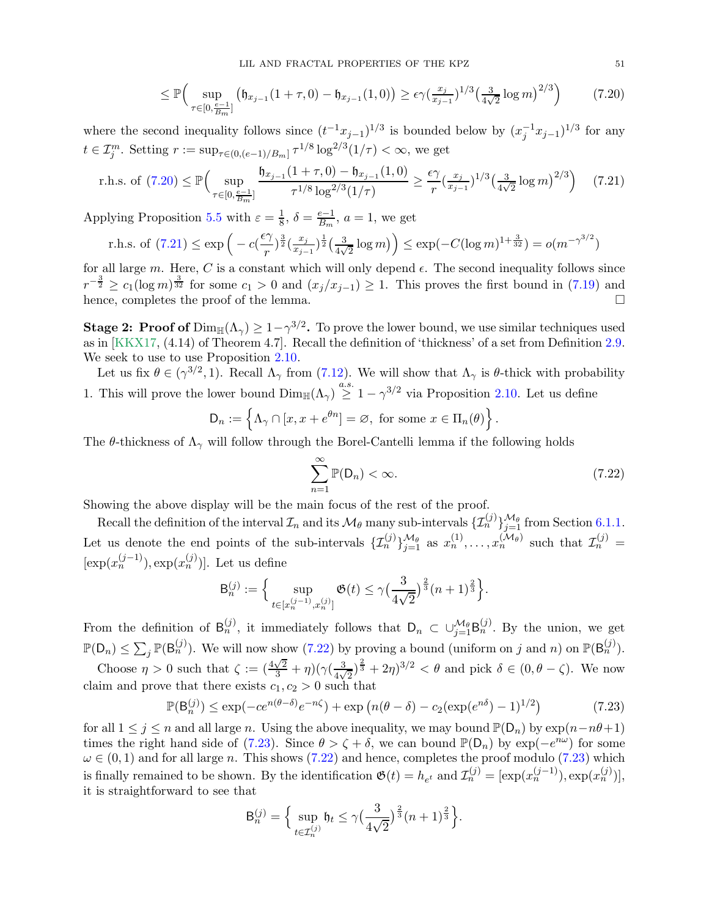$$\leq \mathbb{P}\Big( \sup_{\tau\in[0,\frac{e-1}{B_m}]} \big(\mathfrak{h}_{x_{j-1}}(1+\tau,0) - \mathfrak{h}_{x_{j-1}}(1,0)\big) \geq \epsilon\gamma(\tfrac{x_j}{x_{j-1}})^{1/3}\big(\tfrac{3}{4\sqrt{2}}\log m\big)^{2/3}\Big) \tag{7.20}$$

where the second inequality follows since $(t^{-1}x_{j-1})^{1/3}$ is bounded below by $(x_j^{-1}x_{j-1})^{1/3}$ for any $t \in \mathcal{I}^m_j$. Setting $r := \sup_{\tau\in(0,(e-1)/B_m]} \tau^{1/8}\log^{2/3}(1/\tau) < \infty$, we get

$$\text{r.h.s. of (7.20)} \leq \mathbb{P}\Big( \sup_{\tau\in[0,\frac{e-1}{B_m}]} \frac{\mathfrak{h}_{x_{j-1}}(1+\tau,0) - \mathfrak{h}_{x_{j-1}}(1,0)}{\tau^{1/8}\log^{2/3}(1/\tau)} \geq \frac{\epsilon\gamma}{r}(\tfrac{x_j}{x_{j-1}})^{1/3}\big(\tfrac{3}{4\sqrt{2}}\log m\big)^{2/3}\Big) \tag{7.21}$$

Applying Proposition 5.5 with $\varepsilon = \frac{1}{8}$, $\delta = \frac{e-1}{B_m}$, $a = 1$, we get

$$\text{r.h.s. of (7.21)} \leq \exp\Big(-c(\tfrac{\epsilon\gamma}{r})^{\frac{3}{2}}(\tfrac{x_j}{x_{j-1}})^{\frac{1}{2}}\big(\tfrac{3}{4\sqrt{2}}\log m\big)\Big) \leq \exp(-C(\log m)^{1+\frac{3}{32}}) = o(m^{-\gamma^{3/2}})$$

for all large $m$. Here, $C$ is a constant which will only depend $\epsilon$. The second inequality follows since $r^{-\frac{3}{2}} \geq c_1(\log m)^{\frac{3}{32}}$ for some $c_1 > 0$ and $(x_j/x_{j-1}) \geq 1$. This proves the first bound in (7.19) and hence, completes the proof of the lemma. $\square$

**Stage 2: Proof of $\mathrm{Dim}_{\mathbb{H}}(\Lambda_\gamma) \geq 1-\gamma^{3/2}$.** To prove the lower bound, we use similar techniques used as in [KKX17, (4.14) of Theorem 4.7]. Recall the definition of 'thickness' of a set from Definition 2.9. We seek to use to use Proposition 2.10.

Let us fix $\theta \in (\gamma^{3/2}, 1)$. Recall $\Lambda_\gamma$ from (7.12). We will show that $\Lambda_\gamma$ is $\theta$-thick with probability 1. This will prove the lower bound $\mathrm{Dim}_{\mathbb{H}}(\Lambda_\gamma) \overset{a.s.}{\geq} 1-\gamma^{3/2}$ via Proposition 2.10. Let us define

$$\mathsf{D}_n := \Big\{\Lambda_\gamma \cap [x, x+e^{\theta n}] = \varnothing, \text{ for some } x \in \Pi_n(\theta)\Big\}.$$

The $\theta$-thickness of $\Lambda_\gamma$ will follow through the Borel-Cantelli lemma if the following holds

$$\sum_{n=1}^{\infty} \mathbb{P}(\mathsf{D}_n) < \infty. \tag{7.22}$$

Showing the above display will be the main focus of the rest of the proof.

Recall the definition of the interval $\mathcal{I}_n$ and its $\mathcal{M}_\theta$ many sub-intervals $\{\mathcal{I}^{(j)}_n\}_{j=1}^{\mathcal{M}_\theta}$ from Section 6.1.1. Let us denote the end points of the sub-intervals $\{\mathcal{I}^{(j)}_n\}_{j=1}^{\mathcal{M}_\theta}$ as $x^{(1)}_n, \ldots, x^{(\mathcal{M}_\theta)}_n$ such that $\mathcal{I}^{(j)}_n = [\exp(x^{(j-1)}_n), \exp(x^{(j)}_n)]$. Let us define

$$\mathsf{B}^{(j)}_n := \Big\{ \sup_{t\in[x^{(j-1)}_n, x^{(j)}_n]} \mathfrak{G}(t) \leq \gamma\big(\frac{3}{4\sqrt{2}}\big)^{\frac{2}{3}}(n+1)^{\frac{2}{3}}\Big\}.$$

From the definition of $\mathsf{B}^{(j)}_n$, it immediately follows that $\mathsf{D}_n \subset \cup_{j=1}^{\mathcal{M}_\theta}\mathsf{B}^{(j)}_n$. By the union, we get $\mathbb{P}(\mathsf{D}_n) \leq \sum_j \mathbb{P}(\mathsf{B}^{(j)}_n)$. We will now show (7.22) by proving a bound (uniform on $j$ and $n$) on $\mathbb{P}(\mathsf{B}^{(j)}_n)$.

Choose $\eta > 0$ such that $\zeta := (\frac{4\sqrt{2}}{3}+\eta)(\gamma(\frac{3}{4\sqrt{2}})^{\frac{2}{3}} + 2\eta)^{3/2} < \theta$ and pick $\delta \in (0, \theta - \zeta)$. We now claim and prove that there exists $c_1, c_2 > 0$ such that

$$\mathbb{P}(\mathsf{B}^{(j)}_n) \leq \exp(-ce^{n(\theta-\delta)}e^{-n\zeta}) + \exp\big(n(\theta-\delta) - c_2(\exp(e^{n\delta})-1)^{1/2}\big) \tag{7.23}$$

for all $1 \leq j \leq n$ and all large $n$. Using the above inequality, we may bound $\mathbb{P}(\mathsf{D}_n)$ by $\exp(n-n\theta+1)$ times the right hand side of (7.23). Since $\theta > \zeta + \delta$, we can bound $\mathbb{P}(\mathsf{D}_n)$ by $\exp(-e^{n\omega})$ for some $\omega \in (0,1)$ and for all large $n$. This shows (7.22) and hence, completes the proof modulo (7.23) which is finally remained to be shown. By the identification $\mathfrak{G}(t) = h_{e^t}$ and $\mathcal{I}^{(j)}_n = [\exp(x^{(j-1)}_n), \exp(x^{(j)}_n)]$, it is straightforward to see that

$$\mathsf{B}^{(j)}_n = \Big\{ \sup_{t\in\mathcal{I}^{(j)}_n} \mathfrak{h}_t \leq \gamma\big(\frac{3}{4\sqrt{2}}\big)^{\frac{2}{3}}(n+1)^{\frac{2}{3}}\Big\}.$$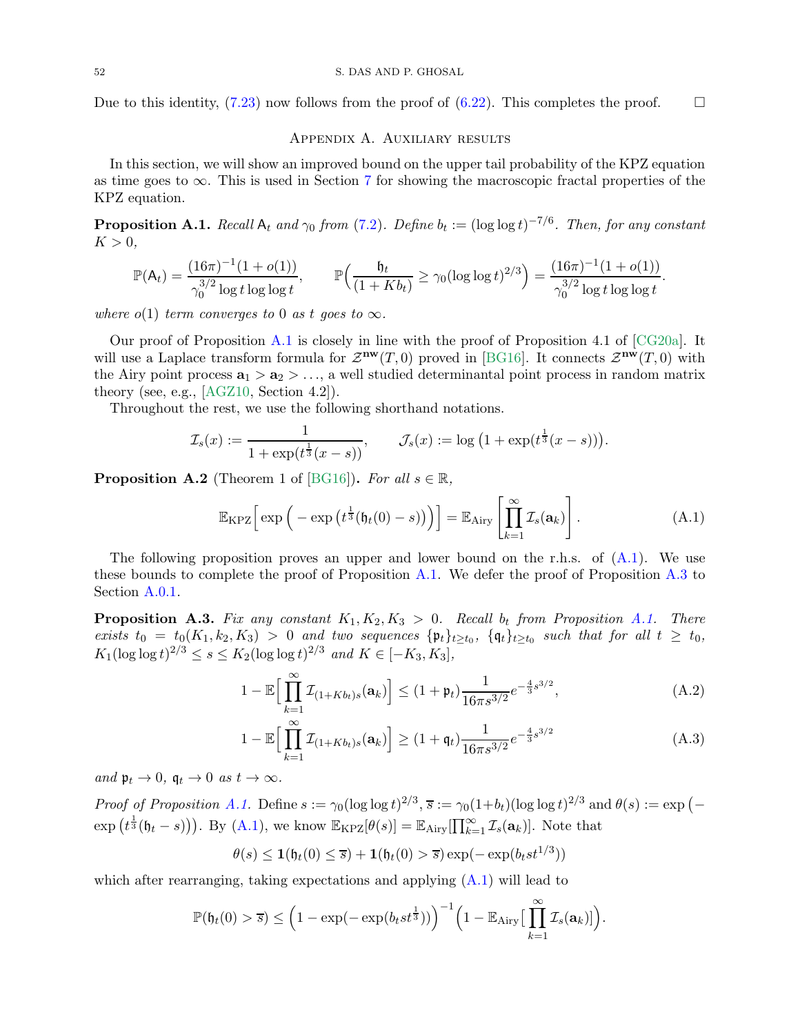Due to this identity, (7.23) now follows from the proof of (6.22). This completes the proof. $\square$

## Appendix A. Auxiliary results

In this section, we will show an improved bound on the upper tail probability of the KPZ equation as time goes to $\infty$. This is used in Section 7 for showing the macroscopic fractal properties of the KPZ equation.

**Proposition A.1.** *Recall $\mathsf{A}_t$ and $\gamma_0$ from (7.2). Define $b_t := (\log\log t)^{-7/6}$. Then, for any constant $K > 0$,*

$$\mathbb{P}(\mathsf{A}_t) = \frac{(16\pi)^{-1}(1+o(1))}{\gamma_0^{3/2}\log t \log\log t}, \qquad \mathbb{P}\Big(\frac{\mathfrak{h}_t}{(1+Kb_t)} \geq \gamma_0(\log\log t)^{2/3}\Big) = \frac{(16\pi)^{-1}(1+o(1))}{\gamma_0^{3/2}\log t\log\log t}.$$

*where $o(1)$ term converges to 0 as $t$ goes to $\infty$.*

Our proof of Proposition A.1 is closely in line with the proof of Proposition 4.1 of [CG20a]. It will use a Laplace transform formula for $\mathcal{Z}^{\mathbf{nw}}(T,0)$ proved in [BG16]. It connects $\mathcal{Z}^{\mathbf{nw}}(T,0)$ with the Airy point process $\mathbf{a}_1 > \mathbf{a}_2 > \ldots$, a well studied determinantal point process in random matrix theory (see, e.g., [AGZ10, Section 4.2]).

Throughout the rest, we use the following shorthand notations.

$$\mathcal{I}_s(x) := \frac{1}{1+\exp(t^{\frac{1}{3}}(x-s))}, \qquad \mathcal{J}_s(x) := \log\big(1+\exp(t^{\frac{1}{3}}(x-s))\big).$$

**Proposition A.2** (Theorem 1 of [BG16])**.** *For all $s\in\mathbb{R}$,*

$$\mathbb{E}_{\mathrm{KPZ}}\Big[\exp\Big(-\exp\big(t^{\frac{1}{3}}(\mathfrak{h}_t(0)-s)\big)\Big)\Big] = \mathbb{E}_{\mathrm{Airy}}\Bigg[\prod_{k=1}^{\infty}\mathcal{I}_s(\mathbf{a}_k)\Bigg]. \tag{A.1}$$

The following proposition proves an upper and lower bound on the r.h.s. of (A.1). We use these bounds to complete the proof of Proposition A.1. We defer the proof of Proposition A.3 to Section A.0.1.

**Proposition A.3.** *Fix any constant $K_1, K_2, K_3 > 0$. Recall $b_t$ from Proposition A.1. There exists $t_0 = t_0(K_1, k_2, K_3) > 0$ and two sequences $\{\mathfrak{p}_t\}_{t\geq t_0}$, $\{\mathfrak{q}_t\}_{t\geq t_0}$ such that for all $t \geq t_0$, $K_1(\log\log t)^{2/3} \leq s \leq K_2(\log\log t)^{2/3}$ and $K\in[-K_3, K_3]$,*

$$1-\mathbb{E}\Big[\prod_{k=1}^{\infty}\mathcal{I}_{(1+Kb_t)s}(\mathbf{a}_k)\Big] \leq (1+\mathfrak{p}_t)\frac{1}{16\pi s^{3/2}}e^{-\frac{4}{3}s^{3/2}}, \tag{A.2}$$

$$1-\mathbb{E}\Big[\prod_{k=1}^{\infty}\mathcal{I}_{(1+Kb_t)s}(\mathbf{a}_k)\Big] \geq (1+\mathfrak{q}_t)\frac{1}{16\pi s^{3/2}}e^{-\frac{4}{3}s^{3/2}} \tag{A.3}$$

*and $\mathfrak{p}_t \to 0$, $\mathfrak{q}_t\to 0$ as $t\to\infty$.*

*Proof of Proposition A.1.* Define $s := \gamma_0(\log\log t)^{2/3}$, $\overline{s} := \gamma_0(1+b_t)(\log\log t)^{2/3}$ and $\theta(s) := \exp\big(-\exp\big(t^{\frac{1}{3}}(\mathfrak{h}_t - s)\big)\big)$. By (A.1), we know $\mathbb{E}_{\mathrm{KPZ}}[\theta(s)] = \mathbb{E}_{\mathrm{Airy}}[\prod_{k=1}^{\infty}\mathcal{I}_s(\mathbf{a}_k)]$. Note that

$$\theta(s) \leq \mathbf{1}(\mathfrak{h}_t(0)\leq\overline{s}) + \mathbf{1}(\mathfrak{h}_t(0) > \overline{s})\exp(-\exp(b_t s t^{1/3}))$$

which after rearranging, taking expectations and applying (A.1) will lead to

$$\mathbb{P}(\mathfrak{h}_t(0) > \overline{s}) \leq \Big(1-\exp(-\exp(b_t s t^{\frac{1}{3}}))\Big)^{-1}\Big(1-\mathbb{E}_{\mathrm{Airy}}\big[\prod_{k=1}^{\infty}\mathcal{I}_s(\mathbf{a}_k)\big]\Big).$$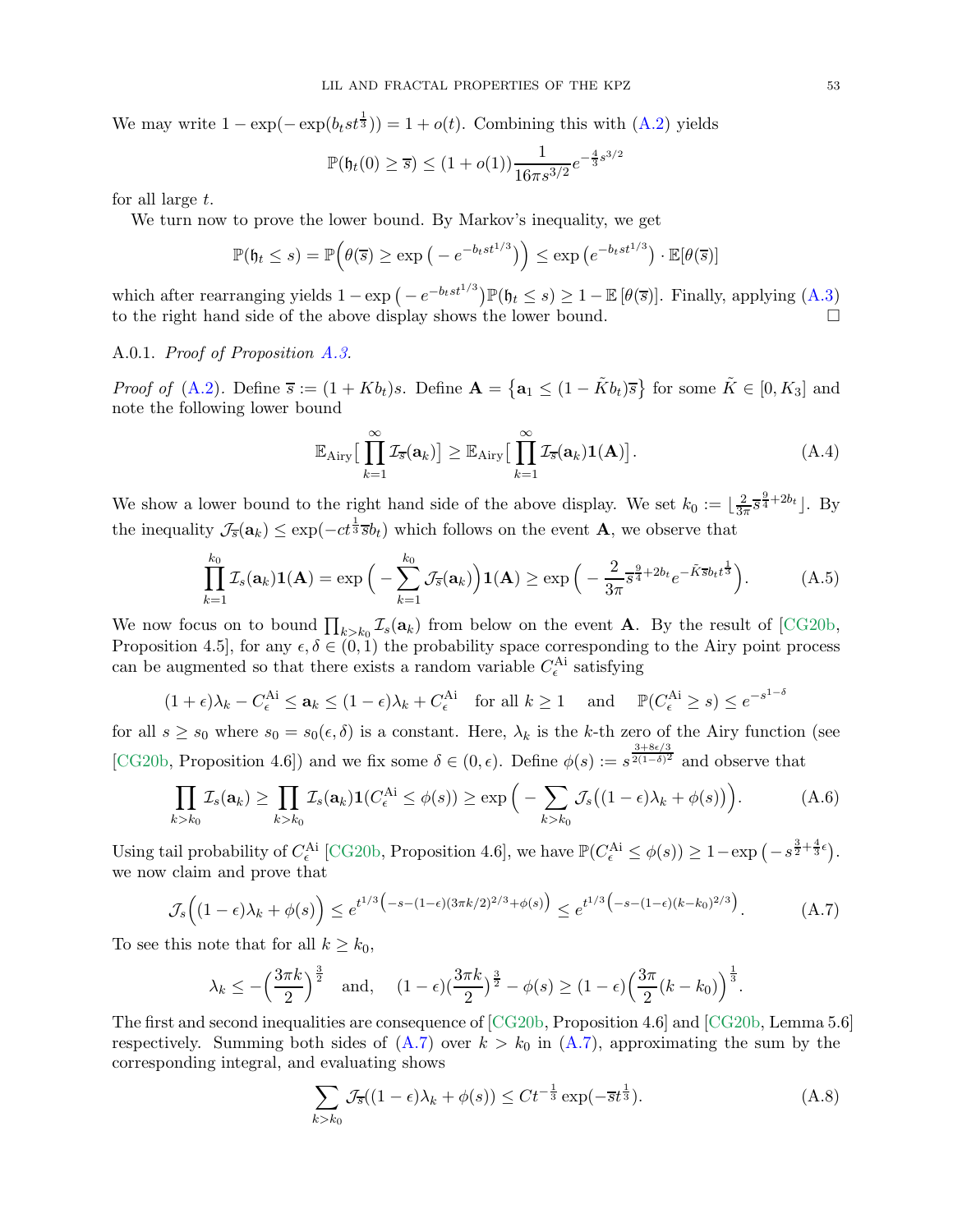We may write $1 - \exp(-\exp(b_t s t^{\frac{1}{3}})) = 1 + o(t)$. Combining this with (A.2) yields

$$\mathbb{P}(\mathfrak{h}_t(0) \geq \overline{s}) \leq (1 + o(1)) \frac{1}{16\pi s^{3/2}} e^{-\frac{4}{3}s^{3/2}}$$

for all large $t$.

We turn now to prove the lower bound. By Markov's inequality, we get

$$\mathbb{P}(\mathfrak{h}_t \leq s) = \mathbb{P}\Big(\theta(\overline{s}) \geq \exp\big(-e^{-b_t s t^{1/3}}\big)\Big) \leq \exp\big(e^{-b_t s t^{1/3}}\big) \cdot \mathbb{E}[\theta(\overline{s})]$$

which after rearranging yields $1 - \exp\big(-e^{-b_t s t^{1/3}}\big)\mathbb{P}(\mathfrak{h}_t \leq s) \geq 1 - \mathbb{E}\left[\theta(\overline{s})\right]$. Finally, applying (A.3) to the right hand side of the above display shows the lower bound. $\square$

A.0.1. *Proof of Proposition A.3.*

*Proof of* (A.2). Define $\overline{s} := (1 + K b_t)s$. Define $\mathbf{A} = \{\mathbf{a}_1 \leq (1 - \tilde{K} b_t)\overline{s}\}$ for some $\tilde{K} \in [0, K_3]$ and note the following lower bound

$$\mathbb{E}_{\text{Airy}}\Big[\prod_{k=1}^{\infty} \mathcal{I}_{\overline{s}}(\mathbf{a}_k)\Big] \geq \mathbb{E}_{\text{Airy}}\Big[\prod_{k=1}^{\infty} \mathcal{I}_{\overline{s}}(\mathbf{a}_k)\mathbf{1}(\mathbf{A})\Big]. \tag{A.4}$$

We show a lower bound to the right hand side of the above display. We set $k_0 := \lfloor \frac{2}{3\pi}\overline{s}^{\frac{9}{4}+2b_t} \rfloor$. By the inequality $\mathcal{J}_{\overline{s}}(\mathbf{a}_k) \leq \exp(-ct^{\frac{1}{3}}\overline{s}b_t)$ which follows on the event $\mathbf{A}$, we observe that

$$\prod_{k=1}^{k_0} \mathcal{I}_s(\mathbf{a}_k)\mathbf{1}(\mathbf{A}) = \exp\Big(-\sum_{k=1}^{k_0} \mathcal{J}_{\overline{s}}(\mathbf{a}_k)\Big)\mathbf{1}(\mathbf{A}) \geq \exp\Big(-\frac{2}{3\pi}\overline{s}^{\frac{9}{4}+2b_t} e^{-\tilde{K}\overline{s}b_t t^{\frac{1}{3}}}\Big). \tag{A.5}$$

We now focus on to bound $\prod_{k>k_0} \mathcal{I}_s(\mathbf{a}_k)$ from below on the event $\mathbf{A}$. By the result of [CG20b, Proposition 4.5], for any $\epsilon, \delta \in (0,1)$ the probability space corresponding to the Airy point process can be augmented so that there exists a random variable $C^{\text{Ai}}_{\epsilon}$ satisfying

$$(1+\epsilon)\lambda_k - C^{\text{Ai}}_{\epsilon} \leq \mathbf{a}_k \leq (1-\epsilon)\lambda_k + C^{\text{Ai}}_{\epsilon} \quad \text{for all } k \geq 1 \quad \text{ and } \quad \mathbb{P}(C^{\text{Ai}}_{\epsilon} \geq s) \leq e^{-s^{1-\delta}}$$

for all $s \geq s_0$ where $s_0 = s_0(\epsilon, \delta)$ is a constant. Here, $\lambda_k$ is the $k$-th zero of the Airy function (see [CG20b, Proposition 4.6]) and we fix some $\delta \in (0, \epsilon)$. Define $\phi(s) := s^{\frac{3+8\epsilon/3}{2(1-\delta)^2}}$ and observe that

$$\prod_{k>k_0} \mathcal{I}_s(\mathbf{a}_k) \geq \prod_{k>k_0} \mathcal{I}_s(\mathbf{a}_k)\mathbf{1}(C^{\text{Ai}}_{\epsilon} \leq \phi(s)) \geq \exp\Big(-\sum_{k>k_0} \mathcal{J}_s\big((1-\epsilon)\lambda_k + \phi(s)\big)\Big). \tag{A.6}$$

Using tail probability of $C^{\text{Ai}}_{\epsilon}$ [CG20b, Proposition 4.6], we have $\mathbb{P}(C^{\text{Ai}}_{\epsilon} \leq \phi(s)) \geq 1 - \exp\big(-s^{\frac{3}{2}+\frac{4}{3}\epsilon}\big)$. we now claim and prove that

$$\mathcal{J}_s\Big((1-\epsilon)\lambda_k + \phi(s)\Big) \leq e^{t^{1/3}\left(-s-(1-\epsilon)(3\pi k/2)^{2/3}+\phi(s)\right)} \leq e^{t^{1/3}\left(-s-(1-\epsilon)(k-k_0)^{2/3}\right)}. \tag{A.7}$$

To see this note that for all $k \geq k_0$,

$$\lambda_k \leq -\Big(\frac{3\pi k}{2}\Big)^{\frac{3}{2}} \quad \text{and,} \quad (1-\epsilon)\Big(\frac{3\pi k}{2}\Big)^{\frac{3}{2}} - \phi(s) \geq (1-\epsilon)\Big(\frac{3\pi}{2}(k-k_0)\Big)^{\frac{1}{3}}.$$

The first and second inequalities are consequence of [CG20b, Proposition 4.6] and [CG20b, Lemma 5.6] respectively. Summing both sides of (A.7) over $k > k_0$ in (A.7), approximating the sum by the corresponding integral, and evaluating shows

$$\sum_{k>k_0} \mathcal{J}_{\overline{s}}((1-\epsilon)\lambda_k + \phi(s)) \leq Ct^{-\frac{1}{3}} \exp(-\overline{s}t^{\frac{1}{3}}). \tag{A.8}$$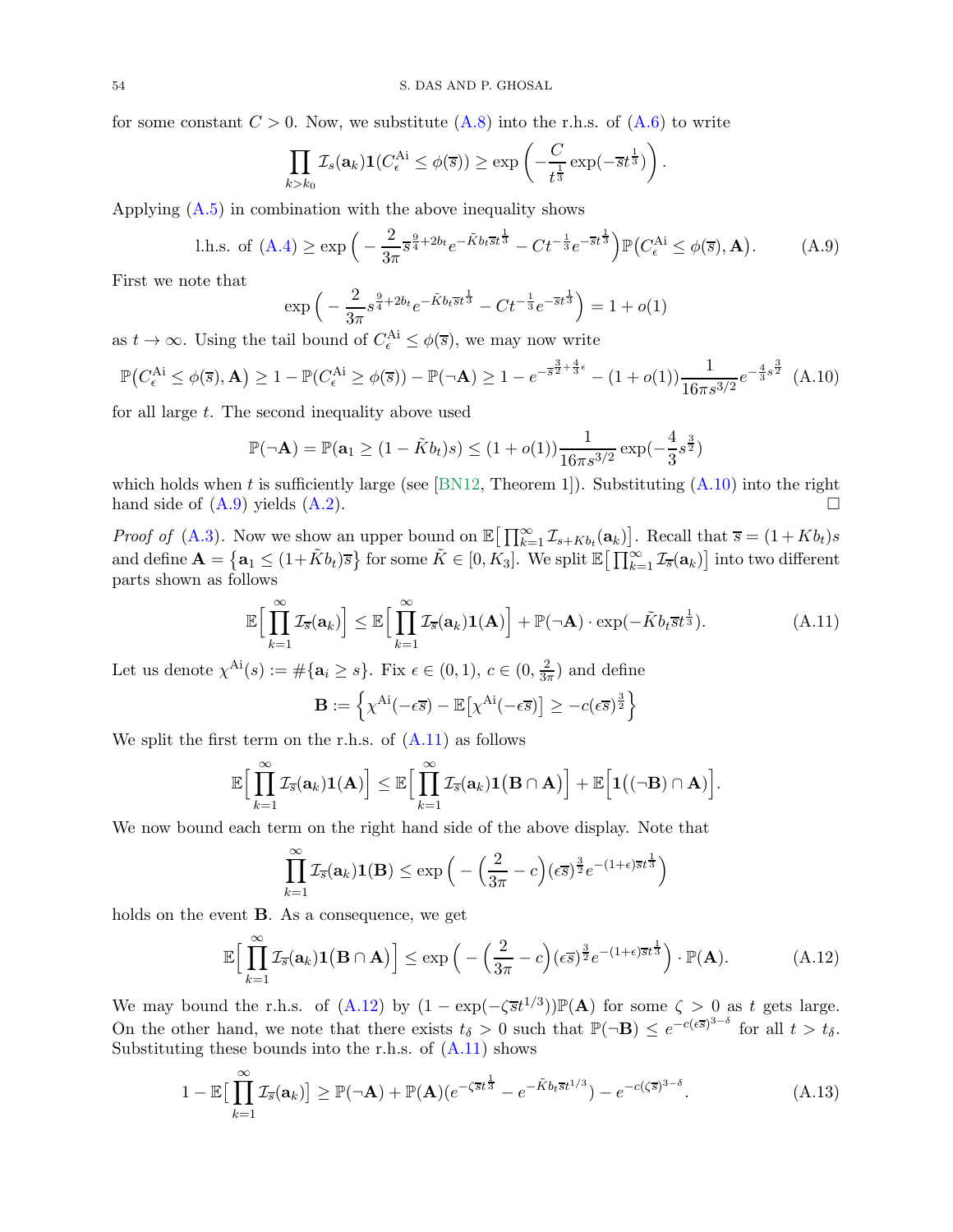for some constant $C > 0$. Now, we substitute (A.8) into the r.h.s. of (A.6) to write

$$\prod_{k>k_0} \mathcal{I}_s(\mathbf{a}_k)\mathbf{1}(C_\epsilon^{\mathrm{Ai}} \leq \phi(\overline{s})) \geq \exp\left(-\frac{C}{t^{\frac{1}{3}}}\exp(-\overline{s}t^{\frac{1}{3}})\right).$$

Applying (A.5) in combination with the above inequality shows

$$\text{l.h.s. of (A.4)} \geq \exp\Big(-\frac{2}{3\pi}\overline{s}^{\frac{9}{4}+2b_t}e^{-\tilde{K}b_t\overline{s}t^{\frac{1}{3}}} - Ct^{-\frac{1}{3}}e^{-\overline{s}t^{\frac{1}{3}}}\Big)\mathbb{P}\big(C_\epsilon^{\mathrm{Ai}} \leq \phi(\overline{s}), \mathbf{A}\big). \tag{A.9}$$

First we note that

$$\exp\Big(-\frac{2}{3\pi}s^{\frac{9}{4}+2b_t}e^{-\tilde{K}b_t\overline{s}t^{\frac{1}{3}}} - Ct^{-\frac{1}{3}}e^{-\overline{s}t^{\frac{1}{3}}}\Big) = 1 + o(1)$$

as $t \to \infty$. Using the tail bound of $C_\epsilon^{\mathrm{Ai}} \leq \phi(\overline{s})$, we may now write

$$\mathbb{P}\big(C_\epsilon^{\mathrm{Ai}} \leq \phi(\overline{s}), \mathbf{A}\big) \geq 1 - \mathbb{P}(C_\epsilon^{\mathrm{Ai}} \geq \phi(\overline{s})) - \mathbb{P}(\neg\mathbf{A}) \geq 1 - e^{-\overline{s}^{\frac{3}{2}+\frac{4}{3}\epsilon}} - (1+o(1))\frac{1}{16\pi s^{3/2}}e^{-\frac{4}{3}s^{\frac{3}{2}}} \tag{A.10}$$

for all large $t$. The second inequality above used

$$\mathbb{P}(\neg\mathbf{A}) = \mathbb{P}(\mathbf{a}_1 \geq (1-\tilde{K}b_t)s) \leq (1+o(1))\frac{1}{16\pi s^{3/2}}\exp(-\frac{4}{3}s^{\frac{3}{2}})$$

which holds when $t$ is sufficiently large (see [BN12, Theorem 1]). Substituting (A.10) into the right hand side of (A.9) yields (A.2). □

*Proof of* (A.3). Now we show an upper bound on $\mathbb{E}\big[\prod_{k=1}^\infty \mathcal{I}_{s+Kb_t}(\mathbf{a}_k)\big]$. Recall that $\overline{s} = (1+Kb_t)s$ and define $\mathbf{A} = \{\mathbf{a}_1 \leq (1+\tilde{K}b_t)\overline{s}\}$ for some $\tilde{K} \in [0, K_3]$. We split $\mathbb{E}\big[\prod_{k=1}^\infty \mathcal{I}_{\overline{s}}(\mathbf{a}_k)\big]$ into two different parts shown as follows

$$\mathbb{E}\Big[\prod_{k=1}^\infty \mathcal{I}_{\overline{s}}(\mathbf{a}_k)\Big] \leq \mathbb{E}\Big[\prod_{k=1}^\infty \mathcal{I}_{\overline{s}}(\mathbf{a}_k)\mathbf{1}(\mathbf{A})\Big] + \mathbb{P}(\neg\mathbf{A})\cdot\exp(-\tilde{K}b_t\overline{s}t^{\frac{1}{3}}). \tag{A.11}$$

Let us denote $\chi^{\mathrm{Ai}}(s) := \#\{\mathbf{a}_i \geq s\}$. Fix $\epsilon \in (0,1)$, $c \in (0, \frac{2}{3\pi})$ and define

$$\mathbf{B} := \Big\{\chi^{\mathrm{Ai}}(-\epsilon\overline{s}) - \mathbb{E}\big[\chi^{\mathrm{Ai}}(-\epsilon\overline{s})\big] \geq -c(\epsilon\overline{s})^{\frac{3}{2}}\Big\}$$

We split the first term on the r.h.s. of (A.11) as follows

$$\mathbb{E}\Big[\prod_{k=1}^\infty \mathcal{I}_{\overline{s}}(\mathbf{a}_k)\mathbf{1}(\mathbf{A})\Big] \leq \mathbb{E}\Big[\prod_{k=1}^\infty \mathcal{I}_{\overline{s}}(\mathbf{a}_k)\mathbf{1}\big(\mathbf{B}\cap\mathbf{A}\big)\Big] + \mathbb{E}\Big[\mathbf{1}\big((\neg\mathbf{B})\cap\mathbf{A}\big)\Big].$$

We now bound each term on the right hand side of the above display. Note that

$$\prod_{k=1}^\infty \mathcal{I}_{\overline{s}}(\mathbf{a}_k)\mathbf{1}(\mathbf{B}) \leq \exp\Big(-\Big(\frac{2}{3\pi}-c\Big)(\epsilon\overline{s})^{\frac{3}{2}}e^{-(1+\epsilon)\overline{s}t^{\frac{1}{3}}}\Big)$$

holds on the event $\mathbf{B}$. As a consequence, we get

$$\mathbb{E}\Big[\prod_{k=1}^\infty \mathcal{I}_{\overline{s}}(\mathbf{a}_k)\mathbf{1}\big(\mathbf{B}\cap\mathbf{A}\big)\Big] \leq \exp\Big(-\Big(\frac{2}{3\pi}-c\Big)(\epsilon\overline{s})^{\frac{3}{2}}e^{-(1+\epsilon)\overline{s}t^{\frac{1}{3}}}\Big)\cdot\mathbb{P}(\mathbf{A}). \tag{A.12}$$

We may bound the r.h.s. of (A.12) by $(1-\exp(-\zeta\overline{s}t^{1/3}))\mathbb{P}(\mathbf{A})$ for some $\zeta > 0$ as $t$ gets large. On the other hand, we note that there exists $t_\delta > 0$ such that $\mathbb{P}(\neg\mathbf{B}) \leq e^{-c(\epsilon\overline{s})^{3-\delta}}$ for all $t > t_\delta$. Substituting these bounds into the r.h.s. of (A.11) shows

$$1 - \mathbb{E}\big[\prod_{k=1}^\infty \mathcal{I}_{\overline{s}}(\mathbf{a}_k)\big] \geq \mathbb{P}(\neg\mathbf{A}) + \mathbb{P}(\mathbf{A})(e^{-\zeta\overline{s}t^{\frac{1}{3}}} - e^{-\tilde{K}b_t\overline{s}t^{1/3}}) - e^{-c(\zeta\overline{s})^{3-\delta}}. \tag{A.13}$$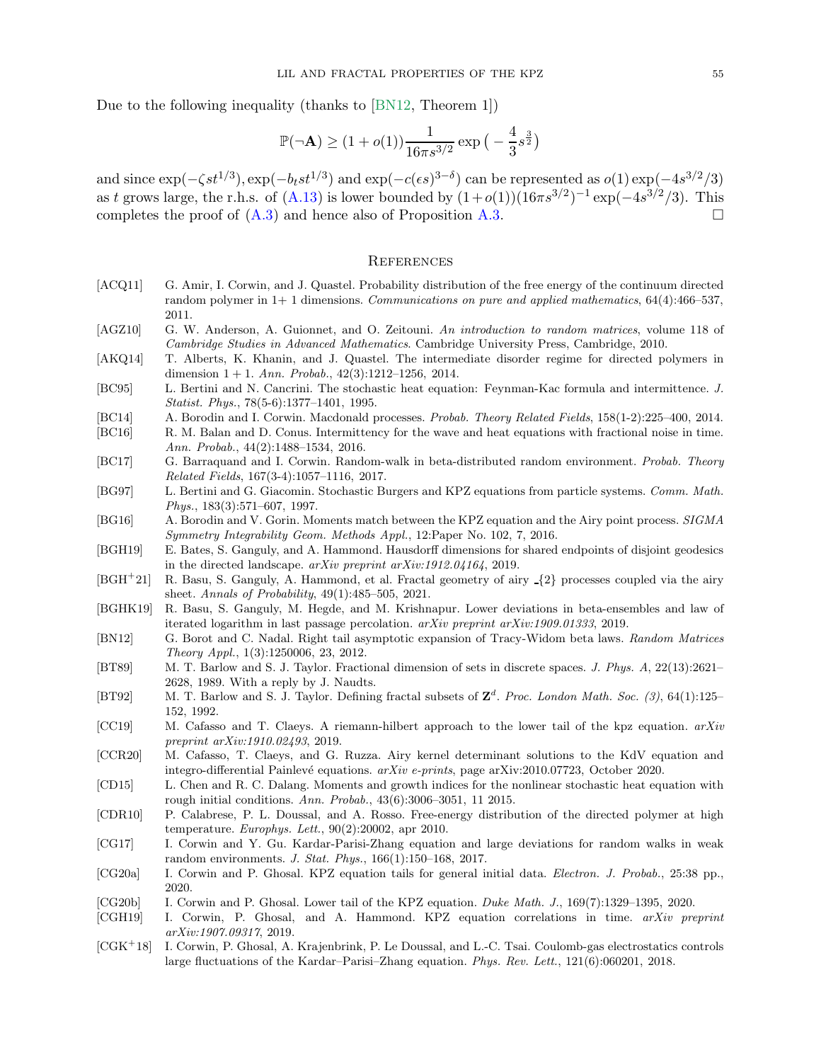Due to the following inequality (thanks to [BN12, Theorem 1])

$$\mathbb{P}(\neg \mathbf{A}) \geq (1+o(1)) \frac{1}{16\pi s^{3/2}} \exp\big(-\frac{4}{3} s^{\frac{3}{2}}\big)$$

and since $\exp(-\zeta s t^{1/3}), \exp(-b_t s t^{1/3})$ and $\exp(-c(\epsilon s)^{3-\delta})$ can be represented as $o(1)\exp(-4s^{3/2}/3)$ as $t$ grows large, the r.h.s. of (A.13) is lower bounded by $(1+o(1))(16\pi s^{3/2})^{-1}\exp(-4s^{3/2}/3)$. This completes the proof of (A.3) and hence also of Proposition A.3. □

## References

- [ACQ11] G. Amir, I. Corwin, and J. Quastel. Probability distribution of the free energy of the continuum directed random polymer in 1+ 1 dimensions. *Communications on pure and applied mathematics*, 64(4):466–537, 2011.
- [AGZ10] G. W. Anderson, A. Guionnet, and O. Zeitouni. *An introduction to random matrices*, volume 118 of *Cambridge Studies in Advanced Mathematics*. Cambridge University Press, Cambridge, 2010.
- [AKQ14] T. Alberts, K. Khanin, and J. Quastel. The intermediate disorder regime for directed polymers in dimension $1+1$. *Ann. Probab.*, 42(3):1212–1256, 2014.
- [BC95] L. Bertini and N. Cancrini. The stochastic heat equation: Feynman-Kac formula and intermittence. *J. Statist. Phys.*, 78(5-6):1377–1401, 1995.
- [BC14] A. Borodin and I. Corwin. Macdonald processes. *Probab. Theory Related Fields*, 158(1-2):225–400, 2014.
- [BC16] R. M. Balan and D. Conus. Intermittency for the wave and heat equations with fractional noise in time. *Ann. Probab.*, 44(2):1488–1534, 2016.
- [BC17] G. Barraquand and I. Corwin. Random-walk in beta-distributed random environment. *Probab. Theory Related Fields*, 167(3-4):1057–1116, 2017.
- [BG97] L. Bertini and G. Giacomin. Stochastic Burgers and KPZ equations from particle systems. *Comm. Math. Phys.*, 183(3):571–607, 1997.
- [BG16] A. Borodin and V. Gorin. Moments match between the KPZ equation and the Airy point process. *SIGMA Symmetry Integrability Geom. Methods Appl.*, 12:Paper No. 102, 7, 2016.
- [BGH19] E. Bates, S. Ganguly, and A. Hammond. Hausdorff dimensions for shared endpoints of disjoint geodesics in the directed landscape. *arXiv preprint arXiv:1912.04164*, 2019.
- [BGH+21] R. Basu, S. Ganguly, A. Hammond, et al. Fractal geometry of airy _{2} processes coupled via the airy sheet. *Annals of Probability*, 49(1):485–505, 2021.
- [BGHK19] R. Basu, S. Ganguly, M. Hegde, and M. Krishnapur. Lower deviations in beta-ensembles and law of iterated logarithm in last passage percolation. *arXiv preprint arXiv:1909.01333*, 2019.
- [BN12] G. Borot and C. Nadal. Right tail asymptotic expansion of Tracy-Widom beta laws. *Random Matrices Theory Appl.*, 1(3):1250006, 23, 2012.
- [BT89] M. T. Barlow and S. J. Taylor. Fractional dimension of sets in discrete spaces. *J. Phys. A*, 22(13):2621–2628, 1989. With a reply by J. Naudts.
- [BT92] M. T. Barlow and S. J. Taylor. Defining fractal subsets of $\mathbf{Z}^d$. *Proc. London Math. Soc. (3)*, 64(1):125–152, 1992.
- [CC19] M. Cafasso and T. Claeys. A riemann-hilbert approach to the lower tail of the kpz equation. *arXiv preprint arXiv:1910.02493*, 2019.
- [CCR20] M. Cafasso, T. Claeys, and G. Ruzza. Airy kernel determinant solutions to the KdV equation and integro-differential Painlevé equations. *arXiv e-prints*, page arXiv:2010.07723, October 2020.
- [CD15] L. Chen and R. C. Dalang. Moments and growth indices for the nonlinear stochastic heat equation with rough initial conditions. *Ann. Probab.*, 43(6):3006–3051, 11 2015.
- [CDR10] P. Calabrese, P. L. Doussal, and A. Rosso. Free-energy distribution of the directed polymer at high temperature. *Europhys. Lett.*, 90(2):20002, apr 2010.
- [CG17] I. Corwin and Y. Gu. Kardar-Parisi-Zhang equation and large deviations for random walks in weak random environments. *J. Stat. Phys.*, 166(1):150–168, 2017.
- [CG20a] I. Corwin and P. Ghosal. KPZ equation tails for general initial data. *Electron. J. Probab.*, 25:38 pp., 2020.
- [CG20b] I. Corwin and P. Ghosal. Lower tail of the KPZ equation. *Duke Math. J.*, 169(7):1329–1395, 2020.
- [CGH19] I. Corwin, P. Ghosal, and A. Hammond. KPZ equation correlations in time. *arXiv preprint arXiv:1907.09317*, 2019.
- [CGK+18] I. Corwin, P. Ghosal, A. Krajenbrink, P. Le Doussal, and L.-C. Tsai. Coulomb-gas electrostatics controls large fluctuations of the Kardar–Parisi–Zhang equation. *Phys. Rev. Lett.*, 121(6):060201, 2018.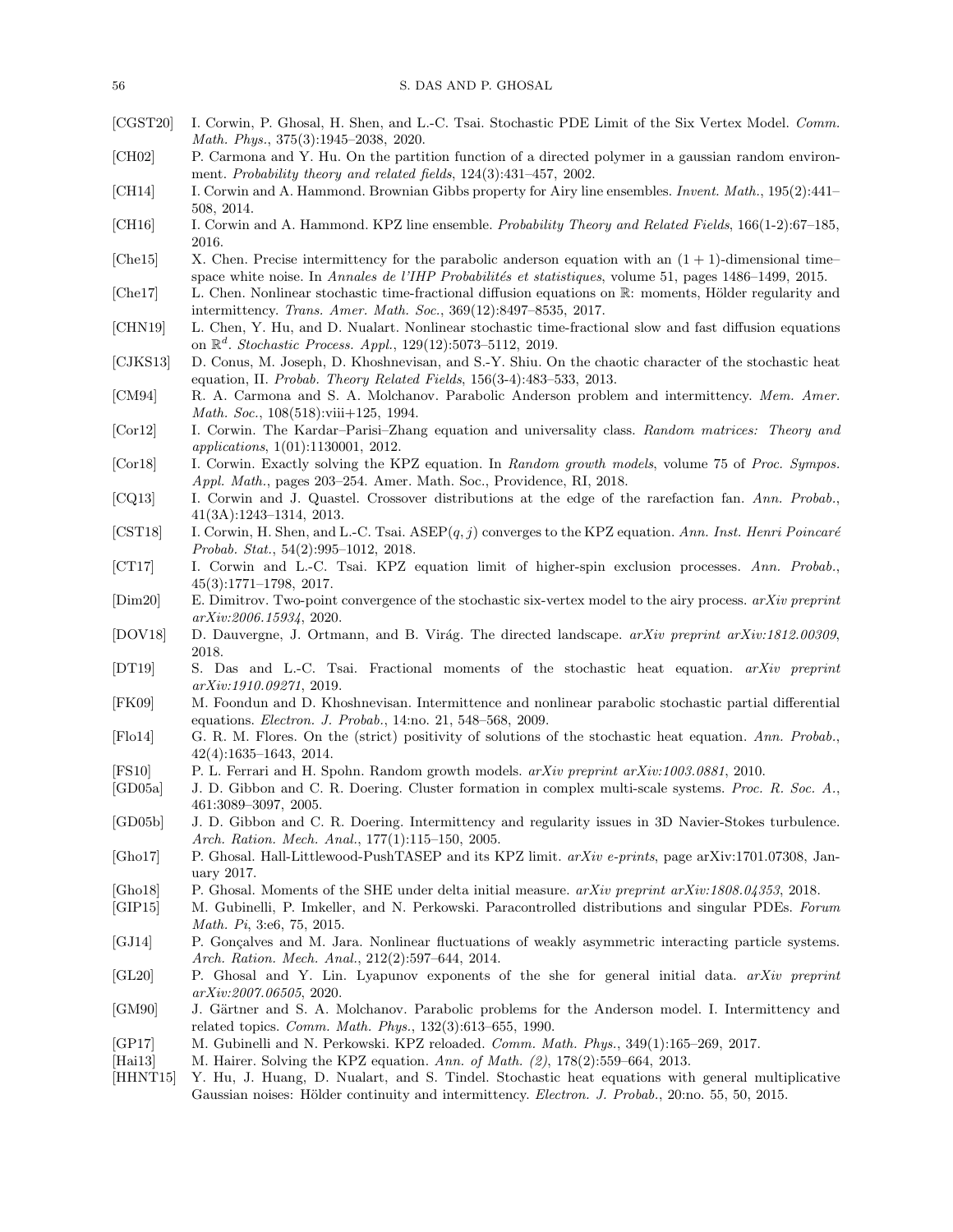[CGST20] I. Corwin, P. Ghosal, H. Shen, and L.-C. Tsai. Stochastic PDE Limit of the Six Vertex Model. *Comm. Math. Phys.*, 375(3):1945–2038, 2020.

[CH02] P. Carmona and Y. Hu. On the partition function of a directed polymer in a gaussian random environment. *Probability theory and related fields*, 124(3):431–457, 2002.

[CH14] I. Corwin and A. Hammond. Brownian Gibbs property for Airy line ensembles. *Invent. Math.*, 195(2):441–508, 2014.

[CH16] I. Corwin and A. Hammond. KPZ line ensemble. *Probability Theory and Related Fields*, 166(1-2):67–185, 2016.

[Che15] X. Chen. Precise intermittency for the parabolic anderson equation with an $(1+1)$-dimensional time–space white noise. In *Annales de l'IHP Probabilités et statistiques*, volume 51, pages 1486–1499, 2015.

[Che17] L. Chen. Nonlinear stochastic time-fractional diffusion equations on $\mathbb{R}$: moments, Hölder regularity and intermittency. *Trans. Amer. Math. Soc.*, 369(12):8497–8535, 2017.

[CHN19] L. Chen, Y. Hu, and D. Nualart. Nonlinear stochastic time-fractional slow and fast diffusion equations on $\mathbb{R}^d$. *Stochastic Process. Appl.*, 129(12):5073–5112, 2019.

[CJKS13] D. Conus, M. Joseph, D. Khoshnevisan, and S.-Y. Shiu. On the chaotic character of the stochastic heat equation, II. *Probab. Theory Related Fields*, 156(3-4):483–533, 2013.

[CM94] R. A. Carmona and S. A. Molchanov. Parabolic Anderson problem and intermittency. *Mem. Amer. Math. Soc.*, 108(518):viii+125, 1994.

[Cor12] I. Corwin. The Kardar–Parisi–Zhang equation and universality class. *Random matrices: Theory and applications*, 1(01):1130001, 2012.

[Cor18] I. Corwin. Exactly solving the KPZ equation. In *Random growth models*, volume 75 of *Proc. Sympos. Appl. Math.*, pages 203–254. Amer. Math. Soc., Providence, RI, 2018.

[CQ13] I. Corwin and J. Quastel. Crossover distributions at the edge of the rarefaction fan. *Ann. Probab.*, 41(3A):1243–1314, 2013.

[CST18] I. Corwin, H. Shen, and L.-C. Tsai. $\mathrm{ASEP}(q,j)$ converges to the KPZ equation. *Ann. Inst. Henri Poincaré Probab. Stat.*, 54(2):995–1012, 2018.

[CT17] I. Corwin and L.-C. Tsai. KPZ equation limit of higher-spin exclusion processes. *Ann. Probab.*, 45(3):1771–1798, 2017.

[Dim20] E. Dimitrov. Two-point convergence of the stochastic six-vertex model to the airy process. *arXiv preprint arXiv:2006.15934*, 2020.

[DOV18] D. Dauvergne, J. Ortmann, and B. Virág. The directed landscape. *arXiv preprint arXiv:1812.00309*, 2018.

[DT19] S. Das and L.-C. Tsai. Fractional moments of the stochastic heat equation. *arXiv preprint arXiv:1910.09271*, 2019.

[FK09] M. Foondun and D. Khoshnevisan. Intermittence and nonlinear parabolic stochastic partial differential equations. *Electron. J. Probab.*, 14:no. 21, 548–568, 2009.

[Flo14] G. R. M. Flores. On the (strict) positivity of solutions of the stochastic heat equation. *Ann. Probab.*, 42(4):1635–1643, 2014.

[FS10] P. L. Ferrari and H. Spohn. Random growth models. *arXiv preprint arXiv:1003.0881*, 2010.

[GD05a] J. D. Gibbon and C. R. Doering. Cluster formation in complex multi-scale systems. *Proc. R. Soc. A.*, 461:3089–3097, 2005.

[GD05b] J. D. Gibbon and C. R. Doering. Intermittency and regularity issues in 3D Navier-Stokes turbulence. *Arch. Ration. Mech. Anal.*, 177(1):115–150, 2005.

[Gho17] P. Ghosal. Hall-Littlewood-PushTASEP and its KPZ limit. *arXiv e-prints*, page arXiv:1701.07308, January 2017.

[Gho18] P. Ghosal. Moments of the SHE under delta initial measure. *arXiv preprint arXiv:1808.04353*, 2018.

[GIP15] M. Gubinelli, P. Imkeller, and N. Perkowski. Paracontrolled distributions and singular PDEs. *Forum Math. Pi*, 3:e6, 75, 2015.

[GJ14] P. Gonçalves and M. Jara. Nonlinear fluctuations of weakly asymmetric interacting particle systems. *Arch. Ration. Mech. Anal.*, 212(2):597–644, 2014.

[GL20] P. Ghosal and Y. Lin. Lyapunov exponents of the she for general initial data. *arXiv preprint arXiv:2007.06505*, 2020.

[GM90] J. Gärtner and S. A. Molchanov. Parabolic problems for the Anderson model. I. Intermittency and related topics. *Comm. Math. Phys.*, 132(3):613–655, 1990.

[GP17] M. Gubinelli and N. Perkowski. KPZ reloaded. *Comm. Math. Phys.*, 349(1):165–269, 2017.

[Hai13] M. Hairer. Solving the KPZ equation. *Ann. of Math. (2)*, 178(2):559–664, 2013.

[HHNT15] Y. Hu, J. Huang, D. Nualart, and S. Tindel. Stochastic heat equations with general multiplicative Gaussian noises: Hölder continuity and intermittency. *Electron. J. Probab.*, 20:no. 55, 50, 2015.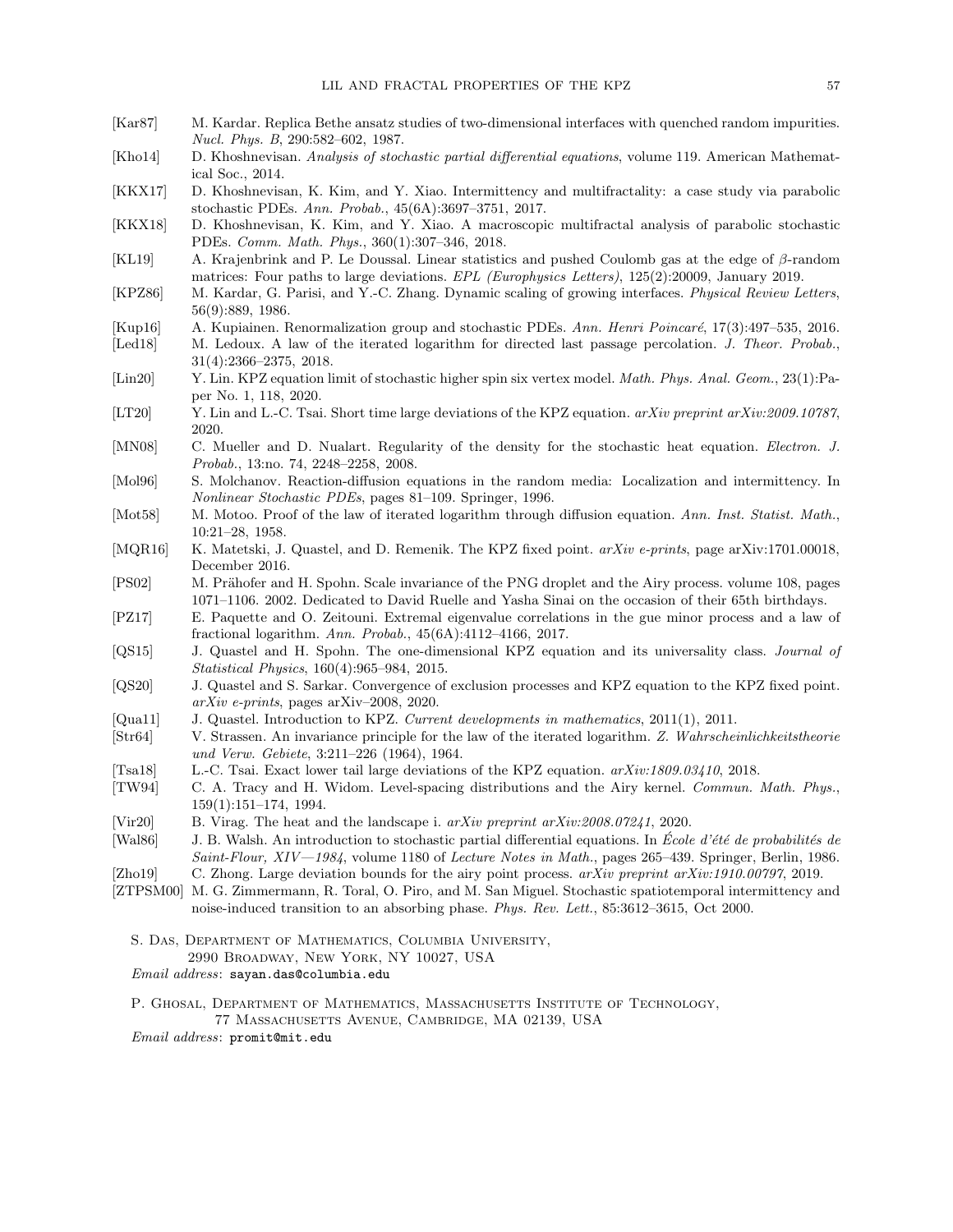[Kar87] M. Kardar. Replica Bethe ansatz studies of two-dimensional interfaces with quenched random impurities. *Nucl. Phys. B*, 290:582–602, 1987.

[Kho14] D. Khoshnevisan. *Analysis of stochastic partial differential equations*, volume 119. American Mathematical Soc., 2014.

[KKX17] D. Khoshnevisan, K. Kim, and Y. Xiao. Intermittency and multifractality: a case study via parabolic stochastic PDEs. *Ann. Probab.*, 45(6A):3697–3751, 2017.

[KKX18] D. Khoshnevisan, K. Kim, and Y. Xiao. A macroscopic multifractal analysis of parabolic stochastic PDEs. *Comm. Math. Phys.*, 360(1):307–346, 2018.

[KL19] A. Krajenbrink and P. Le Doussal. Linear statistics and pushed Coulomb gas at the edge of $\beta$-random matrices: Four paths to large deviations. *EPL (Europhysics Letters)*, 125(2):20009, January 2019.

[KPZ86] M. Kardar, G. Parisi, and Y.-C. Zhang. Dynamic scaling of growing interfaces. *Physical Review Letters*, 56(9):889, 1986.

[Kup16] A. Kupiainen. Renormalization group and stochastic PDEs. *Ann. Henri Poincaré*, 17(3):497–535, 2016.

[Led18] M. Ledoux. A law of the iterated logarithm for directed last passage percolation. *J. Theor. Probab.*, 31(4):2366–2375, 2018.

[Lin20] Y. Lin. KPZ equation limit of stochastic higher spin six vertex model. *Math. Phys. Anal. Geom.*, 23(1):Paper No. 1, 118, 2020.

[LT20] Y. Lin and L.-C. Tsai. Short time large deviations of the KPZ equation. *arXiv preprint arXiv:2009.10787*, 2020.

[MN08] C. Mueller and D. Nualart. Regularity of the density for the stochastic heat equation. *Electron. J. Probab.*, 13:no. 74, 2248–2258, 2008.

[Mol96] S. Molchanov. Reaction-diffusion equations in the random media: Localization and intermittency. In *Nonlinear Stochastic PDEs*, pages 81–109. Springer, 1996.

[Mot58] M. Motoo. Proof of the law of iterated logarithm through diffusion equation. *Ann. Inst. Statist. Math.*, 10:21–28, 1958.

[MQR16] K. Matetski, J. Quastel, and D. Remenik. The KPZ fixed point. *arXiv e-prints*, page arXiv:1701.00018, December 2016.

[PS02] M. Prähofer and H. Spohn. Scale invariance of the PNG droplet and the Airy process. volume 108, pages 1071–1106. 2002. Dedicated to David Ruelle and Yasha Sinai on the occasion of their 65th birthdays.

[PZ17] E. Paquette and O. Zeitouni. Extremal eigenvalue correlations in the gue minor process and a law of fractional logarithm. *Ann. Probab.*, 45(6A):4112–4166, 2017.

[QS15] J. Quastel and H. Spohn. The one-dimensional KPZ equation and its universality class. *Journal of Statistical Physics*, 160(4):965–984, 2015.

[QS20] J. Quastel and S. Sarkar. Convergence of exclusion processes and KPZ equation to the KPZ fixed point. *arXiv e-prints*, pages arXiv–2008, 2020.

[Qua11] J. Quastel. Introduction to KPZ. *Current developments in mathematics*, 2011(1), 2011.

[Str64] V. Strassen. An invariance principle for the law of the iterated logarithm. *Z. Wahrscheinlichkeitstheorie und Verw. Gebiete*, 3:211–226 (1964), 1964.

[Tsa18] L.-C. Tsai. Exact lower tail large deviations of the KPZ equation. *arXiv:1809.03410*, 2018.

[TW94] C. A. Tracy and H. Widom. Level-spacing distributions and the Airy kernel. *Commun. Math. Phys.*, 159(1):151–174, 1994.

[Vir20] B. Virag. The heat and the landscape i. *arXiv preprint arXiv:2008.07241*, 2020.

[Wal86] J. B. Walsh. An introduction to stochastic partial differential equations. In *École d'été de probabilités de Saint-Flour, XIV—1984*, volume 1180 of *Lecture Notes in Math.*, pages 265–439. Springer, Berlin, 1986.

[Zho19] C. Zhong. Large deviation bounds for the airy point process. *arXiv preprint arXiv:1910.00797*, 2019.

[ZTPSM00] M. G. Zimmermann, R. Toral, O. Piro, and M. San Miguel. Stochastic spatiotemporal intermittency and noise-induced transition to an absorbing phase. *Phys. Rev. Lett.*, 85:3612–3615, Oct 2000.

S. Das, Department of Mathematics, Columbia University,
2990 Broadway, New York, NY 10027, USA
*Email address*: sayan.das@columbia.edu

P. Ghosal, Department of Mathematics, Massachusetts Institute of Technology,
77 Massachusetts Avenue, Cambridge, MA 02139, USA
*Email address*: promit@mit.edu